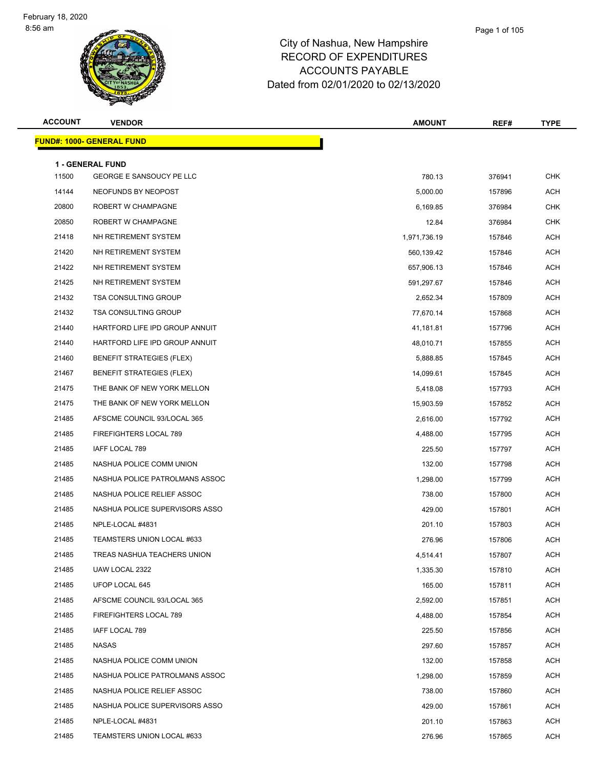# City of Nashua, New Hampshire
# RECORD OF EXPENDITURES
# ACCOUNTS PAYABLE
# Dated from 02/01/2020 to 02/13/2020

February 18, 2020
8:56 am

| ACCOUNT | VENDOR | AMOUNT | REF# | TYPE |
|---|---|---|---|---|
| **FUND#: 1000- GENERAL FUND** | | | | |
| **1 - GENERAL FUND** | | | | |
| 11500 | GEORGE E SANSOUCY PE LLC | 780.13 | 376941 | CHK |
| 14144 | NEOFUNDS BY NEOPOST | 5,000.00 | 157896 | ACH |
| 20800 | ROBERT W CHAMPAGNE | 6,169.85 | 376984 | CHK |
| 20850 | ROBERT W CHAMPAGNE | 12.84 | 376984 | CHK |
| 21418 | NH RETIREMENT SYSTEM | 1,971,736.19 | 157846 | ACH |
| 21420 | NH RETIREMENT SYSTEM | 560,139.42 | 157846 | ACH |
| 21422 | NH RETIREMENT SYSTEM | 657,906.13 | 157846 | ACH |
| 21425 | NH RETIREMENT SYSTEM | 591,297.67 | 157846 | ACH |
| 21432 | TSA CONSULTING GROUP | 2,652.34 | 157809 | ACH |
| 21432 | TSA CONSULTING GROUP | 77,670.14 | 157868 | ACH |
| 21440 | HARTFORD LIFE IPD GROUP ANNUIT | 41,181.81 | 157796 | ACH |
| 21440 | HARTFORD LIFE IPD GROUP ANNUIT | 48,010.71 | 157855 | ACH |
| 21460 | BENEFIT STRATEGIES (FLEX) | 5,888.85 | 157845 | ACH |
| 21467 | BENEFIT STRATEGIES (FLEX) | 14,099.61 | 157845 | ACH |
| 21475 | THE BANK OF NEW YORK MELLON | 5,418.08 | 157793 | ACH |
| 21475 | THE BANK OF NEW YORK MELLON | 15,903.59 | 157852 | ACH |
| 21485 | AFSCME COUNCIL 93/LOCAL 365 | 2,616.00 | 157792 | ACH |
| 21485 | FIREFIGHTERS LOCAL 789 | 4,488.00 | 157795 | ACH |
| 21485 | IAFF LOCAL 789 | 225.50 | 157797 | ACH |
| 21485 | NASHUA POLICE COMM UNION | 132.00 | 157798 | ACH |
| 21485 | NASHUA POLICE PATROLMANS ASSOC | 1,298.00 | 157799 | ACH |
| 21485 | NASHUA POLICE RELIEF ASSOC | 738.00 | 157800 | ACH |
| 21485 | NASHUA POLICE SUPERVISORS ASSO | 429.00 | 157801 | ACH |
| 21485 | NPLE-LOCAL #4831 | 201.10 | 157803 | ACH |
| 21485 | TEAMSTERS UNION LOCAL #633 | 276.96 | 157806 | ACH |
| 21485 | TREAS NASHUA TEACHERS UNION | 4,514.41 | 157807 | ACH |
| 21485 | UAW LOCAL 2322 | 1,335.30 | 157810 | ACH |
| 21485 | UFOP LOCAL 645 | 165.00 | 157811 | ACH |
| 21485 | AFSCME COUNCIL 93/LOCAL 365 | 2,592.00 | 157851 | ACH |
| 21485 | FIREFIGHTERS LOCAL 789 | 4,488.00 | 157854 | ACH |
| 21485 | IAFF LOCAL 789 | 225.50 | 157856 | ACH |
| 21485 | NASAS | 297.60 | 157857 | ACH |
| 21485 | NASHUA POLICE COMM UNION | 132.00 | 157858 | ACH |
| 21485 | NASHUA POLICE PATROLMANS ASSOC | 1,298.00 | 157859 | ACH |
| 21485 | NASHUA POLICE RELIEF ASSOC | 738.00 | 157860 | ACH |
| 21485 | NASHUA POLICE SUPERVISORS ASSO | 429.00 | 157861 | ACH |
| 21485 | NPLE-LOCAL #4831 | 201.10 | 157863 | ACH |
| 21485 | TEAMSTERS UNION LOCAL #633 | 276.96 | 157865 | ACH |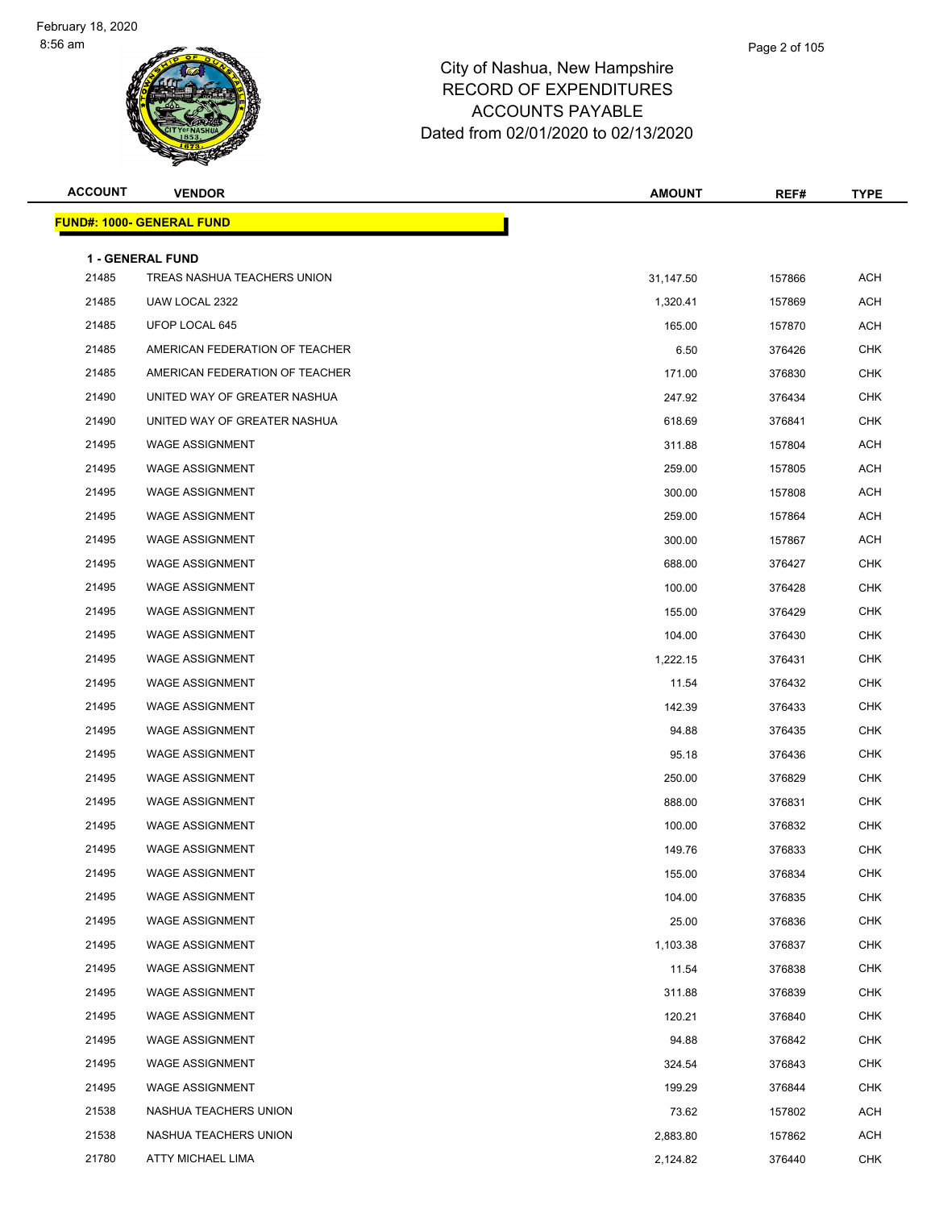# City of Nashua, New Hampshire
# RECORD OF EXPENDITURES
# ACCOUNTS PAYABLE
# Dated from 02/01/2020 to 02/13/2020

February 18, 2020
8:56 am

| ACCOUNT | VENDOR | AMOUNT | REF# | TYPE |
|---|---|---|---|---|
| **FUND#: 1000- GENERAL FUND** | | | | |
| **1 - GENERAL FUND** | | | | |
| 21485 | TREAS NASHUA TEACHERS UNION | 31,147.50 | 157866 | ACH |
| 21485 | UAW LOCAL 2322 | 1,320.41 | 157869 | ACH |
| 21485 | UFOP LOCAL 645 | 165.00 | 157870 | ACH |
| 21485 | AMERICAN FEDERATION OF TEACHER | 6.50 | 376426 | CHK |
| 21485 | AMERICAN FEDERATION OF TEACHER | 171.00 | 376830 | CHK |
| 21490 | UNITED WAY OF GREATER NASHUA | 247.92 | 376434 | CHK |
| 21490 | UNITED WAY OF GREATER NASHUA | 618.69 | 376841 | CHK |
| 21495 | WAGE ASSIGNMENT | 311.88 | 157804 | ACH |
| 21495 | WAGE ASSIGNMENT | 259.00 | 157805 | ACH |
| 21495 | WAGE ASSIGNMENT | 300.00 | 157808 | ACH |
| 21495 | WAGE ASSIGNMENT | 259.00 | 157864 | ACH |
| 21495 | WAGE ASSIGNMENT | 300.00 | 157867 | ACH |
| 21495 | WAGE ASSIGNMENT | 688.00 | 376427 | CHK |
| 21495 | WAGE ASSIGNMENT | 100.00 | 376428 | CHK |
| 21495 | WAGE ASSIGNMENT | 155.00 | 376429 | CHK |
| 21495 | WAGE ASSIGNMENT | 104.00 | 376430 | CHK |
| 21495 | WAGE ASSIGNMENT | 1,222.15 | 376431 | CHK |
| 21495 | WAGE ASSIGNMENT | 11.54 | 376432 | CHK |
| 21495 | WAGE ASSIGNMENT | 142.39 | 376433 | CHK |
| 21495 | WAGE ASSIGNMENT | 94.88 | 376435 | CHK |
| 21495 | WAGE ASSIGNMENT | 95.18 | 376436 | CHK |
| 21495 | WAGE ASSIGNMENT | 250.00 | 376829 | CHK |
| 21495 | WAGE ASSIGNMENT | 888.00 | 376831 | CHK |
| 21495 | WAGE ASSIGNMENT | 100.00 | 376832 | CHK |
| 21495 | WAGE ASSIGNMENT | 149.76 | 376833 | CHK |
| 21495 | WAGE ASSIGNMENT | 155.00 | 376834 | CHK |
| 21495 | WAGE ASSIGNMENT | 104.00 | 376835 | CHK |
| 21495 | WAGE ASSIGNMENT | 25.00 | 376836 | CHK |
| 21495 | WAGE ASSIGNMENT | 1,103.38 | 376837 | CHK |
| 21495 | WAGE ASSIGNMENT | 11.54 | 376838 | CHK |
| 21495 | WAGE ASSIGNMENT | 311.88 | 376839 | CHK |
| 21495 | WAGE ASSIGNMENT | 120.21 | 376840 | CHK |
| 21495 | WAGE ASSIGNMENT | 94.88 | 376842 | CHK |
| 21495 | WAGE ASSIGNMENT | 324.54 | 376843 | CHK |
| 21495 | WAGE ASSIGNMENT | 199.29 | 376844 | CHK |
| 21538 | NASHUA TEACHERS UNION | 73.62 | 157802 | ACH |
| 21538 | NASHUA TEACHERS UNION | 2,883.80 | 157862 | ACH |
| 21780 | ATTY MICHAEL LIMA | 2,124.82 | 376440 | CHK |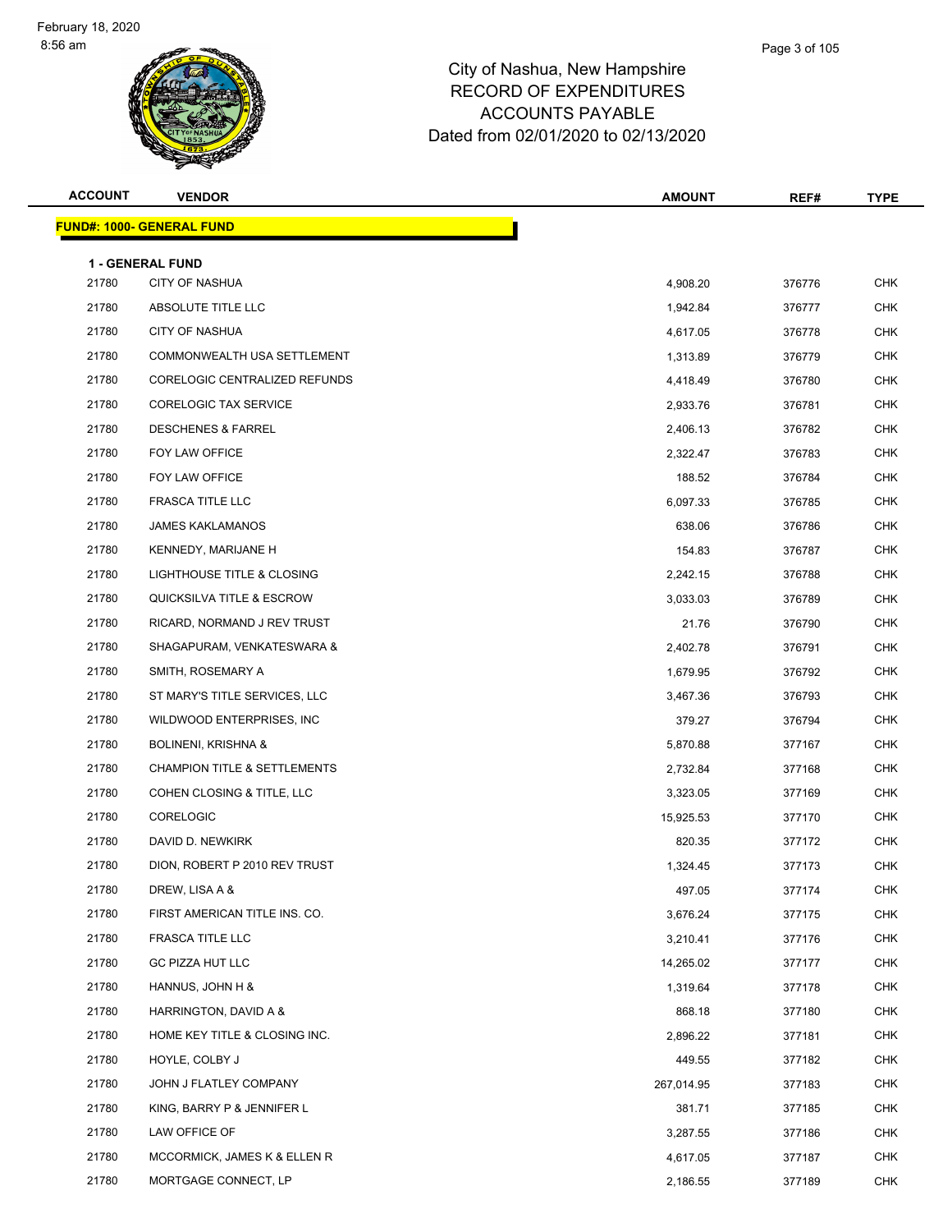City of Nashua, New Hampshire
RECORD OF EXPENDITURES
ACCOUNTS PAYABLE
Dated from 02/01/2020 to 02/13/2020

| ACCOUNT | VENDOR | AMOUNT | REF# | TYPE |
|---|---|---|---|---|
| **FUND#: 1000- GENERAL FUND** | | | | |
| **1 - GENERAL FUND** | | | | |
| 21780 | CITY OF NASHUA | 4,908.20 | 376776 | CHK |
| 21780 | ABSOLUTE TITLE LLC | 1,942.84 | 376777 | CHK |
| 21780 | CITY OF NASHUA | 4,617.05 | 376778 | CHK |
| 21780 | COMMONWEALTH USA SETTLEMENT | 1,313.89 | 376779 | CHK |
| 21780 | CORELOGIC CENTRALIZED REFUNDS | 4,418.49 | 376780 | CHK |
| 21780 | CORELOGIC TAX SERVICE | 2,933.76 | 376781 | CHK |
| 21780 | DESCHENES & FARREL | 2,406.13 | 376782 | CHK |
| 21780 | FOY LAW OFFICE | 2,322.47 | 376783 | CHK |
| 21780 | FOY LAW OFFICE | 188.52 | 376784 | CHK |
| 21780 | FRASCA TITLE LLC | 6,097.33 | 376785 | CHK |
| 21780 | JAMES KAKLAMANOS | 638.06 | 376786 | CHK |
| 21780 | KENNEDY, MARIJANE H | 154.83 | 376787 | CHK |
| 21780 | LIGHTHOUSE TITLE & CLOSING | 2,242.15 | 376788 | CHK |
| 21780 | QUICKSILVA TITLE & ESCROW | 3,033.03 | 376789 | CHK |
| 21780 | RICARD, NORMAND J REV TRUST | 21.76 | 376790 | CHK |
| 21780 | SHAGAPURAM, VENKATESWARA & | 2,402.78 | 376791 | CHK |
| 21780 | SMITH, ROSEMARY A | 1,679.95 | 376792 | CHK |
| 21780 | ST MARY'S TITLE SERVICES, LLC | 3,467.36 | 376793 | CHK |
| 21780 | WILDWOOD ENTERPRISES, INC | 379.27 | 376794 | CHK |
| 21780 | BOLINENI, KRISHNA & | 5,870.88 | 377167 | CHK |
| 21780 | CHAMPION TITLE & SETTLEMENTS | 2,732.84 | 377168 | CHK |
| 21780 | COHEN CLOSING & TITLE, LLC | 3,323.05 | 377169 | CHK |
| 21780 | CORELOGIC | 15,925.53 | 377170 | CHK |
| 21780 | DAVID D. NEWKIRK | 820.35 | 377172 | CHK |
| 21780 | DION, ROBERT P 2010 REV TRUST | 1,324.45 | 377173 | CHK |
| 21780 | DREW, LISA A & | 497.05 | 377174 | CHK |
| 21780 | FIRST AMERICAN TITLE INS. CO. | 3,676.24 | 377175 | CHK |
| 21780 | FRASCA TITLE LLC | 3,210.41 | 377176 | CHK |
| 21780 | GC PIZZA HUT LLC | 14,265.02 | 377177 | CHK |
| 21780 | HANNUS, JOHN H & | 1,319.64 | 377178 | CHK |
| 21780 | HARRINGTON, DAVID A & | 868.18 | 377180 | CHK |
| 21780 | HOME KEY TITLE & CLOSING INC. | 2,896.22 | 377181 | CHK |
| 21780 | HOYLE, COLBY J | 449.55 | 377182 | CHK |
| 21780 | JOHN J FLATLEY COMPANY | 267,014.95 | 377183 | CHK |
| 21780 | KING, BARRY P & JENNIFER L | 381.71 | 377185 | CHK |
| 21780 | LAW OFFICE OF | 3,287.55 | 377186 | CHK |
| 21780 | MCCORMICK, JAMES K & ELLEN R | 4,617.05 | 377187 | CHK |
| 21780 | MORTGAGE CONNECT, LP | 2,186.55 | 377189 | CHK |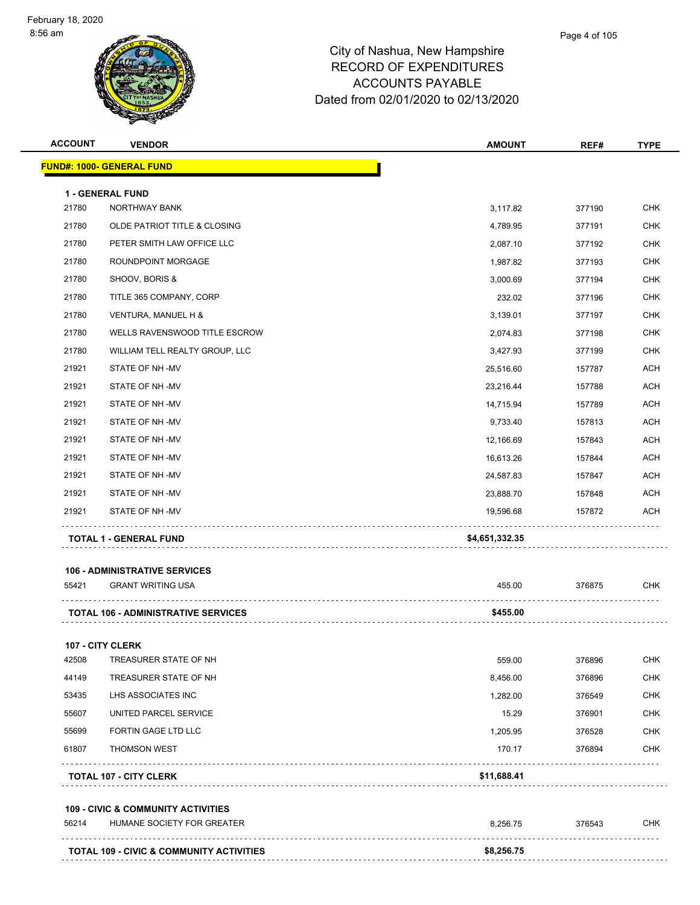February 18, 2020
8:56 am

# City of Nashua, New Hampshire
## RECORD OF EXPENDITURES
## ACCOUNTS PAYABLE
## Dated from 02/01/2020 to 02/13/2020

| ACCOUNT | VENDOR | AMOUNT | REF# | TYPE |
|---|---|---|---|---|
| **FUND#: 1000- GENERAL FUND** | | | | |
| **1 - GENERAL FUND** | | | | |
| 21780 | NORTHWAY BANK | 3,117.82 | 377190 | CHK |
| 21780 | OLDE PATRIOT TITLE & CLOSING | 4,789.95 | 377191 | CHK |
| 21780 | PETER SMITH LAW OFFICE LLC | 2,087.10 | 377192 | CHK |
| 21780 | ROUNDPOINT MORGAGE | 1,987.82 | 377193 | CHK |
| 21780 | SHOOV, BORIS & | 3,000.69 | 377194 | CHK |
| 21780 | TITLE 365 COMPANY, CORP | 232.02 | 377196 | CHK |
| 21780 | VENTURA, MANUEL H & | 3,139.01 | 377197 | CHK |
| 21780 | WELLS RAVENSWOOD TITLE ESCROW | 2,074.83 | 377198 | CHK |
| 21780 | WILLIAM TELL REALTY GROUP, LLC | 3,427.93 | 377199 | CHK |
| 21921 | STATE OF NH -MV | 25,516.60 | 157787 | ACH |
| 21921 | STATE OF NH -MV | 23,216.44 | 157788 | ACH |
| 21921 | STATE OF NH -MV | 14,715.94 | 157789 | ACH |
| 21921 | STATE OF NH -MV | 9,733.40 | 157813 | ACH |
| 21921 | STATE OF NH -MV | 12,166.69 | 157843 | ACH |
| 21921 | STATE OF NH -MV | 16,613.26 | 157844 | ACH |
| 21921 | STATE OF NH -MV | 24,587.83 | 157847 | ACH |
| 21921 | STATE OF NH -MV | 23,888.70 | 157848 | ACH |
| 21921 | STATE OF NH -MV | 19,596.68 | 157872 | ACH |
| | **TOTAL 1 - GENERAL FUND** | **$4,651,332.35** | | |
| **106 - ADMINISTRATIVE SERVICES** | | | | |
| 55421 | GRANT WRITING USA | 455.00 | 376875 | CHK |
| | **TOTAL 106 - ADMINISTRATIVE SERVICES** | **$455.00** | | |
| **107 - CITY CLERK** | | | | |
| 42508 | TREASURER STATE OF NH | 559.00 | 376896 | CHK |
| 44149 | TREASURER STATE OF NH | 8,456.00 | 376896 | CHK |
| 53435 | LHS ASSOCIATES INC | 1,282.00 | 376549 | CHK |
| 55607 | UNITED PARCEL SERVICE | 15.29 | 376901 | CHK |
| 55699 | FORTIN GAGE LTD LLC | 1,205.95 | 376528 | CHK |
| 61807 | THOMSON WEST | 170.17 | 376894 | CHK |
| | **TOTAL 107 - CITY CLERK** | **$11,688.41** | | |
| **109 - CIVIC & COMMUNITY ACTIVITIES** | | | | |
| 56214 | HUMANE SOCIETY FOR GREATER | 8,256.75 | 376543 | CHK |
| | **TOTAL 109 - CIVIC & COMMUNITY ACTIVITIES** | **$8,256.75** | | |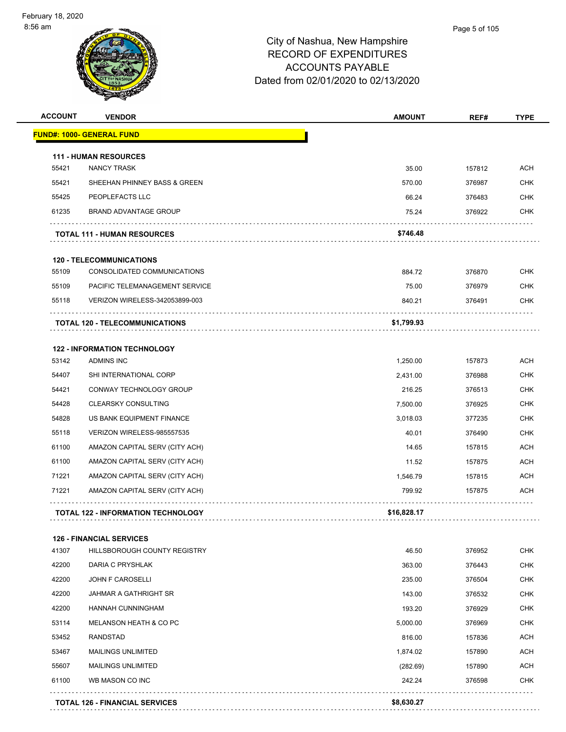# City of Nashua, New Hampshire
## RECORD OF EXPENDITURES
## ACCOUNTS PAYABLE
## Dated from 02/01/2020 to 02/13/2020

| ACCOUNT | VENDOR | AMOUNT | REF# | TYPE |
|---|---|---|---|---|
| **FUND#: 1000- GENERAL FUND** | | | | |
| **111 - HUMAN RESOURCES** | | | | |
| 55421 | NANCY TRASK | 35.00 | 157812 | ACH |
| 55421 | SHEEHAN PHINNEY BASS & GREEN | 570.00 | 376987 | CHK |
| 55425 | PEOPLEFACTS LLC | 66.24 | 376483 | CHK |
| 61235 | BRAND ADVANTAGE GROUP | 75.24 | 376922 | CHK |
| | **TOTAL 111 - HUMAN RESOURCES** | **$746.48** | | |
| **120 - TELECOMMUNICATIONS** | | | | |
| 55109 | CONSOLIDATED COMMUNICATIONS | 884.72 | 376870 | CHK |
| 55109 | PACIFIC TELEMANAGEMENT SERVICE | 75.00 | 376979 | CHK |
| 55118 | VERIZON WIRELESS-342053899-003 | 840.21 | 376491 | CHK |
| | **TOTAL 120 - TELECOMMUNICATIONS** | **$1,799.93** | | |
| **122 - INFORMATION TECHNOLOGY** | | | | |
| 53142 | ADMINS INC | 1,250.00 | 157873 | ACH |
| 54407 | SHI INTERNATIONAL CORP | 2,431.00 | 376988 | CHK |
| 54421 | CONWAY TECHNOLOGY GROUP | 216.25 | 376513 | CHK |
| 54428 | CLEARSKY CONSULTING | 7,500.00 | 376925 | CHK |
| 54828 | US BANK EQUIPMENT FINANCE | 3,018.03 | 377235 | CHK |
| 55118 | VERIZON WIRELESS-985557535 | 40.01 | 376490 | CHK |
| 61100 | AMAZON CAPITAL SERV (CITY ACH) | 14.65 | 157815 | ACH |
| 61100 | AMAZON CAPITAL SERV (CITY ACH) | 11.52 | 157875 | ACH |
| 71221 | AMAZON CAPITAL SERV (CITY ACH) | 1,546.79 | 157815 | ACH |
| 71221 | AMAZON CAPITAL SERV (CITY ACH) | 799.92 | 157875 | ACH |
| | **TOTAL 122 - INFORMATION TECHNOLOGY** | **$16,828.17** | | |
| **126 - FINANCIAL SERVICES** | | | | |
| 41307 | HILLSBOROUGH COUNTY REGISTRY | 46.50 | 376952 | CHK |
| 42200 | DARIA C PRYSHLAK | 363.00 | 376443 | CHK |
| 42200 | JOHN F CAROSELLI | 235.00 | 376504 | CHK |
| 42200 | JAHMAR A GATHRIGHT SR | 143.00 | 376532 | CHK |
| 42200 | HANNAH CUNNINGHAM | 193.20 | 376929 | CHK |
| 53114 | MELANSON HEATH & CO PC | 5,000.00 | 376969 | CHK |
| 53452 | RANDSTAD | 816.00 | 157836 | ACH |
| 53467 | MAILINGS UNLIMITED | 1,874.02 | 157890 | ACH |
| 55607 | MAILINGS UNLIMITED | (282.69) | 157890 | ACH |
| 61100 | WB MASON CO INC | 242.24 | 376598 | CHK |
| | **TOTAL 126 - FINANCIAL SERVICES** | **$8,630.27** | | |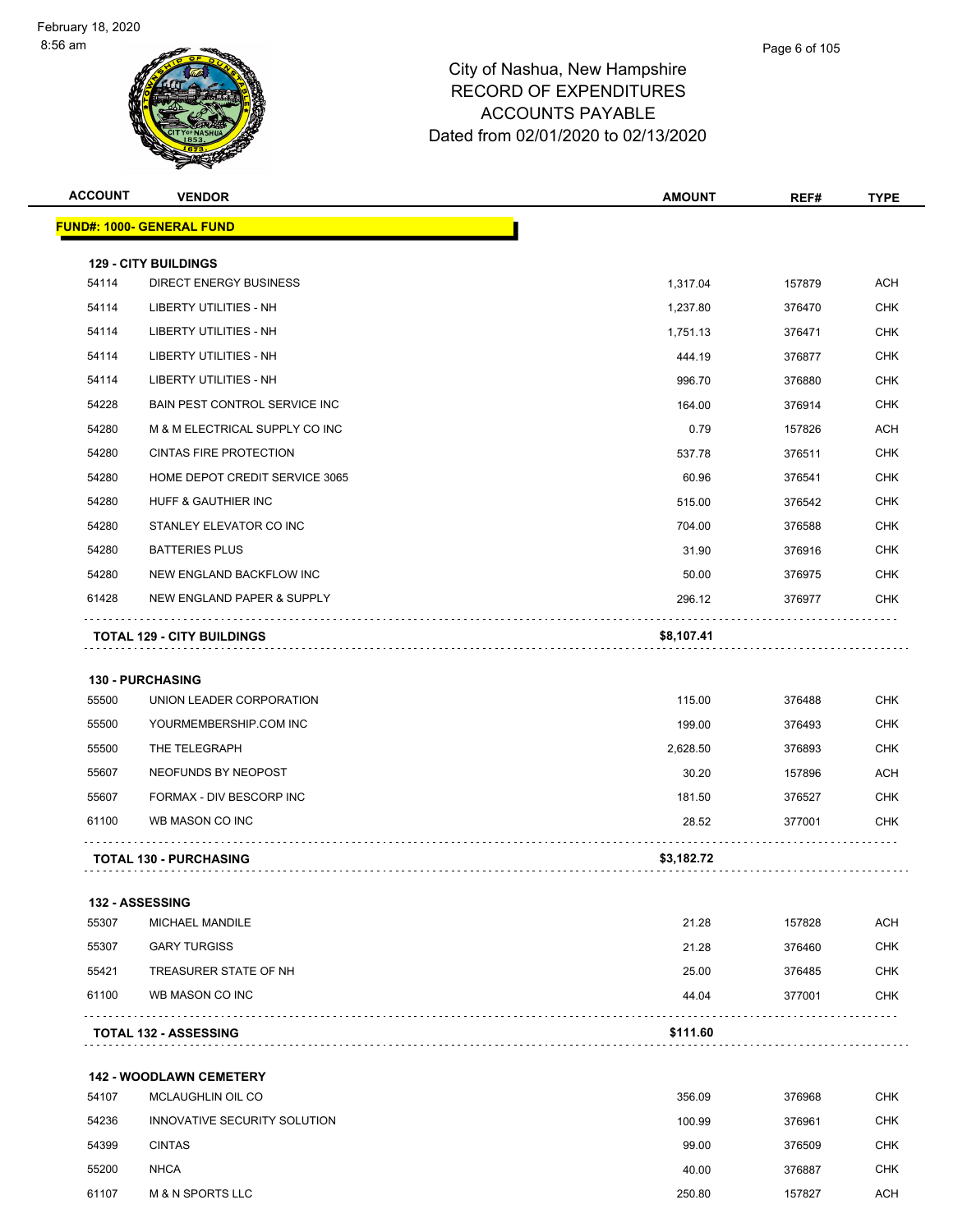# City of Nashua, New Hampshire
## RECORD OF EXPENDITURES
## ACCOUNTS PAYABLE
## Dated from 02/01/2020 to 02/13/2020

| ACCOUNT | VENDOR | AMOUNT | REF# | TYPE |
|---|---|---|---|---|
| **FUND#: 1000- GENERAL FUND** | | | | |
| **129 - CITY BUILDINGS** | | | | |
| 54114 | DIRECT ENERGY BUSINESS | 1,317.04 | 157879 | ACH |
| 54114 | LIBERTY UTILITIES - NH | 1,237.80 | 376470 | CHK |
| 54114 | LIBERTY UTILITIES - NH | 1,751.13 | 376471 | CHK |
| 54114 | LIBERTY UTILITIES - NH | 444.19 | 376877 | CHK |
| 54114 | LIBERTY UTILITIES - NH | 996.70 | 376880 | CHK |
| 54228 | BAIN PEST CONTROL SERVICE INC | 164.00 | 376914 | CHK |
| 54280 | M & M ELECTRICAL SUPPLY CO INC | 0.79 | 157826 | ACH |
| 54280 | CINTAS FIRE PROTECTION | 537.78 | 376511 | CHK |
| 54280 | HOME DEPOT CREDIT SERVICE 3065 | 60.96 | 376541 | CHK |
| 54280 | HUFF & GAUTHIER INC | 515.00 | 376542 | CHK |
| 54280 | STANLEY ELEVATOR CO INC | 704.00 | 376588 | CHK |
| 54280 | BATTERIES PLUS | 31.90 | 376916 | CHK |
| 54280 | NEW ENGLAND BACKFLOW INC | 50.00 | 376975 | CHK |
| 61428 | NEW ENGLAND PAPER & SUPPLY | 296.12 | 376977 | CHK |
| **TOTAL 129 - CITY BUILDINGS** | | **$8,107.41** | | |
| **130 - PURCHASING** | | | | |
| 55500 | UNION LEADER CORPORATION | 115.00 | 376488 | CHK |
| 55500 | YOURMEMBERSHIP.COM INC | 199.00 | 376493 | CHK |
| 55500 | THE TELEGRAPH | 2,628.50 | 376893 | CHK |
| 55607 | NEOFUNDS BY NEOPOST | 30.20 | 157896 | ACH |
| 55607 | FORMAX - DIV BESCORP INC | 181.50 | 376527 | CHK |
| 61100 | WB MASON CO INC | 28.52 | 377001 | CHK |
| **TOTAL 130 - PURCHASING** | | **$3,182.72** | | |
| **132 - ASSESSING** | | | | |
| 55307 | MICHAEL MANDILE | 21.28 | 157828 | ACH |
| 55307 | GARY TURGISS | 21.28 | 376460 | CHK |
| 55421 | TREASURER STATE OF NH | 25.00 | 376485 | CHK |
| 61100 | WB MASON CO INC | 44.04 | 377001 | CHK |
| **TOTAL 132 - ASSESSING** | | **$111.60** | | |
| **142 - WOODLAWN CEMETERY** | | | | |
| 54107 | MCLAUGHLIN OIL CO | 356.09 | 376968 | CHK |
| 54236 | INNOVATIVE SECURITY SOLUTION | 100.99 | 376961 | CHK |
| 54399 | CINTAS | 99.00 | 376509 | CHK |
| 55200 | NHCA | 40.00 | 376887 | CHK |
| 61107 | M & N SPORTS LLC | 250.80 | 157827 | ACH |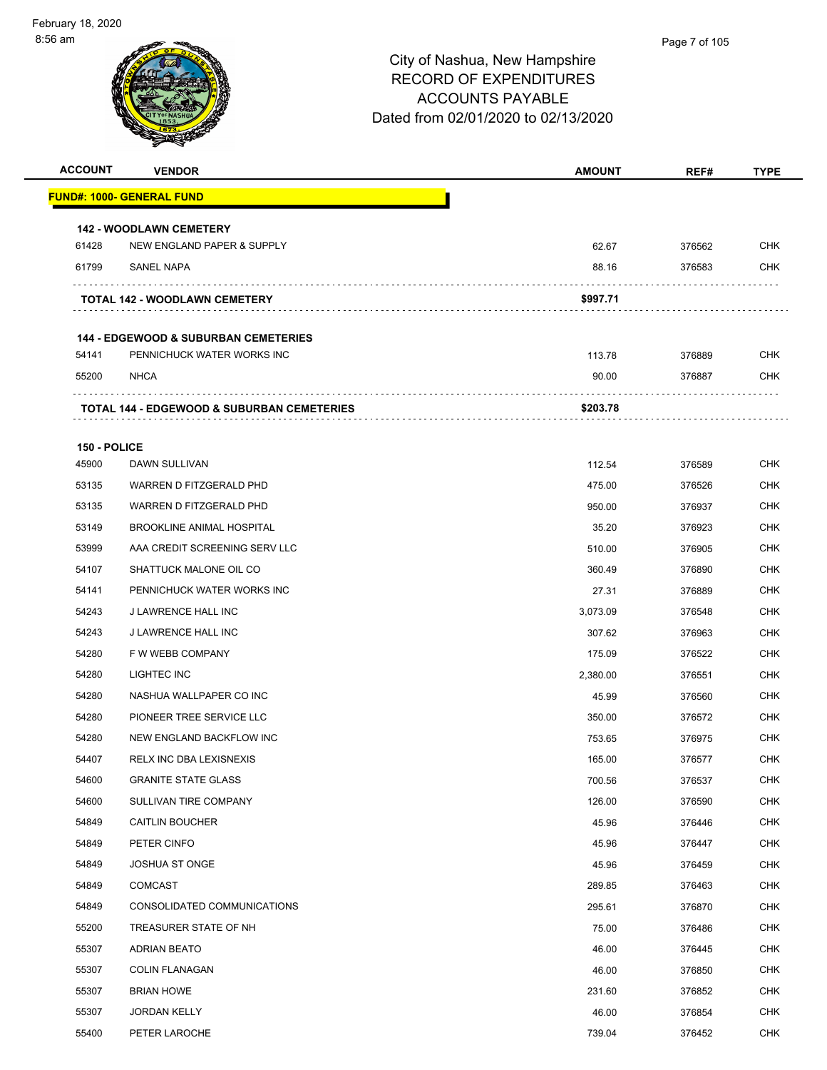# City of Nashua, New Hampshire
# RECORD OF EXPENDITURES
# ACCOUNTS PAYABLE
# Dated from 02/01/2020 to 02/13/2020

| ACCOUNT | VENDOR | AMOUNT | REF# | TYPE |
|---|---|---|---|---|
| **FUND#: 1000- GENERAL FUND** | | | | |
| **142 - WOODLAWN CEMETERY** | | | | |
| 61428 | NEW ENGLAND PAPER & SUPPLY | 62.67 | 376562 | CHK |
| 61799 | SANEL NAPA | 88.16 | 376583 | CHK |
| | **TOTAL 142 - WOODLAWN CEMETERY** | **$997.71** | | |
| **144 - EDGEWOOD & SUBURBAN CEMETERIES** | | | | |
| 54141 | PENNICHUCK WATER WORKS INC | 113.78 | 376889 | CHK |
| 55200 | NHCA | 90.00 | 376887 | CHK |
| | **TOTAL 144 - EDGEWOOD & SUBURBAN CEMETERIES** | **$203.78** | | |
| **150 - POLICE** | | | | |
| 45900 | DAWN SULLIVAN | 112.54 | 376589 | CHK |
| 53135 | WARREN D FITZGERALD PHD | 475.00 | 376526 | CHK |
| 53135 | WARREN D FITZGERALD PHD | 950.00 | 376937 | CHK |
| 53149 | BROOKLINE ANIMAL HOSPITAL | 35.20 | 376923 | CHK |
| 53999 | AAA CREDIT SCREENING SERV LLC | 510.00 | 376905 | CHK |
| 54107 | SHATTUCK MALONE OIL CO | 360.49 | 376890 | CHK |
| 54141 | PENNICHUCK WATER WORKS INC | 27.31 | 376889 | CHK |
| 54243 | J LAWRENCE HALL INC | 3,073.09 | 376548 | CHK |
| 54243 | J LAWRENCE HALL INC | 307.62 | 376963 | CHK |
| 54280 | F W WEBB COMPANY | 175.09 | 376522 | CHK |
| 54280 | LIGHTEC INC | 2,380.00 | 376551 | CHK |
| 54280 | NASHUA WALLPAPER CO INC | 45.99 | 376560 | CHK |
| 54280 | PIONEER TREE SERVICE LLC | 350.00 | 376572 | CHK |
| 54280 | NEW ENGLAND BACKFLOW INC | 753.65 | 376975 | CHK |
| 54407 | RELX INC DBA LEXISNEXIS | 165.00 | 376577 | CHK |
| 54600 | GRANITE STATE GLASS | 700.56 | 376537 | CHK |
| 54600 | SULLIVAN TIRE COMPANY | 126.00 | 376590 | CHK |
| 54849 | CAITLIN BOUCHER | 45.96 | 376446 | CHK |
| 54849 | PETER CINFO | 45.96 | 376447 | CHK |
| 54849 | JOSHUA ST ONGE | 45.96 | 376459 | CHK |
| 54849 | COMCAST | 289.85 | 376463 | CHK |
| 54849 | CONSOLIDATED COMMUNICATIONS | 295.61 | 376870 | CHK |
| 55200 | TREASURER STATE OF NH | 75.00 | 376486 | CHK |
| 55307 | ADRIAN BEATO | 46.00 | 376445 | CHK |
| 55307 | COLIN FLANAGAN | 46.00 | 376850 | CHK |
| 55307 | BRIAN HOWE | 231.60 | 376852 | CHK |
| 55307 | JORDAN KELLY | 46.00 | 376854 | CHK |
| 55400 | PETER LAROCHE | 739.04 | 376452 | CHK |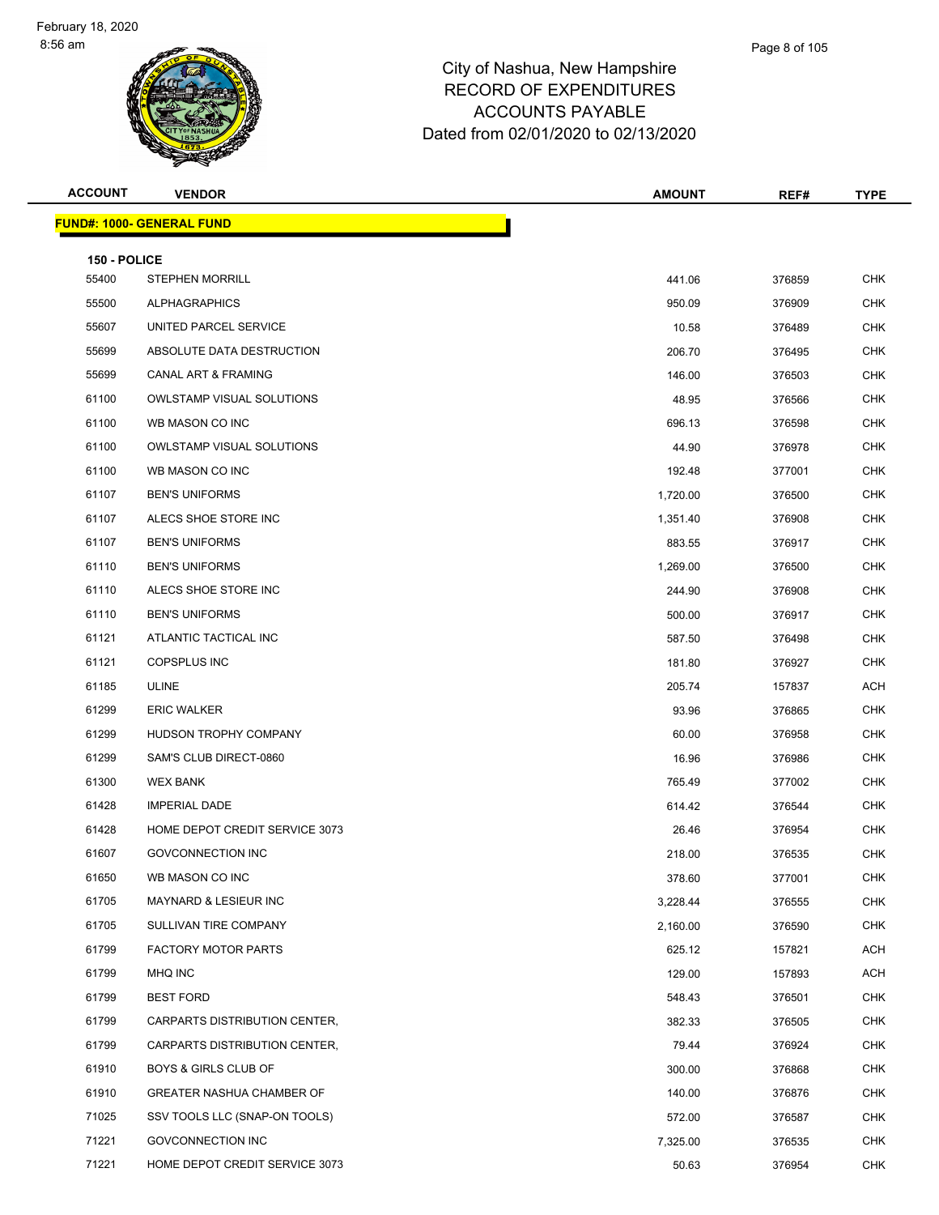# City of Nashua, New Hampshire
## RECORD OF EXPENDITURES
## ACCOUNTS PAYABLE
## Dated from 02/01/2020 to 02/13/2020

| ACCOUNT | VENDOR | AMOUNT | REF# | TYPE |
|---|---|---|---|---|

**FUND#: 1000- GENERAL FUND**

**150 - POLICE**

| ACCOUNT | VENDOR | AMOUNT | REF# | TYPE |
|---|---|---|---|---|
| 55400 | STEPHEN MORRILL | 441.06 | 376859 | CHK |
| 55500 | ALPHAGRAPHICS | 950.09 | 376909 | CHK |
| 55607 | UNITED PARCEL SERVICE | 10.58 | 376489 | CHK |
| 55699 | ABSOLUTE DATA DESTRUCTION | 206.70 | 376495 | CHK |
| 55699 | CANAL ART & FRAMING | 146.00 | 376503 | CHK |
| 61100 | OWLSTAMP VISUAL SOLUTIONS | 48.95 | 376566 | CHK |
| 61100 | WB MASON CO INC | 696.13 | 376598 | CHK |
| 61100 | OWLSTAMP VISUAL SOLUTIONS | 44.90 | 376978 | CHK |
| 61100 | WB MASON CO INC | 192.48 | 377001 | CHK |
| 61107 | BEN'S UNIFORMS | 1,720.00 | 376500 | CHK |
| 61107 | ALECS SHOE STORE INC | 1,351.40 | 376908 | CHK |
| 61107 | BEN'S UNIFORMS | 883.55 | 376917 | CHK |
| 61110 | BEN'S UNIFORMS | 1,269.00 | 376500 | CHK |
| 61110 | ALECS SHOE STORE INC | 244.90 | 376908 | CHK |
| 61110 | BEN'S UNIFORMS | 500.00 | 376917 | CHK |
| 61121 | ATLANTIC TACTICAL INC | 587.50 | 376498 | CHK |
| 61121 | COPSPLUS INC | 181.80 | 376927 | CHK |
| 61185 | ULINE | 205.74 | 157837 | ACH |
| 61299 | ERIC WALKER | 93.96 | 376865 | CHK |
| 61299 | HUDSON TROPHY COMPANY | 60.00 | 376958 | CHK |
| 61299 | SAM'S CLUB DIRECT-0860 | 16.96 | 376986 | CHK |
| 61300 | WEX BANK | 765.49 | 377002 | CHK |
| 61428 | IMPERIAL DADE | 614.42 | 376544 | CHK |
| 61428 | HOME DEPOT CREDIT SERVICE 3073 | 26.46 | 376954 | CHK |
| 61607 | GOVCONNECTION INC | 218.00 | 376535 | CHK |
| 61650 | WB MASON CO INC | 378.60 | 377001 | CHK |
| 61705 | MAYNARD & LESIEUR INC | 3,228.44 | 376555 | CHK |
| 61705 | SULLIVAN TIRE COMPANY | 2,160.00 | 376590 | CHK |
| 61799 | FACTORY MOTOR PARTS | 625.12 | 157821 | ACH |
| 61799 | MHQ INC | 129.00 | 157893 | ACH |
| 61799 | BEST FORD | 548.43 | 376501 | CHK |
| 61799 | CARPARTS DISTRIBUTION CENTER, | 382.33 | 376505 | CHK |
| 61799 | CARPARTS DISTRIBUTION CENTER, | 79.44 | 376924 | CHK |
| 61910 | BOYS & GIRLS CLUB OF | 300.00 | 376868 | CHK |
| 61910 | GREATER NASHUA CHAMBER OF | 140.00 | 376876 | CHK |
| 71025 | SSV TOOLS LLC (SNAP-ON TOOLS) | 572.00 | 376587 | CHK |
| 71221 | GOVCONNECTION INC | 7,325.00 | 376535 | CHK |
| 71221 | HOME DEPOT CREDIT SERVICE 3073 | 50.63 | 376954 | CHK |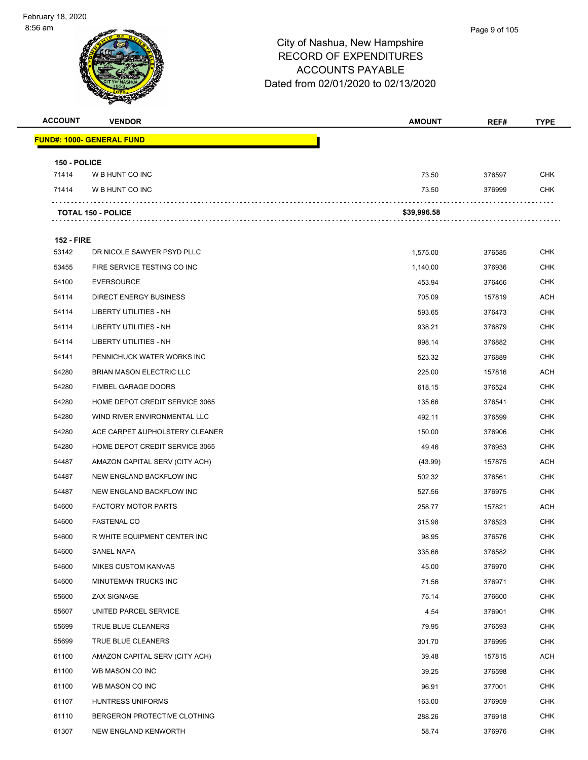City of Nashua, New Hampshire
RECORD OF EXPENDITURES
ACCOUNTS PAYABLE
Dated from 02/01/2020 to 02/13/2020

| ACCOUNT | VENDOR | AMOUNT | REF# | TYPE |
|---|---|---|---|---|
| **FUND#: 1000- GENERAL FUND** | | | | |
| **150 - POLICE** | | | | |
| 71414 | W B HUNT CO INC | 73.50 | 376597 | CHK |
| 71414 | W B HUNT CO INC | 73.50 | 376999 | CHK |
| | **TOTAL 150 - POLICE** | **$39,996.58** | | |
| **152 - FIRE** | | | | |
| 53142 | DR NICOLE SAWYER PSYD PLLC | 1,575.00 | 376585 | CHK |
| 53455 | FIRE SERVICE TESTING CO INC | 1,140.00 | 376936 | CHK |
| 54100 | EVERSOURCE | 453.94 | 376466 | CHK |
| 54114 | DIRECT ENERGY BUSINESS | 705.09 | 157819 | ACH |
| 54114 | LIBERTY UTILITIES - NH | 593.65 | 376473 | CHK |
| 54114 | LIBERTY UTILITIES - NH | 938.21 | 376879 | CHK |
| 54114 | LIBERTY UTILITIES - NH | 998.14 | 376882 | CHK |
| 54141 | PENNICHUCK WATER WORKS INC | 523.32 | 376889 | CHK |
| 54280 | BRIAN MASON ELECTRIC LLC | 225.00 | 157816 | ACH |
| 54280 | FIMBEL GARAGE DOORS | 618.15 | 376524 | CHK |
| 54280 | HOME DEPOT CREDIT SERVICE 3065 | 135.66 | 376541 | CHK |
| 54280 | WIND RIVER ENVIRONMENTAL LLC | 492.11 | 376599 | CHK |
| 54280 | ACE CARPET &UPHOLSTERY CLEANER | 150.00 | 376906 | CHK |
| 54280 | HOME DEPOT CREDIT SERVICE 3065 | 49.46 | 376953 | CHK |
| 54487 | AMAZON CAPITAL SERV (CITY ACH) | (43.99) | 157875 | ACH |
| 54487 | NEW ENGLAND BACKFLOW INC | 502.32 | 376561 | CHK |
| 54487 | NEW ENGLAND BACKFLOW INC | 527.56 | 376975 | CHK |
| 54600 | FACTORY MOTOR PARTS | 258.77 | 157821 | ACH |
| 54600 | FASTENAL CO | 315.98 | 376523 | CHK |
| 54600 | R WHITE EQUIPMENT CENTER INC | 98.95 | 376576 | CHK |
| 54600 | SANEL NAPA | 335.66 | 376582 | CHK |
| 54600 | MIKES CUSTOM KANVAS | 45.00 | 376970 | CHK |
| 54600 | MINUTEMAN TRUCKS INC | 71.56 | 376971 | CHK |
| 55600 | ZAX SIGNAGE | 75.14 | 376600 | CHK |
| 55607 | UNITED PARCEL SERVICE | 4.54 | 376901 | CHK |
| 55699 | TRUE BLUE CLEANERS | 79.95 | 376593 | CHK |
| 55699 | TRUE BLUE CLEANERS | 301.70 | 376995 | CHK |
| 61100 | AMAZON CAPITAL SERV (CITY ACH) | 39.48 | 157815 | ACH |
| 61100 | WB MASON CO INC | 39.25 | 376598 | CHK |
| 61100 | WB MASON CO INC | 96.91 | 377001 | CHK |
| 61107 | HUNTRESS UNIFORMS | 163.00 | 376959 | CHK |
| 61110 | BERGERON PROTECTIVE CLOTHING | 288.26 | 376918 | CHK |
| 61307 | NEW ENGLAND KENWORTH | 58.74 | 376976 | CHK |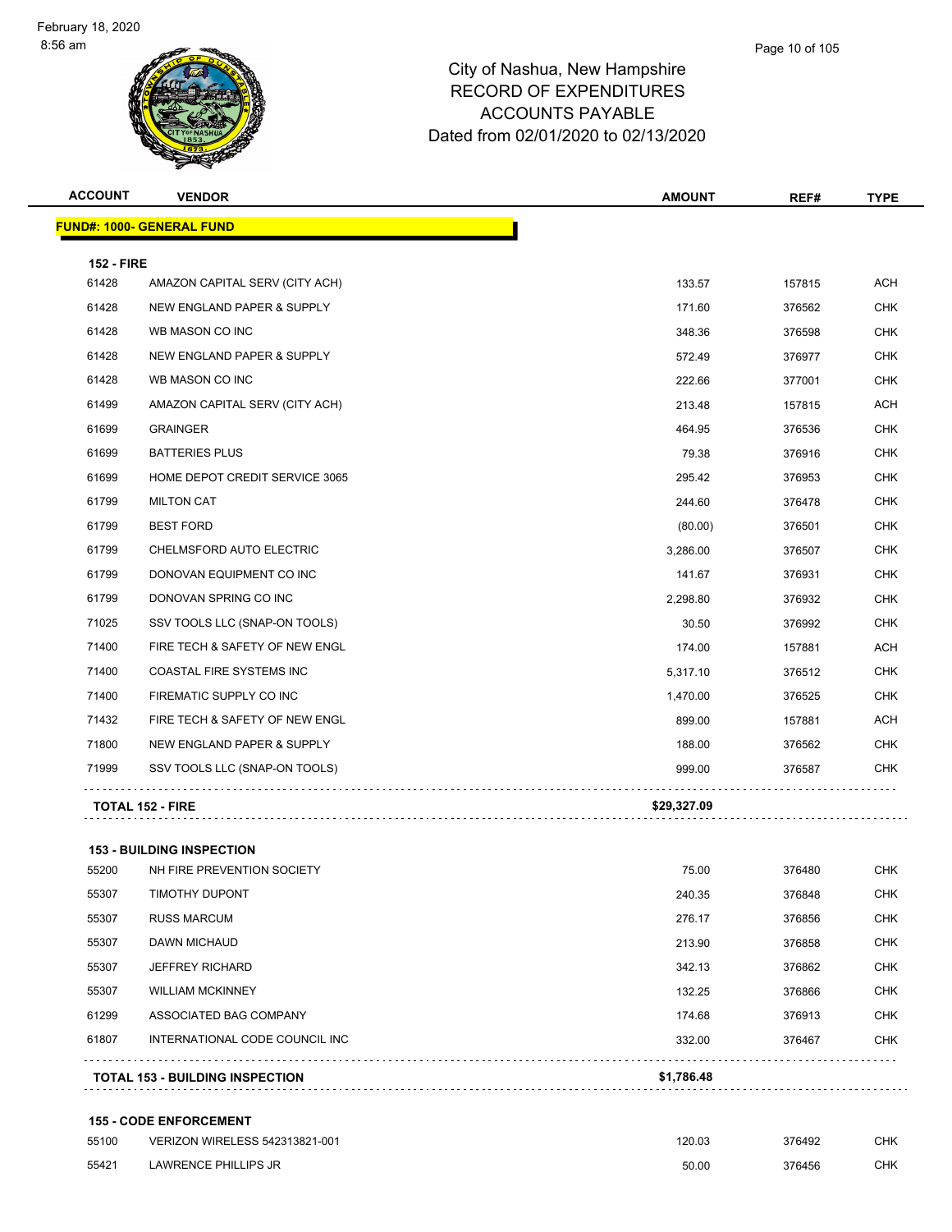# City of Nashua, New Hampshire
## RECORD OF EXPENDITURES
## ACCOUNTS PAYABLE
## Dated from 02/01/2020 to 02/13/2020

| ACCOUNT | VENDOR | AMOUNT | REF# | TYPE |
|---|---|---|---|---|
| **FUND#: 1000- GENERAL FUND** | | | | |
| **152 - FIRE** | | | | |
| 61428 | AMAZON CAPITAL SERV (CITY ACH) | 133.57 | 157815 | ACH |
| 61428 | NEW ENGLAND PAPER & SUPPLY | 171.60 | 376562 | CHK |
| 61428 | WB MASON CO INC | 348.36 | 376598 | CHK |
| 61428 | NEW ENGLAND PAPER & SUPPLY | 572.49 | 376977 | CHK |
| 61428 | WB MASON CO INC | 222.66 | 377001 | CHK |
| 61499 | AMAZON CAPITAL SERV (CITY ACH) | 213.48 | 157815 | ACH |
| 61699 | GRAINGER | 464.95 | 376536 | CHK |
| 61699 | BATTERIES PLUS | 79.38 | 376916 | CHK |
| 61699 | HOME DEPOT CREDIT SERVICE 3065 | 295.42 | 376953 | CHK |
| 61799 | MILTON CAT | 244.60 | 376478 | CHK |
| 61799 | BEST FORD | (80.00) | 376501 | CHK |
| 61799 | CHELMSFORD AUTO ELECTRIC | 3,286.00 | 376507 | CHK |
| 61799 | DONOVAN EQUIPMENT CO INC | 141.67 | 376931 | CHK |
| 61799 | DONOVAN SPRING CO INC | 2,298.80 | 376932 | CHK |
| 71025 | SSV TOOLS LLC (SNAP-ON TOOLS) | 30.50 | 376992 | CHK |
| 71400 | FIRE TECH & SAFETY OF NEW ENGL | 174.00 | 157881 | ACH |
| 71400 | COASTAL FIRE SYSTEMS INC | 5,317.10 | 376512 | CHK |
| 71400 | FIREMATIC SUPPLY CO INC | 1,470.00 | 376525 | CHK |
| 71432 | FIRE TECH & SAFETY OF NEW ENGL | 899.00 | 157881 | ACH |
| 71800 | NEW ENGLAND PAPER & SUPPLY | 188.00 | 376562 | CHK |
| 71999 | SSV TOOLS LLC (SNAP-ON TOOLS) | 999.00 | 376587 | CHK |
| **TOTAL 152 - FIRE** | | **$29,327.09** | | |
| **153 - BUILDING INSPECTION** | | | | |
| 55200 | NH FIRE PREVENTION SOCIETY | 75.00 | 376480 | CHK |
| 55307 | TIMOTHY DUPONT | 240.35 | 376848 | CHK |
| 55307 | RUSS MARCUM | 276.17 | 376856 | CHK |
| 55307 | DAWN MICHAUD | 213.90 | 376858 | CHK |
| 55307 | JEFFREY RICHARD | 342.13 | 376862 | CHK |
| 55307 | WILLIAM MCKINNEY | 132.25 | 376866 | CHK |
| 61299 | ASSOCIATED BAG COMPANY | 174.68 | 376913 | CHK |
| 61807 | INTERNATIONAL CODE COUNCIL INC | 332.00 | 376467 | CHK |
| **TOTAL 153 - BUILDING INSPECTION** | | **$1,786.48** | | |
| **155 - CODE ENFORCEMENT** | | | | |
| 55100 | VERIZON WIRELESS 542313821-001 | 120.03 | 376492 | CHK |
| 55421 | LAWRENCE PHILLIPS JR | 50.00 | 376456 | CHK |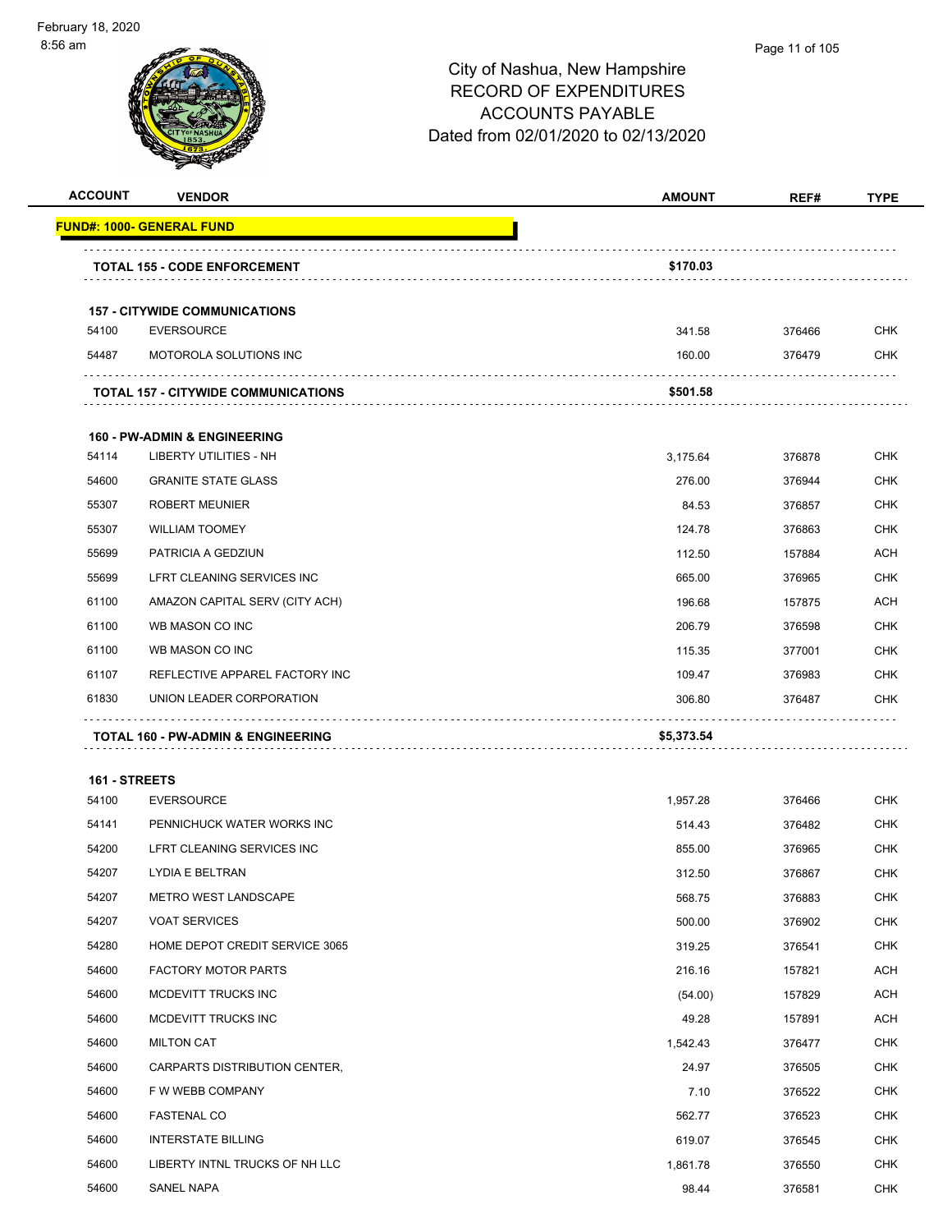City of Nashua, New Hampshire
RECORD OF EXPENDITURES
ACCOUNTS PAYABLE
Dated from 02/01/2020 to 02/13/2020

| ACCOUNT | VENDOR | AMOUNT | REF# | TYPE |
|---|---|---|---|---|
| **FUND#: 1000- GENERAL FUND** | | | | |
| | **TOTAL 155 - CODE ENFORCEMENT** | **$170.03** | | |
| **157 - CITYWIDE COMMUNICATIONS** | | | | |
| 54100 | EVERSOURCE | 341.58 | 376466 | CHK |
| 54487 | MOTOROLA SOLUTIONS INC | 160.00 | 376479 | CHK |
| | **TOTAL 157 - CITYWIDE COMMUNICATIONS** | **$501.58** | | |
| **160 - PW-ADMIN & ENGINEERING** | | | | |
| 54114 | LIBERTY UTILITIES - NH | 3,175.64 | 376878 | CHK |
| 54600 | GRANITE STATE GLASS | 276.00 | 376944 | CHK |
| 55307 | ROBERT MEUNIER | 84.53 | 376857 | CHK |
| 55307 | WILLIAM TOOMEY | 124.78 | 376863 | CHK |
| 55699 | PATRICIA A GEDZIUN | 112.50 | 157884 | ACH |
| 55699 | LFRT CLEANING SERVICES INC | 665.00 | 376965 | CHK |
| 61100 | AMAZON CAPITAL SERV (CITY ACH) | 196.68 | 157875 | ACH |
| 61100 | WB MASON CO INC | 206.79 | 376598 | CHK |
| 61100 | WB MASON CO INC | 115.35 | 377001 | CHK |
| 61107 | REFLECTIVE APPAREL FACTORY INC | 109.47 | 376983 | CHK |
| 61830 | UNION LEADER CORPORATION | 306.80 | 376487 | CHK |
| | **TOTAL 160 - PW-ADMIN & ENGINEERING** | **$5,373.54** | | |
| **161 - STREETS** | | | | |
| 54100 | EVERSOURCE | 1,957.28 | 376466 | CHK |
| 54141 | PENNICHUCK WATER WORKS INC | 514.43 | 376482 | CHK |
| 54200 | LFRT CLEANING SERVICES INC | 855.00 | 376965 | CHK |
| 54207 | LYDIA E BELTRAN | 312.50 | 376867 | CHK |
| 54207 | METRO WEST LANDSCAPE | 568.75 | 376883 | CHK |
| 54207 | VOAT SERVICES | 500.00 | 376902 | CHK |
| 54280 | HOME DEPOT CREDIT SERVICE 3065 | 319.25 | 376541 | CHK |
| 54600 | FACTORY MOTOR PARTS | 216.16 | 157821 | ACH |
| 54600 | MCDEVITT TRUCKS INC | (54.00) | 157829 | ACH |
| 54600 | MCDEVITT TRUCKS INC | 49.28 | 157891 | ACH |
| 54600 | MILTON CAT | 1,542.43 | 376477 | CHK |
| 54600 | CARPARTS DISTRIBUTION CENTER, | 24.97 | 376505 | CHK |
| 54600 | F W WEBB COMPANY | 7.10 | 376522 | CHK |
| 54600 | FASTENAL CO | 562.77 | 376523 | CHK |
| 54600 | INTERSTATE BILLING | 619.07 | 376545 | CHK |
| 54600 | LIBERTY INTNL TRUCKS OF NH LLC | 1,861.78 | 376550 | CHK |
| 54600 | SANEL NAPA | 98.44 | 376581 | CHK |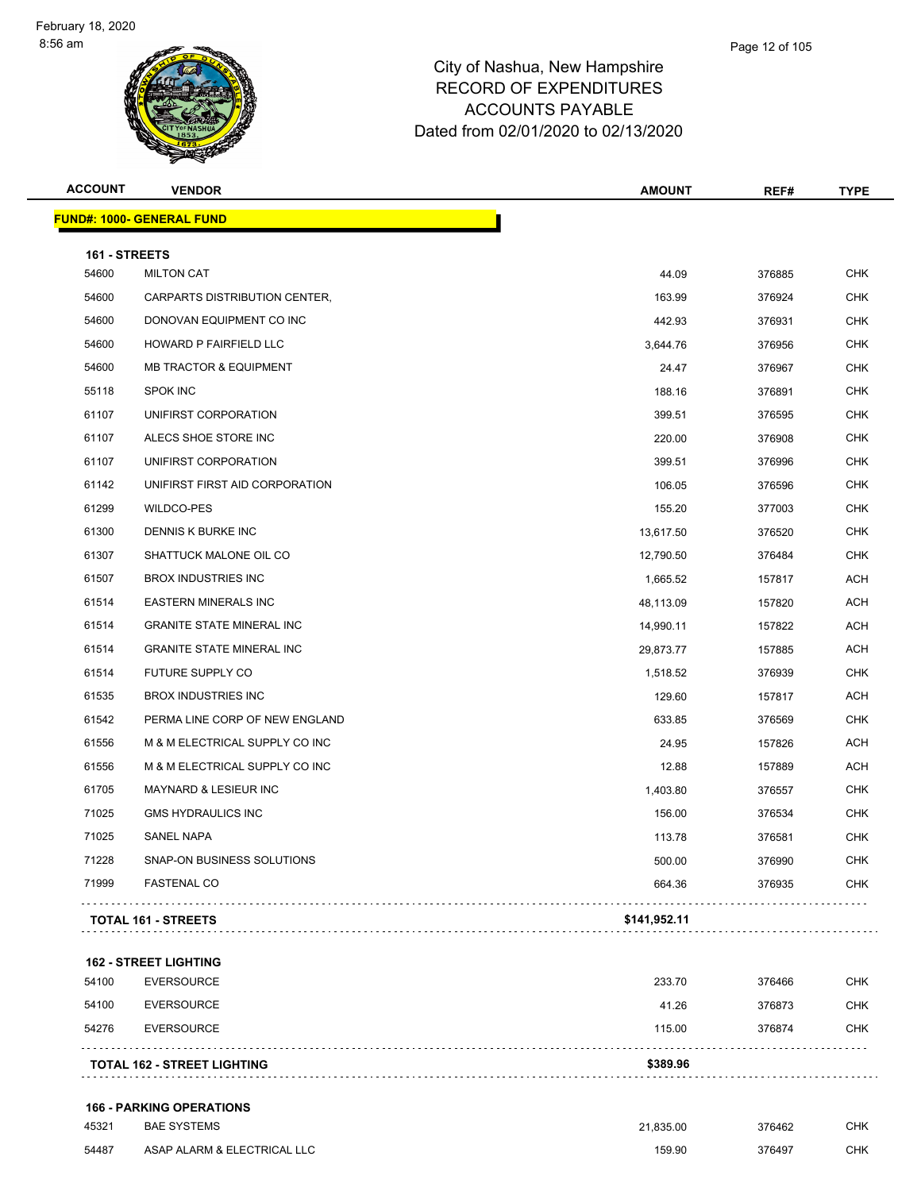# City of Nashua, New Hampshire
## RECORD OF EXPENDITURES
## ACCOUNTS PAYABLE
## Dated from 02/01/2020 to 02/13/2020

| ACCOUNT | VENDOR | AMOUNT | REF# | TYPE |
|---|---|---|---|---|
| **FUND#: 1000- GENERAL FUND** | | | | |
| **161 - STREETS** | | | | |
| 54600 | MILTON CAT | 44.09 | 376885 | CHK |
| 54600 | CARPARTS DISTRIBUTION CENTER, | 163.99 | 376924 | CHK |
| 54600 | DONOVAN EQUIPMENT CO INC | 442.93 | 376931 | CHK |
| 54600 | HOWARD P FAIRFIELD LLC | 3,644.76 | 376956 | CHK |
| 54600 | MB TRACTOR & EQUIPMENT | 24.47 | 376967 | CHK |
| 55118 | SPOK INC | 188.16 | 376891 | CHK |
| 61107 | UNIFIRST CORPORATION | 399.51 | 376595 | CHK |
| 61107 | ALECS SHOE STORE INC | 220.00 | 376908 | CHK |
| 61107 | UNIFIRST CORPORATION | 399.51 | 376996 | CHK |
| 61142 | UNIFIRST FIRST AID CORPORATION | 106.05 | 376596 | CHK |
| 61299 | WILDCO-PES | 155.20 | 377003 | CHK |
| 61300 | DENNIS K BURKE INC | 13,617.50 | 376520 | CHK |
| 61307 | SHATTUCK MALONE OIL CO | 12,790.50 | 376484 | CHK |
| 61507 | BROX INDUSTRIES INC | 1,665.52 | 157817 | ACH |
| 61514 | EASTERN MINERALS INC | 48,113.09 | 157820 | ACH |
| 61514 | GRANITE STATE MINERAL INC | 14,990.11 | 157822 | ACH |
| 61514 | GRANITE STATE MINERAL INC | 29,873.77 | 157885 | ACH |
| 61514 | FUTURE SUPPLY CO | 1,518.52 | 376939 | CHK |
| 61535 | BROX INDUSTRIES INC | 129.60 | 157817 | ACH |
| 61542 | PERMA LINE CORP OF NEW ENGLAND | 633.85 | 376569 | CHK |
| 61556 | M & M ELECTRICAL SUPPLY CO INC | 24.95 | 157826 | ACH |
| 61556 | M & M ELECTRICAL SUPPLY CO INC | 12.88 | 157889 | ACH |
| 61705 | MAYNARD & LESIEUR INC | 1,403.80 | 376557 | CHK |
| 71025 | GMS HYDRAULICS INC | 156.00 | 376534 | CHK |
| 71025 | SANEL NAPA | 113.78 | 376581 | CHK |
| 71228 | SNAP-ON BUSINESS SOLUTIONS | 500.00 | 376990 | CHK |
| 71999 | FASTENAL CO | 664.36 | 376935 | CHK |
| **TOTAL 161 - STREETS** | | **$141,952.11** | | |
| **162 - STREET LIGHTING** | | | | |
| 54100 | EVERSOURCE | 233.70 | 376466 | CHK |
| 54100 | EVERSOURCE | 41.26 | 376873 | CHK |
| 54276 | EVERSOURCE | 115.00 | 376874 | CHK |
| **TOTAL 162 - STREET LIGHTING** | | **$389.96** | | |
| **166 - PARKING OPERATIONS** | | | | |
| 45321 | BAE SYSTEMS | 21,835.00 | 376462 | CHK |
| 54487 | ASAP ALARM & ELECTRICAL LLC | 159.90 | 376497 | CHK |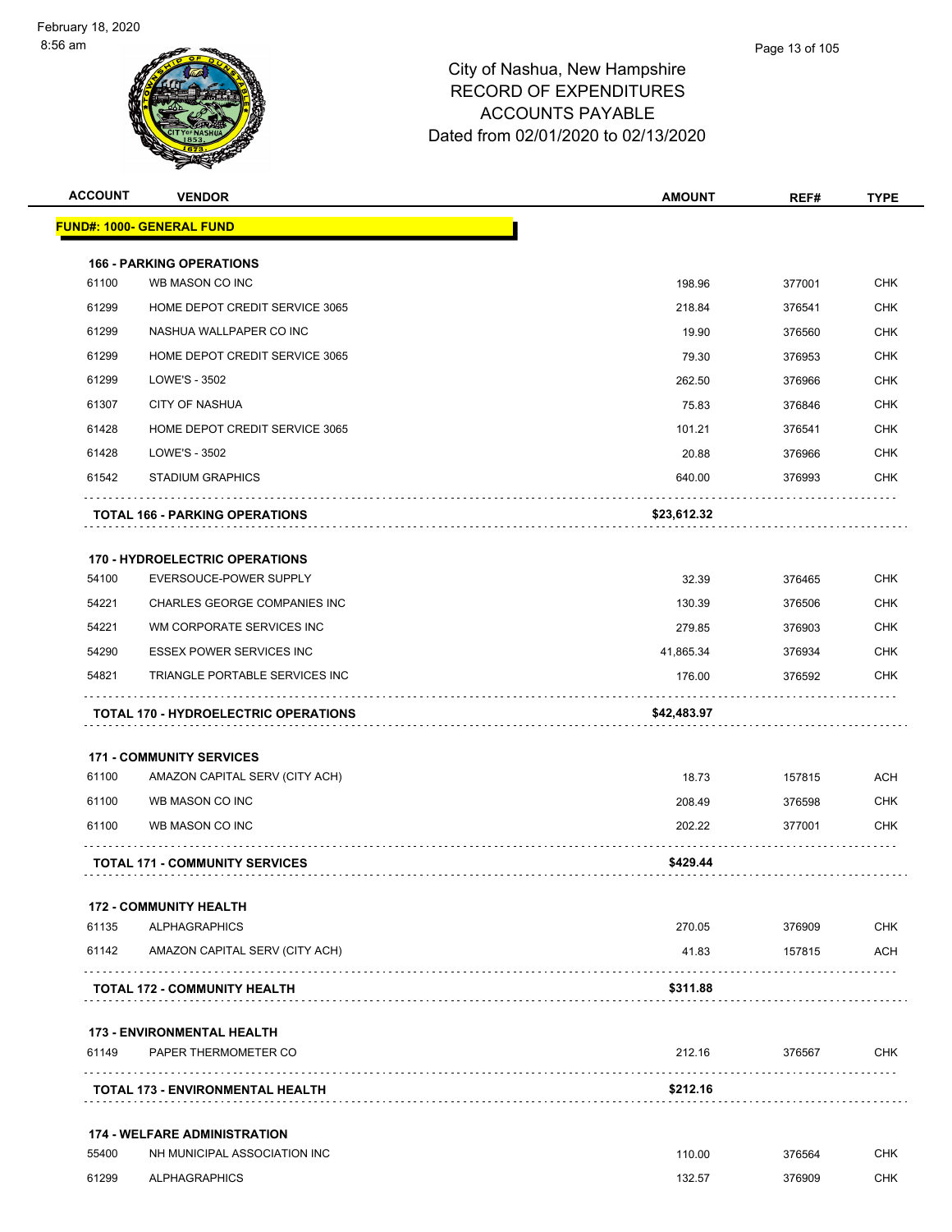# City of Nashua, New Hampshire
## RECORD OF EXPENDITURES
## ACCOUNTS PAYABLE
## Dated from 02/01/2020 to 02/13/2020

February 18, 2020
8:56 am

| ACCOUNT | VENDOR | AMOUNT | REF# | TYPE |
|---|---|---|---|---|
| **FUND#: 1000- GENERAL FUND** | | | | |
| **166 - PARKING OPERATIONS** | | | | |
| 61100 | WB MASON CO INC | 198.96 | 377001 | CHK |
| 61299 | HOME DEPOT CREDIT SERVICE 3065 | 218.84 | 376541 | CHK |
| 61299 | NASHUA WALLPAPER CO INC | 19.90 | 376560 | CHK |
| 61299 | HOME DEPOT CREDIT SERVICE 3065 | 79.30 | 376953 | CHK |
| 61299 | LOWE'S - 3502 | 262.50 | 376966 | CHK |
| 61307 | CITY OF NASHUA | 75.83 | 376846 | CHK |
| 61428 | HOME DEPOT CREDIT SERVICE 3065 | 101.21 | 376541 | CHK |
| 61428 | LOWE'S - 3502 | 20.88 | 376966 | CHK |
| 61542 | STADIUM GRAPHICS | 640.00 | 376993 | CHK |
| | **TOTAL 166 - PARKING OPERATIONS** | **$23,612.32** | | |
| **170 - HYDROELECTRIC OPERATIONS** | | | | |
| 54100 | EVERSOUCE-POWER SUPPLY | 32.39 | 376465 | CHK |
| 54221 | CHARLES GEORGE COMPANIES INC | 130.39 | 376506 | CHK |
| 54221 | WM CORPORATE SERVICES INC | 279.85 | 376903 | CHK |
| 54290 | ESSEX POWER SERVICES INC | 41,865.34 | 376934 | CHK |
| 54821 | TRIANGLE PORTABLE SERVICES INC | 176.00 | 376592 | CHK |
| | **TOTAL 170 - HYDROELECTRIC OPERATIONS** | **$42,483.97** | | |
| **171 - COMMUNITY SERVICES** | | | | |
| 61100 | AMAZON CAPITAL SERV (CITY ACH) | 18.73 | 157815 | ACH |
| 61100 | WB MASON CO INC | 208.49 | 376598 | CHK |
| 61100 | WB MASON CO INC | 202.22 | 377001 | CHK |
| | **TOTAL 171 - COMMUNITY SERVICES** | **$429.44** | | |
| **172 - COMMUNITY HEALTH** | | | | |
| 61135 | ALPHAGRAPHICS | 270.05 | 376909 | CHK |
| 61142 | AMAZON CAPITAL SERV (CITY ACH) | 41.83 | 157815 | ACH |
| | **TOTAL 172 - COMMUNITY HEALTH** | **$311.88** | | |
| **173 - ENVIRONMENTAL HEALTH** | | | | |
| 61149 | PAPER THERMOMETER CO | 212.16 | 376567 | CHK |
| | **TOTAL 173 - ENVIRONMENTAL HEALTH** | **$212.16** | | |
| **174 - WELFARE ADMINISTRATION** | | | | |
| 55400 | NH MUNICIPAL ASSOCIATION INC | 110.00 | 376564 | CHK |
| 61299 | ALPHAGRAPHICS | 132.57 | 376909 | CHK |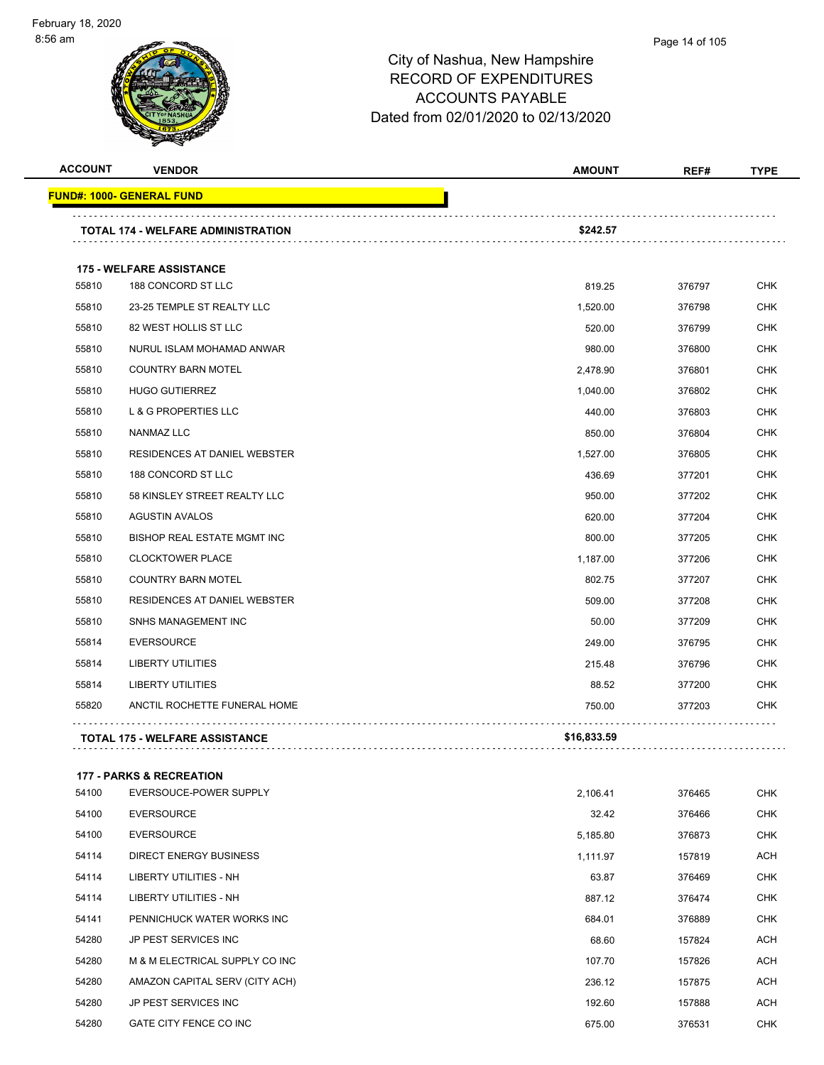City of Nashua, New Hampshire
RECORD OF EXPENDITURES
ACCOUNTS PAYABLE
Dated from 02/01/2020 to 02/13/2020

| ACCOUNT | VENDOR | AMOUNT | REF# | TYPE |
|---|---|---|---|---|
| **FUND#: 1000- GENERAL FUND** | | | | |
| | **TOTAL 174 - WELFARE ADMINISTRATION** | **$242.57** | | |
| | **175 - WELFARE ASSISTANCE** | | | |
| 55810 | 188 CONCORD ST LLC | 819.25 | 376797 | CHK |
| 55810 | 23-25 TEMPLE ST REALTY LLC | 1,520.00 | 376798 | CHK |
| 55810 | 82 WEST HOLLIS ST LLC | 520.00 | 376799 | CHK |
| 55810 | NURUL ISLAM MOHAMAD ANWAR | 980.00 | 376800 | CHK |
| 55810 | COUNTRY BARN MOTEL | 2,478.90 | 376801 | CHK |
| 55810 | HUGO GUTIERREZ | 1,040.00 | 376802 | CHK |
| 55810 | L & G PROPERTIES LLC | 440.00 | 376803 | CHK |
| 55810 | NANMAZ LLC | 850.00 | 376804 | CHK |
| 55810 | RESIDENCES AT DANIEL WEBSTER | 1,527.00 | 376805 | CHK |
| 55810 | 188 CONCORD ST LLC | 436.69 | 377201 | CHK |
| 55810 | 58 KINSLEY STREET REALTY LLC | 950.00 | 377202 | CHK |
| 55810 | AGUSTIN AVALOS | 620.00 | 377204 | CHK |
| 55810 | BISHOP REAL ESTATE MGMT INC | 800.00 | 377205 | CHK |
| 55810 | CLOCKTOWER PLACE | 1,187.00 | 377206 | CHK |
| 55810 | COUNTRY BARN MOTEL | 802.75 | 377207 | CHK |
| 55810 | RESIDENCES AT DANIEL WEBSTER | 509.00 | 377208 | CHK |
| 55810 | SNHS MANAGEMENT INC | 50.00 | 377209 | CHK |
| 55814 | EVERSOURCE | 249.00 | 376795 | CHK |
| 55814 | LIBERTY UTILITIES | 215.48 | 376796 | CHK |
| 55814 | LIBERTY UTILITIES | 88.52 | 377200 | CHK |
| 55820 | ANCTIL ROCHETTE FUNERAL HOME | 750.00 | 377203 | CHK |
| | **TOTAL 175 - WELFARE ASSISTANCE** | **$16,833.59** | | |
| | **177 - PARKS & RECREATION** | | | |
| 54100 | EVERSOUCE-POWER SUPPLY | 2,106.41 | 376465 | CHK |
| 54100 | EVERSOURCE | 32.42 | 376466 | CHK |
| 54100 | EVERSOURCE | 5,185.80 | 376873 | CHK |
| 54114 | DIRECT ENERGY BUSINESS | 1,111.97 | 157819 | ACH |
| 54114 | LIBERTY UTILITIES - NH | 63.87 | 376469 | CHK |
| 54114 | LIBERTY UTILITIES - NH | 887.12 | 376474 | CHK |
| 54141 | PENNICHUCK WATER WORKS INC | 684.01 | 376889 | CHK |
| 54280 | JP PEST SERVICES INC | 68.60 | 157824 | ACH |
| 54280 | M & M ELECTRICAL SUPPLY CO INC | 107.70 | 157826 | ACH |
| 54280 | AMAZON CAPITAL SERV (CITY ACH) | 236.12 | 157875 | ACH |
| 54280 | JP PEST SERVICES INC | 192.60 | 157888 | ACH |
| 54280 | GATE CITY FENCE CO INC | 675.00 | 376531 | CHK |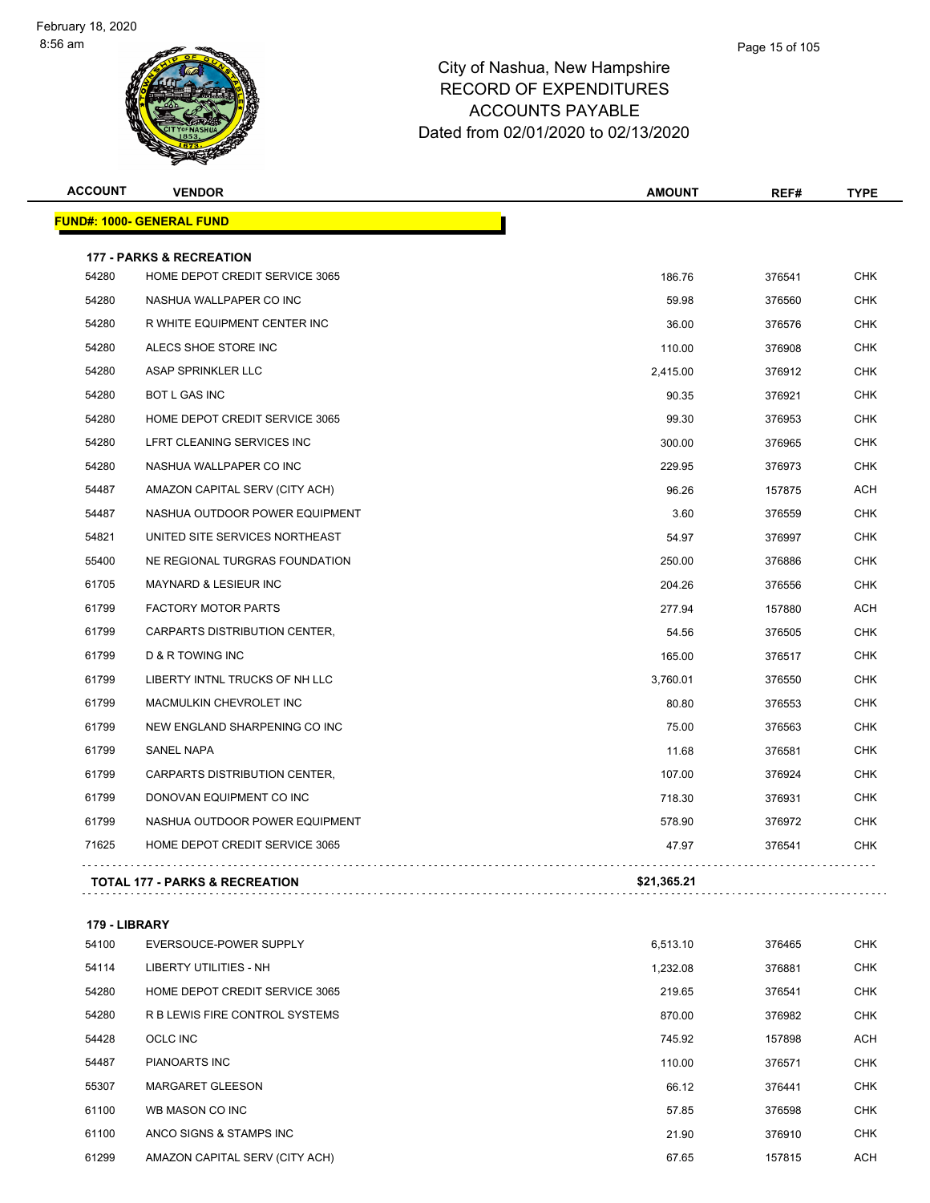# City of Nashua, New Hampshire
## RECORD OF EXPENDITURES
## ACCOUNTS PAYABLE
## Dated from 02/01/2020 to 02/13/2020

| ACCOUNT | VENDOR | AMOUNT | REF# | TYPE |
|---|---|---|---|---|
| **FUND#: 1000- GENERAL FUND** | | | | |
| **177 - PARKS & RECREATION** | | | | |
| 54280 | HOME DEPOT CREDIT SERVICE 3065 | 186.76 | 376541 | CHK |
| 54280 | NASHUA WALLPAPER CO INC | 59.98 | 376560 | CHK |
| 54280 | R WHITE EQUIPMENT CENTER INC | 36.00 | 376576 | CHK |
| 54280 | ALECS SHOE STORE INC | 110.00 | 376908 | CHK |
| 54280 | ASAP SPRINKLER LLC | 2,415.00 | 376912 | CHK |
| 54280 | BOT L GAS INC | 90.35 | 376921 | CHK |
| 54280 | HOME DEPOT CREDIT SERVICE 3065 | 99.30 | 376953 | CHK |
| 54280 | LFRT CLEANING SERVICES INC | 300.00 | 376965 | CHK |
| 54280 | NASHUA WALLPAPER CO INC | 229.95 | 376973 | CHK |
| 54487 | AMAZON CAPITAL SERV (CITY ACH) | 96.26 | 157875 | ACH |
| 54487 | NASHUA OUTDOOR POWER EQUIPMENT | 3.60 | 376559 | CHK |
| 54821 | UNITED SITE SERVICES NORTHEAST | 54.97 | 376997 | CHK |
| 55400 | NE REGIONAL TURGRAS FOUNDATION | 250.00 | 376886 | CHK |
| 61705 | MAYNARD & LESIEUR INC | 204.26 | 376556 | CHK |
| 61799 | FACTORY MOTOR PARTS | 277.94 | 157880 | ACH |
| 61799 | CARPARTS DISTRIBUTION CENTER, | 54.56 | 376505 | CHK |
| 61799 | D & R TOWING INC | 165.00 | 376517 | CHK |
| 61799 | LIBERTY INTNL TRUCKS OF NH LLC | 3,760.01 | 376550 | CHK |
| 61799 | MACMULKIN CHEVROLET INC | 80.80 | 376553 | CHK |
| 61799 | NEW ENGLAND SHARPENING CO INC | 75.00 | 376563 | CHK |
| 61799 | SANEL NAPA | 11.68 | 376581 | CHK |
| 61799 | CARPARTS DISTRIBUTION CENTER, | 107.00 | 376924 | CHK |
| 61799 | DONOVAN EQUIPMENT CO INC | 718.30 | 376931 | CHK |
| 61799 | NASHUA OUTDOOR POWER EQUIPMENT | 578.90 | 376972 | CHK |
| 71625 | HOME DEPOT CREDIT SERVICE 3065 | 47.97 | 376541 | CHK |
| **TOTAL 177 - PARKS & RECREATION** | | **$21,365.21** | | |
| **179 - LIBRARY** | | | | |
| 54100 | EVERSOUCE-POWER SUPPLY | 6,513.10 | 376465 | CHK |
| 54114 | LIBERTY UTILITIES - NH | 1,232.08 | 376881 | CHK |
| 54280 | HOME DEPOT CREDIT SERVICE 3065 | 219.65 | 376541 | CHK |
| 54280 | R B LEWIS FIRE CONTROL SYSTEMS | 870.00 | 376982 | CHK |
| 54428 | OCLC INC | 745.92 | 157898 | ACH |
| 54487 | PIANOARTS INC | 110.00 | 376571 | CHK |
| 55307 | MARGARET GLEESON | 66.12 | 376441 | CHK |
| 61100 | WB MASON CO INC | 57.85 | 376598 | CHK |
| 61100 | ANCO SIGNS & STAMPS INC | 21.90 | 376910 | CHK |
| 61299 | AMAZON CAPITAL SERV (CITY ACH) | 67.65 | 157815 | ACH |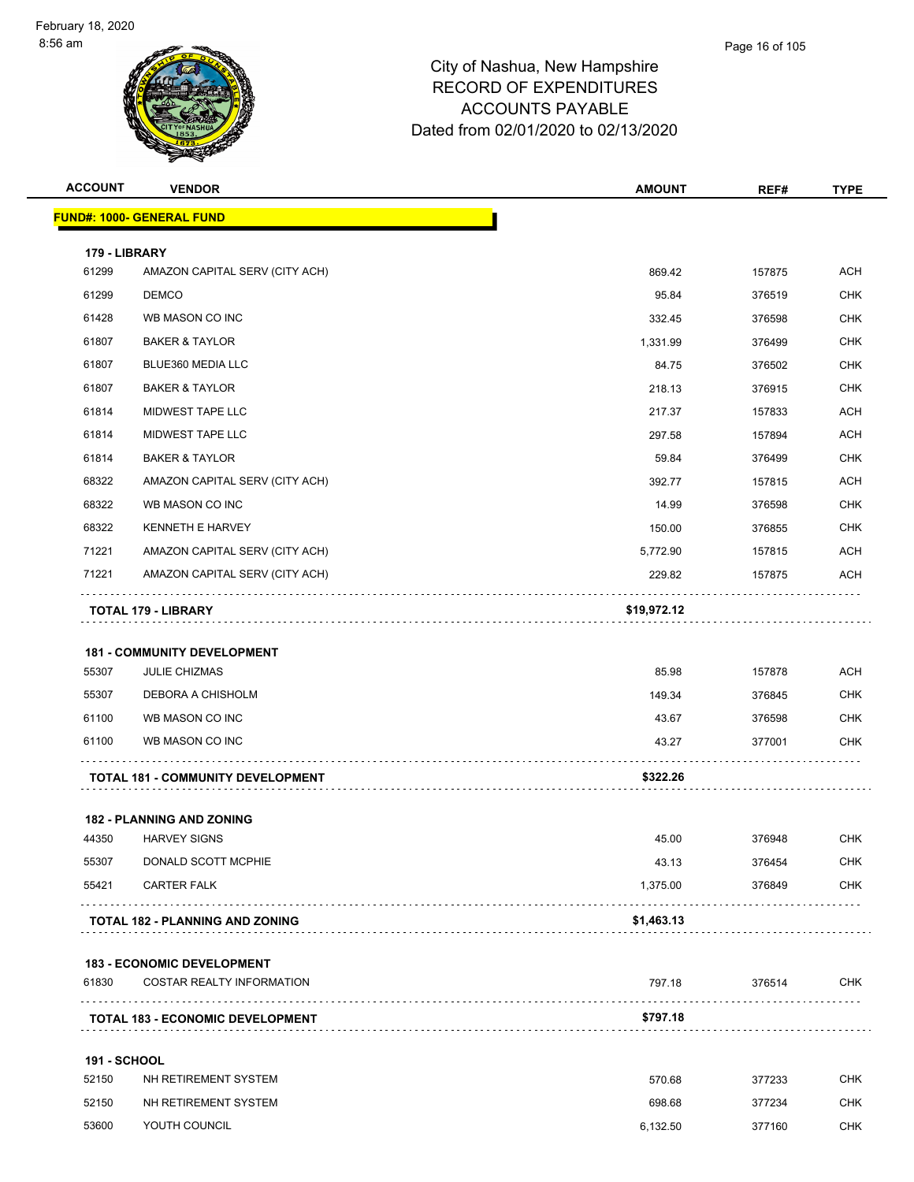# City of Nashua, New Hampshire
## RECORD OF EXPENDITURES
## ACCOUNTS PAYABLE
### Dated from 02/01/2020 to 02/13/2020

| ACCOUNT | VENDOR | AMOUNT | REF# | TYPE |
|---|---|---|---|---|
| **FUND#: 1000- GENERAL FUND** | | | | |
| **179 - LIBRARY** | | | | |
| 61299 | AMAZON CAPITAL SERV (CITY ACH) | 869.42 | 157875 | ACH |
| 61299 | DEMCO | 95.84 | 376519 | CHK |
| 61428 | WB MASON CO INC | 332.45 | 376598 | CHK |
| 61807 | BAKER & TAYLOR | 1,331.99 | 376499 | CHK |
| 61807 | BLUE360 MEDIA LLC | 84.75 | 376502 | CHK |
| 61807 | BAKER & TAYLOR | 218.13 | 376915 | CHK |
| 61814 | MIDWEST TAPE LLC | 217.37 | 157833 | ACH |
| 61814 | MIDWEST TAPE LLC | 297.58 | 157894 | ACH |
| 61814 | BAKER & TAYLOR | 59.84 | 376499 | CHK |
| 68322 | AMAZON CAPITAL SERV (CITY ACH) | 392.77 | 157815 | ACH |
| 68322 | WB MASON CO INC | 14.99 | 376598 | CHK |
| 68322 | KENNETH E HARVEY | 150.00 | 376855 | CHK |
| 71221 | AMAZON CAPITAL SERV (CITY ACH) | 5,772.90 | 157815 | ACH |
| 71221 | AMAZON CAPITAL SERV (CITY ACH) | 229.82 | 157875 | ACH |
| | **TOTAL 179 - LIBRARY** | **$19,972.12** | | |
| **181 - COMMUNITY DEVELOPMENT** | | | | |
| 55307 | JULIE CHIZMAS | 85.98 | 157878 | ACH |
| 55307 | DEBORA A CHISHOLM | 149.34 | 376845 | CHK |
| 61100 | WB MASON CO INC | 43.67 | 376598 | CHK |
| 61100 | WB MASON CO INC | 43.27 | 377001 | CHK |
| | **TOTAL 181 - COMMUNITY DEVELOPMENT** | **$322.26** | | |
| **182 - PLANNING AND ZONING** | | | | |
| 44350 | HARVEY SIGNS | 45.00 | 376948 | CHK |
| 55307 | DONALD SCOTT MCPHIE | 43.13 | 376454 | CHK |
| 55421 | CARTER FALK | 1,375.00 | 376849 | CHK |
| | **TOTAL 182 - PLANNING AND ZONING** | **$1,463.13** | | |
| **183 - ECONOMIC DEVELOPMENT** | | | | |
| 61830 | COSTAR REALTY INFORMATION | 797.18 | 376514 | CHK |
| | **TOTAL 183 - ECONOMIC DEVELOPMENT** | **$797.18** | | |
| **191 - SCHOOL** | | | | |
| 52150 | NH RETIREMENT SYSTEM | 570.68 | 377233 | CHK |
| 52150 | NH RETIREMENT SYSTEM | 698.68 | 377234 | CHK |
| 53600 | YOUTH COUNCIL | 6,132.50 | 377160 | CHK |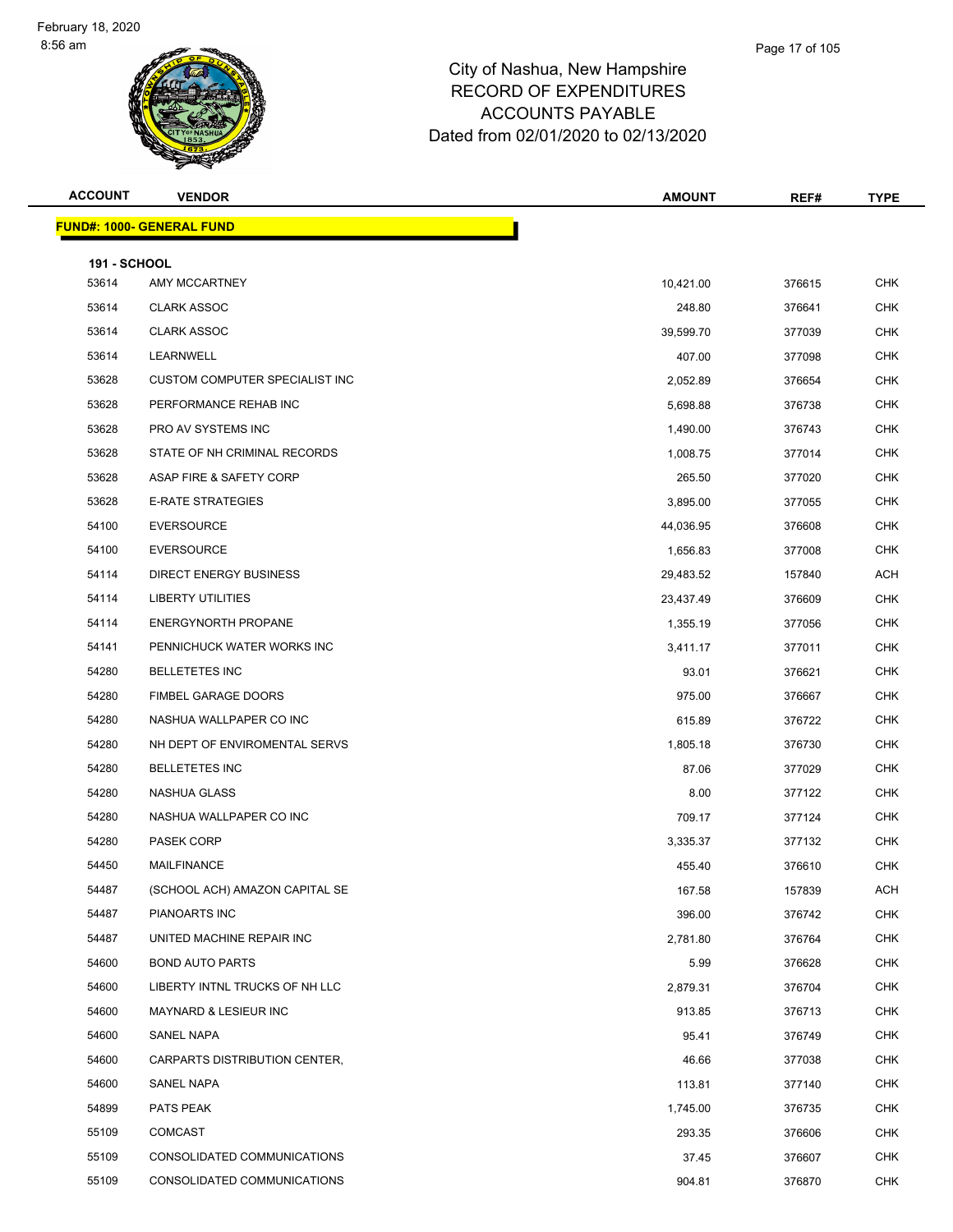# City of Nashua, New Hampshire
## RECORD OF EXPENDITURES
## ACCOUNTS PAYABLE
## Dated from 02/01/2020 to 02/13/2020

| ACCOUNT | VENDOR | AMOUNT | REF# | TYPE |
|---|---|---|---|---|
| **FUND#: 1000- GENERAL FUND** | | | | |
| **191 - SCHOOL** | | | | |
| 53614 | AMY MCCARTNEY | 10,421.00 | 376615 | CHK |
| 53614 | CLARK ASSOC | 248.80 | 376641 | CHK |
| 53614 | CLARK ASSOC | 39,599.70 | 377039 | CHK |
| 53614 | LEARNWELL | 407.00 | 377098 | CHK |
| 53628 | CUSTOM COMPUTER SPECIALIST INC | 2,052.89 | 376654 | CHK |
| 53628 | PERFORMANCE REHAB INC | 5,698.88 | 376738 | CHK |
| 53628 | PRO AV SYSTEMS INC | 1,490.00 | 376743 | CHK |
| 53628 | STATE OF NH CRIMINAL RECORDS | 1,008.75 | 377014 | CHK |
| 53628 | ASAP FIRE & SAFETY CORP | 265.50 | 377020 | CHK |
| 53628 | E-RATE STRATEGIES | 3,895.00 | 377055 | CHK |
| 54100 | EVERSOURCE | 44,036.95 | 376608 | CHK |
| 54100 | EVERSOURCE | 1,656.83 | 377008 | CHK |
| 54114 | DIRECT ENERGY BUSINESS | 29,483.52 | 157840 | ACH |
| 54114 | LIBERTY UTILITIES | 23,437.49 | 376609 | CHK |
| 54114 | ENERGYNORTH PROPANE | 1,355.19 | 377056 | CHK |
| 54141 | PENNICHUCK WATER WORKS INC | 3,411.17 | 377011 | CHK |
| 54280 | BELLETETES INC | 93.01 | 376621 | CHK |
| 54280 | FIMBEL GARAGE DOORS | 975.00 | 376667 | CHK |
| 54280 | NASHUA WALLPAPER CO INC | 615.89 | 376722 | CHK |
| 54280 | NH DEPT OF ENVIROMENTAL SERVS | 1,805.18 | 376730 | CHK |
| 54280 | BELLETETES INC | 87.06 | 377029 | CHK |
| 54280 | NASHUA GLASS | 8.00 | 377122 | CHK |
| 54280 | NASHUA WALLPAPER CO INC | 709.17 | 377124 | CHK |
| 54280 | PASEK CORP | 3,335.37 | 377132 | CHK |
| 54450 | MAILFINANCE | 455.40 | 376610 | CHK |
| 54487 | (SCHOOL ACH) AMAZON CAPITAL SE | 167.58 | 157839 | ACH |
| 54487 | PIANOARTS INC | 396.00 | 376742 | CHK |
| 54487 | UNITED MACHINE REPAIR INC | 2,781.80 | 376764 | CHK |
| 54600 | BOND AUTO PARTS | 5.99 | 376628 | CHK |
| 54600 | LIBERTY INTNL TRUCKS OF NH LLC | 2,879.31 | 376704 | CHK |
| 54600 | MAYNARD & LESIEUR INC | 913.85 | 376713 | CHK |
| 54600 | SANEL NAPA | 95.41 | 376749 | CHK |
| 54600 | CARPARTS DISTRIBUTION CENTER, | 46.66 | 377038 | CHK |
| 54600 | SANEL NAPA | 113.81 | 377140 | CHK |
| 54899 | PATS PEAK | 1,745.00 | 376735 | CHK |
| 55109 | COMCAST | 293.35 | 376606 | CHK |
| 55109 | CONSOLIDATED COMMUNICATIONS | 37.45 | 376607 | CHK |
| 55109 | CONSOLIDATED COMMUNICATIONS | 904.81 | 376870 | CHK |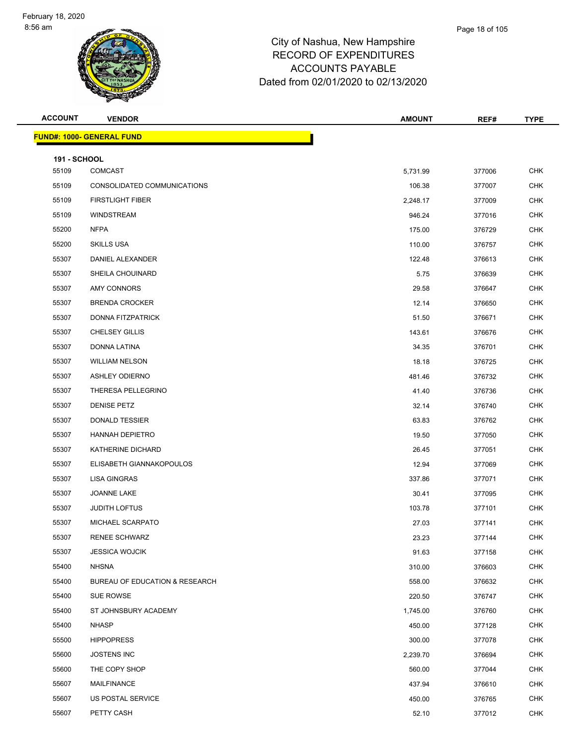# City of Nashua, New Hampshire
# RECORD OF EXPENDITURES
# ACCOUNTS PAYABLE
# Dated from 02/01/2020 to 02/13/2020

| ACCOUNT | VENDOR | AMOUNT | REF# | TYPE |
|---|---|---|---|---|
| **FUND#: 1000- GENERAL FUND** | | | | |
| **191 - SCHOOL** | | | | |
| 55109 | COMCAST | 5,731.99 | 377006 | CHK |
| 55109 | CONSOLIDATED COMMUNICATIONS | 106.38 | 377007 | CHK |
| 55109 | FIRSTLIGHT FIBER | 2,248.17 | 377009 | CHK |
| 55109 | WINDSTREAM | 946.24 | 377016 | CHK |
| 55200 | NFPA | 175.00 | 376729 | CHK |
| 55200 | SKILLS USA | 110.00 | 376757 | CHK |
| 55307 | DANIEL ALEXANDER | 122.48 | 376613 | CHK |
| 55307 | SHEILA CHOUINARD | 5.75 | 376639 | CHK |
| 55307 | AMY CONNORS | 29.58 | 376647 | CHK |
| 55307 | BRENDA CROCKER | 12.14 | 376650 | CHK |
| 55307 | DONNA FITZPATRICK | 51.50 | 376671 | CHK |
| 55307 | CHELSEY GILLIS | 143.61 | 376676 | CHK |
| 55307 | DONNA LATINA | 34.35 | 376701 | CHK |
| 55307 | WILLIAM NELSON | 18.18 | 376725 | CHK |
| 55307 | ASHLEY ODIERNO | 481.46 | 376732 | CHK |
| 55307 | THERESA PELLEGRINO | 41.40 | 376736 | CHK |
| 55307 | DENISE PETZ | 32.14 | 376740 | CHK |
| 55307 | DONALD TESSIER | 63.83 | 376762 | CHK |
| 55307 | HANNAH DEPIETRO | 19.50 | 377050 | CHK |
| 55307 | KATHERINE DICHARD | 26.45 | 377051 | CHK |
| 55307 | ELISABETH GIANNAKOPOULOS | 12.94 | 377069 | CHK |
| 55307 | LISA GINGRAS | 337.86 | 377071 | CHK |
| 55307 | JOANNE LAKE | 30.41 | 377095 | CHK |
| 55307 | JUDITH LOFTUS | 103.78 | 377101 | CHK |
| 55307 | MICHAEL SCARPATO | 27.03 | 377141 | CHK |
| 55307 | RENEE SCHWARZ | 23.23 | 377144 | CHK |
| 55307 | JESSICA WOJCIK | 91.63 | 377158 | CHK |
| 55400 | NHSNA | 310.00 | 376603 | CHK |
| 55400 | BUREAU OF EDUCATION & RESEARCH | 558.00 | 376632 | CHK |
| 55400 | SUE ROWSE | 220.50 | 376747 | CHK |
| 55400 | ST JOHNSBURY ACADEMY | 1,745.00 | 376760 | CHK |
| 55400 | NHASP | 450.00 | 377128 | CHK |
| 55500 | HIPPOPRESS | 300.00 | 377078 | CHK |
| 55600 | JOSTENS INC | 2,239.70 | 376694 | CHK |
| 55600 | THE COPY SHOP | 560.00 | 377044 | CHK |
| 55607 | MAILFINANCE | 437.94 | 376610 | CHK |
| 55607 | US POSTAL SERVICE | 450.00 | 376765 | CHK |
| 55607 | PETTY CASH | 52.10 | 377012 | CHK |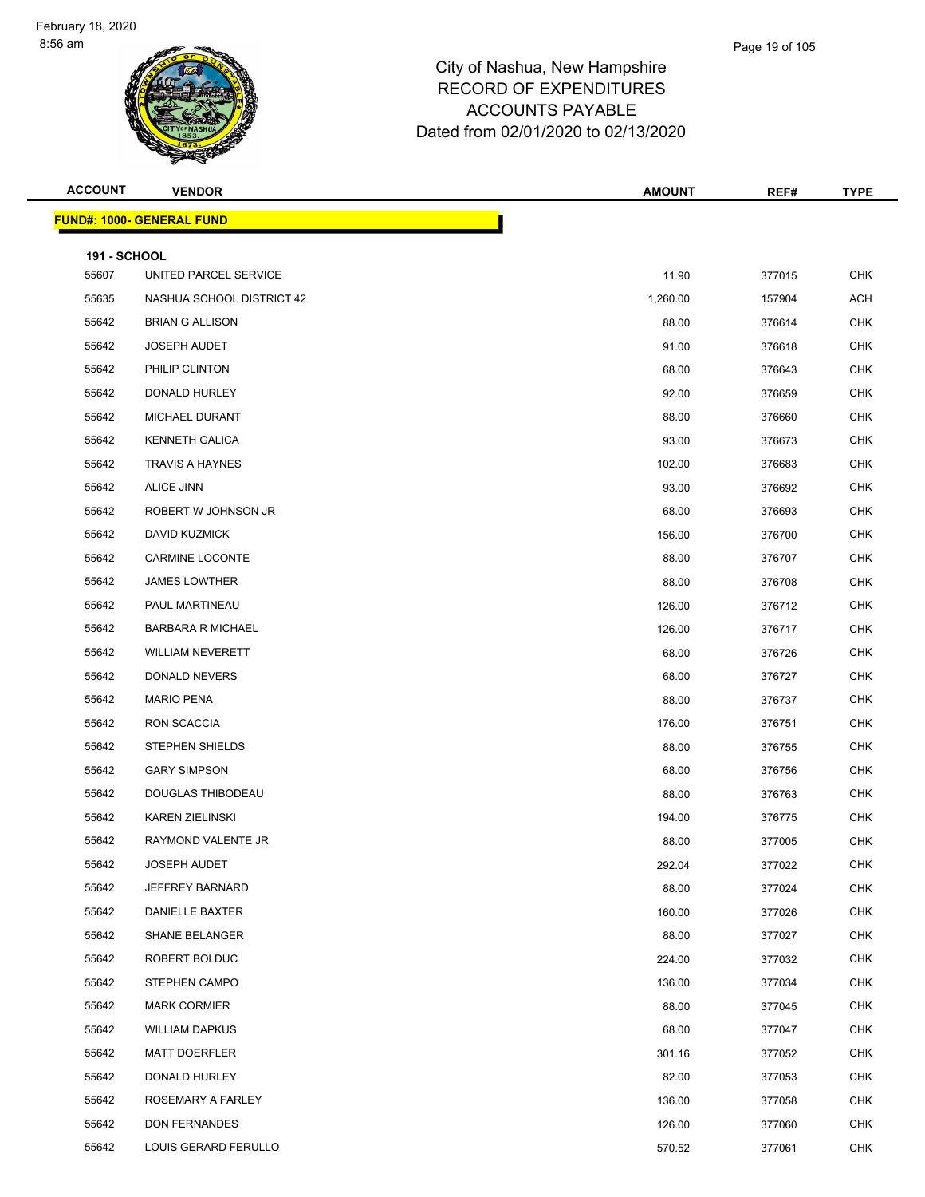# City of Nashua, New Hampshire
# RECORD OF EXPENDITURES
# ACCOUNTS PAYABLE
# Dated from 02/01/2020 to 02/13/2020

February 18, 2020
8:56 am

| ACCOUNT | VENDOR | AMOUNT | REF# | TYPE |
|---|---|---|---|---|
| **FUND#: 1000- GENERAL FUND** | | | | |
| **191 - SCHOOL** | | | | |
| 55607 | UNITED PARCEL SERVICE | 11.90 | 377015 | CHK |
| 55635 | NASHUA SCHOOL DISTRICT 42 | 1,260.00 | 157904 | ACH |
| 55642 | BRIAN G ALLISON | 88.00 | 376614 | CHK |
| 55642 | JOSEPH AUDET | 91.00 | 376618 | CHK |
| 55642 | PHILIP CLINTON | 68.00 | 376643 | CHK |
| 55642 | DONALD HURLEY | 92.00 | 376659 | CHK |
| 55642 | MICHAEL DURANT | 88.00 | 376660 | CHK |
| 55642 | KENNETH GALICA | 93.00 | 376673 | CHK |
| 55642 | TRAVIS A HAYNES | 102.00 | 376683 | CHK |
| 55642 | ALICE JINN | 93.00 | 376692 | CHK |
| 55642 | ROBERT W JOHNSON JR | 68.00 | 376693 | CHK |
| 55642 | DAVID KUZMICK | 156.00 | 376700 | CHK |
| 55642 | CARMINE LOCONTE | 88.00 | 376707 | CHK |
| 55642 | JAMES LOWTHER | 88.00 | 376708 | CHK |
| 55642 | PAUL MARTINEAU | 126.00 | 376712 | CHK |
| 55642 | BARBARA R MICHAEL | 126.00 | 376717 | CHK |
| 55642 | WILLIAM NEVERETT | 68.00 | 376726 | CHK |
| 55642 | DONALD NEVERS | 68.00 | 376727 | CHK |
| 55642 | MARIO PENA | 88.00 | 376737 | CHK |
| 55642 | RON SCACCIA | 176.00 | 376751 | CHK |
| 55642 | STEPHEN SHIELDS | 88.00 | 376755 | CHK |
| 55642 | GARY SIMPSON | 68.00 | 376756 | CHK |
| 55642 | DOUGLAS THIBODEAU | 88.00 | 376763 | CHK |
| 55642 | KAREN ZIELINSKI | 194.00 | 376775 | CHK |
| 55642 | RAYMOND VALENTE JR | 88.00 | 377005 | CHK |
| 55642 | JOSEPH AUDET | 292.04 | 377022 | CHK |
| 55642 | JEFFREY BARNARD | 88.00 | 377024 | CHK |
| 55642 | DANIELLE BAXTER | 160.00 | 377026 | CHK |
| 55642 | SHANE BELANGER | 88.00 | 377027 | CHK |
| 55642 | ROBERT BOLDUC | 224.00 | 377032 | CHK |
| 55642 | STEPHEN CAMPO | 136.00 | 377034 | CHK |
| 55642 | MARK CORMIER | 88.00 | 377045 | CHK |
| 55642 | WILLIAM DAPKUS | 68.00 | 377047 | CHK |
| 55642 | MATT DOERFLER | 301.16 | 377052 | CHK |
| 55642 | DONALD HURLEY | 82.00 | 377053 | CHK |
| 55642 | ROSEMARY A FARLEY | 136.00 | 377058 | CHK |
| 55642 | DON FERNANDES | 126.00 | 377060 | CHK |
| 55642 | LOUIS GERARD FERULLO | 570.52 | 377061 | CHK |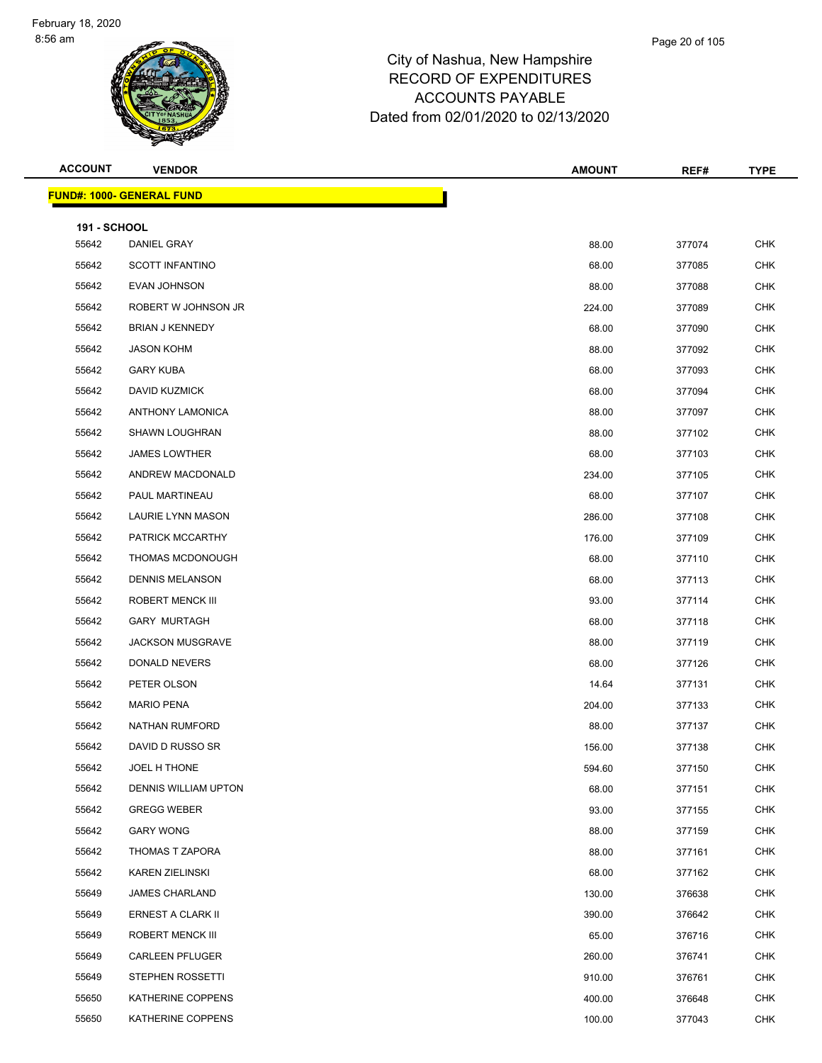# City of Nashua, New Hampshire
## RECORD OF EXPENDITURES
## ACCOUNTS PAYABLE
## Dated from 02/01/2020 to 02/13/2020

| ACCOUNT | VENDOR | AMOUNT | REF# | TYPE |
|---|---|---|---|---|
| **FUND#: 1000- GENERAL FUND** | | | | |
| **191 - SCHOOL** | | | | |
| 55642 | DANIEL GRAY | 88.00 | 377074 | CHK |
| 55642 | SCOTT INFANTINO | 68.00 | 377085 | CHK |
| 55642 | EVAN JOHNSON | 88.00 | 377088 | CHK |
| 55642 | ROBERT W JOHNSON JR | 224.00 | 377089 | CHK |
| 55642 | BRIAN J KENNEDY | 68.00 | 377090 | CHK |
| 55642 | JASON KOHM | 88.00 | 377092 | CHK |
| 55642 | GARY KUBA | 68.00 | 377093 | CHK |
| 55642 | DAVID KUZMICK | 68.00 | 377094 | CHK |
| 55642 | ANTHONY LAMONICA | 88.00 | 377097 | CHK |
| 55642 | SHAWN LOUGHRAN | 88.00 | 377102 | CHK |
| 55642 | JAMES LOWTHER | 68.00 | 377103 | CHK |
| 55642 | ANDREW MACDONALD | 234.00 | 377105 | CHK |
| 55642 | PAUL MARTINEAU | 68.00 | 377107 | CHK |
| 55642 | LAURIE LYNN MASON | 286.00 | 377108 | CHK |
| 55642 | PATRICK MCCARTHY | 176.00 | 377109 | CHK |
| 55642 | THOMAS MCDONOUGH | 68.00 | 377110 | CHK |
| 55642 | DENNIS MELANSON | 68.00 | 377113 | CHK |
| 55642 | ROBERT MENCK III | 93.00 | 377114 | CHK |
| 55642 | GARY MURTAGH | 68.00 | 377118 | CHK |
| 55642 | JACKSON MUSGRAVE | 88.00 | 377119 | CHK |
| 55642 | DONALD NEVERS | 68.00 | 377126 | CHK |
| 55642 | PETER OLSON | 14.64 | 377131 | CHK |
| 55642 | MARIO PENA | 204.00 | 377133 | CHK |
| 55642 | NATHAN RUMFORD | 88.00 | 377137 | CHK |
| 55642 | DAVID D RUSSO SR | 156.00 | 377138 | CHK |
| 55642 | JOEL H THONE | 594.60 | 377150 | CHK |
| 55642 | DENNIS WILLIAM UPTON | 68.00 | 377151 | CHK |
| 55642 | GREGG WEBER | 93.00 | 377155 | CHK |
| 55642 | GARY WONG | 88.00 | 377159 | CHK |
| 55642 | THOMAS T ZAPORA | 88.00 | 377161 | CHK |
| 55642 | KAREN ZIELINSKI | 68.00 | 377162 | CHK |
| 55649 | JAMES CHARLAND | 130.00 | 376638 | CHK |
| 55649 | ERNEST A CLARK II | 390.00 | 376642 | CHK |
| 55649 | ROBERT MENCK III | 65.00 | 376716 | CHK |
| 55649 | CARLEEN PFLUGER | 260.00 | 376741 | CHK |
| 55649 | STEPHEN ROSSETTI | 910.00 | 376761 | CHK |
| 55650 | KATHERINE COPPENS | 400.00 | 376648 | CHK |
| 55650 | KATHERINE COPPENS | 100.00 | 377043 | CHK |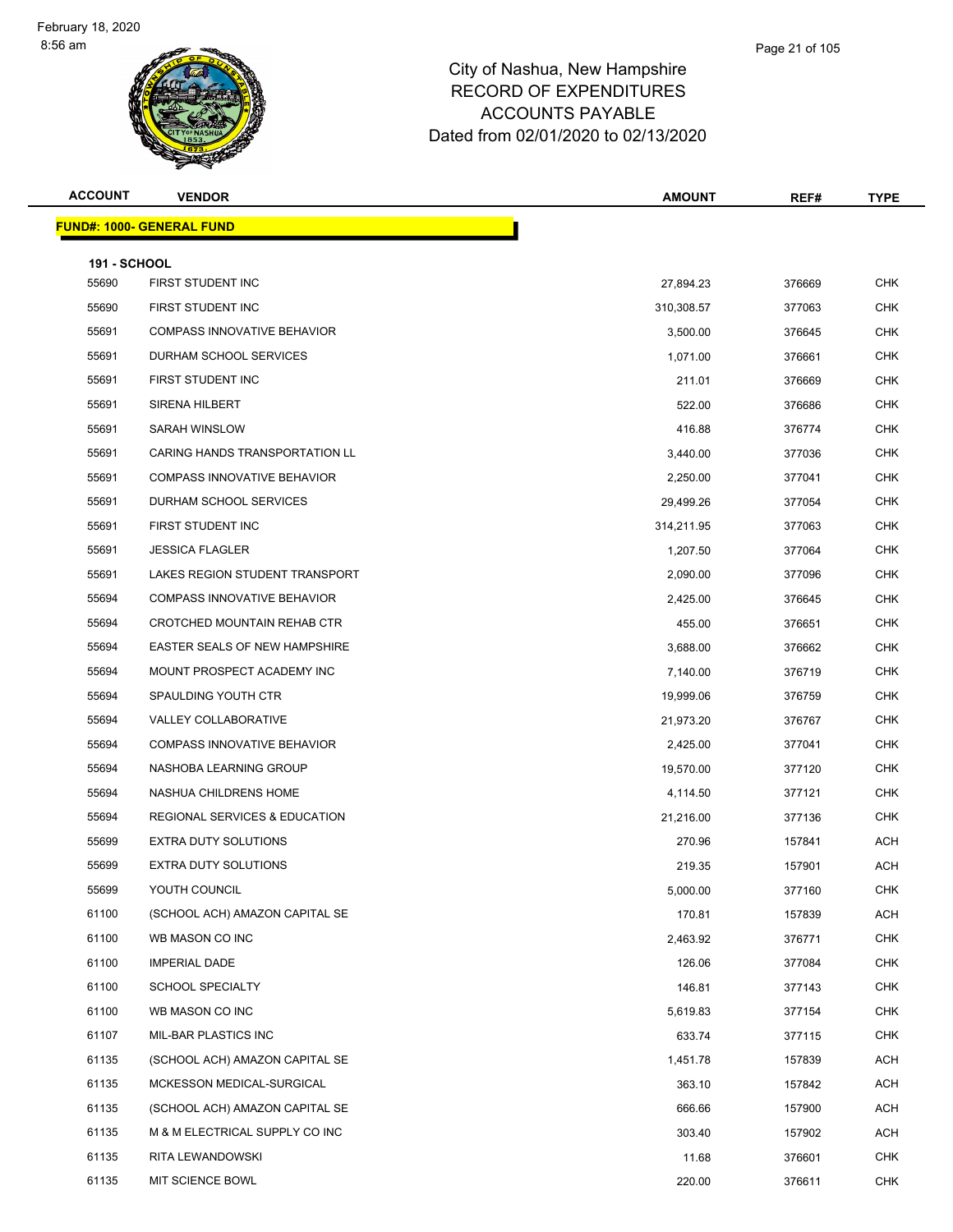# City of Nashua, New Hampshire
## RECORD OF EXPENDITURES
## ACCOUNTS PAYABLE
### Dated from 02/01/2020 to 02/13/2020

| ACCOUNT | VENDOR | AMOUNT | REF# | TYPE |
|---|---|---|---|---|
| **FUND#: 1000- GENERAL FUND** | | | | |
| **191 - SCHOOL** | | | | |
| 55690 | FIRST STUDENT INC | 27,894.23 | 376669 | CHK |
| 55690 | FIRST STUDENT INC | 310,308.57 | 377063 | CHK |
| 55691 | COMPASS INNOVATIVE BEHAVIOR | 3,500.00 | 376645 | CHK |
| 55691 | DURHAM SCHOOL SERVICES | 1,071.00 | 376661 | CHK |
| 55691 | FIRST STUDENT INC | 211.01 | 376669 | CHK |
| 55691 | SIRENA HILBERT | 522.00 | 376686 | CHK |
| 55691 | SARAH WINSLOW | 416.88 | 376774 | CHK |
| 55691 | CARING HANDS TRANSPORTATION LL | 3,440.00 | 377036 | CHK |
| 55691 | COMPASS INNOVATIVE BEHAVIOR | 2,250.00 | 377041 | CHK |
| 55691 | DURHAM SCHOOL SERVICES | 29,499.26 | 377054 | CHK |
| 55691 | FIRST STUDENT INC | 314,211.95 | 377063 | CHK |
| 55691 | JESSICA FLAGLER | 1,207.50 | 377064 | CHK |
| 55691 | LAKES REGION STUDENT TRANSPORT | 2,090.00 | 377096 | CHK |
| 55694 | COMPASS INNOVATIVE BEHAVIOR | 2,425.00 | 376645 | CHK |
| 55694 | CROTCHED MOUNTAIN REHAB CTR | 455.00 | 376651 | CHK |
| 55694 | EASTER SEALS OF NEW HAMPSHIRE | 3,688.00 | 376662 | CHK |
| 55694 | MOUNT PROSPECT ACADEMY INC | 7,140.00 | 376719 | CHK |
| 55694 | SPAULDING YOUTH CTR | 19,999.06 | 376759 | CHK |
| 55694 | VALLEY COLLABORATIVE | 21,973.20 | 376767 | CHK |
| 55694 | COMPASS INNOVATIVE BEHAVIOR | 2,425.00 | 377041 | CHK |
| 55694 | NASHOBA LEARNING GROUP | 19,570.00 | 377120 | CHK |
| 55694 | NASHUA CHILDRENS HOME | 4,114.50 | 377121 | CHK |
| 55694 | REGIONAL SERVICES & EDUCATION | 21,216.00 | 377136 | CHK |
| 55699 | EXTRA DUTY SOLUTIONS | 270.96 | 157841 | ACH |
| 55699 | EXTRA DUTY SOLUTIONS | 219.35 | 157901 | ACH |
| 55699 | YOUTH COUNCIL | 5,000.00 | 377160 | CHK |
| 61100 | (SCHOOL ACH) AMAZON CAPITAL SE | 170.81 | 157839 | ACH |
| 61100 | WB MASON CO INC | 2,463.92 | 376771 | CHK |
| 61100 | IMPERIAL DADE | 126.06 | 377084 | CHK |
| 61100 | SCHOOL SPECIALTY | 146.81 | 377143 | CHK |
| 61100 | WB MASON CO INC | 5,619.83 | 377154 | CHK |
| 61107 | MIL-BAR PLASTICS INC | 633.74 | 377115 | CHK |
| 61135 | (SCHOOL ACH) AMAZON CAPITAL SE | 1,451.78 | 157839 | ACH |
| 61135 | MCKESSON MEDICAL-SURGICAL | 363.10 | 157842 | ACH |
| 61135 | (SCHOOL ACH) AMAZON CAPITAL SE | 666.66 | 157900 | ACH |
| 61135 | M & M ELECTRICAL SUPPLY CO INC | 303.40 | 157902 | ACH |
| 61135 | RITA LEWANDOWSKI | 11.68 | 376601 | CHK |
| 61135 | MIT SCIENCE BOWL | 220.00 | 376611 | CHK |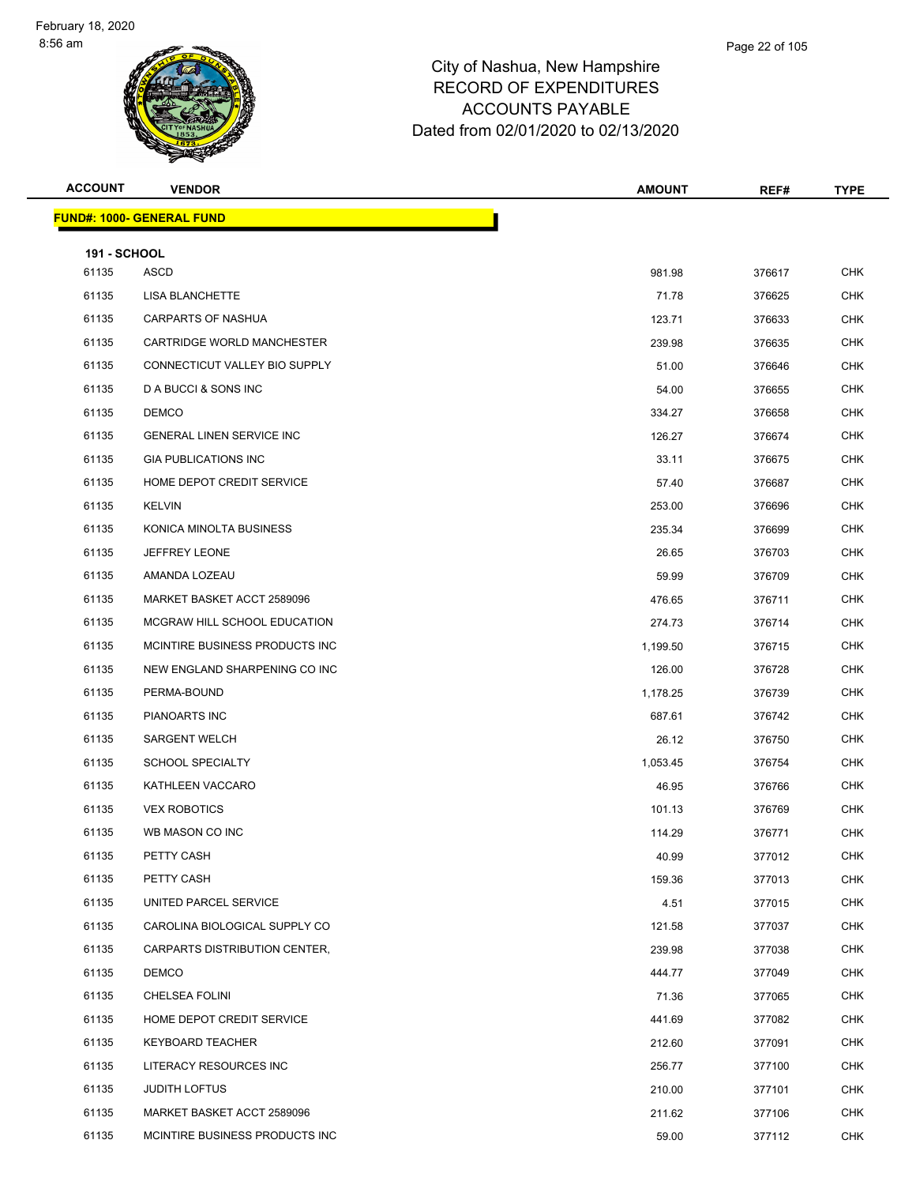# City of Nashua, New Hampshire
# RECORD OF EXPENDITURES
# ACCOUNTS PAYABLE
# Dated from 02/01/2020 to 02/13/2020

| ACCOUNT | VENDOR | AMOUNT | REF# | TYPE |
|---|---|---|---|---|
| **FUND#: 1000- GENERAL FUND** | | | | |
| **191 - SCHOOL** | | | | |
| 61135 | ASCD | 981.98 | 376617 | CHK |
| 61135 | LISA BLANCHETTE | 71.78 | 376625 | CHK |
| 61135 | CARPARTS OF NASHUA | 123.71 | 376633 | CHK |
| 61135 | CARTRIDGE WORLD MANCHESTER | 239.98 | 376635 | CHK |
| 61135 | CONNECTICUT VALLEY BIO SUPPLY | 51.00 | 376646 | CHK |
| 61135 | D A BUCCI & SONS INC | 54.00 | 376655 | CHK |
| 61135 | DEMCO | 334.27 | 376658 | CHK |
| 61135 | GENERAL LINEN SERVICE INC | 126.27 | 376674 | CHK |
| 61135 | GIA PUBLICATIONS INC | 33.11 | 376675 | CHK |
| 61135 | HOME DEPOT CREDIT SERVICE | 57.40 | 376687 | CHK |
| 61135 | KELVIN | 253.00 | 376696 | CHK |
| 61135 | KONICA MINOLTA BUSINESS | 235.34 | 376699 | CHK |
| 61135 | JEFFREY LEONE | 26.65 | 376703 | CHK |
| 61135 | AMANDA LOZEAU | 59.99 | 376709 | CHK |
| 61135 | MARKET BASKET ACCT 2589096 | 476.65 | 376711 | CHK |
| 61135 | MCGRAW HILL SCHOOL EDUCATION | 274.73 | 376714 | CHK |
| 61135 | MCINTIRE BUSINESS PRODUCTS INC | 1,199.50 | 376715 | CHK |
| 61135 | NEW ENGLAND SHARPENING CO INC | 126.00 | 376728 | CHK |
| 61135 | PERMA-BOUND | 1,178.25 | 376739 | CHK |
| 61135 | PIANOARTS INC | 687.61 | 376742 | CHK |
| 61135 | SARGENT WELCH | 26.12 | 376750 | CHK |
| 61135 | SCHOOL SPECIALTY | 1,053.45 | 376754 | CHK |
| 61135 | KATHLEEN VACCARO | 46.95 | 376766 | CHK |
| 61135 | VEX ROBOTICS | 101.13 | 376769 | CHK |
| 61135 | WB MASON CO INC | 114.29 | 376771 | CHK |
| 61135 | PETTY CASH | 40.99 | 377012 | CHK |
| 61135 | PETTY CASH | 159.36 | 377013 | CHK |
| 61135 | UNITED PARCEL SERVICE | 4.51 | 377015 | CHK |
| 61135 | CAROLINA BIOLOGICAL SUPPLY CO | 121.58 | 377037 | CHK |
| 61135 | CARPARTS DISTRIBUTION CENTER, | 239.98 | 377038 | CHK |
| 61135 | DEMCO | 444.77 | 377049 | CHK |
| 61135 | CHELSEA FOLINI | 71.36 | 377065 | CHK |
| 61135 | HOME DEPOT CREDIT SERVICE | 441.69 | 377082 | CHK |
| 61135 | KEYBOARD TEACHER | 212.60 | 377091 | CHK |
| 61135 | LITERACY RESOURCES INC | 256.77 | 377100 | CHK |
| 61135 | JUDITH LOFTUS | 210.00 | 377101 | CHK |
| 61135 | MARKET BASKET ACCT 2589096 | 211.62 | 377106 | CHK |
| 61135 | MCINTIRE BUSINESS PRODUCTS INC | 59.00 | 377112 | CHK |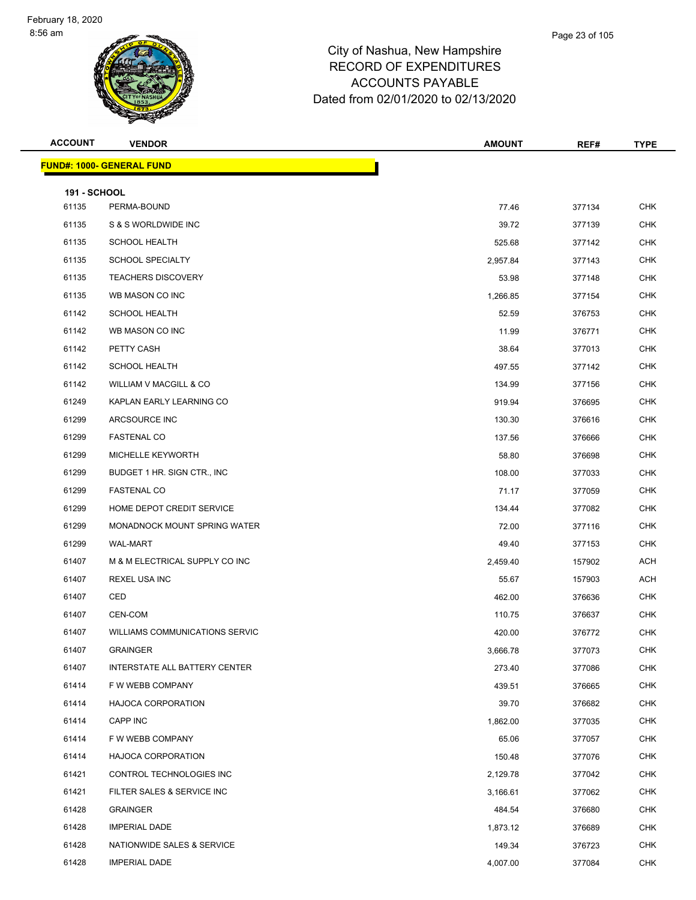# City of Nashua, New Hampshire
## RECORD OF EXPENDITURES
## ACCOUNTS PAYABLE
## Dated from 02/01/2020 to 02/13/2020

**FUND#: 1000- GENERAL FUND**

**191 - SCHOOL**

| ACCOUNT | VENDOR | AMOUNT | REF# | TYPE |
|---|---|---|---|---|
| 61135 | PERMA-BOUND | 77.46 | 377134 | CHK |
| 61135 | S & S WORLDWIDE INC | 39.72 | 377139 | CHK |
| 61135 | SCHOOL HEALTH | 525.68 | 377142 | CHK |
| 61135 | SCHOOL SPECIALTY | 2,957.84 | 377143 | CHK |
| 61135 | TEACHERS DISCOVERY | 53.98 | 377148 | CHK |
| 61135 | WB MASON CO INC | 1,266.85 | 377154 | CHK |
| 61142 | SCHOOL HEALTH | 52.59 | 376753 | CHK |
| 61142 | WB MASON CO INC | 11.99 | 376771 | CHK |
| 61142 | PETTY CASH | 38.64 | 377013 | CHK |
| 61142 | SCHOOL HEALTH | 497.55 | 377142 | CHK |
| 61142 | WILLIAM V MACGILL & CO | 134.99 | 377156 | CHK |
| 61249 | KAPLAN EARLY LEARNING CO | 919.94 | 376695 | CHK |
| 61299 | ARCSOURCE INC | 130.30 | 376616 | CHK |
| 61299 | FASTENAL CO | 137.56 | 376666 | CHK |
| 61299 | MICHELLE KEYWORTH | 58.80 | 376698 | CHK |
| 61299 | BUDGET 1 HR. SIGN CTR., INC | 108.00 | 377033 | CHK |
| 61299 | FASTENAL CO | 71.17 | 377059 | CHK |
| 61299 | HOME DEPOT CREDIT SERVICE | 134.44 | 377082 | CHK |
| 61299 | MONADNOCK MOUNT SPRING WATER | 72.00 | 377116 | CHK |
| 61299 | WAL-MART | 49.40 | 377153 | CHK |
| 61407 | M & M ELECTRICAL SUPPLY CO INC | 2,459.40 | 157902 | ACH |
| 61407 | REXEL USA INC | 55.67 | 157903 | ACH |
| 61407 | CED | 462.00 | 376636 | CHK |
| 61407 | CEN-COM | 110.75 | 376637 | CHK |
| 61407 | WILLIAMS COMMUNICATIONS SERVIC | 420.00 | 376772 | CHK |
| 61407 | GRAINGER | 3,666.78 | 377073 | CHK |
| 61407 | INTERSTATE ALL BATTERY CENTER | 273.40 | 377086 | CHK |
| 61414 | F W WEBB COMPANY | 439.51 | 376665 | CHK |
| 61414 | HAJOCA CORPORATION | 39.70 | 376682 | CHK |
| 61414 | CAPP INC | 1,862.00 | 377035 | CHK |
| 61414 | F W WEBB COMPANY | 65.06 | 377057 | CHK |
| 61414 | HAJOCA CORPORATION | 150.48 | 377076 | CHK |
| 61421 | CONTROL TECHNOLOGIES INC | 2,129.78 | 377042 | CHK |
| 61421 | FILTER SALES & SERVICE INC | 3,166.61 | 377062 | CHK |
| 61428 | GRAINGER | 484.54 | 376680 | CHK |
| 61428 | IMPERIAL DADE | 1,873.12 | 376689 | CHK |
| 61428 | NATIONWIDE SALES & SERVICE | 149.34 | 376723 | CHK |
| 61428 | IMPERIAL DADE | 4,007.00 | 377084 | CHK |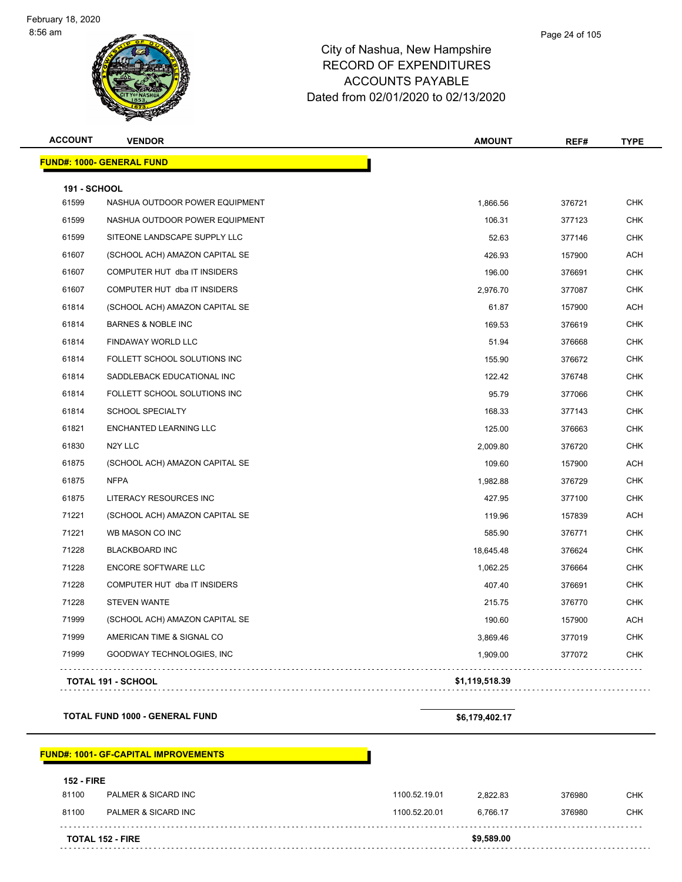City of Nashua, New Hampshire
RECORD OF EXPENDITURES
ACCOUNTS PAYABLE
Dated from 02/01/2020 to 02/13/2020

| ACCOUNT | VENDOR | | AMOUNT | REF# | TYPE |
|---|---|---|---|---|---|
| **FUND#: 1000- GENERAL FUND** | | | | | |
| **191 - SCHOOL** | | | | | |
| 61599 | NASHUA OUTDOOR POWER EQUIPMENT | | 1,866.56 | 376721 | CHK |
| 61599 | NASHUA OUTDOOR POWER EQUIPMENT | | 106.31 | 377123 | CHK |
| 61599 | SITEONE LANDSCAPE SUPPLY LLC | | 52.63 | 377146 | CHK |
| 61607 | (SCHOOL ACH) AMAZON CAPITAL SE | | 426.93 | 157900 | ACH |
| 61607 | COMPUTER HUT dba IT INSIDERS | | 196.00 | 376691 | CHK |
| 61607 | COMPUTER HUT dba IT INSIDERS | | 2,976.70 | 377087 | CHK |
| 61814 | (SCHOOL ACH) AMAZON CAPITAL SE | | 61.87 | 157900 | ACH |
| 61814 | BARNES & NOBLE INC | | 169.53 | 376619 | CHK |
| 61814 | FINDAWAY WORLD LLC | | 51.94 | 376668 | CHK |
| 61814 | FOLLETT SCHOOL SOLUTIONS INC | | 155.90 | 376672 | CHK |
| 61814 | SADDLEBACK EDUCATIONAL INC | | 122.42 | 376748 | CHK |
| 61814 | FOLLETT SCHOOL SOLUTIONS INC | | 95.79 | 377066 | CHK |
| 61814 | SCHOOL SPECIALTY | | 168.33 | 377143 | CHK |
| 61821 | ENCHANTED LEARNING LLC | | 125.00 | 376663 | CHK |
| 61830 | N2Y LLC | | 2,009.80 | 376720 | CHK |
| 61875 | (SCHOOL ACH) AMAZON CAPITAL SE | | 109.60 | 157900 | ACH |
| 61875 | NFPA | | 1,982.88 | 376729 | CHK |
| 61875 | LITERACY RESOURCES INC | | 427.95 | 377100 | CHK |
| 71221 | (SCHOOL ACH) AMAZON CAPITAL SE | | 119.96 | 157839 | ACH |
| 71221 | WB MASON CO INC | | 585.90 | 376771 | CHK |
| 71228 | BLACKBOARD INC | | 18,645.48 | 376624 | CHK |
| 71228 | ENCORE SOFTWARE LLC | | 1,062.25 | 376664 | CHK |
| 71228 | COMPUTER HUT dba IT INSIDERS | | 407.40 | 376691 | CHK |
| 71228 | STEVEN WANTE | | 215.75 | 376770 | CHK |
| 71999 | (SCHOOL ACH) AMAZON CAPITAL SE | | 190.60 | 157900 | ACH |
| 71999 | AMERICAN TIME & SIGNAL CO | | 3,869.46 | 377019 | CHK |
| 71999 | GOODWAY TECHNOLOGIES, INC | | 1,909.00 | 377072 | CHK |
| **TOTAL 191 - SCHOOL** | | | **$1,119,518.39** | | |
| **TOTAL FUND 1000 - GENERAL FUND** | | | **$6,179,402.17** | | |
| **FUND#: 1001- GF-CAPITAL IMPROVEMENTS** | | | | | |
| **152 - FIRE** | | | | | |
| 81100 | PALMER & SICARD INC | 1100.52.19.01 | 2,822.83 | 376980 | CHK |
| 81100 | PALMER & SICARD INC | 1100.52.20.01 | 6,766.17 | 376980 | CHK |
| **TOTAL 152 - FIRE** | | | **$9,589.00** | | |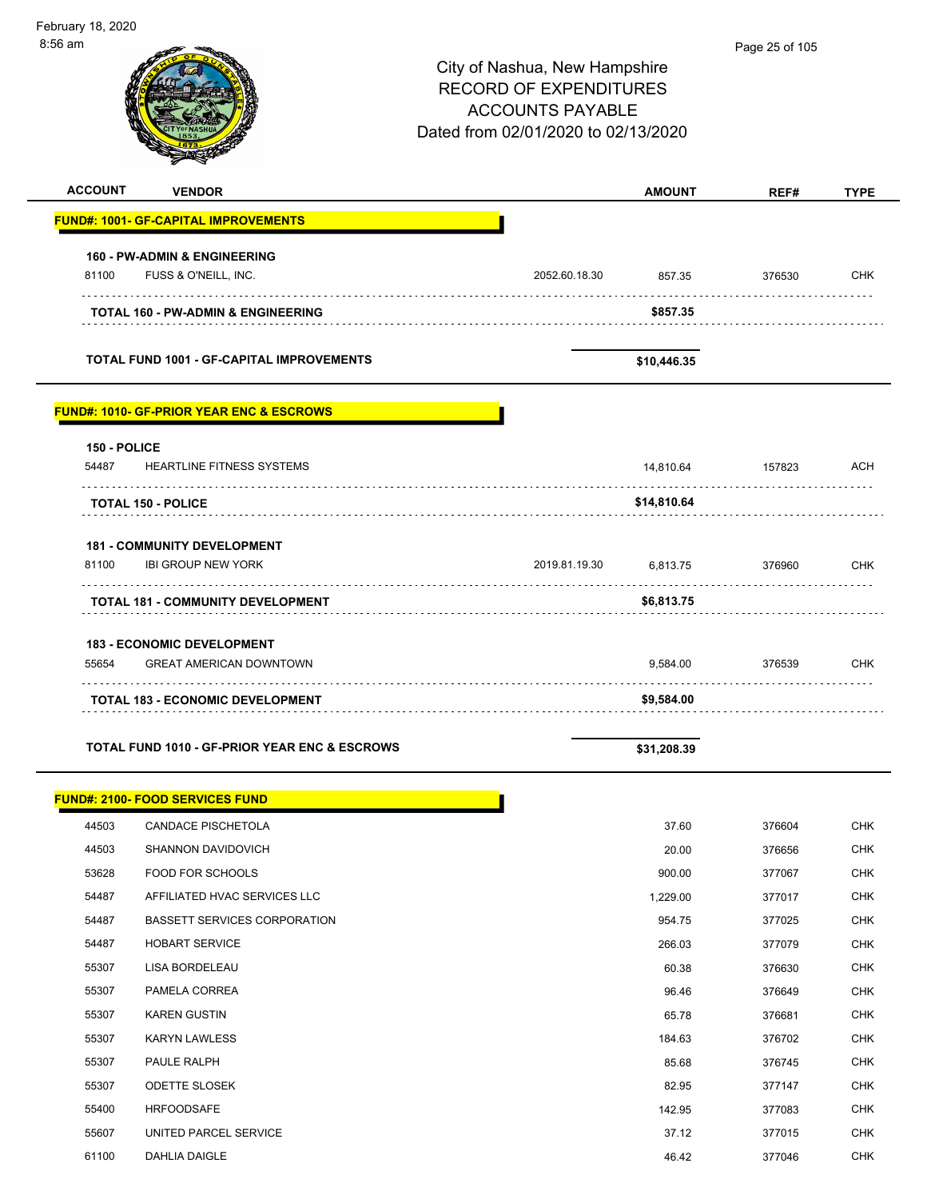City of Nashua, New Hampshire
RECORD OF EXPENDITURES
ACCOUNTS PAYABLE
Dated from 02/01/2020 to 02/13/2020

| ACCOUNT | VENDOR | | AMOUNT | REF# | TYPE |
|---|---|---|---|---|---|
| **FUND#: 1001- GF-CAPITAL IMPROVEMENTS** | | | | | |
| **160 - PW-ADMIN & ENGINEERING** | | | | | |
| 81100 | FUSS & O'NEILL, INC. | 2052.60.18.30 | 857.35 | 376530 | CHK |
| | **TOTAL 160 - PW-ADMIN & ENGINEERING** | | **$857.35** | | |
| | **TOTAL FUND 1001 - GF-CAPITAL IMPROVEMENTS** | | **$10,446.35** | | |
| **FUND#: 1010- GF-PRIOR YEAR ENC & ESCROWS** | | | | | |
| **150 - POLICE** | | | | | |
| 54487 | HEARTLINE FITNESS SYSTEMS | | 14,810.64 | 157823 | ACH |
| | **TOTAL 150 - POLICE** | | **$14,810.64** | | |
| **181 - COMMUNITY DEVELOPMENT** | | | | | |
| 81100 | IBI GROUP NEW YORK | 2019.81.19.30 | 6,813.75 | 376960 | CHK |
| | **TOTAL 181 - COMMUNITY DEVELOPMENT** | | **$6,813.75** | | |
| **183 - ECONOMIC DEVELOPMENT** | | | | | |
| 55654 | GREAT AMERICAN DOWNTOWN | | 9,584.00 | 376539 | CHK |
| | **TOTAL 183 - ECONOMIC DEVELOPMENT** | | **$9,584.00** | | |
| | **TOTAL FUND 1010 - GF-PRIOR YEAR ENC & ESCROWS** | | **$31,208.39** | | |
| **FUND#: 2100- FOOD SERVICES FUND** | | | | | |
| 44503 | CANDACE PISCHETOLA | | 37.60 | 376604 | CHK |
| 44503 | SHANNON DAVIDOVICH | | 20.00 | 376656 | CHK |
| 53628 | FOOD FOR SCHOOLS | | 900.00 | 377067 | CHK |
| 54487 | AFFILIATED HVAC SERVICES LLC | | 1,229.00 | 377017 | CHK |
| 54487 | BASSETT SERVICES CORPORATION | | 954.75 | 377025 | CHK |
| 54487 | HOBART SERVICE | | 266.03 | 377079 | CHK |
| 55307 | LISA BORDELEAU | | 60.38 | 376630 | CHK |
| 55307 | PAMELA CORREA | | 96.46 | 376649 | CHK |
| 55307 | KAREN GUSTIN | | 65.78 | 376681 | CHK |
| 55307 | KARYN LAWLESS | | 184.63 | 376702 | CHK |
| 55307 | PAULE RALPH | | 85.68 | 376745 | CHK |
| 55307 | ODETTE SLOSEK | | 82.95 | 377147 | CHK |
| 55400 | HRFOODSAFE | | 142.95 | 377083 | CHK |
| 55607 | UNITED PARCEL SERVICE | | 37.12 | 377015 | CHK |
| 61100 | DAHLIA DAIGLE | | 46.42 | 377046 | CHK |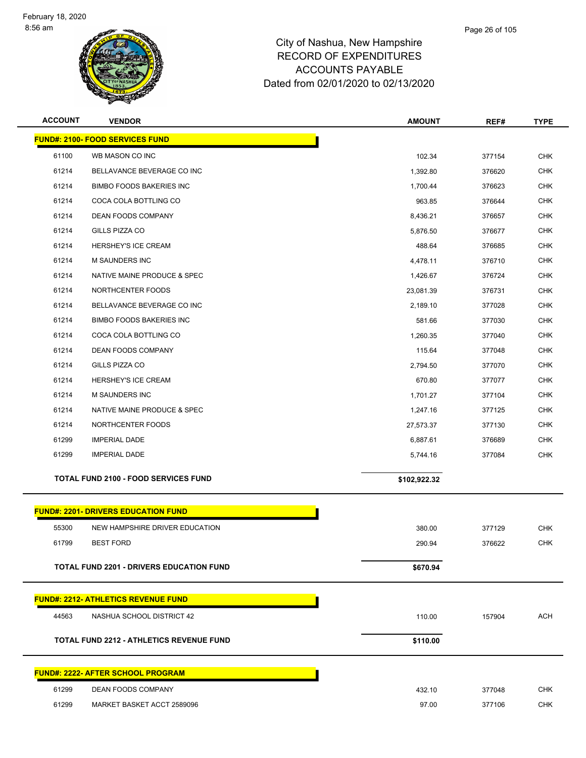# City of Nashua, New Hampshire
## RECORD OF EXPENDITURES
## ACCOUNTS PAYABLE
## Dated from 02/01/2020 to 02/13/2020

| ACCOUNT | VENDOR | AMOUNT | REF# | TYPE |
|---|---|---|---|---|
| **FUND#: 2100- FOOD SERVICES FUND** | | | | |
| 61100 | WB MASON CO INC | 102.34 | 377154 | CHK |
| 61214 | BELLAVANCE BEVERAGE CO INC | 1,392.80 | 376620 | CHK |
| 61214 | BIMBO FOODS BAKERIES INC | 1,700.44 | 376623 | CHK |
| 61214 | COCA COLA BOTTLING CO | 963.85 | 376644 | CHK |
| 61214 | DEAN FOODS COMPANY | 8,436.21 | 376657 | CHK |
| 61214 | GILLS PIZZA CO | 5,876.50 | 376677 | CHK |
| 61214 | HERSHEY'S ICE CREAM | 488.64 | 376685 | CHK |
| 61214 | M SAUNDERS INC | 4,478.11 | 376710 | CHK |
| 61214 | NATIVE MAINE PRODUCE & SPEC | 1,426.67 | 376724 | CHK |
| 61214 | NORTHCENTER FOODS | 23,081.39 | 376731 | CHK |
| 61214 | BELLAVANCE BEVERAGE CO INC | 2,189.10 | 377028 | CHK |
| 61214 | BIMBO FOODS BAKERIES INC | 581.66 | 377030 | CHK |
| 61214 | COCA COLA BOTTLING CO | 1,260.35 | 377040 | CHK |
| 61214 | DEAN FOODS COMPANY | 115.64 | 377048 | CHK |
| 61214 | GILLS PIZZA CO | 2,794.50 | 377070 | CHK |
| 61214 | HERSHEY'S ICE CREAM | 670.80 | 377077 | CHK |
| 61214 | M SAUNDERS INC | 1,701.27 | 377104 | CHK |
| 61214 | NATIVE MAINE PRODUCE & SPEC | 1,247.16 | 377125 | CHK |
| 61214 | NORTHCENTER FOODS | 27,573.37 | 377130 | CHK |
| 61299 | IMPERIAL DADE | 6,887.61 | 376689 | CHK |
| 61299 | IMPERIAL DADE | 5,744.16 | 377084 | CHK |
| **TOTAL FUND 2100 - FOOD SERVICES FUND** | | **$102,922.32** | | |
| **FUND#: 2201- DRIVERS EDUCATION FUND** | | | | |
| 55300 | NEW HAMPSHIRE DRIVER EDUCATION | 380.00 | 377129 | CHK |
| 61799 | BEST FORD | 290.94 | 376622 | CHK |
| **TOTAL FUND 2201 - DRIVERS EDUCATION FUND** | | **$670.94** | | |
| **FUND#: 2212- ATHLETICS REVENUE FUND** | | | | |
| 44563 | NASHUA SCHOOL DISTRICT 42 | 110.00 | 157904 | ACH |
| **TOTAL FUND 2212 - ATHLETICS REVENUE FUND** | | **$110.00** | | |
| **FUND#: 2222- AFTER SCHOOL PROGRAM** | | | | |
| 61299 | DEAN FOODS COMPANY | 432.10 | 377048 | CHK |
| 61299 | MARKET BASKET ACCT 2589096 | 97.00 | 377106 | CHK |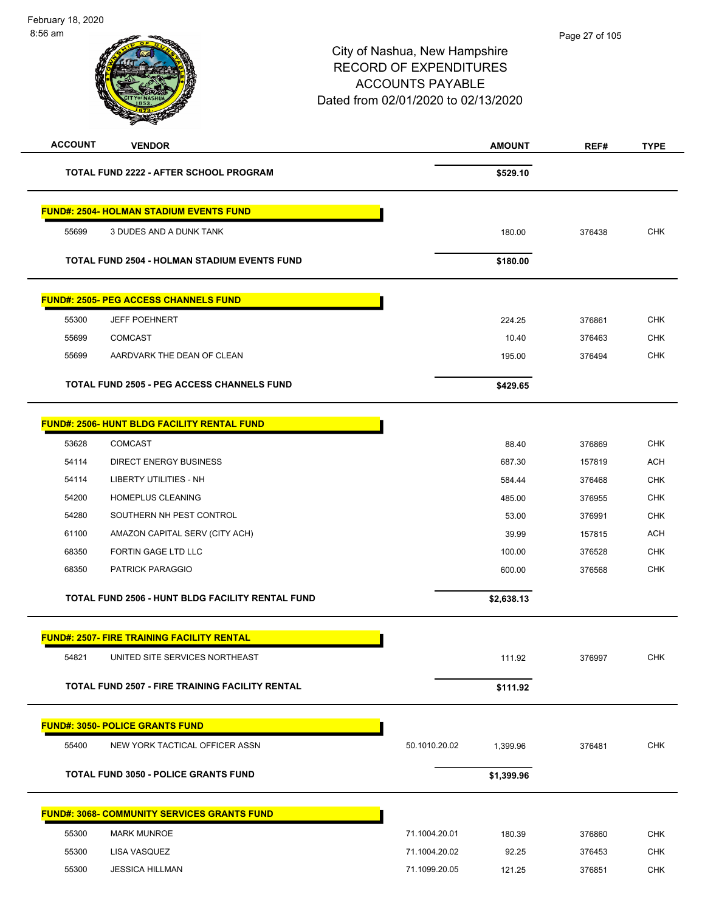February 18, 2020
8:56 am

# City of Nashua, New Hampshire
## RECORD OF EXPENDITURES
## ACCOUNTS PAYABLE
## Dated from 02/01/2020 to 02/13/2020

| ACCOUNT | VENDOR | | AMOUNT | REF# | TYPE |
|---|---|---|---|---|---|
| | **TOTAL FUND 2222 - AFTER SCHOOL PROGRAM** | | **$529.10** | | |
| **FUND#: 2504- HOLMAN STADIUM EVENTS FUND** | | | | | |
| 55699 | 3 DUDES AND A DUNK TANK | | 180.00 | 376438 | CHK |
| | **TOTAL FUND 2504 - HOLMAN STADIUM EVENTS FUND** | | **$180.00** | | |
| **FUND#: 2505- PEG ACCESS CHANNELS FUND** | | | | | |
| 55300 | JEFF POEHNERT | | 224.25 | 376861 | CHK |
| 55699 | COMCAST | | 10.40 | 376463 | CHK |
| 55699 | AARDVARK THE DEAN OF CLEAN | | 195.00 | 376494 | CHK |
| | **TOTAL FUND 2505 - PEG ACCESS CHANNELS FUND** | | **$429.65** | | |
| **FUND#: 2506- HUNT BLDG FACILITY RENTAL FUND** | | | | | |
| 53628 | COMCAST | | 88.40 | 376869 | CHK |
| 54114 | DIRECT ENERGY BUSINESS | | 687.30 | 157819 | ACH |
| 54114 | LIBERTY UTILITIES - NH | | 584.44 | 376468 | CHK |
| 54200 | HOMEPLUS CLEANING | | 485.00 | 376955 | CHK |
| 54280 | SOUTHERN NH PEST CONTROL | | 53.00 | 376991 | CHK |
| 61100 | AMAZON CAPITAL SERV (CITY ACH) | | 39.99 | 157815 | ACH |
| 68350 | FORTIN GAGE LTD LLC | | 100.00 | 376528 | CHK |
| 68350 | PATRICK PARAGGIO | | 600.00 | 376568 | CHK |
| | **TOTAL FUND 2506 - HUNT BLDG FACILITY RENTAL FUND** | | **$2,638.13** | | |
| **FUND#: 2507- FIRE TRAINING FACILITY RENTAL** | | | | | |
| 54821 | UNITED SITE SERVICES NORTHEAST | | 111.92 | 376997 | CHK |
| | **TOTAL FUND 2507 - FIRE TRAINING FACILITY RENTAL** | | **$111.92** | | |
| **FUND#: 3050- POLICE GRANTS FUND** | | | | | |
| 55400 | NEW YORK TACTICAL OFFICER ASSN | 50.1010.20.02 | 1,399.96 | 376481 | CHK |
| | **TOTAL FUND 3050 - POLICE GRANTS FUND** | | **$1,399.96** | | |
| **FUND#: 3068- COMMUNITY SERVICES GRANTS FUND** | | | | | |
| 55300 | MARK MUNROE | 71.1004.20.01 | 180.39 | 376860 | CHK |
| 55300 | LISA VASQUEZ | 71.1004.20.02 | 92.25 | 376453 | CHK |
| 55300 | JESSICA HILLMAN | 71.1099.20.05 | 121.25 | 376851 | CHK |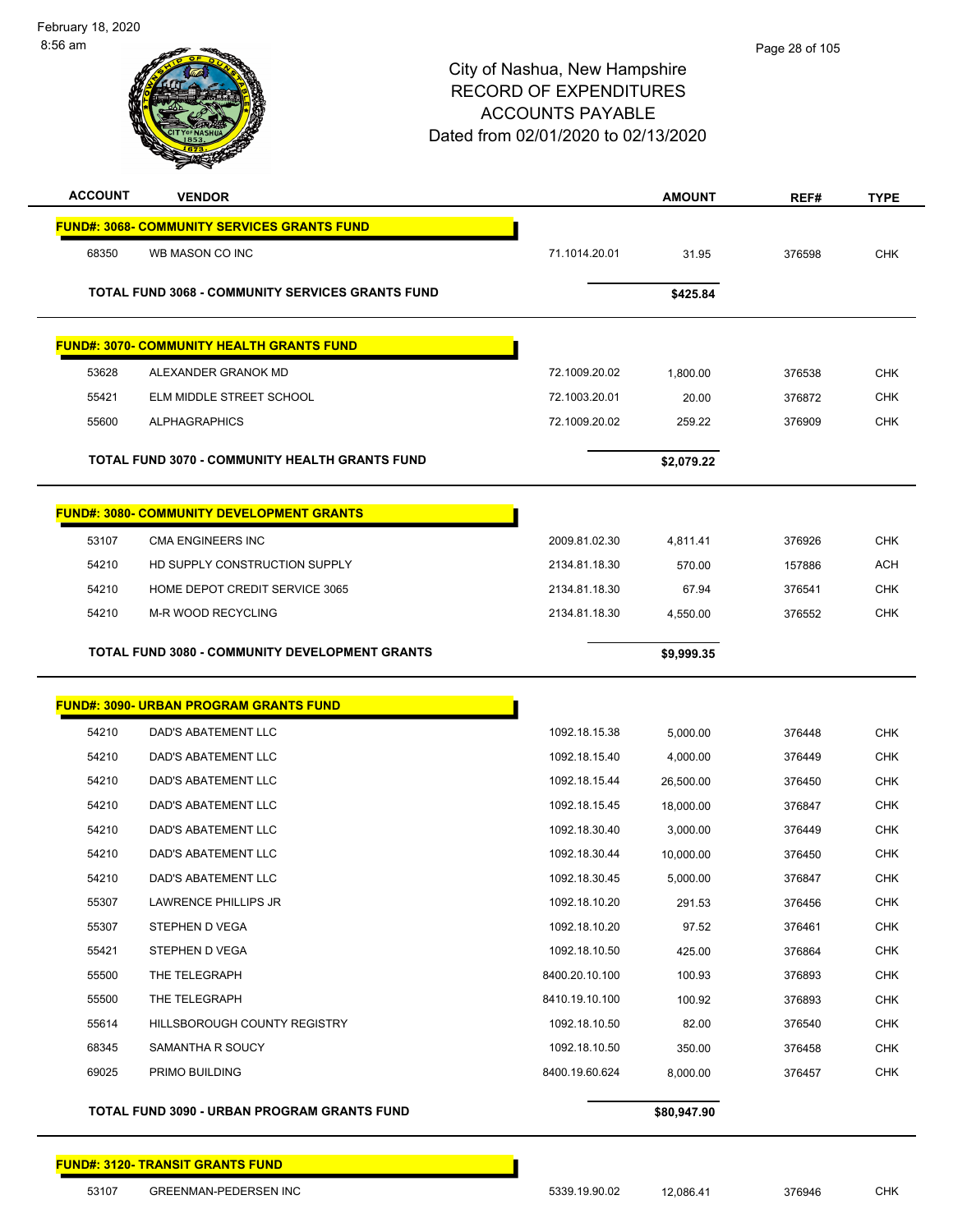# City of Nashua, New Hampshire
## RECORD OF EXPENDITURES
## ACCOUNTS PAYABLE
## Dated from 02/01/2020 to 02/13/2020

| ACCOUNT | VENDOR | | AMOUNT | REF# | TYPE |
|---|---|---|---|---|---|
| **FUND#: 3068- COMMUNITY SERVICES GRANTS FUND** | | | | | |
| 68350 | WB MASON CO INC | 71.1014.20.01 | 31.95 | 376598 | CHK |
| | **TOTAL FUND 3068 - COMMUNITY SERVICES GRANTS FUND** | | **$425.84** | | |
| **FUND#: 3070- COMMUNITY HEALTH GRANTS FUND** | | | | | |
| 53628 | ALEXANDER GRANOK MD | 72.1009.20.02 | 1,800.00 | 376538 | CHK |
| 55421 | ELM MIDDLE STREET SCHOOL | 72.1003.20.01 | 20.00 | 376872 | CHK |
| 55600 | ALPHAGRAPHICS | 72.1009.20.02 | 259.22 | 376909 | CHK |
| | **TOTAL FUND 3070 - COMMUNITY HEALTH GRANTS FUND** | | **$2,079.22** | | |
| **FUND#: 3080- COMMUNITY DEVELOPMENT GRANTS** | | | | | |
| 53107 | CMA ENGINEERS INC | 2009.81.02.30 | 4,811.41 | 376926 | CHK |
| 54210 | HD SUPPLY CONSTRUCTION SUPPLY | 2134.81.18.30 | 570.00 | 157886 | ACH |
| 54210 | HOME DEPOT CREDIT SERVICE 3065 | 2134.81.18.30 | 67.94 | 376541 | CHK |
| 54210 | M-R WOOD RECYCLING | 2134.81.18.30 | 4,550.00 | 376552 | CHK |
| | **TOTAL FUND 3080 - COMMUNITY DEVELOPMENT GRANTS** | | **$9,999.35** | | |
| **FUND#: 3090- URBAN PROGRAM GRANTS FUND** | | | | | |
| 54210 | DAD'S ABATEMENT LLC | 1092.18.15.38 | 5,000.00 | 376448 | CHK |
| 54210 | DAD'S ABATEMENT LLC | 1092.18.15.40 | 4,000.00 | 376449 | CHK |
| 54210 | DAD'S ABATEMENT LLC | 1092.18.15.44 | 26,500.00 | 376450 | CHK |
| 54210 | DAD'S ABATEMENT LLC | 1092.18.15.45 | 18,000.00 | 376847 | CHK |
| 54210 | DAD'S ABATEMENT LLC | 1092.18.30.40 | 3,000.00 | 376449 | CHK |
| 54210 | DAD'S ABATEMENT LLC | 1092.18.30.44 | 10,000.00 | 376450 | CHK |
| 54210 | DAD'S ABATEMENT LLC | 1092.18.30.45 | 5,000.00 | 376847 | CHK |
| 55307 | LAWRENCE PHILLIPS JR | 1092.18.10.20 | 291.53 | 376456 | CHK |
| 55307 | STEPHEN D VEGA | 1092.18.10.20 | 97.52 | 376461 | CHK |
| 55421 | STEPHEN D VEGA | 1092.18.10.50 | 425.00 | 376864 | CHK |
| 55500 | THE TELEGRAPH | 8400.20.10.100 | 100.93 | 376893 | CHK |
| 55500 | THE TELEGRAPH | 8410.19.10.100 | 100.92 | 376893 | CHK |
| 55614 | HILLSBOROUGH COUNTY REGISTRY | 1092.18.10.50 | 82.00 | 376540 | CHK |
| 68345 | SAMANTHA R SOUCY | 1092.18.10.50 | 350.00 | 376458 | CHK |
| 69025 | PRIMO BUILDING | 8400.19.60.624 | 8,000.00 | 376457 | CHK |
| | **TOTAL FUND 3090 - URBAN PROGRAM GRANTS FUND** | | **$80,947.90** | | |
| **FUND#: 3120- TRANSIT GRANTS FUND** | | | | | |
| 53107 | GREENMAN-PEDERSEN INC | 5339.19.90.02 | 12,086.41 | 376946 | CHK |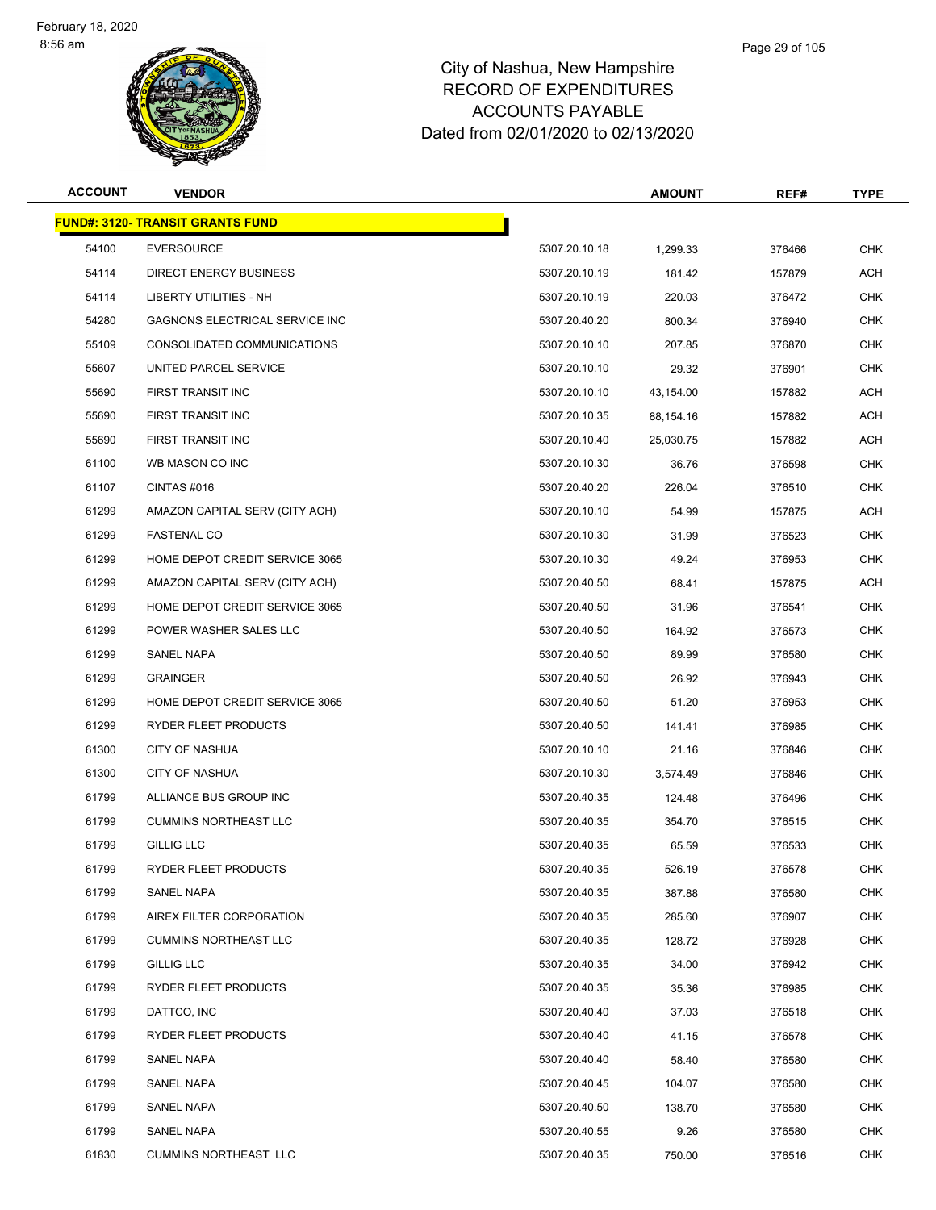City of Nashua, New Hampshire
RECORD OF EXPENDITURES
ACCOUNTS PAYABLE
Dated from 02/01/2020 to 02/13/2020

| ACCOUNT | VENDOR | | AMOUNT | REF# | TYPE |
|---|---|---|---|---|---|
| **FUND#: 3120- TRANSIT GRANTS FUND** | | | | | |
| 54100 | EVERSOURCE | 5307.20.10.18 | 1,299.33 | 376466 | CHK |
| 54114 | DIRECT ENERGY BUSINESS | 5307.20.10.19 | 181.42 | 157879 | ACH |
| 54114 | LIBERTY UTILITIES - NH | 5307.20.10.19 | 220.03 | 376472 | CHK |
| 54280 | GAGNONS ELECTRICAL SERVICE INC | 5307.20.40.20 | 800.34 | 376940 | CHK |
| 55109 | CONSOLIDATED COMMUNICATIONS | 5307.20.10.10 | 207.85 | 376870 | CHK |
| 55607 | UNITED PARCEL SERVICE | 5307.20.10.10 | 29.32 | 376901 | CHK |
| 55690 | FIRST TRANSIT INC | 5307.20.10.10 | 43,154.00 | 157882 | ACH |
| 55690 | FIRST TRANSIT INC | 5307.20.10.35 | 88,154.16 | 157882 | ACH |
| 55690 | FIRST TRANSIT INC | 5307.20.10.40 | 25,030.75 | 157882 | ACH |
| 61100 | WB MASON CO INC | 5307.20.10.30 | 36.76 | 376598 | CHK |
| 61107 | CINTAS #016 | 5307.20.40.20 | 226.04 | 376510 | CHK |
| 61299 | AMAZON CAPITAL SERV (CITY ACH) | 5307.20.10.10 | 54.99 | 157875 | ACH |
| 61299 | FASTENAL CO | 5307.20.10.30 | 31.99 | 376523 | CHK |
| 61299 | HOME DEPOT CREDIT SERVICE 3065 | 5307.20.10.30 | 49.24 | 376953 | CHK |
| 61299 | AMAZON CAPITAL SERV (CITY ACH) | 5307.20.40.50 | 68.41 | 157875 | ACH |
| 61299 | HOME DEPOT CREDIT SERVICE 3065 | 5307.20.40.50 | 31.96 | 376541 | CHK |
| 61299 | POWER WASHER SALES LLC | 5307.20.40.50 | 164.92 | 376573 | CHK |
| 61299 | SANEL NAPA | 5307.20.40.50 | 89.99 | 376580 | CHK |
| 61299 | GRAINGER | 5307.20.40.50 | 26.92 | 376943 | CHK |
| 61299 | HOME DEPOT CREDIT SERVICE 3065 | 5307.20.40.50 | 51.20 | 376953 | CHK |
| 61299 | RYDER FLEET PRODUCTS | 5307.20.40.50 | 141.41 | 376985 | CHK |
| 61300 | CITY OF NASHUA | 5307.20.10.10 | 21.16 | 376846 | CHK |
| 61300 | CITY OF NASHUA | 5307.20.10.30 | 3,574.49 | 376846 | CHK |
| 61799 | ALLIANCE BUS GROUP INC | 5307.20.40.35 | 124.48 | 376496 | CHK |
| 61799 | CUMMINS NORTHEAST LLC | 5307.20.40.35 | 354.70 | 376515 | CHK |
| 61799 | GILLIG LLC | 5307.20.40.35 | 65.59 | 376533 | CHK |
| 61799 | RYDER FLEET PRODUCTS | 5307.20.40.35 | 526.19 | 376578 | CHK |
| 61799 | SANEL NAPA | 5307.20.40.35 | 387.88 | 376580 | CHK |
| 61799 | AIREX FILTER CORPORATION | 5307.20.40.35 | 285.60 | 376907 | CHK |
| 61799 | CUMMINS NORTHEAST LLC | 5307.20.40.35 | 128.72 | 376928 | CHK |
| 61799 | GILLIG LLC | 5307.20.40.35 | 34.00 | 376942 | CHK |
| 61799 | RYDER FLEET PRODUCTS | 5307.20.40.35 | 35.36 | 376985 | CHK |
| 61799 | DATTCO, INC | 5307.20.40.40 | 37.03 | 376518 | CHK |
| 61799 | RYDER FLEET PRODUCTS | 5307.20.40.40 | 41.15 | 376578 | CHK |
| 61799 | SANEL NAPA | 5307.20.40.40 | 58.40 | 376580 | CHK |
| 61799 | SANEL NAPA | 5307.20.40.45 | 104.07 | 376580 | CHK |
| 61799 | SANEL NAPA | 5307.20.40.50 | 138.70 | 376580 | CHK |
| 61799 | SANEL NAPA | 5307.20.40.55 | 9.26 | 376580 | CHK |
| 61830 | CUMMINS NORTHEAST LLC | 5307.20.40.35 | 750.00 | 376516 | CHK |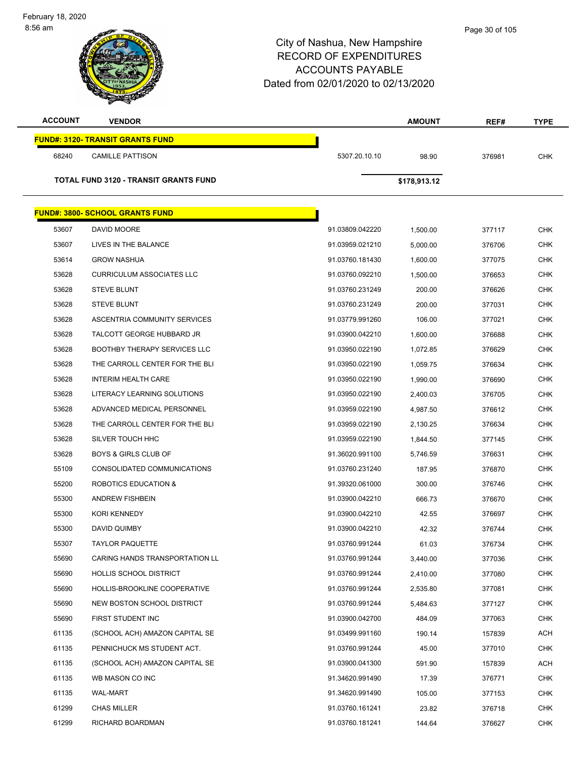# City of Nashua, New Hampshire
## RECORD OF EXPENDITURES
## ACCOUNTS PAYABLE
## Dated from 02/01/2020 to 02/13/2020

| ACCOUNT | VENDOR | | AMOUNT | REF# | TYPE |
|---|---|---|---|---|---|
| **FUND#: 3120- TRANSIT GRANTS FUND** | | | | | |
| 68240 | CAMILLE PATTISON | 5307.20.10.10 | 98.90 | 376981 | CHK |
| **TOTAL FUND 3120 - TRANSIT GRANTS FUND** | | | **$178,913.12** | | |
| **FUND#: 3800- SCHOOL GRANTS FUND** | | | | | |
| 53607 | DAVID MOORE | 91.03809.042220 | 1,500.00 | 377117 | CHK |
| 53607 | LIVES IN THE BALANCE | 91.03959.021210 | 5,000.00 | 376706 | CHK |
| 53614 | GROW NASHUA | 91.03760.181430 | 1,600.00 | 377075 | CHK |
| 53628 | CURRICULUM ASSOCIATES LLC | 91.03760.092210 | 1,500.00 | 376653 | CHK |
| 53628 | STEVE BLUNT | 91.03760.231249 | 200.00 | 376626 | CHK |
| 53628 | STEVE BLUNT | 91.03760.231249 | 200.00 | 377031 | CHK |
| 53628 | ASCENTRIA COMMUNITY SERVICES | 91.03779.991260 | 106.00 | 377021 | CHK |
| 53628 | TALCOTT GEORGE HUBBARD JR | 91.03900.042210 | 1,600.00 | 376688 | CHK |
| 53628 | BOOTHBY THERAPY SERVICES LLC | 91.03950.022190 | 1,072.85 | 376629 | CHK |
| 53628 | THE CARROLL CENTER FOR THE BLI | 91.03950.022190 | 1,059.75 | 376634 | CHK |
| 53628 | INTERIM HEALTH CARE | 91.03950.022190 | 1,990.00 | 376690 | CHK |
| 53628 | LITERACY LEARNING SOLUTIONS | 91.03950.022190 | 2,400.03 | 376705 | CHK |
| 53628 | ADVANCED MEDICAL PERSONNEL | 91.03959.022190 | 4,987.50 | 376612 | CHK |
| 53628 | THE CARROLL CENTER FOR THE BLI | 91.03959.022190 | 2,130.25 | 376634 | CHK |
| 53628 | SILVER TOUCH HHC | 91.03959.022190 | 1,844.50 | 377145 | CHK |
| 53628 | BOYS & GIRLS CLUB OF | 91.36020.991100 | 5,746.59 | 376631 | CHK |
| 55109 | CONSOLIDATED COMMUNICATIONS | 91.03760.231240 | 187.95 | 376870 | CHK |
| 55200 | ROBOTICS EDUCATION & | 91.39320.061000 | 300.00 | 376746 | CHK |
| 55300 | ANDREW FISHBEIN | 91.03900.042210 | 666.73 | 376670 | CHK |
| 55300 | KORI KENNEDY | 91.03900.042210 | 42.55 | 376697 | CHK |
| 55300 | DAVID QUIMBY | 91.03900.042210 | 42.32 | 376744 | CHK |
| 55307 | TAYLOR PAQUETTE | 91.03760.991244 | 61.03 | 376734 | CHK |
| 55690 | CARING HANDS TRANSPORTATION LL | 91.03760.991244 | 3,440.00 | 377036 | CHK |
| 55690 | HOLLIS SCHOOL DISTRICT | 91.03760.991244 | 2,410.00 | 377080 | CHK |
| 55690 | HOLLIS-BROOKLINE COOPERATIVE | 91.03760.991244 | 2,535.80 | 377081 | CHK |
| 55690 | NEW BOSTON SCHOOL DISTRICT | 91.03760.991244 | 5,484.63 | 377127 | CHK |
| 55690 | FIRST STUDENT INC | 91.03900.042700 | 484.09 | 377063 | CHK |
| 61135 | (SCHOOL ACH) AMAZON CAPITAL SE | 91.03499.991160 | 190.14 | 157839 | ACH |
| 61135 | PENNICHUCK MS STUDENT ACT. | 91.03760.991244 | 45.00 | 377010 | CHK |
| 61135 | (SCHOOL ACH) AMAZON CAPITAL SE | 91.03900.041300 | 591.90 | 157839 | ACH |
| 61135 | WB MASON CO INC | 91.34620.991490 | 17.39 | 376771 | CHK |
| 61135 | WAL-MART | 91.34620.991490 | 105.00 | 377153 | CHK |
| 61299 | CHAS MILLER | 91.03760.161241 | 23.82 | 376718 | CHK |
| 61299 | RICHARD BOARDMAN | 91.03760.181241 | 144.64 | 376627 | CHK |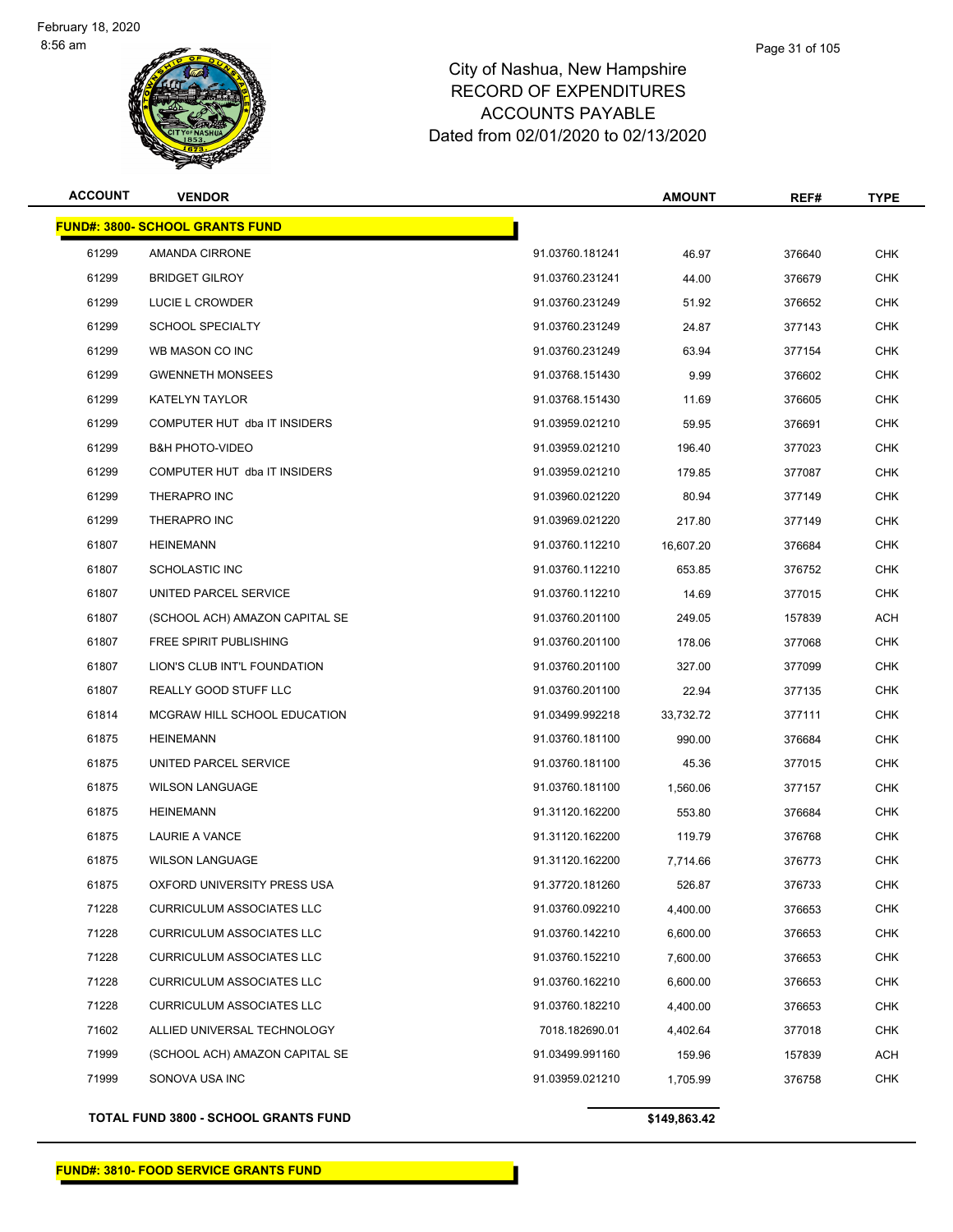# City of Nashua, New Hampshire
## RECORD OF EXPENDITURES
## ACCOUNTS PAYABLE
## Dated from 02/01/2020 to 02/13/2020

| ACCOUNT | VENDOR | | AMOUNT | REF# | TYPE |
|---|---|---|---|---|---|
| **FUND#: 3800- SCHOOL GRANTS FUND** | | | | | |
| 61299 | AMANDA CIRRONE | 91.03760.181241 | 46.97 | 376640 | CHK |
| 61299 | BRIDGET GILROY | 91.03760.231241 | 44.00 | 376679 | CHK |
| 61299 | LUCIE L CROWDER | 91.03760.231249 | 51.92 | 376652 | CHK |
| 61299 | SCHOOL SPECIALTY | 91.03760.231249 | 24.87 | 377143 | CHK |
| 61299 | WB MASON CO INC | 91.03760.231249 | 63.94 | 377154 | CHK |
| 61299 | GWENNETH MONSEES | 91.03768.151430 | 9.99 | 376602 | CHK |
| 61299 | KATELYN TAYLOR | 91.03768.151430 | 11.69 | 376605 | CHK |
| 61299 | COMPUTER HUT dba IT INSIDERS | 91.03959.021210 | 59.95 | 376691 | CHK |
| 61299 | B&H PHOTO-VIDEO | 91.03959.021210 | 196.40 | 377023 | CHK |
| 61299 | COMPUTER HUT dba IT INSIDERS | 91.03959.021210 | 179.85 | 377087 | CHK |
| 61299 | THERAPRO INC | 91.03960.021220 | 80.94 | 377149 | CHK |
| 61299 | THERAPRO INC | 91.03969.021220 | 217.80 | 377149 | CHK |
| 61807 | HEINEMANN | 91.03760.112210 | 16,607.20 | 376684 | CHK |
| 61807 | SCHOLASTIC INC | 91.03760.112210 | 653.85 | 376752 | CHK |
| 61807 | UNITED PARCEL SERVICE | 91.03760.112210 | 14.69 | 377015 | CHK |
| 61807 | (SCHOOL ACH) AMAZON CAPITAL SE | 91.03760.201100 | 249.05 | 157839 | ACH |
| 61807 | FREE SPIRIT PUBLISHING | 91.03760.201100 | 178.06 | 377068 | CHK |
| 61807 | LION'S CLUB INT'L FOUNDATION | 91.03760.201100 | 327.00 | 377099 | CHK |
| 61807 | REALLY GOOD STUFF LLC | 91.03760.201100 | 22.94 | 377135 | CHK |
| 61814 | MCGRAW HILL SCHOOL EDUCATION | 91.03499.992218 | 33,732.72 | 377111 | CHK |
| 61875 | HEINEMANN | 91.03760.181100 | 990.00 | 376684 | CHK |
| 61875 | UNITED PARCEL SERVICE | 91.03760.181100 | 45.36 | 377015 | CHK |
| 61875 | WILSON LANGUAGE | 91.03760.181100 | 1,560.06 | 377157 | CHK |
| 61875 | HEINEMANN | 91.31120.162200 | 553.80 | 376684 | CHK |
| 61875 | LAURIE A VANCE | 91.31120.162200 | 119.79 | 376768 | CHK |
| 61875 | WILSON LANGUAGE | 91.31120.162200 | 7,714.66 | 376773 | CHK |
| 61875 | OXFORD UNIVERSITY PRESS USA | 91.37720.181260 | 526.87 | 376733 | CHK |
| 71228 | CURRICULUM ASSOCIATES LLC | 91.03760.092210 | 4,400.00 | 376653 | CHK |
| 71228 | CURRICULUM ASSOCIATES LLC | 91.03760.142210 | 6,600.00 | 376653 | CHK |
| 71228 | CURRICULUM ASSOCIATES LLC | 91.03760.152210 | 7,600.00 | 376653 | CHK |
| 71228 | CURRICULUM ASSOCIATES LLC | 91.03760.162210 | 6,600.00 | 376653 | CHK |
| 71228 | CURRICULUM ASSOCIATES LLC | 91.03760.182210 | 4,400.00 | 376653 | CHK |
| 71602 | ALLIED UNIVERSAL TECHNOLOGY | 7018.182690.01 | 4,402.64 | 377018 | CHK |
| 71999 | (SCHOOL ACH) AMAZON CAPITAL SE | 91.03499.991160 | 159.96 | 157839 | ACH |
| 71999 | SONOVA USA INC | 91.03959.021210 | 1,705.99 | 376758 | CHK |
| **TOTAL FUND 3800 - SCHOOL GRANTS FUND** | | | **$149,863.42** | | |

**FUND#: 3810- FOOD SERVICE GRANTS FUND**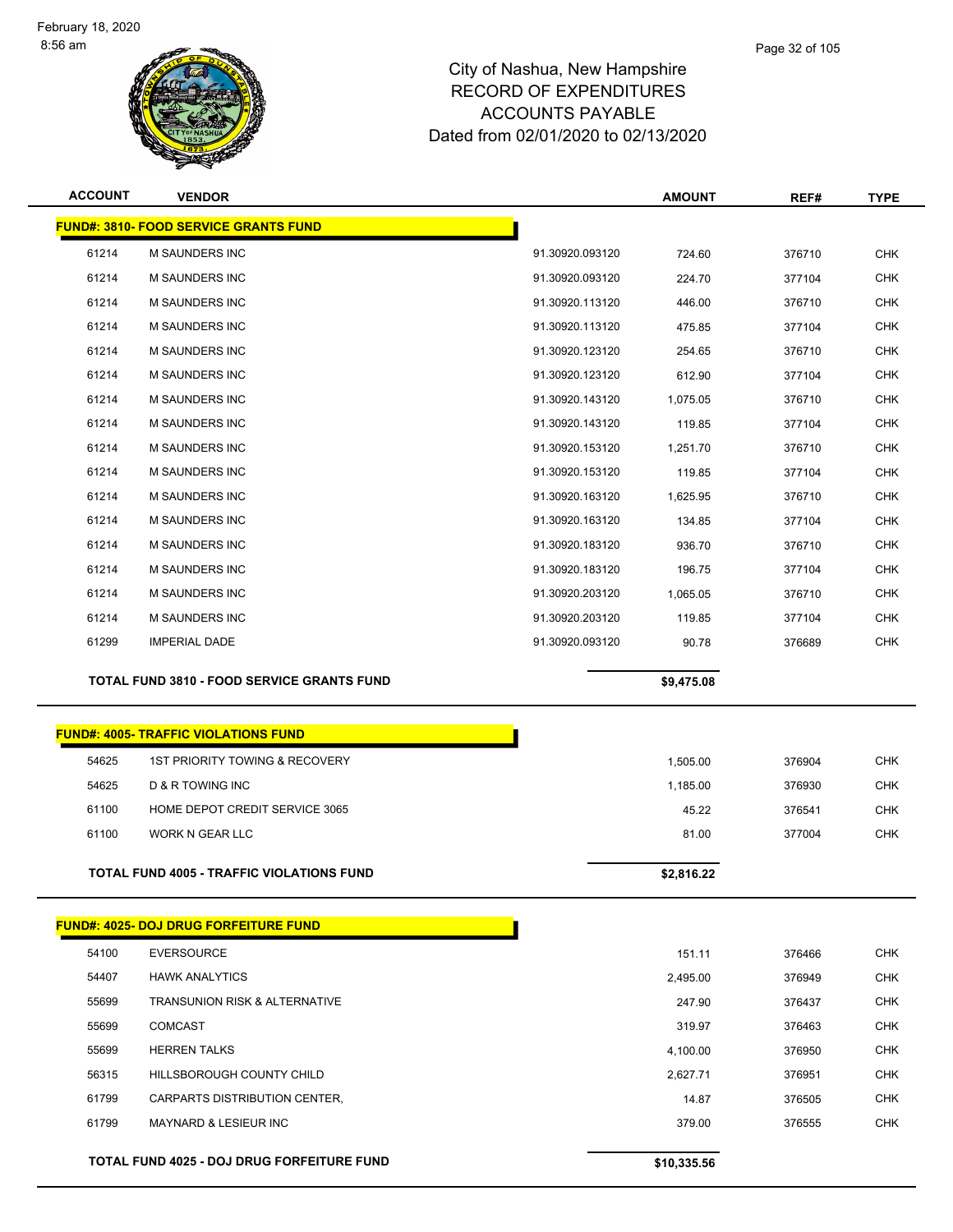City of Nashua, New Hampshire
RECORD OF EXPENDITURES
ACCOUNTS PAYABLE
Dated from 02/01/2020 to 02/13/2020

February 18, 2020
8:56 am

| ACCOUNT | VENDOR | | AMOUNT | REF# | TYPE |
|---|---|---|---|---|---|
| **FUND#: 3810- FOOD SERVICE GRANTS FUND** | | | | | |
| 61214 | M SAUNDERS INC | 91.30920.093120 | 724.60 | 376710 | CHK |
| 61214 | M SAUNDERS INC | 91.30920.093120 | 224.70 | 377104 | CHK |
| 61214 | M SAUNDERS INC | 91.30920.113120 | 446.00 | 376710 | CHK |
| 61214 | M SAUNDERS INC | 91.30920.113120 | 475.85 | 377104 | CHK |
| 61214 | M SAUNDERS INC | 91.30920.123120 | 254.65 | 376710 | CHK |
| 61214 | M SAUNDERS INC | 91.30920.123120 | 612.90 | 377104 | CHK |
| 61214 | M SAUNDERS INC | 91.30920.143120 | 1,075.05 | 376710 | CHK |
| 61214 | M SAUNDERS INC | 91.30920.143120 | 119.85 | 377104 | CHK |
| 61214 | M SAUNDERS INC | 91.30920.153120 | 1,251.70 | 376710 | CHK |
| 61214 | M SAUNDERS INC | 91.30920.153120 | 119.85 | 377104 | CHK |
| 61214 | M SAUNDERS INC | 91.30920.163120 | 1,625.95 | 376710 | CHK |
| 61214 | M SAUNDERS INC | 91.30920.163120 | 134.85 | 377104 | CHK |
| 61214 | M SAUNDERS INC | 91.30920.183120 | 936.70 | 376710 | CHK |
| 61214 | M SAUNDERS INC | 91.30920.183120 | 196.75 | 377104 | CHK |
| 61214 | M SAUNDERS INC | 91.30920.203120 | 1,065.05 | 376710 | CHK |
| 61214 | M SAUNDERS INC | 91.30920.203120 | 119.85 | 377104 | CHK |
| 61299 | IMPERIAL DADE | 91.30920.093120 | 90.78 | 376689 | CHK |
| **TOTAL FUND 3810 - FOOD SERVICE GRANTS FUND** | | | **$9,475.08** | | |

| ACCOUNT | VENDOR | AMOUNT | REF# | TYPE |
|---|---|---|---|---|
| **FUND#: 4005- TRAFFIC VIOLATIONS FUND** | | | | |
| 54625 | 1ST PRIORITY TOWING & RECOVERY | 1,505.00 | 376904 | CHK |
| 54625 | D & R TOWING INC | 1,185.00 | 376930 | CHK |
| 61100 | HOME DEPOT CREDIT SERVICE 3065 | 45.22 | 376541 | CHK |
| 61100 | WORK N GEAR LLC | 81.00 | 377004 | CHK |
| **TOTAL FUND 4005 - TRAFFIC VIOLATIONS FUND** | | **$2,816.22** | | |

| ACCOUNT | VENDOR | AMOUNT | REF# | TYPE |
|---|---|---|---|---|
| **FUND#: 4025- DOJ DRUG FORFEITURE FUND** | | | | |
| 54100 | EVERSOURCE | 151.11 | 376466 | CHK |
| 54407 | HAWK ANALYTICS | 2,495.00 | 376949 | CHK |
| 55699 | TRANSUNION RISK & ALTERNATIVE | 247.90 | 376437 | CHK |
| 55699 | COMCAST | 319.97 | 376463 | CHK |
| 55699 | HERREN TALKS | 4,100.00 | 376950 | CHK |
| 56315 | HILLSBOROUGH COUNTY CHILD | 2,627.71 | 376951 | CHK |
| 61799 | CARPARTS DISTRIBUTION CENTER, | 14.87 | 376505 | CHK |
| 61799 | MAYNARD & LESIEUR INC | 379.00 | 376555 | CHK |
| **TOTAL FUND 4025 - DOJ DRUG FORFEITURE FUND** | | **$10,335.56** | | |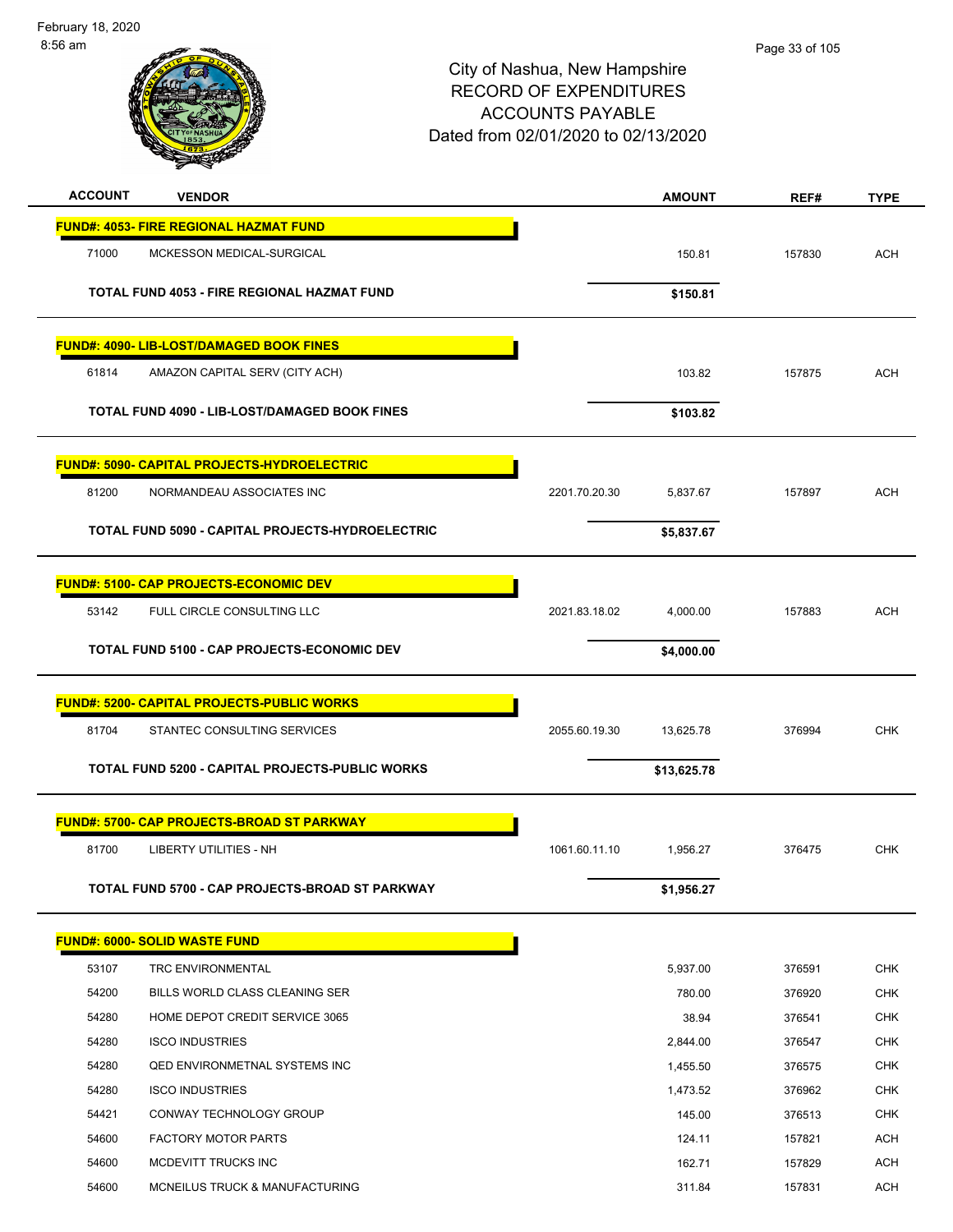February 18, 2020
8:56 am

City of Nashua, New Hampshire
RECORD OF EXPENDITURES
ACCOUNTS PAYABLE
Dated from 02/01/2020 to 02/13/2020

| ACCOUNT | VENDOR | | AMOUNT | REF# | TYPE |
|---|---|---|---|---|---|
| **FUND#: 4053- FIRE REGIONAL HAZMAT FUND** | | | | | |
| 71000 | MCKESSON MEDICAL-SURGICAL | | 150.81 | 157830 | ACH |
| | **TOTAL FUND 4053 - FIRE REGIONAL HAZMAT FUND** | | **$150.81** | | |
| **FUND#: 4090- LIB-LOST/DAMAGED BOOK FINES** | | | | | |
| 61814 | AMAZON CAPITAL SERV (CITY ACH) | | 103.82 | 157875 | ACH |
| | **TOTAL FUND 4090 - LIB-LOST/DAMAGED BOOK FINES** | | **$103.82** | | |
| **FUND#: 5090- CAPITAL PROJECTS-HYDROELECTRIC** | | | | | |
| 81200 | NORMANDEAU ASSOCIATES INC | 2201.70.20.30 | 5,837.67 | 157897 | ACH |
| | **TOTAL FUND 5090 - CAPITAL PROJECTS-HYDROELECTRIC** | | **$5,837.67** | | |
| **FUND#: 5100- CAP PROJECTS-ECONOMIC DEV** | | | | | |
| 53142 | FULL CIRCLE CONSULTING LLC | 2021.83.18.02 | 4,000.00 | 157883 | ACH |
| | **TOTAL FUND 5100 - CAP PROJECTS-ECONOMIC DEV** | | **$4,000.00** | | |
| **FUND#: 5200- CAPITAL PROJECTS-PUBLIC WORKS** | | | | | |
| 81704 | STANTEC CONSULTING SERVICES | 2055.60.19.30 | 13,625.78 | 376994 | CHK |
| | **TOTAL FUND 5200 - CAPITAL PROJECTS-PUBLIC WORKS** | | **$13,625.78** | | |
| **FUND#: 5700- CAP PROJECTS-BROAD ST PARKWAY** | | | | | |
| 81700 | LIBERTY UTILITIES - NH | 1061.60.11.10 | 1,956.27 | 376475 | CHK |
| | **TOTAL FUND 5700 - CAP PROJECTS-BROAD ST PARKWAY** | | **$1,956.27** | | |
| **FUND#: 6000- SOLID WASTE FUND** | | | | | |
| 53107 | TRC ENVIRONMENTAL | | 5,937.00 | 376591 | CHK |
| 54200 | BILLS WORLD CLASS CLEANING SER | | 780.00 | 376920 | CHK |
| 54280 | HOME DEPOT CREDIT SERVICE 3065 | | 38.94 | 376541 | CHK |
| 54280 | ISCO INDUSTRIES | | 2,844.00 | 376547 | CHK |
| 54280 | QED ENVIRONMETNAL SYSTEMS INC | | 1,455.50 | 376575 | CHK |
| 54280 | ISCO INDUSTRIES | | 1,473.52 | 376962 | CHK |
| 54421 | CONWAY TECHNOLOGY GROUP | | 145.00 | 376513 | CHK |
| 54600 | FACTORY MOTOR PARTS | | 124.11 | 157821 | ACH |
| 54600 | MCDEVITT TRUCKS INC | | 162.71 | 157829 | ACH |
| 54600 | MCNEILUS TRUCK & MANUFACTURING | | 311.84 | 157831 | ACH |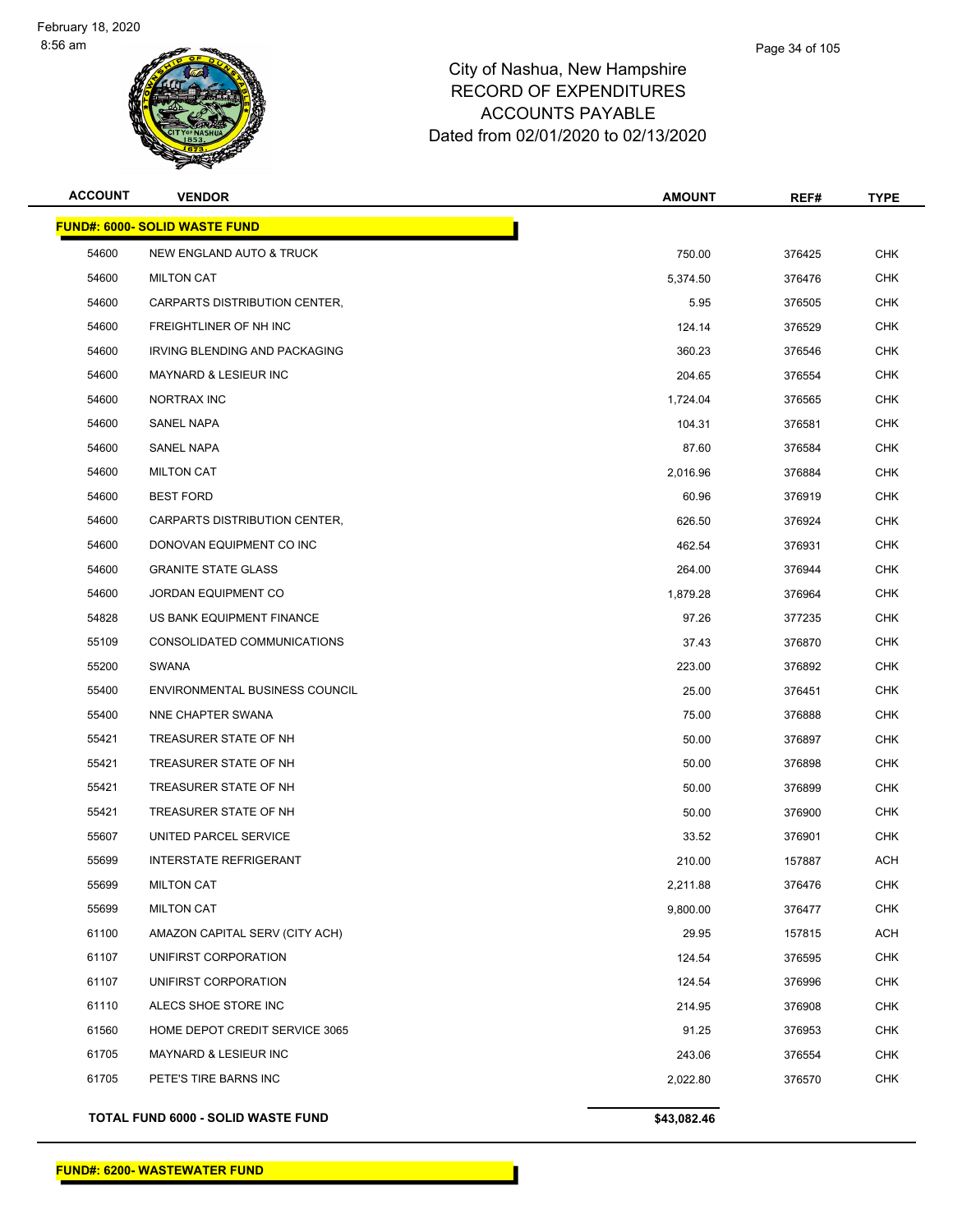# City of Nashua, New Hampshire
## RECORD OF EXPENDITURES
## ACCOUNTS PAYABLE
## Dated from 02/01/2020 to 02/13/2020

February 18, 2020
8:56 am

| ACCOUNT | VENDOR | AMOUNT | REF# | TYPE |
|---|---|---|---|---|
| **FUND#: 6000- SOLID WASTE FUND** | | | | |
| 54600 | NEW ENGLAND AUTO & TRUCK | 750.00 | 376425 | CHK |
| 54600 | MILTON CAT | 5,374.50 | 376476 | CHK |
| 54600 | CARPARTS DISTRIBUTION CENTER, | 5.95 | 376505 | CHK |
| 54600 | FREIGHTLINER OF NH INC | 124.14 | 376529 | CHK |
| 54600 | IRVING BLENDING AND PACKAGING | 360.23 | 376546 | CHK |
| 54600 | MAYNARD & LESIEUR INC | 204.65 | 376554 | CHK |
| 54600 | NORTRAX INC | 1,724.04 | 376565 | CHK |
| 54600 | SANEL NAPA | 104.31 | 376581 | CHK |
| 54600 | SANEL NAPA | 87.60 | 376584 | CHK |
| 54600 | MILTON CAT | 2,016.96 | 376884 | CHK |
| 54600 | BEST FORD | 60.96 | 376919 | CHK |
| 54600 | CARPARTS DISTRIBUTION CENTER, | 626.50 | 376924 | CHK |
| 54600 | DONOVAN EQUIPMENT CO INC | 462.54 | 376931 | CHK |
| 54600 | GRANITE STATE GLASS | 264.00 | 376944 | CHK |
| 54600 | JORDAN EQUIPMENT CO | 1,879.28 | 376964 | CHK |
| 54828 | US BANK EQUIPMENT FINANCE | 97.26 | 377235 | CHK |
| 55109 | CONSOLIDATED COMMUNICATIONS | 37.43 | 376870 | CHK |
| 55200 | SWANA | 223.00 | 376892 | CHK |
| 55400 | ENVIRONMENTAL BUSINESS COUNCIL | 25.00 | 376451 | CHK |
| 55400 | NNE CHAPTER SWANA | 75.00 | 376888 | CHK |
| 55421 | TREASURER STATE OF NH | 50.00 | 376897 | CHK |
| 55421 | TREASURER STATE OF NH | 50.00 | 376898 | CHK |
| 55421 | TREASURER STATE OF NH | 50.00 | 376899 | CHK |
| 55421 | TREASURER STATE OF NH | 50.00 | 376900 | CHK |
| 55607 | UNITED PARCEL SERVICE | 33.52 | 376901 | CHK |
| 55699 | INTERSTATE REFRIGERANT | 210.00 | 157887 | ACH |
| 55699 | MILTON CAT | 2,211.88 | 376476 | CHK |
| 55699 | MILTON CAT | 9,800.00 | 376477 | CHK |
| 61100 | AMAZON CAPITAL SERV (CITY ACH) | 29.95 | 157815 | ACH |
| 61107 | UNIFIRST CORPORATION | 124.54 | 376595 | CHK |
| 61107 | UNIFIRST CORPORATION | 124.54 | 376996 | CHK |
| 61110 | ALECS SHOE STORE INC | 214.95 | 376908 | CHK |
| 61560 | HOME DEPOT CREDIT SERVICE 3065 | 91.25 | 376953 | CHK |
| 61705 | MAYNARD & LESIEUR INC | 243.06 | 376554 | CHK |
| 61705 | PETE'S TIRE BARNS INC | 2,022.80 | 376570 | CHK |
| **TOTAL FUND 6000 - SOLID WASTE FUND** | | **$43,082.46** | | |

**FUND#: 6200- WASTEWATER FUND**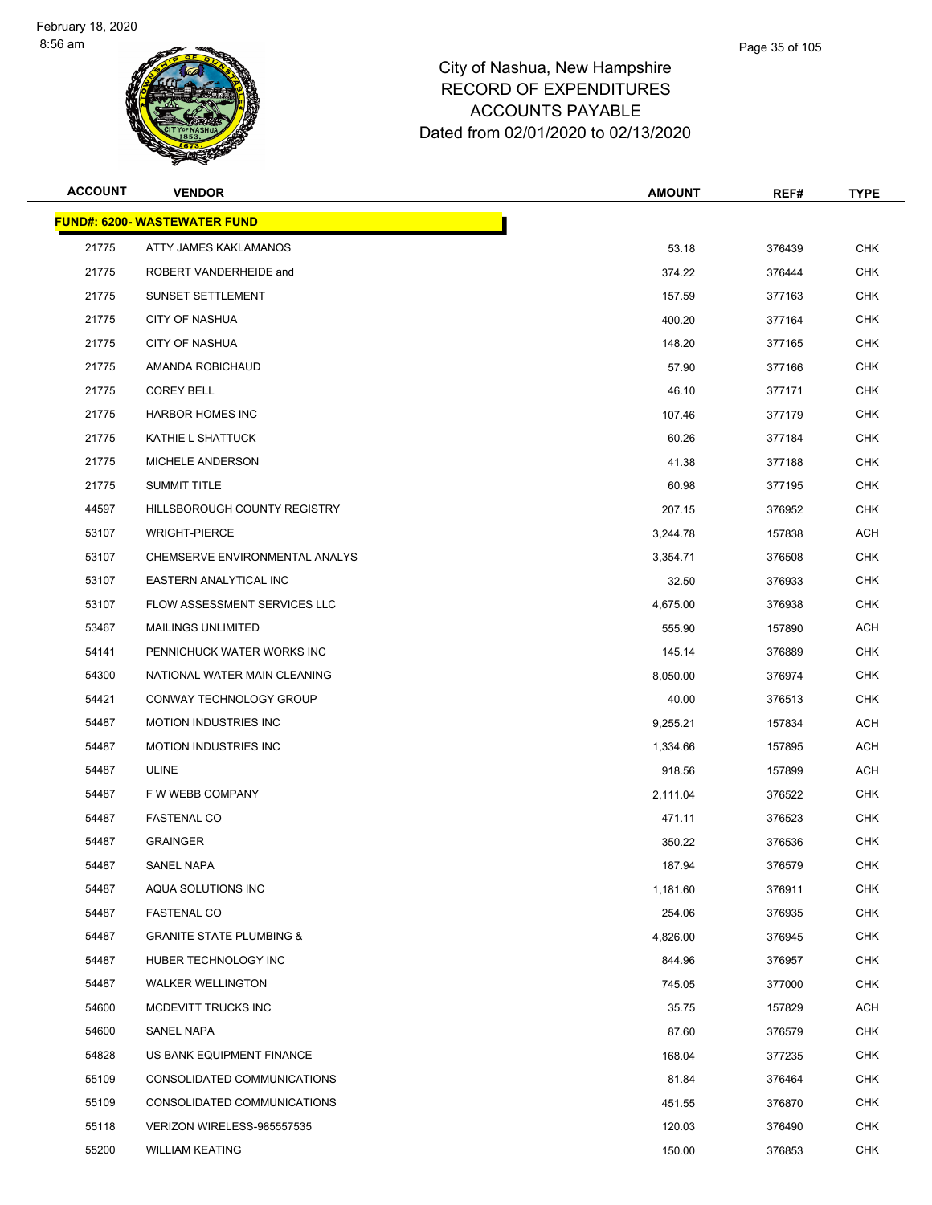# City of Nashua, New Hampshire
## RECORD OF EXPENDITURES
## ACCOUNTS PAYABLE
## Dated from 02/01/2020 to 02/13/2020

| ACCOUNT | VENDOR | AMOUNT | REF# | TYPE |
|---|---|---|---|---|
| **FUND#: 6200- WASTEWATER FUND** | | | | |
| 21775 | ATTY JAMES KAKLAMANOS | 53.18 | 376439 | CHK |
| 21775 | ROBERT VANDERHEIDE and | 374.22 | 376444 | CHK |
| 21775 | SUNSET SETTLEMENT | 157.59 | 377163 | CHK |
| 21775 | CITY OF NASHUA | 400.20 | 377164 | CHK |
| 21775 | CITY OF NASHUA | 148.20 | 377165 | CHK |
| 21775 | AMANDA ROBICHAUD | 57.90 | 377166 | CHK |
| 21775 | COREY BELL | 46.10 | 377171 | CHK |
| 21775 | HARBOR HOMES INC | 107.46 | 377179 | CHK |
| 21775 | KATHIE L SHATTUCK | 60.26 | 377184 | CHK |
| 21775 | MICHELE ANDERSON | 41.38 | 377188 | CHK |
| 21775 | SUMMIT TITLE | 60.98 | 377195 | CHK |
| 44597 | HILLSBOROUGH COUNTY REGISTRY | 207.15 | 376952 | CHK |
| 53107 | WRIGHT-PIERCE | 3,244.78 | 157838 | ACH |
| 53107 | CHEMSERVE ENVIRONMENTAL ANALYS | 3,354.71 | 376508 | CHK |
| 53107 | EASTERN ANALYTICAL INC | 32.50 | 376933 | CHK |
| 53107 | FLOW ASSESSMENT SERVICES LLC | 4,675.00 | 376938 | CHK |
| 53467 | MAILINGS UNLIMITED | 555.90 | 157890 | ACH |
| 54141 | PENNICHUCK WATER WORKS INC | 145.14 | 376889 | CHK |
| 54300 | NATIONAL WATER MAIN CLEANING | 8,050.00 | 376974 | CHK |
| 54421 | CONWAY TECHNOLOGY GROUP | 40.00 | 376513 | CHK |
| 54487 | MOTION INDUSTRIES INC | 9,255.21 | 157834 | ACH |
| 54487 | MOTION INDUSTRIES INC | 1,334.66 | 157895 | ACH |
| 54487 | ULINE | 918.56 | 157899 | ACH |
| 54487 | F W WEBB COMPANY | 2,111.04 | 376522 | CHK |
| 54487 | FASTENAL CO | 471.11 | 376523 | CHK |
| 54487 | GRAINGER | 350.22 | 376536 | CHK |
| 54487 | SANEL NAPA | 187.94 | 376579 | CHK |
| 54487 | AQUA SOLUTIONS INC | 1,181.60 | 376911 | CHK |
| 54487 | FASTENAL CO | 254.06 | 376935 | CHK |
| 54487 | GRANITE STATE PLUMBING & | 4,826.00 | 376945 | CHK |
| 54487 | HUBER TECHNOLOGY INC | 844.96 | 376957 | CHK |
| 54487 | WALKER WELLINGTON | 745.05 | 377000 | CHK |
| 54600 | MCDEVITT TRUCKS INC | 35.75 | 157829 | ACH |
| 54600 | SANEL NAPA | 87.60 | 376579 | CHK |
| 54828 | US BANK EQUIPMENT FINANCE | 168.04 | 377235 | CHK |
| 55109 | CONSOLIDATED COMMUNICATIONS | 81.84 | 376464 | CHK |
| 55109 | CONSOLIDATED COMMUNICATIONS | 451.55 | 376870 | CHK |
| 55118 | VERIZON WIRELESS-985557535 | 120.03 | 376490 | CHK |
| 55200 | WILLIAM KEATING | 150.00 | 376853 | CHK |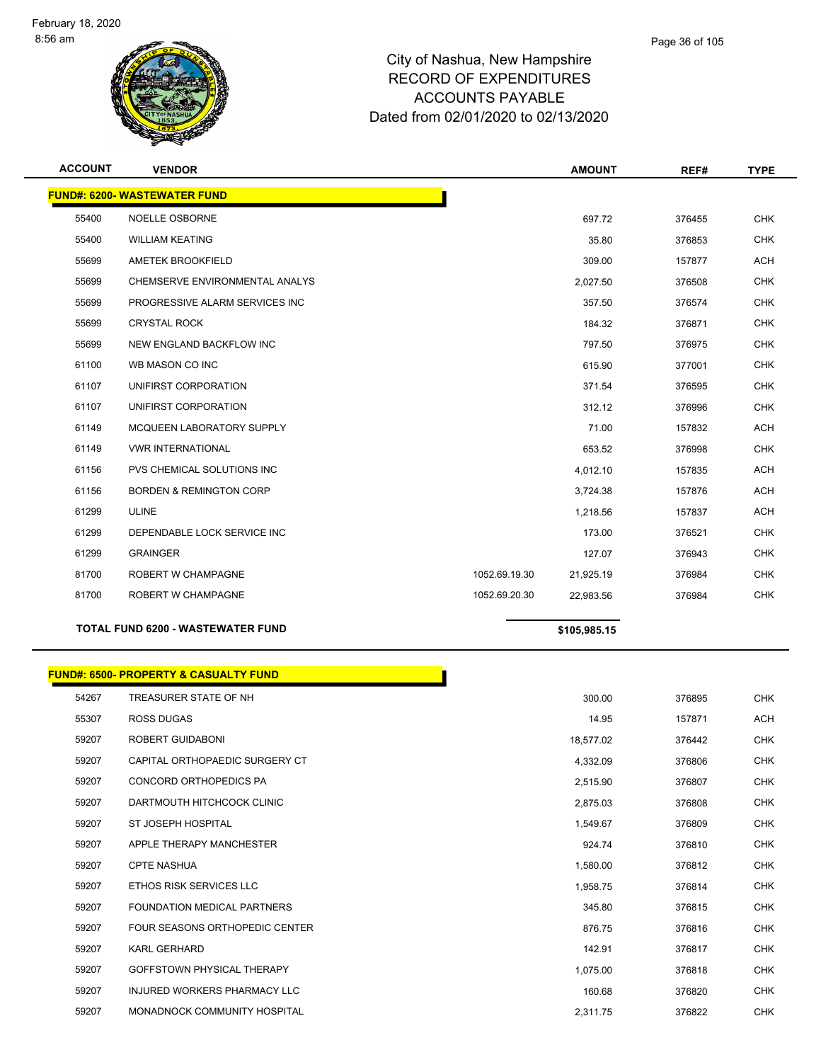# City of Nashua, New Hampshire
# RECORD OF EXPENDITURES
# ACCOUNTS PAYABLE
# Dated from 02/01/2020 to 02/13/2020

| ACCOUNT | VENDOR | | AMOUNT | REF# | TYPE |
|---|---|---|---|---|---|
| **FUND#: 6200- WASTEWATER FUND** | | | | | |
| 55400 | NOELLE OSBORNE | | 697.72 | 376455 | CHK |
| 55400 | WILLIAM KEATING | | 35.80 | 376853 | CHK |
| 55699 | AMETEK BROOKFIELD | | 309.00 | 157877 | ACH |
| 55699 | CHEMSERVE ENVIRONMENTAL ANALYS | | 2,027.50 | 376508 | CHK |
| 55699 | PROGRESSIVE ALARM SERVICES INC | | 357.50 | 376574 | CHK |
| 55699 | CRYSTAL ROCK | | 184.32 | 376871 | CHK |
| 55699 | NEW ENGLAND BACKFLOW INC | | 797.50 | 376975 | CHK |
| 61100 | WB MASON CO INC | | 615.90 | 377001 | CHK |
| 61107 | UNIFIRST CORPORATION | | 371.54 | 376595 | CHK |
| 61107 | UNIFIRST CORPORATION | | 312.12 | 376996 | CHK |
| 61149 | MCQUEEN LABORATORY SUPPLY | | 71.00 | 157832 | ACH |
| 61149 | VWR INTERNATIONAL | | 653.52 | 376998 | CHK |
| 61156 | PVS CHEMICAL SOLUTIONS INC | | 4,012.10 | 157835 | ACH |
| 61156 | BORDEN & REMINGTON CORP | | 3,724.38 | 157876 | ACH |
| 61299 | ULINE | | 1,218.56 | 157837 | ACH |
| 61299 | DEPENDABLE LOCK SERVICE INC | | 173.00 | 376521 | CHK |
| 61299 | GRAINGER | | 127.07 | 376943 | CHK |
| 81700 | ROBERT W CHAMPAGNE | 1052.69.19.30 | 21,925.19 | 376984 | CHK |
| 81700 | ROBERT W CHAMPAGNE | 1052.69.20.30 | 22,983.56 | 376984 | CHK |
| | **TOTAL FUND 6200 - WASTEWATER FUND** | | **$105,985.15** | | |

| ACCOUNT | VENDOR | AMOUNT | REF# | TYPE |
|---|---|---|---|---|
| **FUND#: 6500- PROPERTY & CASUALTY FUND** | | | | |
| 54267 | TREASURER STATE OF NH | 300.00 | 376895 | CHK |
| 55307 | ROSS DUGAS | 14.95 | 157871 | ACH |
| 59207 | ROBERT GUIDABONI | 18,577.02 | 376442 | CHK |
| 59207 | CAPITAL ORTHOPAEDIC SURGERY CT | 4,332.09 | 376806 | CHK |
| 59207 | CONCORD ORTHOPEDICS PA | 2,515.90 | 376807 | CHK |
| 59207 | DARTMOUTH HITCHCOCK CLINIC | 2,875.03 | 376808 | CHK |
| 59207 | ST JOSEPH HOSPITAL | 1,549.67 | 376809 | CHK |
| 59207 | APPLE THERAPY MANCHESTER | 924.74 | 376810 | CHK |
| 59207 | CPTE NASHUA | 1,580.00 | 376812 | CHK |
| 59207 | ETHOS RISK SERVICES LLC | 1,958.75 | 376814 | CHK |
| 59207 | FOUNDATION MEDICAL PARTNERS | 345.80 | 376815 | CHK |
| 59207 | FOUR SEASONS ORTHOPEDIC CENTER | 876.75 | 376816 | CHK |
| 59207 | KARL GERHARD | 142.91 | 376817 | CHK |
| 59207 | GOFFSTOWN PHYSICAL THERAPY | 1,075.00 | 376818 | CHK |
| 59207 | INJURED WORKERS PHARMACY LLC | 160.68 | 376820 | CHK |
| 59207 | MONADNOCK COMMUNITY HOSPITAL | 2,311.75 | 376822 | CHK |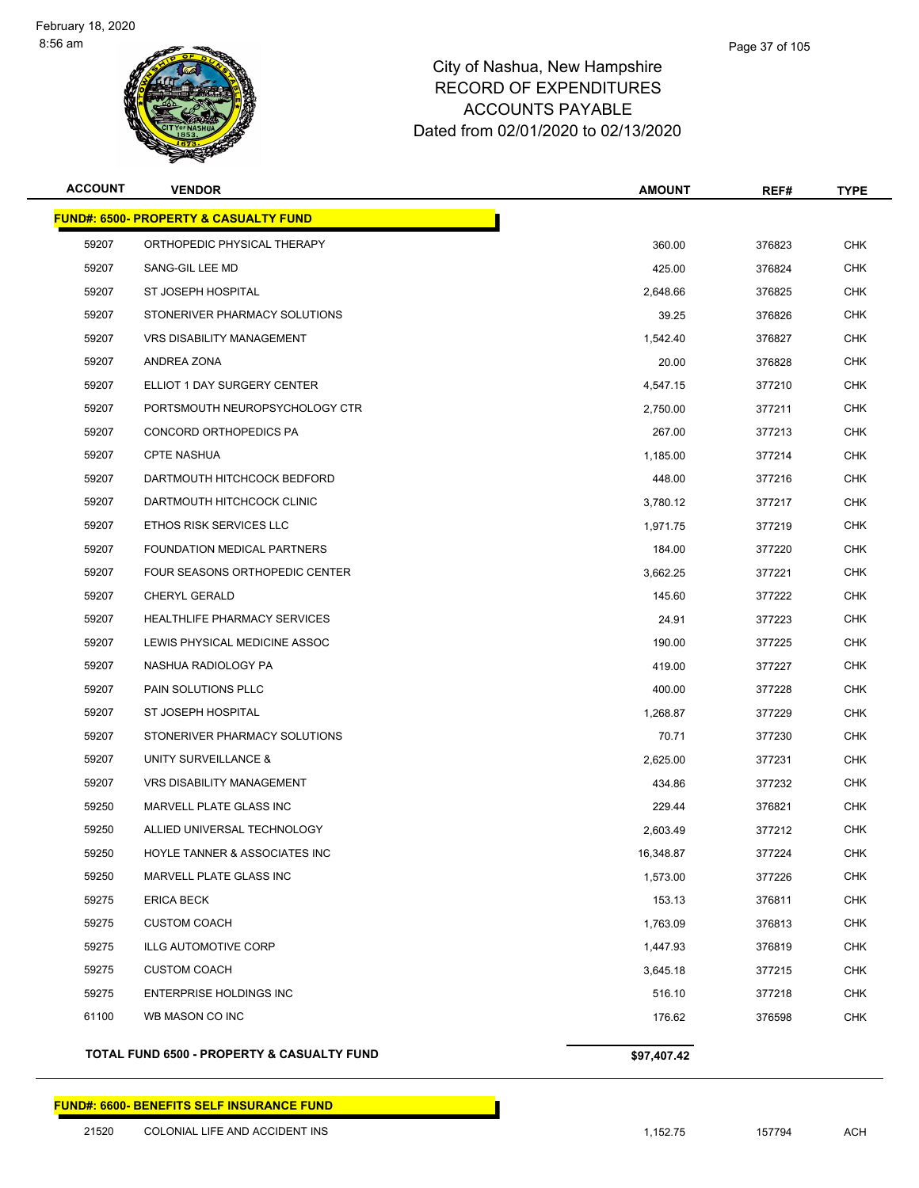# City of Nashua, New Hampshire
## RECORD OF EXPENDITURES
## ACCOUNTS PAYABLE
### Dated from 02/01/2020 to 02/13/2020

| ACCOUNT | VENDOR | AMOUNT | REF# | TYPE |
|---|---|---|---|---|
| **FUND#: 6500- PROPERTY & CASUALTY FUND** | | | | |
| 59207 | ORTHOPEDIC PHYSICAL THERAPY | 360.00 | 376823 | CHK |
| 59207 | SANG-GIL LEE MD | 425.00 | 376824 | CHK |
| 59207 | ST JOSEPH HOSPITAL | 2,648.66 | 376825 | CHK |
| 59207 | STONERIVER PHARMACY SOLUTIONS | 39.25 | 376826 | CHK |
| 59207 | VRS DISABILITY MANAGEMENT | 1,542.40 | 376827 | CHK |
| 59207 | ANDREA ZONA | 20.00 | 376828 | CHK |
| 59207 | ELLIOT 1 DAY SURGERY CENTER | 4,547.15 | 377210 | CHK |
| 59207 | PORTSMOUTH NEUROPSYCHOLOGY CTR | 2,750.00 | 377211 | CHK |
| 59207 | CONCORD ORTHOPEDICS PA | 267.00 | 377213 | CHK |
| 59207 | CPTE NASHUA | 1,185.00 | 377214 | CHK |
| 59207 | DARTMOUTH HITCHCOCK BEDFORD | 448.00 | 377216 | CHK |
| 59207 | DARTMOUTH HITCHCOCK CLINIC | 3,780.12 | 377217 | CHK |
| 59207 | ETHOS RISK SERVICES LLC | 1,971.75 | 377219 | CHK |
| 59207 | FOUNDATION MEDICAL PARTNERS | 184.00 | 377220 | CHK |
| 59207 | FOUR SEASONS ORTHOPEDIC CENTER | 3,662.25 | 377221 | CHK |
| 59207 | CHERYL GERALD | 145.60 | 377222 | CHK |
| 59207 | HEALTHLIFE PHARMACY SERVICES | 24.91 | 377223 | CHK |
| 59207 | LEWIS PHYSICAL MEDICINE ASSOC | 190.00 | 377225 | CHK |
| 59207 | NASHUA RADIOLOGY PA | 419.00 | 377227 | CHK |
| 59207 | PAIN SOLUTIONS PLLC | 400.00 | 377228 | CHK |
| 59207 | ST JOSEPH HOSPITAL | 1,268.87 | 377229 | CHK |
| 59207 | STONERIVER PHARMACY SOLUTIONS | 70.71 | 377230 | CHK |
| 59207 | UNITY SURVEILLANCE & | 2,625.00 | 377231 | CHK |
| 59207 | VRS DISABILITY MANAGEMENT | 434.86 | 377232 | CHK |
| 59250 | MARVELL PLATE GLASS INC | 229.44 | 376821 | CHK |
| 59250 | ALLIED UNIVERSAL TECHNOLOGY | 2,603.49 | 377212 | CHK |
| 59250 | HOYLE TANNER & ASSOCIATES INC | 16,348.87 | 377224 | CHK |
| 59250 | MARVELL PLATE GLASS INC | 1,573.00 | 377226 | CHK |
| 59275 | ERICA BECK | 153.13 | 376811 | CHK |
| 59275 | CUSTOM COACH | 1,763.09 | 376813 | CHK |
| 59275 | ILLG AUTOMOTIVE CORP | 1,447.93 | 376819 | CHK |
| 59275 | CUSTOM COACH | 3,645.18 | 377215 | CHK |
| 59275 | ENTERPRISE HOLDINGS INC | 516.10 | 377218 | CHK |
| 61100 | WB MASON CO INC | 176.62 | 376598 | CHK |
| **TOTAL FUND 6500 - PROPERTY & CASUALTY FUND** | | **$97,407.42** | | |

| ACCOUNT | VENDOR | AMOUNT | REF# | TYPE |
|---|---|---|---|---|
| **FUND#: 6600- BENEFITS SELF INSURANCE FUND** | | | | |
| 21520 | COLONIAL LIFE AND ACCIDENT INS | 1,152.75 | 157794 | ACH |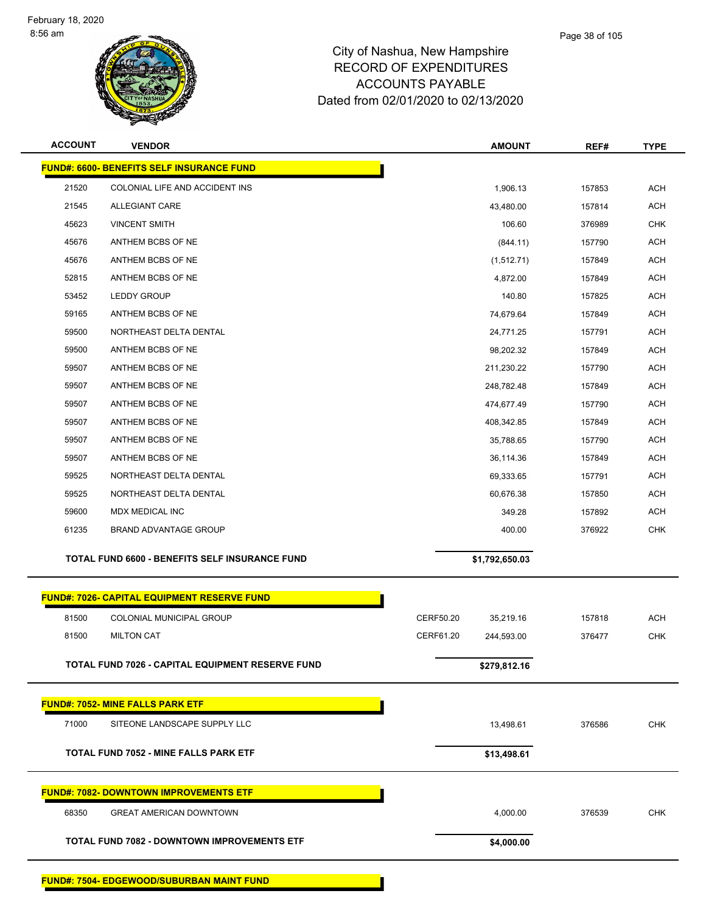# City of Nashua, New Hampshire
## RECORD OF EXPENDITURES
## ACCOUNTS PAYABLE
## Dated from 02/01/2020 to 02/13/2020

| ACCOUNT | VENDOR | | AMOUNT | REF# | TYPE |
|---|---|---|---|---|---|
| **FUND#: 6600- BENEFITS SELF INSURANCE FUND** | | | | | |
| 21520 | COLONIAL LIFE AND ACCIDENT INS | | 1,906.13 | 157853 | ACH |
| 21545 | ALLEGIANT CARE | | 43,480.00 | 157814 | ACH |
| 45623 | VINCENT SMITH | | 106.60 | 376989 | CHK |
| 45676 | ANTHEM BCBS OF NE | | (844.11) | 157790 | ACH |
| 45676 | ANTHEM BCBS OF NE | | (1,512.71) | 157849 | ACH |
| 52815 | ANTHEM BCBS OF NE | | 4,872.00 | 157849 | ACH |
| 53452 | LEDDY GROUP | | 140.80 | 157825 | ACH |
| 59165 | ANTHEM BCBS OF NE | | 74,679.64 | 157849 | ACH |
| 59500 | NORTHEAST DELTA DENTAL | | 24,771.25 | 157791 | ACH |
| 59500 | ANTHEM BCBS OF NE | | 98,202.32 | 157849 | ACH |
| 59507 | ANTHEM BCBS OF NE | | 211,230.22 | 157790 | ACH |
| 59507 | ANTHEM BCBS OF NE | | 248,782.48 | 157849 | ACH |
| 59507 | ANTHEM BCBS OF NE | | 474,677.49 | 157790 | ACH |
| 59507 | ANTHEM BCBS OF NE | | 408,342.85 | 157849 | ACH |
| 59507 | ANTHEM BCBS OF NE | | 35,788.65 | 157790 | ACH |
| 59507 | ANTHEM BCBS OF NE | | 36,114.36 | 157849 | ACH |
| 59525 | NORTHEAST DELTA DENTAL | | 69,333.65 | 157791 | ACH |
| 59525 | NORTHEAST DELTA DENTAL | | 60,676.38 | 157850 | ACH |
| 59600 | MDX MEDICAL INC | | 349.28 | 157892 | ACH |
| 61235 | BRAND ADVANTAGE GROUP | | 400.00 | 376922 | CHK |
| **TOTAL FUND 6600 - BENEFITS SELF INSURANCE FUND** | | | **$1,792,650.03** | | |
| **FUND#: 7026- CAPITAL EQUIPMENT RESERVE FUND** | | | | | |
| 81500 | COLONIAL MUNICIPAL GROUP | CERF50.20 | 35,219.16 | 157818 | ACH |
| 81500 | MILTON CAT | CERF61.20 | 244,593.00 | 376477 | CHK |
| **TOTAL FUND 7026 - CAPITAL EQUIPMENT RESERVE FUND** | | | **$279,812.16** | | |
| **FUND#: 7052- MINE FALLS PARK ETF** | | | | | |
| 71000 | SITEONE LANDSCAPE SUPPLY LLC | | 13,498.61 | 376586 | CHK |
| **TOTAL FUND 7052 - MINE FALLS PARK ETF** | | | **$13,498.61** | | |
| **FUND#: 7082- DOWNTOWN IMPROVEMENTS ETF** | | | | | |
| 68350 | GREAT AMERICAN DOWNTOWN | | 4,000.00 | 376539 | CHK |
| **TOTAL FUND 7082 - DOWNTOWN IMPROVEMENTS ETF** | | | **$4,000.00** | | |
| **FUND#: 7504- EDGEWOOD/SUBURBAN MAINT FUND** | | | | | |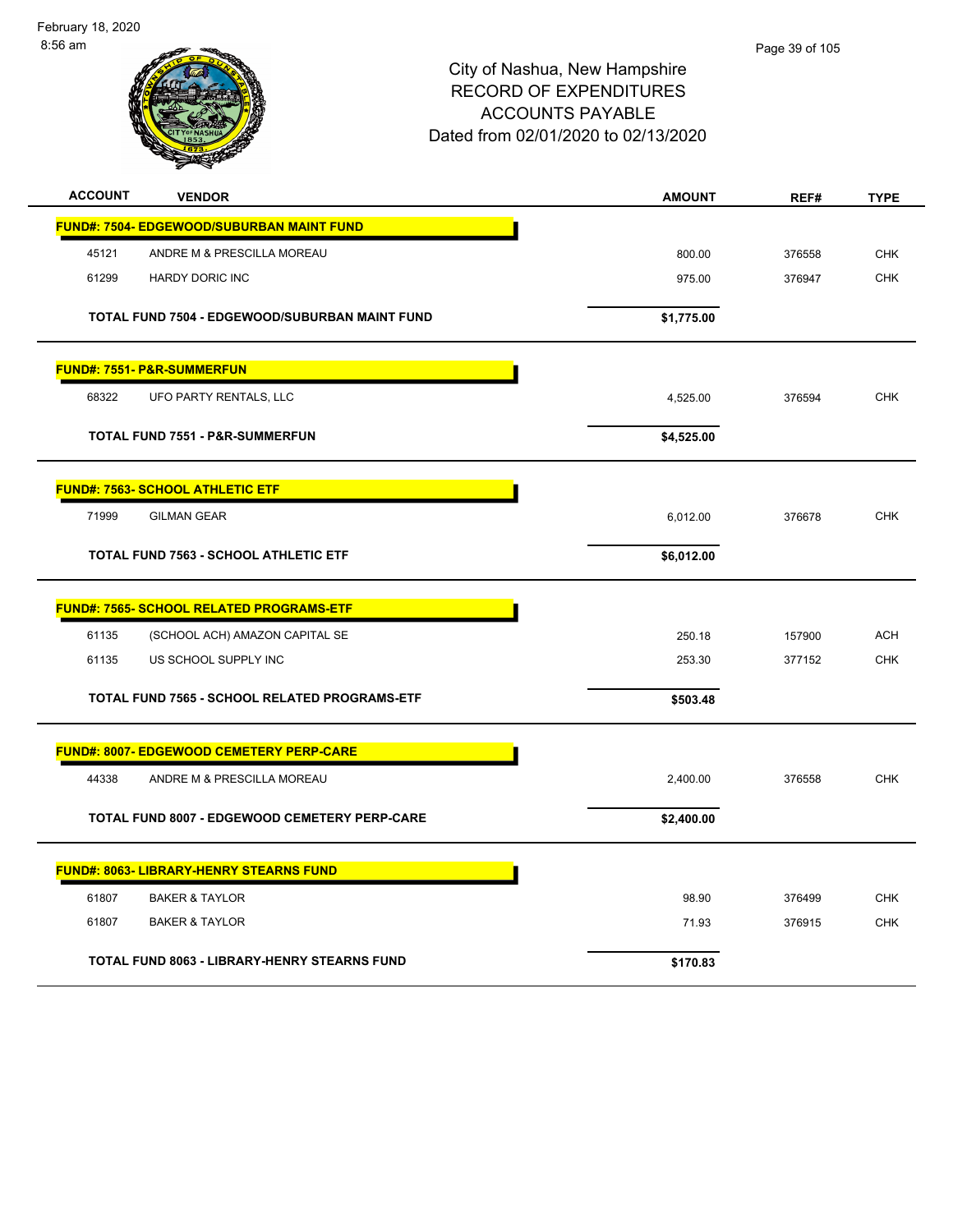# City of Nashua, New Hampshire
# RECORD OF EXPENDITURES
# ACCOUNTS PAYABLE
# Dated from 02/01/2020 to 02/13/2020

| ACCOUNT | VENDOR | AMOUNT | REF# | TYPE |
|---|---|---|---|---|
| **FUND#: 7504- EDGEWOOD/SUBURBAN MAINT FUND** | | | | |
| 45121 | ANDRE M & PRESCILLA MOREAU | 800.00 | 376558 | CHK |
| 61299 | HARDY DORIC INC | 975.00 | 376947 | CHK |
| | **TOTAL FUND 7504 - EDGEWOOD/SUBURBAN MAINT FUND** | **$1,775.00** | | |
| **FUND#: 7551- P&R-SUMMERFUN** | | | | |
| 68322 | UFO PARTY RENTALS, LLC | 4,525.00 | 376594 | CHK |
| | **TOTAL FUND 7551 - P&R-SUMMERFUN** | **$4,525.00** | | |
| **FUND#: 7563- SCHOOL ATHLETIC ETF** | | | | |
| 71999 | GILMAN GEAR | 6,012.00 | 376678 | CHK |
| | **TOTAL FUND 7563 - SCHOOL ATHLETIC ETF** | **$6,012.00** | | |
| **FUND#: 7565- SCHOOL RELATED PROGRAMS-ETF** | | | | |
| 61135 | (SCHOOL ACH) AMAZON CAPITAL SE | 250.18 | 157900 | ACH |
| 61135 | US SCHOOL SUPPLY INC | 253.30 | 377152 | CHK |
| | **TOTAL FUND 7565 - SCHOOL RELATED PROGRAMS-ETF** | **$503.48** | | |
| **FUND#: 8007- EDGEWOOD CEMETERY PERP-CARE** | | | | |
| 44338 | ANDRE M & PRESCILLA MOREAU | 2,400.00 | 376558 | CHK |
| | **TOTAL FUND 8007 - EDGEWOOD CEMETERY PERP-CARE** | **$2,400.00** | | |
| **FUND#: 8063- LIBRARY-HENRY STEARNS FUND** | | | | |
| 61807 | BAKER & TAYLOR | 98.90 | 376499 | CHK |
| 61807 | BAKER & TAYLOR | 71.93 | 376915 | CHK |
| | **TOTAL FUND 8063 - LIBRARY-HENRY STEARNS FUND** | **$170.83** | | |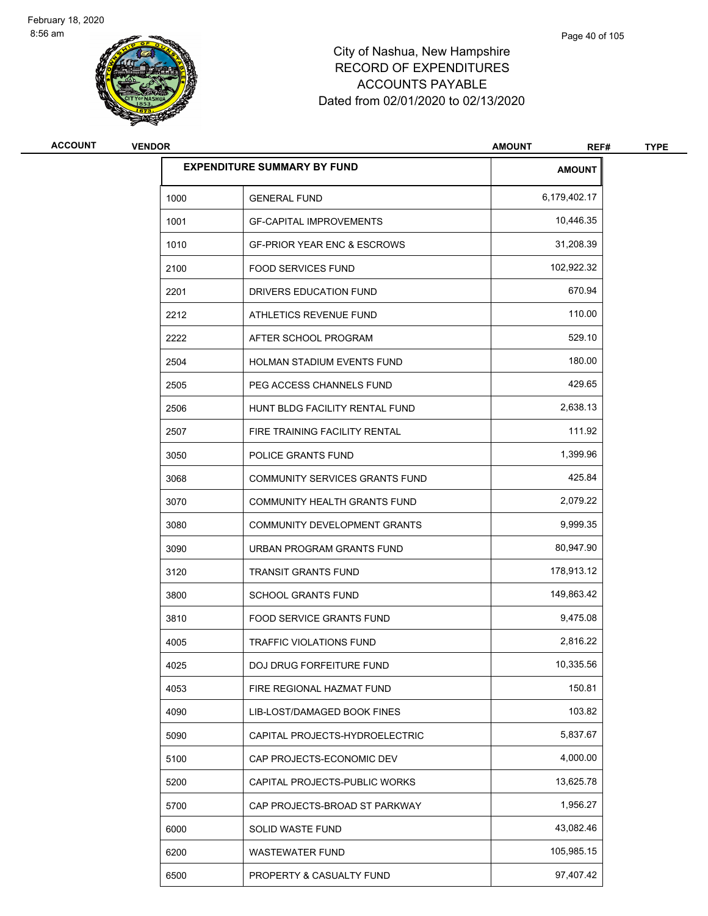# City of Nashua, New Hampshire
## RECORD OF EXPENDITURES
## ACCOUNTS PAYABLE
## Dated from 02/01/2020 to 02/13/2020

| ACCOUNT | VENDOR | AMOUNT | REF# | TYPE |
|---|---|---|---|---|

| EXPENDITURE SUMMARY BY FUND | | AMOUNT |
|---|---|---|
| 1000 | GENERAL FUND | 6,179,402.17 |
| 1001 | GF-CAPITAL IMPROVEMENTS | 10,446.35 |
| 1010 | GF-PRIOR YEAR ENC & ESCROWS | 31,208.39 |
| 2100 | FOOD SERVICES FUND | 102,922.32 |
| 2201 | DRIVERS EDUCATION FUND | 670.94 |
| 2212 | ATHLETICS REVENUE FUND | 110.00 |
| 2222 | AFTER SCHOOL PROGRAM | 529.10 |
| 2504 | HOLMAN STADIUM EVENTS FUND | 180.00 |
| 2505 | PEG ACCESS CHANNELS FUND | 429.65 |
| 2506 | HUNT BLDG FACILITY RENTAL FUND | 2,638.13 |
| 2507 | FIRE TRAINING FACILITY RENTAL | 111.92 |
| 3050 | POLICE GRANTS FUND | 1,399.96 |
| 3068 | COMMUNITY SERVICES GRANTS FUND | 425.84 |
| 3070 | COMMUNITY HEALTH GRANTS FUND | 2,079.22 |
| 3080 | COMMUNITY DEVELOPMENT GRANTS | 9,999.35 |
| 3090 | URBAN PROGRAM GRANTS FUND | 80,947.90 |
| 3120 | TRANSIT GRANTS FUND | 178,913.12 |
| 3800 | SCHOOL GRANTS FUND | 149,863.42 |
| 3810 | FOOD SERVICE GRANTS FUND | 9,475.08 |
| 4005 | TRAFFIC VIOLATIONS FUND | 2,816.22 |
| 4025 | DOJ DRUG FORFEITURE FUND | 10,335.56 |
| 4053 | FIRE REGIONAL HAZMAT FUND | 150.81 |
| 4090 | LIB-LOST/DAMAGED BOOK FINES | 103.82 |
| 5090 | CAPITAL PROJECTS-HYDROELECTRIC | 5,837.67 |
| 5100 | CAP PROJECTS-ECONOMIC DEV | 4,000.00 |
| 5200 | CAPITAL PROJECTS-PUBLIC WORKS | 13,625.78 |
| 5700 | CAP PROJECTS-BROAD ST PARKWAY | 1,956.27 |
| 6000 | SOLID WASTE FUND | 43,082.46 |
| 6200 | WASTEWATER FUND | 105,985.15 |
| 6500 | PROPERTY & CASUALTY FUND | 97,407.42 |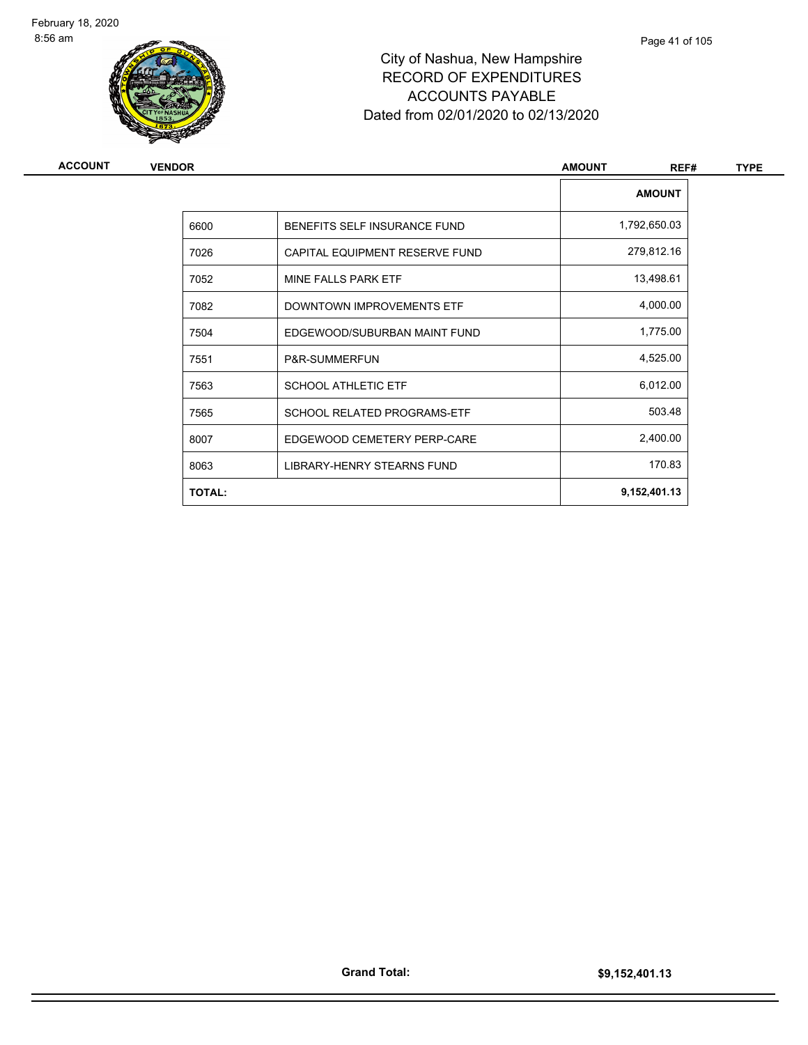City of Nashua, New Hampshire
RECORD OF EXPENDITURES
ACCOUNTS PAYABLE
Dated from 02/01/2020 to 02/13/2020

| ACCOUNT | VENDOR | AMOUNT | REF# | TYPE |
|---|---|---|---|---|

| | | AMOUNT |
|---|---|---|
| 6600 | BENEFITS SELF INSURANCE FUND | 1,792,650.03 |
| 7026 | CAPITAL EQUIPMENT RESERVE FUND | 279,812.16 |
| 7052 | MINE FALLS PARK ETF | 13,498.61 |
| 7082 | DOWNTOWN IMPROVEMENTS ETF | 4,000.00 |
| 7504 | EDGEWOOD/SUBURBAN MAINT FUND | 1,775.00 |
| 7551 | P&R-SUMMERFUN | 4,525.00 |
| 7563 | SCHOOL ATHLETIC ETF | 6,012.00 |
| 7565 | SCHOOL RELATED PROGRAMS-ETF | 503.48 |
| 8007 | EDGEWOOD CEMETERY PERP-CARE | 2,400.00 |
| 8063 | LIBRARY-HENRY STEARNS FUND | 170.83 |
| **TOTAL:** | | **9,152,401.13** |

**Grand Total:** **$9,152,401.13**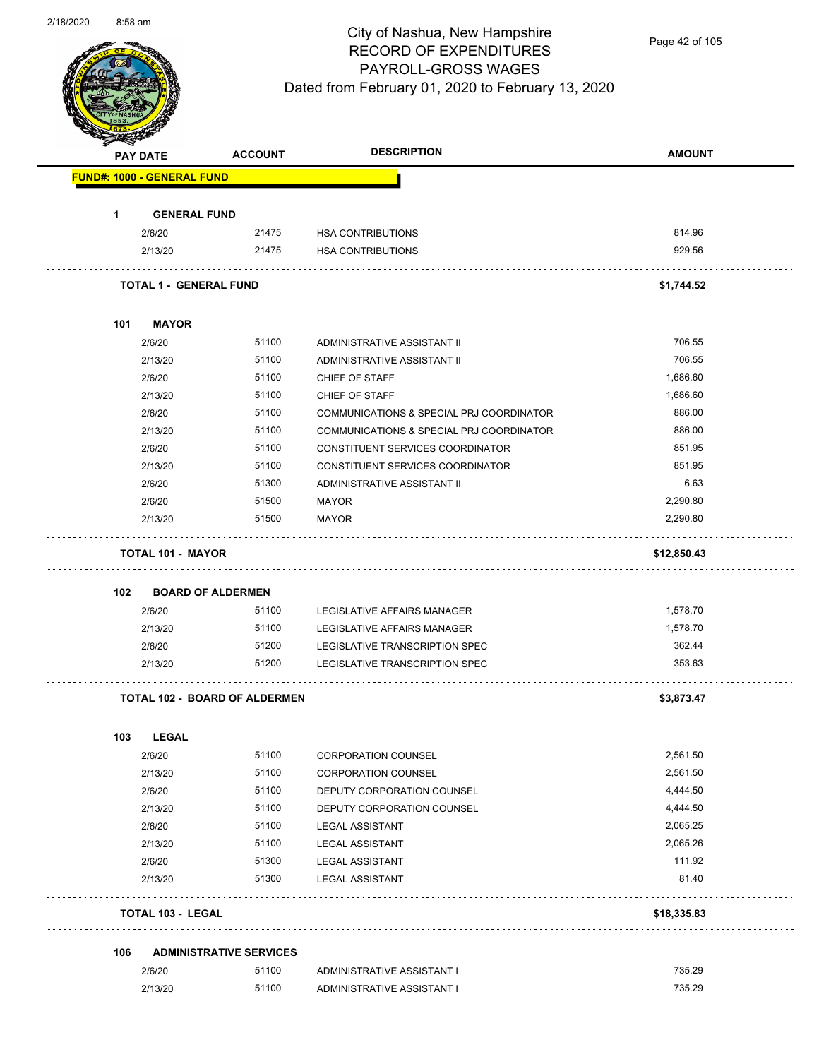# City of Nashua, New Hampshire
## RECORD OF EXPENDITURES
## PAYROLL-GROSS WAGES
### Dated from February 01, 2020 to February 13, 2020

| PAY DATE | ACCOUNT | DESCRIPTION | AMOUNT |
|---|---|---|---|
| **FUND#: 1000 - GENERAL FUND** | | | |
| **1 GENERAL FUND** | | | |
| 2/6/20 | 21475 | HSA CONTRIBUTIONS | 814.96 |
| 2/13/20 | 21475 | HSA CONTRIBUTIONS | 929.56 |
| **TOTAL 1 - GENERAL FUND** | | | **$1,744.52** |
| **101 MAYOR** | | | |
| 2/6/20 | 51100 | ADMINISTRATIVE ASSISTANT II | 706.55 |
| 2/13/20 | 51100 | ADMINISTRATIVE ASSISTANT II | 706.55 |
| 2/6/20 | 51100 | CHIEF OF STAFF | 1,686.60 |
| 2/13/20 | 51100 | CHIEF OF STAFF | 1,686.60 |
| 2/6/20 | 51100 | COMMUNICATIONS & SPECIAL PRJ COORDINATOR | 886.00 |
| 2/13/20 | 51100 | COMMUNICATIONS & SPECIAL PRJ COORDINATOR | 886.00 |
| 2/6/20 | 51100 | CONSTITUENT SERVICES COORDINATOR | 851.95 |
| 2/13/20 | 51100 | CONSTITUENT SERVICES COORDINATOR | 851.95 |
| 2/6/20 | 51300 | ADMINISTRATIVE ASSISTANT II | 6.63 |
| 2/6/20 | 51500 | MAYOR | 2,290.80 |
| 2/13/20 | 51500 | MAYOR | 2,290.80 |
| **TOTAL 101 - MAYOR** | | | **$12,850.43** |
| **102 BOARD OF ALDERMEN** | | | |
| 2/6/20 | 51100 | LEGISLATIVE AFFAIRS MANAGER | 1,578.70 |
| 2/13/20 | 51100 | LEGISLATIVE AFFAIRS MANAGER | 1,578.70 |
| 2/6/20 | 51200 | LEGISLATIVE TRANSCRIPTION SPEC | 362.44 |
| 2/13/20 | 51200 | LEGISLATIVE TRANSCRIPTION SPEC | 353.63 |
| **TOTAL 102 - BOARD OF ALDERMEN** | | | **$3,873.47** |
| **103 LEGAL** | | | |
| 2/6/20 | 51100 | CORPORATION COUNSEL | 2,561.50 |
| 2/13/20 | 51100 | CORPORATION COUNSEL | 2,561.50 |
| 2/6/20 | 51100 | DEPUTY CORPORATION COUNSEL | 4,444.50 |
| 2/13/20 | 51100 | DEPUTY CORPORATION COUNSEL | 4,444.50 |
| 2/6/20 | 51100 | LEGAL ASSISTANT | 2,065.25 |
| 2/13/20 | 51100 | LEGAL ASSISTANT | 2,065.26 |
| 2/6/20 | 51300 | LEGAL ASSISTANT | 111.92 |
| 2/13/20 | 51300 | LEGAL ASSISTANT | 81.40 |
| **TOTAL 103 - LEGAL** | | | **$18,335.83** |
| **106 ADMINISTRATIVE SERVICES** | | | |
| 2/6/20 | 51100 | ADMINISTRATIVE ASSISTANT I | 735.29 |
| 2/13/20 | 51100 | ADMINISTRATIVE ASSISTANT I | 735.29 |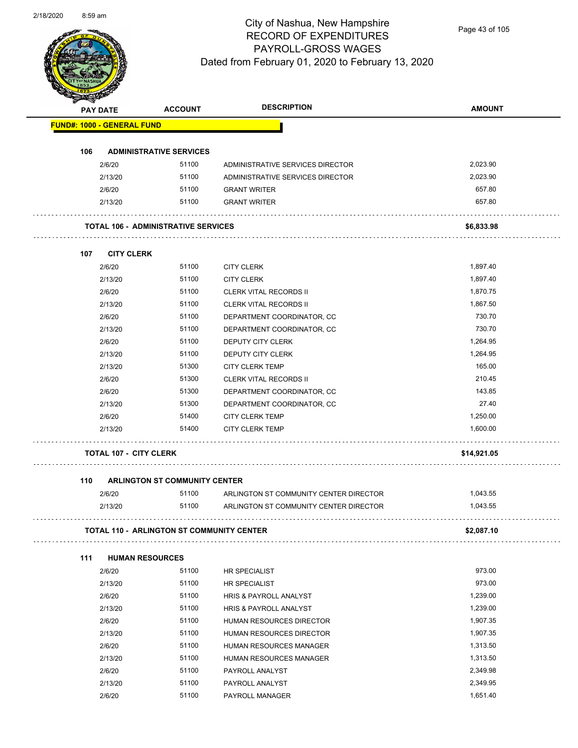# City of Nashua, New Hampshire
## RECORD OF EXPENDITURES
## PAYROLL-GROSS WAGES
### Dated from February 01, 2020 to February 13, 2020

| PAY DATE | ACCOUNT | DESCRIPTION | AMOUNT |
|---|---|---|---|
| **FUND#: 1000 - GENERAL FUND** | | | |
| **106 ADMINISTRATIVE SERVICES** | | | |
| 2/6/20 | 51100 | ADMINISTRATIVE SERVICES DIRECTOR | 2,023.90 |
| 2/13/20 | 51100 | ADMINISTRATIVE SERVICES DIRECTOR | 2,023.90 |
| 2/6/20 | 51100 | GRANT WRITER | 657.80 |
| 2/13/20 | 51100 | GRANT WRITER | 657.80 |
| **TOTAL 106 - ADMINISTRATIVE SERVICES** | | | **$6,833.98** |
| **107 CITY CLERK** | | | |
| 2/6/20 | 51100 | CITY CLERK | 1,897.40 |
| 2/13/20 | 51100 | CITY CLERK | 1,897.40 |
| 2/6/20 | 51100 | CLERK VITAL RECORDS II | 1,870.75 |
| 2/13/20 | 51100 | CLERK VITAL RECORDS II | 1,867.50 |
| 2/6/20 | 51100 | DEPARTMENT COORDINATOR, CC | 730.70 |
| 2/13/20 | 51100 | DEPARTMENT COORDINATOR, CC | 730.70 |
| 2/6/20 | 51100 | DEPUTY CITY CLERK | 1,264.95 |
| 2/13/20 | 51100 | DEPUTY CITY CLERK | 1,264.95 |
| 2/13/20 | 51300 | CITY CLERK TEMP | 165.00 |
| 2/6/20 | 51300 | CLERK VITAL RECORDS II | 210.45 |
| 2/6/20 | 51300 | DEPARTMENT COORDINATOR, CC | 143.85 |
| 2/13/20 | 51300 | DEPARTMENT COORDINATOR, CC | 27.40 |
| 2/6/20 | 51400 | CITY CLERK TEMP | 1,250.00 |
| 2/13/20 | 51400 | CITY CLERK TEMP | 1,600.00 |
| **TOTAL 107 - CITY CLERK** | | | **$14,921.05** |
| **110 ARLINGTON ST COMMUNITY CENTER** | | | |
| 2/6/20 | 51100 | ARLINGTON ST COMMUNITY CENTER DIRECTOR | 1,043.55 |
| 2/13/20 | 51100 | ARLINGTON ST COMMUNITY CENTER DIRECTOR | 1,043.55 |
| **TOTAL 110 - ARLINGTON ST COMMUNITY CENTER** | | | **$2,087.10** |
| **111 HUMAN RESOURCES** | | | |
| 2/6/20 | 51100 | HR SPECIALIST | 973.00 |
| 2/13/20 | 51100 | HR SPECIALIST | 973.00 |
| 2/6/20 | 51100 | HRIS & PAYROLL ANALYST | 1,239.00 |
| 2/13/20 | 51100 | HRIS & PAYROLL ANALYST | 1,239.00 |
| 2/6/20 | 51100 | HUMAN RESOURCES DIRECTOR | 1,907.35 |
| 2/13/20 | 51100 | HUMAN RESOURCES DIRECTOR | 1,907.35 |
| 2/6/20 | 51100 | HUMAN RESOURCES MANAGER | 1,313.50 |
| 2/13/20 | 51100 | HUMAN RESOURCES MANAGER | 1,313.50 |
| 2/6/20 | 51100 | PAYROLL ANALYST | 2,349.98 |
| 2/13/20 | 51100 | PAYROLL ANALYST | 2,349.95 |
| 2/6/20 | 51100 | PAYROLL MANAGER | 1,651.40 |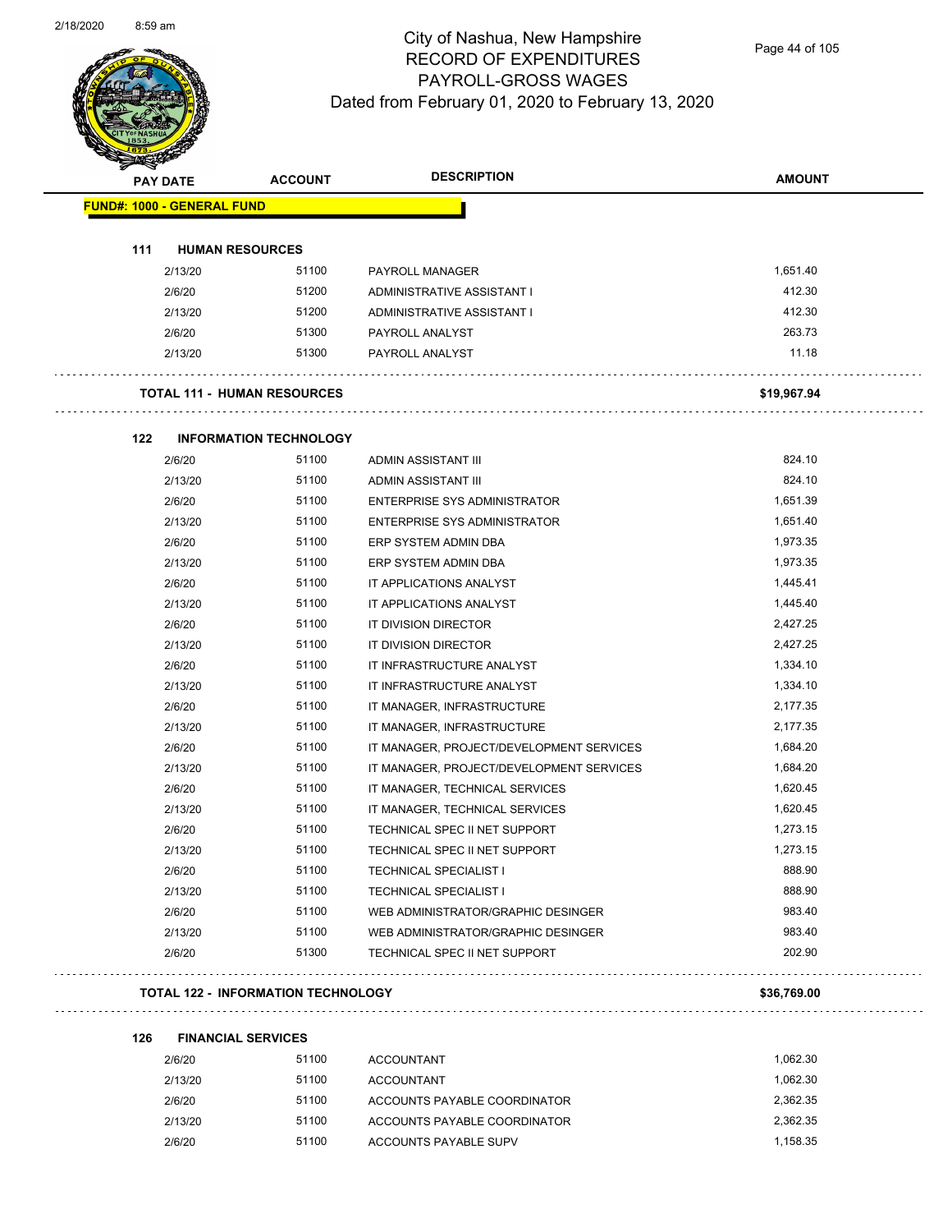# City of Nashua, New Hampshire
## RECORD OF EXPENDITURES
## PAYROLL-GROSS WAGES
### Dated from February 01, 2020 to February 13, 2020

| PAY DATE | ACCOUNT | DESCRIPTION | AMOUNT |
|---|---|---|---|
| **FUND#: 1000 - GENERAL FUND** | | | |
| **111 HUMAN RESOURCES** | | | |
| 2/13/20 | 51100 | PAYROLL MANAGER | 1,651.40 |
| 2/6/20 | 51200 | ADMINISTRATIVE ASSISTANT I | 412.30 |
| 2/13/20 | 51200 | ADMINISTRATIVE ASSISTANT I | 412.30 |
| 2/6/20 | 51300 | PAYROLL ANALYST | 263.73 |
| 2/13/20 | 51300 | PAYROLL ANALYST | 11.18 |
| **TOTAL 111 - HUMAN RESOURCES** | | | **$19,967.94** |
| **122 INFORMATION TECHNOLOGY** | | | |
| 2/6/20 | 51100 | ADMIN ASSISTANT III | 824.10 |
| 2/13/20 | 51100 | ADMIN ASSISTANT III | 824.10 |
| 2/6/20 | 51100 | ENTERPRISE SYS ADMINISTRATOR | 1,651.39 |
| 2/13/20 | 51100 | ENTERPRISE SYS ADMINISTRATOR | 1,651.40 |
| 2/6/20 | 51100 | ERP SYSTEM ADMIN DBA | 1,973.35 |
| 2/13/20 | 51100 | ERP SYSTEM ADMIN DBA | 1,973.35 |
| 2/6/20 | 51100 | IT APPLICATIONS ANALYST | 1,445.41 |
| 2/13/20 | 51100 | IT APPLICATIONS ANALYST | 1,445.40 |
| 2/6/20 | 51100 | IT DIVISION DIRECTOR | 2,427.25 |
| 2/13/20 | 51100 | IT DIVISION DIRECTOR | 2,427.25 |
| 2/6/20 | 51100 | IT INFRASTRUCTURE ANALYST | 1,334.10 |
| 2/13/20 | 51100 | IT INFRASTRUCTURE ANALYST | 1,334.10 |
| 2/6/20 | 51100 | IT MANAGER, INFRASTRUCTURE | 2,177.35 |
| 2/13/20 | 51100 | IT MANAGER, INFRASTRUCTURE | 2,177.35 |
| 2/6/20 | 51100 | IT MANAGER, PROJECT/DEVELOPMENT SERVICES | 1,684.20 |
| 2/13/20 | 51100 | IT MANAGER, PROJECT/DEVELOPMENT SERVICES | 1,684.20 |
| 2/6/20 | 51100 | IT MANAGER, TECHNICAL SERVICES | 1,620.45 |
| 2/13/20 | 51100 | IT MANAGER, TECHNICAL SERVICES | 1,620.45 |
| 2/6/20 | 51100 | TECHNICAL SPEC II NET SUPPORT | 1,273.15 |
| 2/13/20 | 51100 | TECHNICAL SPEC II NET SUPPORT | 1,273.15 |
| 2/6/20 | 51100 | TECHNICAL SPECIALIST I | 888.90 |
| 2/13/20 | 51100 | TECHNICAL SPECIALIST I | 888.90 |
| 2/6/20 | 51100 | WEB ADMINISTRATOR/GRAPHIC DESINGER | 983.40 |
| 2/13/20 | 51100 | WEB ADMINISTRATOR/GRAPHIC DESINGER | 983.40 |
| 2/6/20 | 51300 | TECHNICAL SPEC II NET SUPPORT | 202.90 |
| **TOTAL 122 - INFORMATION TECHNOLOGY** | | | **$36,769.00** |
| **126 FINANCIAL SERVICES** | | | |
| 2/6/20 | 51100 | ACCOUNTANT | 1,062.30 |
| 2/13/20 | 51100 | ACCOUNTANT | 1,062.30 |
| 2/6/20 | 51100 | ACCOUNTS PAYABLE COORDINATOR | 2,362.35 |
| 2/13/20 | 51100 | ACCOUNTS PAYABLE COORDINATOR | 2,362.35 |
| 2/6/20 | 51100 | ACCOUNTS PAYABLE SUPV | 1,158.35 |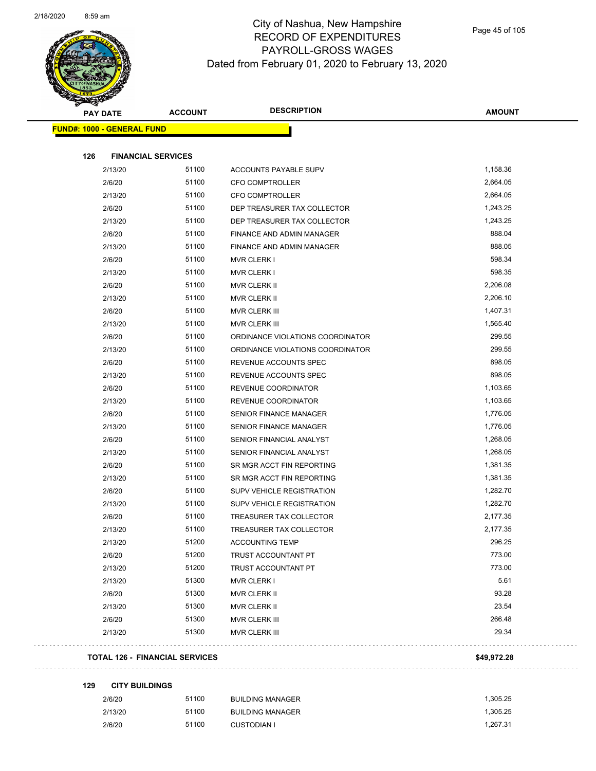# City of Nashua, New Hampshire
## RECORD OF EXPENDITURES
## PAYROLL-GROSS WAGES
### Dated from February 01, 2020 to February 13, 2020

**FUND#: 1000 - GENERAL FUND**

**126 FINANCIAL SERVICES**

| PAY DATE | ACCOUNT | DESCRIPTION | AMOUNT |
|---|---|---|---|
| 2/13/20 | 51100 | ACCOUNTS PAYABLE SUPV | 1,158.36 |
| 2/6/20 | 51100 | CFO COMPTROLLER | 2,664.05 |
| 2/13/20 | 51100 | CFO COMPTROLLER | 2,664.05 |
| 2/6/20 | 51100 | DEP TREASURER TAX COLLECTOR | 1,243.25 |
| 2/13/20 | 51100 | DEP TREASURER TAX COLLECTOR | 1,243.25 |
| 2/6/20 | 51100 | FINANCE AND ADMIN MANAGER | 888.04 |
| 2/13/20 | 51100 | FINANCE AND ADMIN MANAGER | 888.05 |
| 2/6/20 | 51100 | MVR CLERK I | 598.34 |
| 2/13/20 | 51100 | MVR CLERK I | 598.35 |
| 2/6/20 | 51100 | MVR CLERK II | 2,206.08 |
| 2/13/20 | 51100 | MVR CLERK II | 2,206.10 |
| 2/6/20 | 51100 | MVR CLERK III | 1,407.31 |
| 2/13/20 | 51100 | MVR CLERK III | 1,565.40 |
| 2/6/20 | 51100 | ORDINANCE VIOLATIONS COORDINATOR | 299.55 |
| 2/13/20 | 51100 | ORDINANCE VIOLATIONS COORDINATOR | 299.55 |
| 2/6/20 | 51100 | REVENUE ACCOUNTS SPEC | 898.05 |
| 2/13/20 | 51100 | REVENUE ACCOUNTS SPEC | 898.05 |
| 2/6/20 | 51100 | REVENUE COORDINATOR | 1,103.65 |
| 2/13/20 | 51100 | REVENUE COORDINATOR | 1,103.65 |
| 2/6/20 | 51100 | SENIOR FINANCE MANAGER | 1,776.05 |
| 2/13/20 | 51100 | SENIOR FINANCE MANAGER | 1,776.05 |
| 2/6/20 | 51100 | SENIOR FINANCIAL ANALYST | 1,268.05 |
| 2/13/20 | 51100 | SENIOR FINANCIAL ANALYST | 1,268.05 |
| 2/6/20 | 51100 | SR MGR ACCT FIN REPORTING | 1,381.35 |
| 2/13/20 | 51100 | SR MGR ACCT FIN REPORTING | 1,381.35 |
| 2/6/20 | 51100 | SUPV VEHICLE REGISTRATION | 1,282.70 |
| 2/13/20 | 51100 | SUPV VEHICLE REGISTRATION | 1,282.70 |
| 2/6/20 | 51100 | TREASURER TAX COLLECTOR | 2,177.35 |
| 2/13/20 | 51100 | TREASURER TAX COLLECTOR | 2,177.35 |
| 2/13/20 | 51200 | ACCOUNTING TEMP | 296.25 |
| 2/6/20 | 51200 | TRUST ACCOUNTANT PT | 773.00 |
| 2/13/20 | 51200 | TRUST ACCOUNTANT PT | 773.00 |
| 2/13/20 | 51300 | MVR CLERK I | 5.61 |
| 2/6/20 | 51300 | MVR CLERK II | 93.28 |
| 2/13/20 | 51300 | MVR CLERK II | 23.54 |
| 2/6/20 | 51300 | MVR CLERK III | 266.48 |
| 2/13/20 | 51300 | MVR CLERK III | 29.34 |

**TOTAL 126 - FINANCIAL SERVICES** **$49,972.28**

**129 CITY BUILDINGS**

| PAY DATE | ACCOUNT | DESCRIPTION | AMOUNT |
|---|---|---|---|
| 2/6/20 | 51100 | BUILDING MANAGER | 1,305.25 |
| 2/13/20 | 51100 | BUILDING MANAGER | 1,305.25 |
| 2/6/20 | 51100 | CUSTODIAN I | 1,267.31 |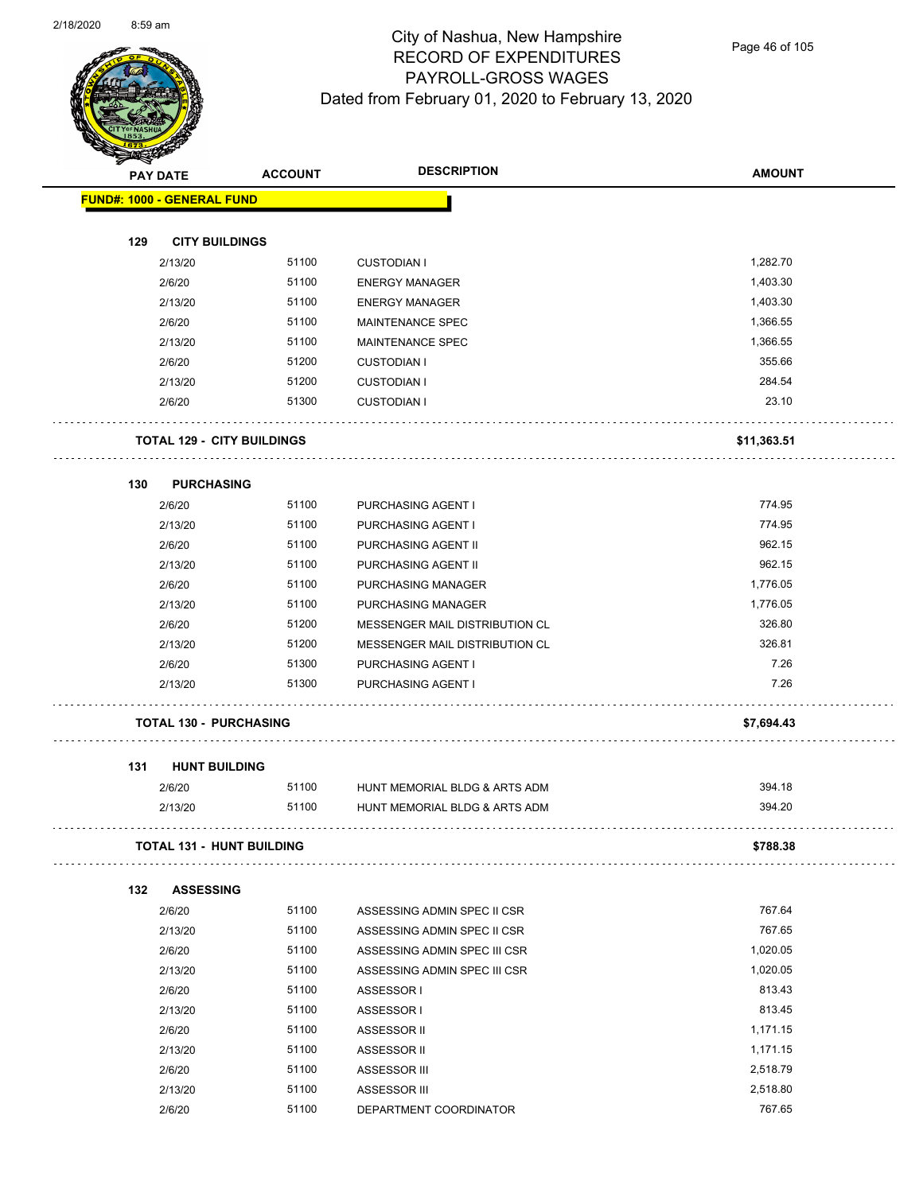City of Nashua, New Hampshire
RECORD OF EXPENDITURES
PAYROLL-GROSS WAGES
Dated from February 01, 2020 to February 13, 2020

| PAY DATE | ACCOUNT | DESCRIPTION | AMOUNT |
|---|---|---|---|
| **FUND#: 1000 - GENERAL FUND** | | | |
| **129 CITY BUILDINGS** | | | |
| 2/13/20 | 51100 | CUSTODIAN I | 1,282.70 |
| 2/6/20 | 51100 | ENERGY MANAGER | 1,403.30 |
| 2/13/20 | 51100 | ENERGY MANAGER | 1,403.30 |
| 2/6/20 | 51100 | MAINTENANCE SPEC | 1,366.55 |
| 2/13/20 | 51100 | MAINTENANCE SPEC | 1,366.55 |
| 2/6/20 | 51200 | CUSTODIAN I | 355.66 |
| 2/13/20 | 51200 | CUSTODIAN I | 284.54 |
| 2/6/20 | 51300 | CUSTODIAN I | 23.10 |
| **TOTAL 129 - CITY BUILDINGS** | | | **$11,363.51** |
| **130 PURCHASING** | | | |
| 2/6/20 | 51100 | PURCHASING AGENT I | 774.95 |
| 2/13/20 | 51100 | PURCHASING AGENT I | 774.95 |
| 2/6/20 | 51100 | PURCHASING AGENT II | 962.15 |
| 2/13/20 | 51100 | PURCHASING AGENT II | 962.15 |
| 2/6/20 | 51100 | PURCHASING MANAGER | 1,776.05 |
| 2/13/20 | 51100 | PURCHASING MANAGER | 1,776.05 |
| 2/6/20 | 51200 | MESSENGER MAIL DISTRIBUTION CL | 326.80 |
| 2/13/20 | 51200 | MESSENGER MAIL DISTRIBUTION CL | 326.81 |
| 2/6/20 | 51300 | PURCHASING AGENT I | 7.26 |
| 2/13/20 | 51300 | PURCHASING AGENT I | 7.26 |
| **TOTAL 130 - PURCHASING** | | | **$7,694.43** |
| **131 HUNT BUILDING** | | | |
| 2/6/20 | 51100 | HUNT MEMORIAL BLDG & ARTS ADM | 394.18 |
| 2/13/20 | 51100 | HUNT MEMORIAL BLDG & ARTS ADM | 394.20 |
| **TOTAL 131 - HUNT BUILDING** | | | **$788.38** |
| **132 ASSESSING** | | | |
| 2/6/20 | 51100 | ASSESSING ADMIN SPEC II CSR | 767.64 |
| 2/13/20 | 51100 | ASSESSING ADMIN SPEC II CSR | 767.65 |
| 2/6/20 | 51100 | ASSESSING ADMIN SPEC III CSR | 1,020.05 |
| 2/13/20 | 51100 | ASSESSING ADMIN SPEC III CSR | 1,020.05 |
| 2/6/20 | 51100 | ASSESSOR I | 813.43 |
| 2/13/20 | 51100 | ASSESSOR I | 813.45 |
| 2/6/20 | 51100 | ASSESSOR II | 1,171.15 |
| 2/13/20 | 51100 | ASSESSOR II | 1,171.15 |
| 2/6/20 | 51100 | ASSESSOR III | 2,518.79 |
| 2/13/20 | 51100 | ASSESSOR III | 2,518.80 |
| 2/6/20 | 51100 | DEPARTMENT COORDINATOR | 767.65 |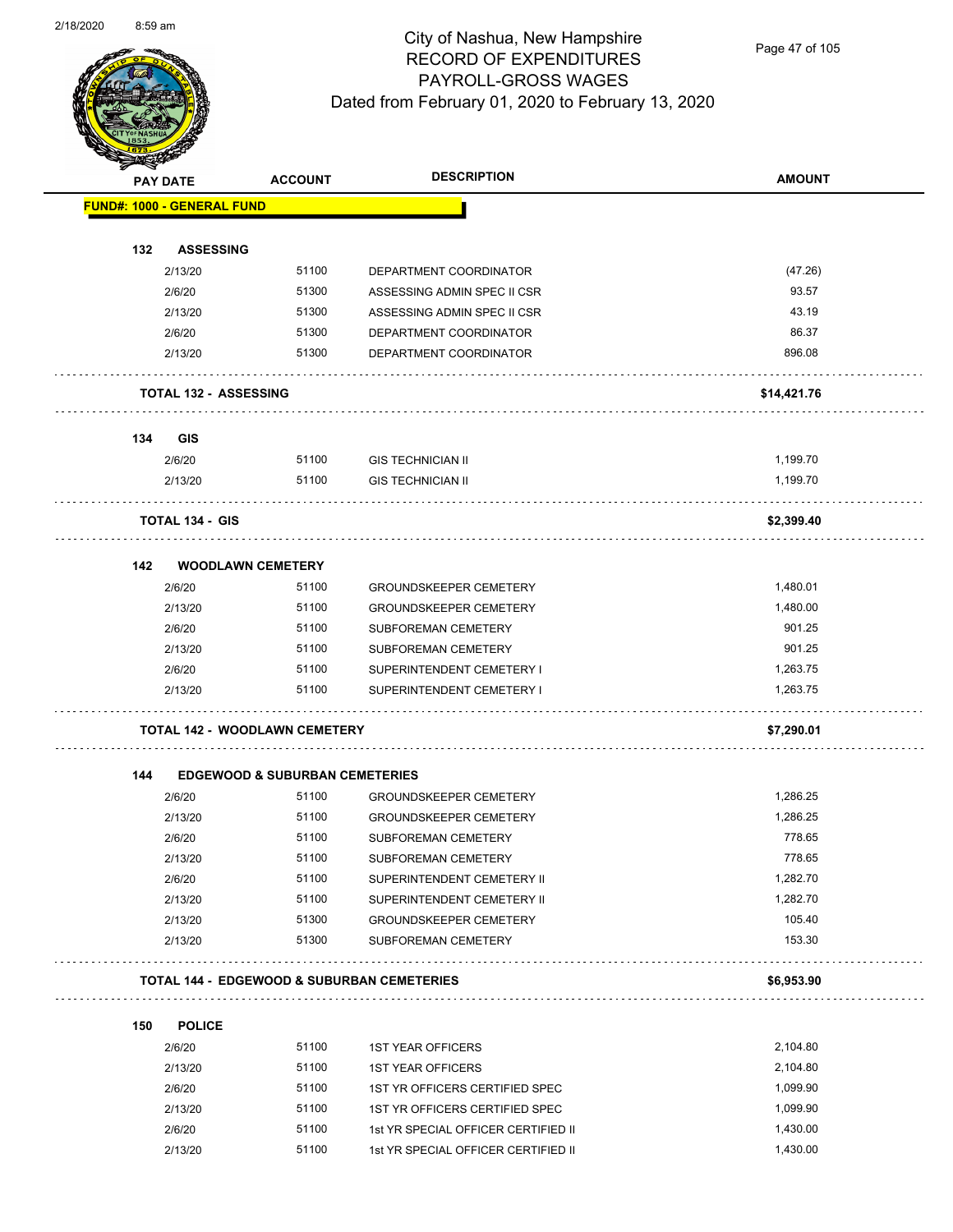# City of Nashua, New Hampshire
## RECORD OF EXPENDITURES
## PAYROLL-GROSS WAGES
## Dated from February 01, 2020 to February 13, 2020

| PAY DATE | ACCOUNT | DESCRIPTION | AMOUNT |
|---|---|---|---|
| **FUND#: 1000 - GENERAL FUND** | | | |
| **132 ASSESSING** | | | |
| 2/13/20 | 51100 | DEPARTMENT COORDINATOR | (47.26) |
| 2/6/20 | 51300 | ASSESSING ADMIN SPEC II CSR | 93.57 |
| 2/13/20 | 51300 | ASSESSING ADMIN SPEC II CSR | 43.19 |
| 2/6/20 | 51300 | DEPARTMENT COORDINATOR | 86.37 |
| 2/13/20 | 51300 | DEPARTMENT COORDINATOR | 896.08 |
| **TOTAL 132 - ASSESSING** | | | **$14,421.76** |
| **134 GIS** | | | |
| 2/6/20 | 51100 | GIS TECHNICIAN II | 1,199.70 |
| 2/13/20 | 51100 | GIS TECHNICIAN II | 1,199.70 |
| **TOTAL 134 - GIS** | | | **$2,399.40** |
| **142 WOODLAWN CEMETERY** | | | |
| 2/6/20 | 51100 | GROUNDSKEEPER CEMETERY | 1,480.01 |
| 2/13/20 | 51100 | GROUNDSKEEPER CEMETERY | 1,480.00 |
| 2/6/20 | 51100 | SUBFOREMAN CEMETERY | 901.25 |
| 2/13/20 | 51100 | SUBFOREMAN CEMETERY | 901.25 |
| 2/6/20 | 51100 | SUPERINTENDENT CEMETERY I | 1,263.75 |
| 2/13/20 | 51100 | SUPERINTENDENT CEMETERY I | 1,263.75 |
| **TOTAL 142 - WOODLAWN CEMETERY** | | | **$7,290.01** |
| **144 EDGEWOOD & SUBURBAN CEMETERIES** | | | |
| 2/6/20 | 51100 | GROUNDSKEEPER CEMETERY | 1,286.25 |
| 2/13/20 | 51100 | GROUNDSKEEPER CEMETERY | 1,286.25 |
| 2/6/20 | 51100 | SUBFOREMAN CEMETERY | 778.65 |
| 2/13/20 | 51100 | SUBFOREMAN CEMETERY | 778.65 |
| 2/6/20 | 51100 | SUPERINTENDENT CEMETERY II | 1,282.70 |
| 2/13/20 | 51100 | SUPERINTENDENT CEMETERY II | 1,282.70 |
| 2/13/20 | 51300 | GROUNDSKEEPER CEMETERY | 105.40 |
| 2/13/20 | 51300 | SUBFOREMAN CEMETERY | 153.30 |
| **TOTAL 144 - EDGEWOOD & SUBURBAN CEMETERIES** | | | **$6,953.90** |
| **150 POLICE** | | | |
| 2/6/20 | 51100 | 1ST YEAR OFFICERS | 2,104.80 |
| 2/13/20 | 51100 | 1ST YEAR OFFICERS | 2,104.80 |
| 2/6/20 | 51100 | 1ST YR OFFICERS CERTIFIED SPEC | 1,099.90 |
| 2/13/20 | 51100 | 1ST YR OFFICERS CERTIFIED SPEC | 1,099.90 |
| 2/6/20 | 51100 | 1st YR SPECIAL OFFICER CERTIFIED II | 1,430.00 |
| 2/13/20 | 51100 | 1st YR SPECIAL OFFICER CERTIFIED II | 1,430.00 |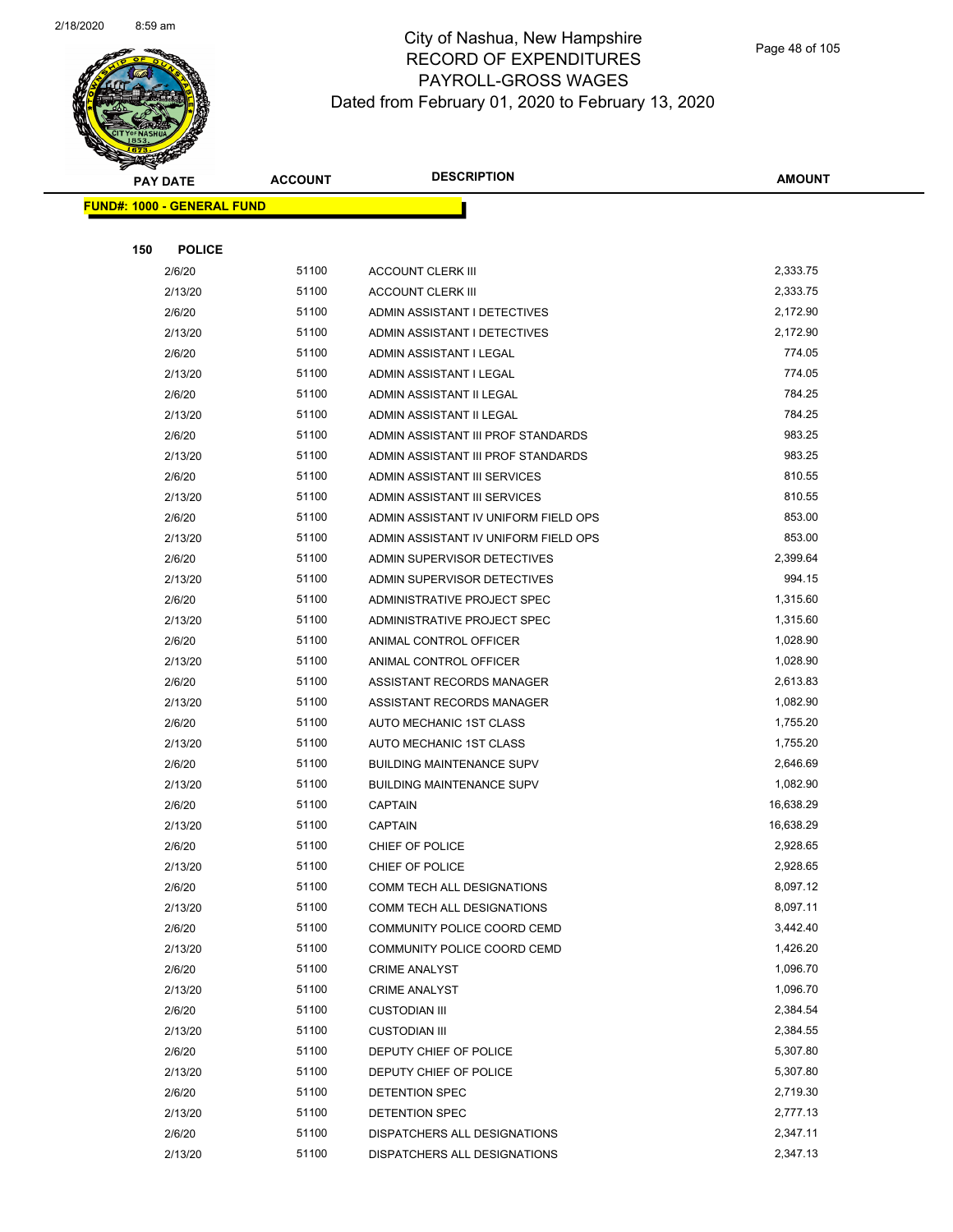# City of Nashua, New Hampshire
## RECORD OF EXPENDITURES
## PAYROLL-GROSS WAGES
### Dated from February 01, 2020 to February 13, 2020

| PAY DATE | ACCOUNT | DESCRIPTION | AMOUNT |
|---|---|---|---|
| **FUND#: 1000 - GENERAL FUND** | | | |
| **150 POLICE** | | | |
| 2/6/20 | 51100 | ACCOUNT CLERK III | 2,333.75 |
| 2/13/20 | 51100 | ACCOUNT CLERK III | 2,333.75 |
| 2/6/20 | 51100 | ADMIN ASSISTANT I DETECTIVES | 2,172.90 |
| 2/13/20 | 51100 | ADMIN ASSISTANT I DETECTIVES | 2,172.90 |
| 2/6/20 | 51100 | ADMIN ASSISTANT I LEGAL | 774.05 |
| 2/13/20 | 51100 | ADMIN ASSISTANT I LEGAL | 774.05 |
| 2/6/20 | 51100 | ADMIN ASSISTANT II LEGAL | 784.25 |
| 2/13/20 | 51100 | ADMIN ASSISTANT II LEGAL | 784.25 |
| 2/6/20 | 51100 | ADMIN ASSISTANT III PROF STANDARDS | 983.25 |
| 2/13/20 | 51100 | ADMIN ASSISTANT III PROF STANDARDS | 983.25 |
| 2/6/20 | 51100 | ADMIN ASSISTANT III SERVICES | 810.55 |
| 2/13/20 | 51100 | ADMIN ASSISTANT III SERVICES | 810.55 |
| 2/6/20 | 51100 | ADMIN ASSISTANT IV UNIFORM FIELD OPS | 853.00 |
| 2/13/20 | 51100 | ADMIN ASSISTANT IV UNIFORM FIELD OPS | 853.00 |
| 2/6/20 | 51100 | ADMIN SUPERVISOR DETECTIVES | 2,399.64 |
| 2/13/20 | 51100 | ADMIN SUPERVISOR DETECTIVES | 994.15 |
| 2/6/20 | 51100 | ADMINISTRATIVE PROJECT SPEC | 1,315.60 |
| 2/13/20 | 51100 | ADMINISTRATIVE PROJECT SPEC | 1,315.60 |
| 2/6/20 | 51100 | ANIMAL CONTROL OFFICER | 1,028.90 |
| 2/13/20 | 51100 | ANIMAL CONTROL OFFICER | 1,028.90 |
| 2/6/20 | 51100 | ASSISTANT RECORDS MANAGER | 2,613.83 |
| 2/13/20 | 51100 | ASSISTANT RECORDS MANAGER | 1,082.90 |
| 2/6/20 | 51100 | AUTO MECHANIC 1ST CLASS | 1,755.20 |
| 2/13/20 | 51100 | AUTO MECHANIC 1ST CLASS | 1,755.20 |
| 2/6/20 | 51100 | BUILDING MAINTENANCE SUPV | 2,646.69 |
| 2/13/20 | 51100 | BUILDING MAINTENANCE SUPV | 1,082.90 |
| 2/6/20 | 51100 | CAPTAIN | 16,638.29 |
| 2/13/20 | 51100 | CAPTAIN | 16,638.29 |
| 2/6/20 | 51100 | CHIEF OF POLICE | 2,928.65 |
| 2/13/20 | 51100 | CHIEF OF POLICE | 2,928.65 |
| 2/6/20 | 51100 | COMM TECH ALL DESIGNATIONS | 8,097.12 |
| 2/13/20 | 51100 | COMM TECH ALL DESIGNATIONS | 8,097.11 |
| 2/6/20 | 51100 | COMMUNITY POLICE COORD CEMD | 3,442.40 |
| 2/13/20 | 51100 | COMMUNITY POLICE COORD CEMD | 1,426.20 |
| 2/6/20 | 51100 | CRIME ANALYST | 1,096.70 |
| 2/13/20 | 51100 | CRIME ANALYST | 1,096.70 |
| 2/6/20 | 51100 | CUSTODIAN III | 2,384.54 |
| 2/13/20 | 51100 | CUSTODIAN III | 2,384.55 |
| 2/6/20 | 51100 | DEPUTY CHIEF OF POLICE | 5,307.80 |
| 2/13/20 | 51100 | DEPUTY CHIEF OF POLICE | 5,307.80 |
| 2/6/20 | 51100 | DETENTION SPEC | 2,719.30 |
| 2/13/20 | 51100 | DETENTION SPEC | 2,777.13 |
| 2/6/20 | 51100 | DISPATCHERS ALL DESIGNATIONS | 2,347.11 |
| 2/13/20 | 51100 | DISPATCHERS ALL DESIGNATIONS | 2,347.13 |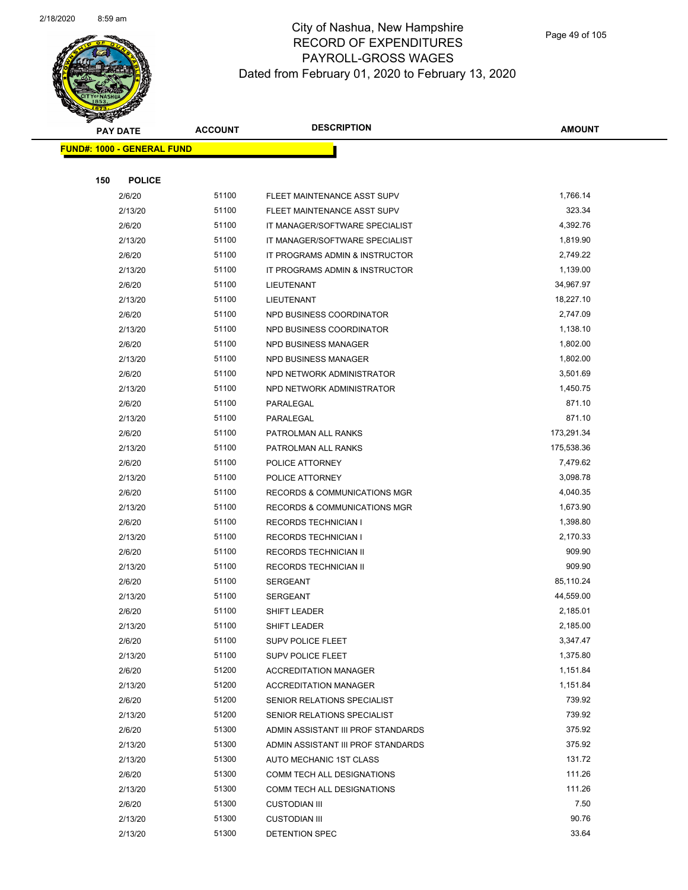City of Nashua, New Hampshire
RECORD OF EXPENDITURES
PAYROLL-GROSS WAGES
Dated from February 01, 2020 to February 13, 2020

| PAY DATE | ACCOUNT | DESCRIPTION | AMOUNT |
|---|---|---|---|
| **FUND#: 1000 - GENERAL FUND** | | | |
| **150 POLICE** | | | |
| 2/6/20 | 51100 | FLEET MAINTENANCE ASST SUPV | 1,766.14 |
| 2/13/20 | 51100 | FLEET MAINTENANCE ASST SUPV | 323.34 |
| 2/6/20 | 51100 | IT MANAGER/SOFTWARE SPECIALIST | 4,392.76 |
| 2/13/20 | 51100 | IT MANAGER/SOFTWARE SPECIALIST | 1,819.90 |
| 2/6/20 | 51100 | IT PROGRAMS ADMIN & INSTRUCTOR | 2,749.22 |
| 2/13/20 | 51100 | IT PROGRAMS ADMIN & INSTRUCTOR | 1,139.00 |
| 2/6/20 | 51100 | LIEUTENANT | 34,967.97 |
| 2/13/20 | 51100 | LIEUTENANT | 18,227.10 |
| 2/6/20 | 51100 | NPD BUSINESS COORDINATOR | 2,747.09 |
| 2/13/20 | 51100 | NPD BUSINESS COORDINATOR | 1,138.10 |
| 2/6/20 | 51100 | NPD BUSINESS MANAGER | 1,802.00 |
| 2/13/20 | 51100 | NPD BUSINESS MANAGER | 1,802.00 |
| 2/6/20 | 51100 | NPD NETWORK ADMINISTRATOR | 3,501.69 |
| 2/13/20 | 51100 | NPD NETWORK ADMINISTRATOR | 1,450.75 |
| 2/6/20 | 51100 | PARALEGAL | 871.10 |
| 2/13/20 | 51100 | PARALEGAL | 871.10 |
| 2/6/20 | 51100 | PATROLMAN ALL RANKS | 173,291.34 |
| 2/13/20 | 51100 | PATROLMAN ALL RANKS | 175,538.36 |
| 2/6/20 | 51100 | POLICE ATTORNEY | 7,479.62 |
| 2/13/20 | 51100 | POLICE ATTORNEY | 3,098.78 |
| 2/6/20 | 51100 | RECORDS & COMMUNICATIONS MGR | 4,040.35 |
| 2/13/20 | 51100 | RECORDS & COMMUNICATIONS MGR | 1,673.90 |
| 2/6/20 | 51100 | RECORDS TECHNICIAN I | 1,398.80 |
| 2/13/20 | 51100 | RECORDS TECHNICIAN I | 2,170.33 |
| 2/6/20 | 51100 | RECORDS TECHNICIAN II | 909.90 |
| 2/13/20 | 51100 | RECORDS TECHNICIAN II | 909.90 |
| 2/6/20 | 51100 | SERGEANT | 85,110.24 |
| 2/13/20 | 51100 | SERGEANT | 44,559.00 |
| 2/6/20 | 51100 | SHIFT LEADER | 2,185.01 |
| 2/13/20 | 51100 | SHIFT LEADER | 2,185.00 |
| 2/6/20 | 51100 | SUPV POLICE FLEET | 3,347.47 |
| 2/13/20 | 51100 | SUPV POLICE FLEET | 1,375.80 |
| 2/6/20 | 51200 | ACCREDITATION MANAGER | 1,151.84 |
| 2/13/20 | 51200 | ACCREDITATION MANAGER | 1,151.84 |
| 2/6/20 | 51200 | SENIOR RELATIONS SPECIALIST | 739.92 |
| 2/13/20 | 51200 | SENIOR RELATIONS SPECIALIST | 739.92 |
| 2/6/20 | 51300 | ADMIN ASSISTANT III PROF STANDARDS | 375.92 |
| 2/13/20 | 51300 | ADMIN ASSISTANT III PROF STANDARDS | 375.92 |
| 2/13/20 | 51300 | AUTO MECHANIC 1ST CLASS | 131.72 |
| 2/6/20 | 51300 | COMM TECH ALL DESIGNATIONS | 111.26 |
| 2/13/20 | 51300 | COMM TECH ALL DESIGNATIONS | 111.26 |
| 2/6/20 | 51300 | CUSTODIAN III | 7.50 |
| 2/13/20 | 51300 | CUSTODIAN III | 90.76 |
| 2/13/20 | 51300 | DETENTION SPEC | 33.64 |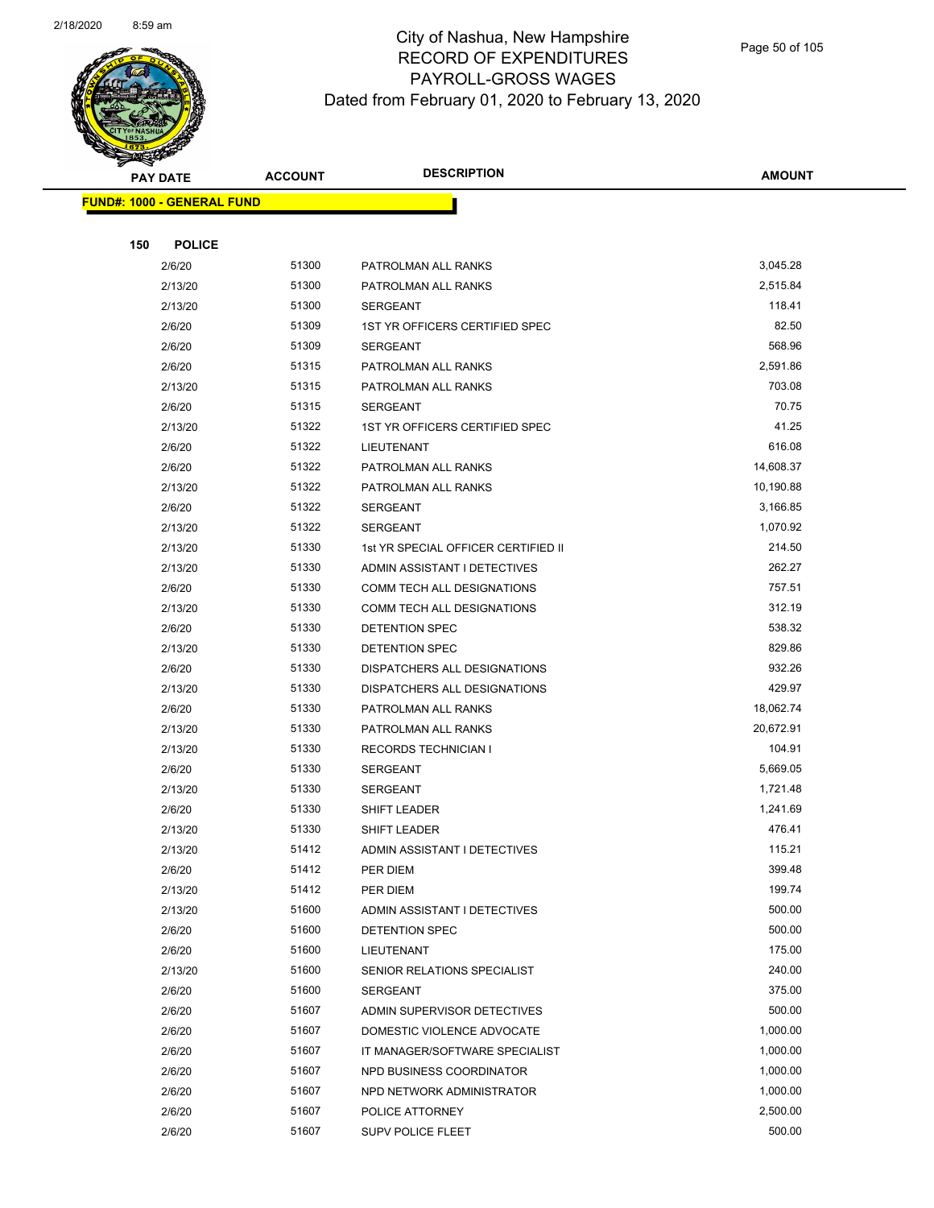# City of Nashua, New Hampshire
## RECORD OF EXPENDITURES
## PAYROLL-GROSS WAGES
## Dated from February 01, 2020 to February 13, 2020

| PAY DATE | ACCOUNT | DESCRIPTION | AMOUNT |
|---|---|---|---|
| **FUND#: 1000 - GENERAL FUND** | | | |
| **150 POLICE** | | | |
| 2/6/20 | 51300 | PATROLMAN ALL RANKS | 3,045.28 |
| 2/13/20 | 51300 | PATROLMAN ALL RANKS | 2,515.84 |
| 2/13/20 | 51300 | SERGEANT | 118.41 |
| 2/6/20 | 51309 | 1ST YR OFFICERS CERTIFIED SPEC | 82.50 |
| 2/6/20 | 51309 | SERGEANT | 568.96 |
| 2/6/20 | 51315 | PATROLMAN ALL RANKS | 2,591.86 |
| 2/13/20 | 51315 | PATROLMAN ALL RANKS | 703.08 |
| 2/6/20 | 51315 | SERGEANT | 70.75 |
| 2/13/20 | 51322 | 1ST YR OFFICERS CERTIFIED SPEC | 41.25 |
| 2/6/20 | 51322 | LIEUTENANT | 616.08 |
| 2/6/20 | 51322 | PATROLMAN ALL RANKS | 14,608.37 |
| 2/13/20 | 51322 | PATROLMAN ALL RANKS | 10,190.88 |
| 2/6/20 | 51322 | SERGEANT | 3,166.85 |
| 2/13/20 | 51322 | SERGEANT | 1,070.92 |
| 2/13/20 | 51330 | 1st YR SPECIAL OFFICER CERTIFIED II | 214.50 |
| 2/13/20 | 51330 | ADMIN ASSISTANT I DETECTIVES | 262.27 |
| 2/6/20 | 51330 | COMM TECH ALL DESIGNATIONS | 757.51 |
| 2/13/20 | 51330 | COMM TECH ALL DESIGNATIONS | 312.19 |
| 2/6/20 | 51330 | DETENTION SPEC | 538.32 |
| 2/13/20 | 51330 | DETENTION SPEC | 829.86 |
| 2/6/20 | 51330 | DISPATCHERS ALL DESIGNATIONS | 932.26 |
| 2/13/20 | 51330 | DISPATCHERS ALL DESIGNATIONS | 429.97 |
| 2/6/20 | 51330 | PATROLMAN ALL RANKS | 18,062.74 |
| 2/13/20 | 51330 | PATROLMAN ALL RANKS | 20,672.91 |
| 2/13/20 | 51330 | RECORDS TECHNICIAN I | 104.91 |
| 2/6/20 | 51330 | SERGEANT | 5,669.05 |
| 2/13/20 | 51330 | SERGEANT | 1,721.48 |
| 2/6/20 | 51330 | SHIFT LEADER | 1,241.69 |
| 2/13/20 | 51330 | SHIFT LEADER | 476.41 |
| 2/13/20 | 51412 | ADMIN ASSISTANT I DETECTIVES | 115.21 |
| 2/6/20 | 51412 | PER DIEM | 399.48 |
| 2/13/20 | 51412 | PER DIEM | 199.74 |
| 2/13/20 | 51600 | ADMIN ASSISTANT I DETECTIVES | 500.00 |
| 2/6/20 | 51600 | DETENTION SPEC | 500.00 |
| 2/6/20 | 51600 | LIEUTENANT | 175.00 |
| 2/13/20 | 51600 | SENIOR RELATIONS SPECIALIST | 240.00 |
| 2/6/20 | 51600 | SERGEANT | 375.00 |
| 2/6/20 | 51607 | ADMIN SUPERVISOR DETECTIVES | 500.00 |
| 2/6/20 | 51607 | DOMESTIC VIOLENCE ADVOCATE | 1,000.00 |
| 2/6/20 | 51607 | IT MANAGER/SOFTWARE SPECIALIST | 1,000.00 |
| 2/6/20 | 51607 | NPD BUSINESS COORDINATOR | 1,000.00 |
| 2/6/20 | 51607 | NPD NETWORK ADMINISTRATOR | 1,000.00 |
| 2/6/20 | 51607 | POLICE ATTORNEY | 2,500.00 |
| 2/6/20 | 51607 | SUPV POLICE FLEET | 500.00 |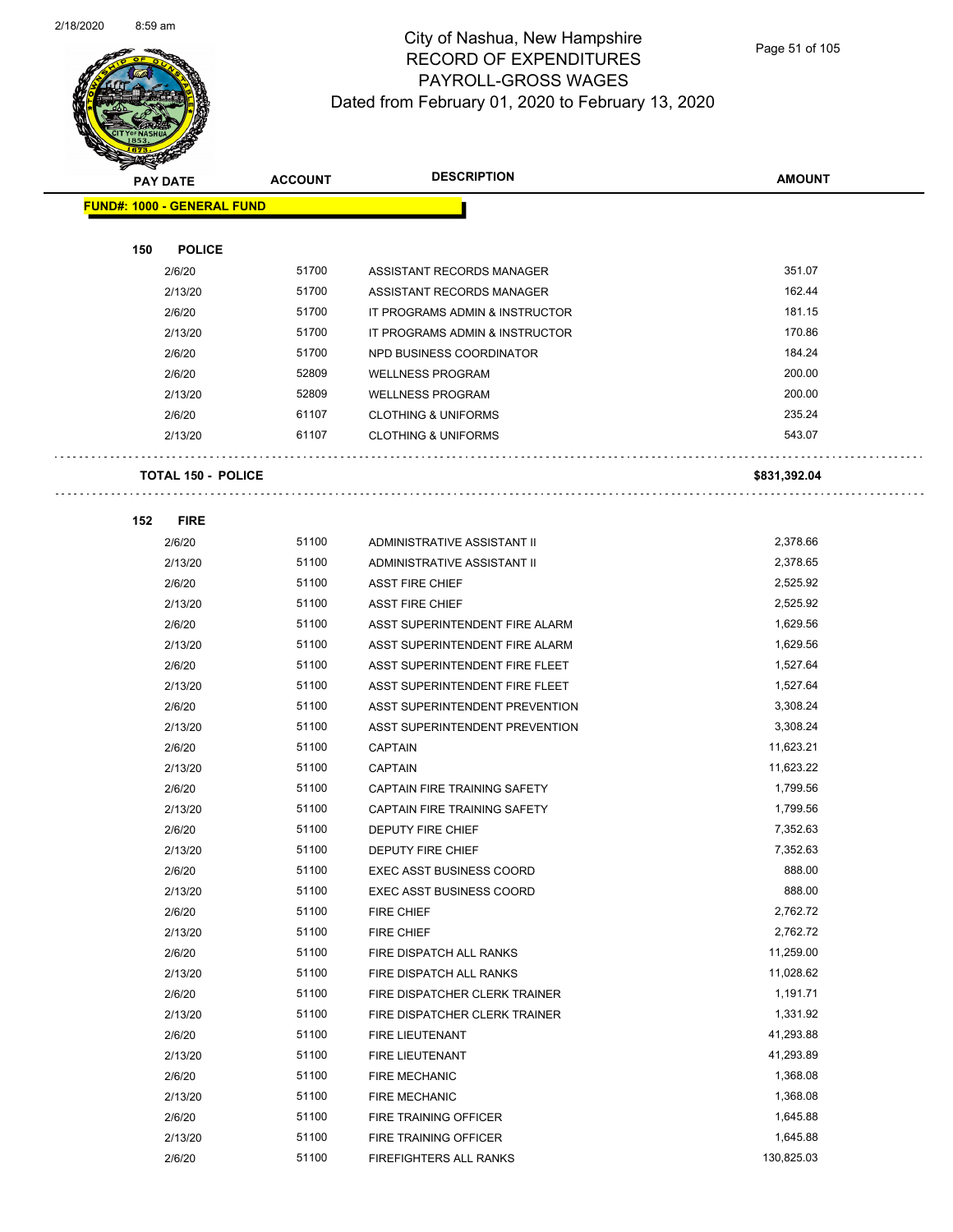City of Nashua, New Hampshire
RECORD OF EXPENDITURES
PAYROLL-GROSS WAGES
Dated from February 01, 2020 to February 13, 2020

| PAY DATE | ACCOUNT | DESCRIPTION | AMOUNT |
|---|---|---|---|
| **FUND#: 1000 - GENERAL FUND** | | | |
| **150 POLICE** | | | |
| 2/6/20 | 51700 | ASSISTANT RECORDS MANAGER | 351.07 |
| 2/13/20 | 51700 | ASSISTANT RECORDS MANAGER | 162.44 |
| 2/6/20 | 51700 | IT PROGRAMS ADMIN & INSTRUCTOR | 181.15 |
| 2/13/20 | 51700 | IT PROGRAMS ADMIN & INSTRUCTOR | 170.86 |
| 2/6/20 | 51700 | NPD BUSINESS COORDINATOR | 184.24 |
| 2/6/20 | 52809 | WELLNESS PROGRAM | 200.00 |
| 2/13/20 | 52809 | WELLNESS PROGRAM | 200.00 |
| 2/6/20 | 61107 | CLOTHING & UNIFORMS | 235.24 |
| 2/13/20 | 61107 | CLOTHING & UNIFORMS | 543.07 |
| **TOTAL 150 - POLICE** | | | **$831,392.04** |
| **152 FIRE** | | | |
| 2/6/20 | 51100 | ADMINISTRATIVE ASSISTANT II | 2,378.66 |
| 2/13/20 | 51100 | ADMINISTRATIVE ASSISTANT II | 2,378.65 |
| 2/6/20 | 51100 | ASST FIRE CHIEF | 2,525.92 |
| 2/13/20 | 51100 | ASST FIRE CHIEF | 2,525.92 |
| 2/6/20 | 51100 | ASST SUPERINTENDENT FIRE ALARM | 1,629.56 |
| 2/13/20 | 51100 | ASST SUPERINTENDENT FIRE ALARM | 1,629.56 |
| 2/6/20 | 51100 | ASST SUPERINTENDENT FIRE FLEET | 1,527.64 |
| 2/13/20 | 51100 | ASST SUPERINTENDENT FIRE FLEET | 1,527.64 |
| 2/6/20 | 51100 | ASST SUPERINTENDENT PREVENTION | 3,308.24 |
| 2/13/20 | 51100 | ASST SUPERINTENDENT PREVENTION | 3,308.24 |
| 2/6/20 | 51100 | CAPTAIN | 11,623.21 |
| 2/13/20 | 51100 | CAPTAIN | 11,623.22 |
| 2/6/20 | 51100 | CAPTAIN FIRE TRAINING SAFETY | 1,799.56 |
| 2/13/20 | 51100 | CAPTAIN FIRE TRAINING SAFETY | 1,799.56 |
| 2/6/20 | 51100 | DEPUTY FIRE CHIEF | 7,352.63 |
| 2/13/20 | 51100 | DEPUTY FIRE CHIEF | 7,352.63 |
| 2/6/20 | 51100 | EXEC ASST BUSINESS COORD | 888.00 |
| 2/13/20 | 51100 | EXEC ASST BUSINESS COORD | 888.00 |
| 2/6/20 | 51100 | FIRE CHIEF | 2,762.72 |
| 2/13/20 | 51100 | FIRE CHIEF | 2,762.72 |
| 2/6/20 | 51100 | FIRE DISPATCH ALL RANKS | 11,259.00 |
| 2/13/20 | 51100 | FIRE DISPATCH ALL RANKS | 11,028.62 |
| 2/6/20 | 51100 | FIRE DISPATCHER CLERK TRAINER | 1,191.71 |
| 2/13/20 | 51100 | FIRE DISPATCHER CLERK TRAINER | 1,331.92 |
| 2/6/20 | 51100 | FIRE LIEUTENANT | 41,293.88 |
| 2/13/20 | 51100 | FIRE LIEUTENANT | 41,293.89 |
| 2/6/20 | 51100 | FIRE MECHANIC | 1,368.08 |
| 2/13/20 | 51100 | FIRE MECHANIC | 1,368.08 |
| 2/6/20 | 51100 | FIRE TRAINING OFFICER | 1,645.88 |
| 2/13/20 | 51100 | FIRE TRAINING OFFICER | 1,645.88 |
| 2/6/20 | 51100 | FIREFIGHTERS ALL RANKS | 130,825.03 |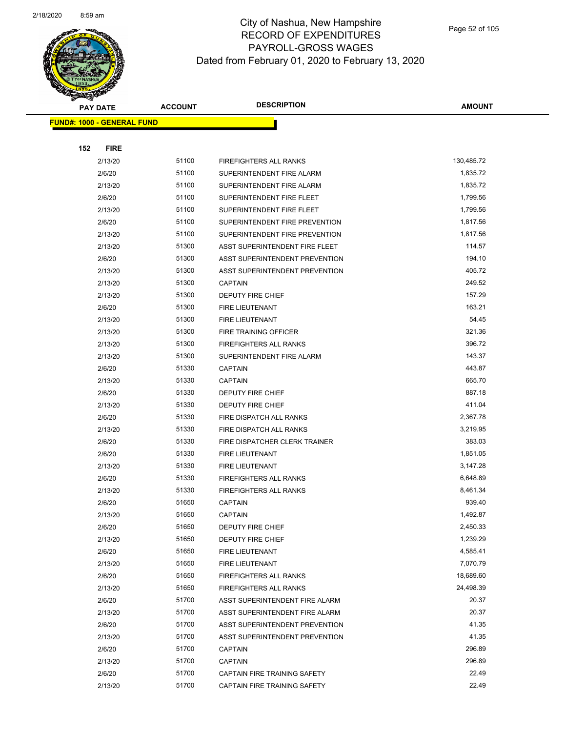# City of Nashua, New Hampshire
## RECORD OF EXPENDITURES
## PAYROLL-GROSS WAGES
## Dated from February 01, 2020 to February 13, 2020

| PAY DATE | ACCOUNT | DESCRIPTION | AMOUNT |
|---|---|---|---|
| **FUND#: 1000 - GENERAL FUND** | | | |
| **152 FIRE** | | | |
| 2/13/20 | 51100 | FIREFIGHTERS ALL RANKS | 130,485.72 |
| 2/6/20 | 51100 | SUPERINTENDENT FIRE ALARM | 1,835.72 |
| 2/13/20 | 51100 | SUPERINTENDENT FIRE ALARM | 1,835.72 |
| 2/6/20 | 51100 | SUPERINTENDENT FIRE FLEET | 1,799.56 |
| 2/13/20 | 51100 | SUPERINTENDENT FIRE FLEET | 1,799.56 |
| 2/6/20 | 51100 | SUPERINTENDENT FIRE PREVENTION | 1,817.56 |
| 2/13/20 | 51100 | SUPERINTENDENT FIRE PREVENTION | 1,817.56 |
| 2/13/20 | 51300 | ASST SUPERINTENDENT FIRE FLEET | 114.57 |
| 2/6/20 | 51300 | ASST SUPERINTENDENT PREVENTION | 194.10 |
| 2/13/20 | 51300 | ASST SUPERINTENDENT PREVENTION | 405.72 |
| 2/13/20 | 51300 | CAPTAIN | 249.52 |
| 2/13/20 | 51300 | DEPUTY FIRE CHIEF | 157.29 |
| 2/6/20 | 51300 | FIRE LIEUTENANT | 163.21 |
| 2/13/20 | 51300 | FIRE LIEUTENANT | 54.45 |
| 2/13/20 | 51300 | FIRE TRAINING OFFICER | 321.36 |
| 2/13/20 | 51300 | FIREFIGHTERS ALL RANKS | 396.72 |
| 2/13/20 | 51300 | SUPERINTENDENT FIRE ALARM | 143.37 |
| 2/6/20 | 51330 | CAPTAIN | 443.87 |
| 2/13/20 | 51330 | CAPTAIN | 665.70 |
| 2/6/20 | 51330 | DEPUTY FIRE CHIEF | 887.18 |
| 2/13/20 | 51330 | DEPUTY FIRE CHIEF | 411.04 |
| 2/6/20 | 51330 | FIRE DISPATCH ALL RANKS | 2,367.78 |
| 2/13/20 | 51330 | FIRE DISPATCH ALL RANKS | 3,219.95 |
| 2/6/20 | 51330 | FIRE DISPATCHER CLERK TRAINER | 383.03 |
| 2/6/20 | 51330 | FIRE LIEUTENANT | 1,851.05 |
| 2/13/20 | 51330 | FIRE LIEUTENANT | 3,147.28 |
| 2/6/20 | 51330 | FIREFIGHTERS ALL RANKS | 6,648.89 |
| 2/13/20 | 51330 | FIREFIGHTERS ALL RANKS | 8,461.34 |
| 2/6/20 | 51650 | CAPTAIN | 939.40 |
| 2/13/20 | 51650 | CAPTAIN | 1,492.87 |
| 2/6/20 | 51650 | DEPUTY FIRE CHIEF | 2,450.33 |
| 2/13/20 | 51650 | DEPUTY FIRE CHIEF | 1,239.29 |
| 2/6/20 | 51650 | FIRE LIEUTENANT | 4,585.41 |
| 2/13/20 | 51650 | FIRE LIEUTENANT | 7,070.79 |
| 2/6/20 | 51650 | FIREFIGHTERS ALL RANKS | 18,689.60 |
| 2/13/20 | 51650 | FIREFIGHTERS ALL RANKS | 24,498.39 |
| 2/6/20 | 51700 | ASST SUPERINTENDENT FIRE ALARM | 20.37 |
| 2/13/20 | 51700 | ASST SUPERINTENDENT FIRE ALARM | 20.37 |
| 2/6/20 | 51700 | ASST SUPERINTENDENT PREVENTION | 41.35 |
| 2/13/20 | 51700 | ASST SUPERINTENDENT PREVENTION | 41.35 |
| 2/6/20 | 51700 | CAPTAIN | 296.89 |
| 2/13/20 | 51700 | CAPTAIN | 296.89 |
| 2/6/20 | 51700 | CAPTAIN FIRE TRAINING SAFETY | 22.49 |
| 2/13/20 | 51700 | CAPTAIN FIRE TRAINING SAFETY | 22.49 |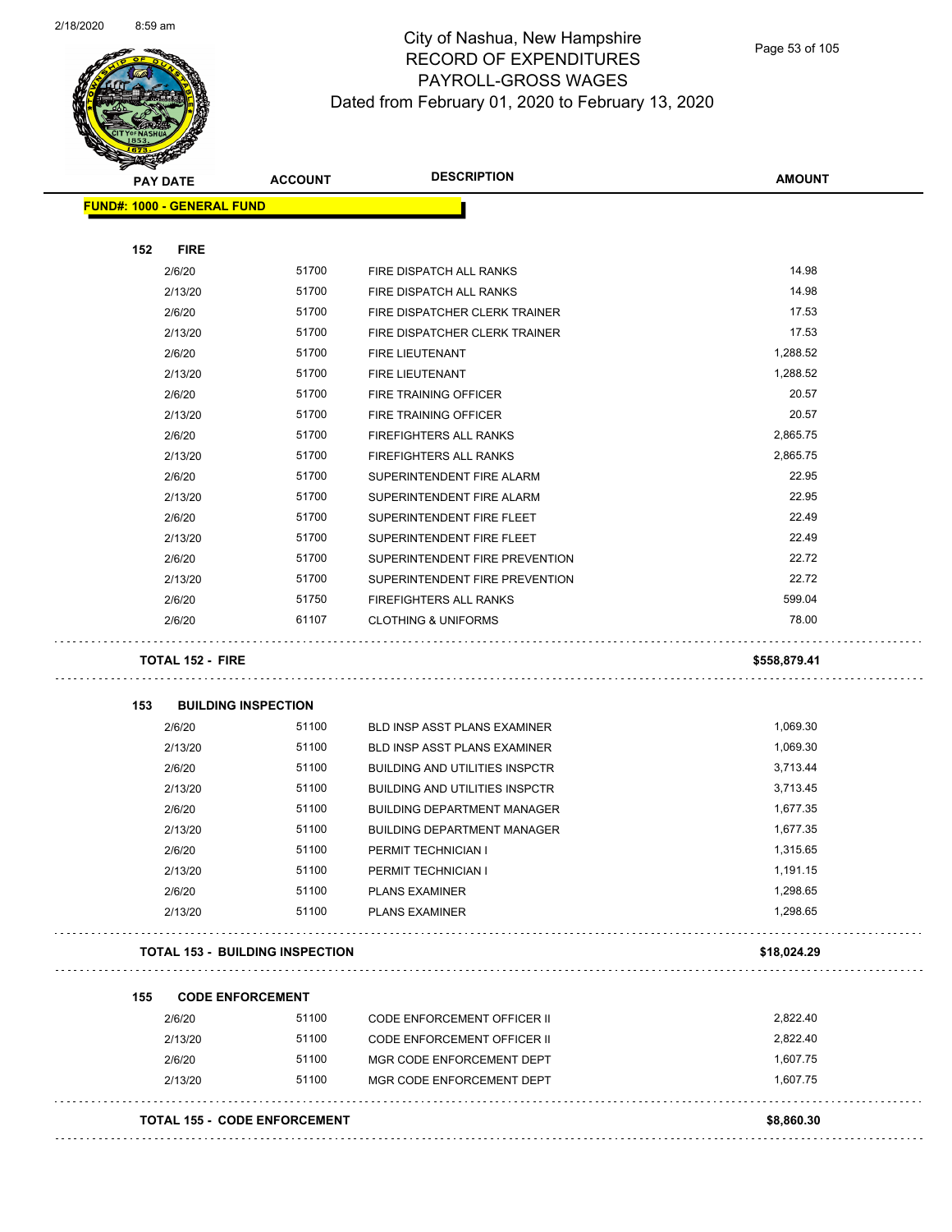# City of Nashua, New Hampshire
## RECORD OF EXPENDITURES
## PAYROLL-GROSS WAGES
## Dated from February 01, 2020 to February 13, 2020

| PAY DATE | ACCOUNT | DESCRIPTION | AMOUNT |
|---|---|---|---|
| **FUND#: 1000 - GENERAL FUND** | | | |
| **152 FIRE** | | | |
| 2/6/20 | 51700 | FIRE DISPATCH ALL RANKS | 14.98 |
| 2/13/20 | 51700 | FIRE DISPATCH ALL RANKS | 14.98 |
| 2/6/20 | 51700 | FIRE DISPATCHER CLERK TRAINER | 17.53 |
| 2/13/20 | 51700 | FIRE DISPATCHER CLERK TRAINER | 17.53 |
| 2/6/20 | 51700 | FIRE LIEUTENANT | 1,288.52 |
| 2/13/20 | 51700 | FIRE LIEUTENANT | 1,288.52 |
| 2/6/20 | 51700 | FIRE TRAINING OFFICER | 20.57 |
| 2/13/20 | 51700 | FIRE TRAINING OFFICER | 20.57 |
| 2/6/20 | 51700 | FIREFIGHTERS ALL RANKS | 2,865.75 |
| 2/13/20 | 51700 | FIREFIGHTERS ALL RANKS | 2,865.75 |
| 2/6/20 | 51700 | SUPERINTENDENT FIRE ALARM | 22.95 |
| 2/13/20 | 51700 | SUPERINTENDENT FIRE ALARM | 22.95 |
| 2/6/20 | 51700 | SUPERINTENDENT FIRE FLEET | 22.49 |
| 2/13/20 | 51700 | SUPERINTENDENT FIRE FLEET | 22.49 |
| 2/6/20 | 51700 | SUPERINTENDENT FIRE PREVENTION | 22.72 |
| 2/13/20 | 51700 | SUPERINTENDENT FIRE PREVENTION | 22.72 |
| 2/6/20 | 51750 | FIREFIGHTERS ALL RANKS | 599.04 |
| 2/6/20 | 61107 | CLOTHING & UNIFORMS | 78.00 |
| **TOTAL 152 - FIRE** | | | **$558,879.41** |
| **153 BUILDING INSPECTION** | | | |
| 2/6/20 | 51100 | BLD INSP ASST PLANS EXAMINER | 1,069.30 |
| 2/13/20 | 51100 | BLD INSP ASST PLANS EXAMINER | 1,069.30 |
| 2/6/20 | 51100 | BUILDING AND UTILITIES INSPCTR | 3,713.44 |
| 2/13/20 | 51100 | BUILDING AND UTILITIES INSPCTR | 3,713.45 |
| 2/6/20 | 51100 | BUILDING DEPARTMENT MANAGER | 1,677.35 |
| 2/13/20 | 51100 | BUILDING DEPARTMENT MANAGER | 1,677.35 |
| 2/6/20 | 51100 | PERMIT TECHNICIAN I | 1,315.65 |
| 2/13/20 | 51100 | PERMIT TECHNICIAN I | 1,191.15 |
| 2/6/20 | 51100 | PLANS EXAMINER | 1,298.65 |
| 2/13/20 | 51100 | PLANS EXAMINER | 1,298.65 |
| **TOTAL 153 - BUILDING INSPECTION** | | | **$18,024.29** |
| **155 CODE ENFORCEMENT** | | | |
| 2/6/20 | 51100 | CODE ENFORCEMENT OFFICER II | 2,822.40 |
| 2/13/20 | 51100 | CODE ENFORCEMENT OFFICER II | 2,822.40 |
| 2/6/20 | 51100 | MGR CODE ENFORCEMENT DEPT | 1,607.75 |
| 2/13/20 | 51100 | MGR CODE ENFORCEMENT DEPT | 1,607.75 |
| **TOTAL 155 - CODE ENFORCEMENT** | | | **$8,860.30** |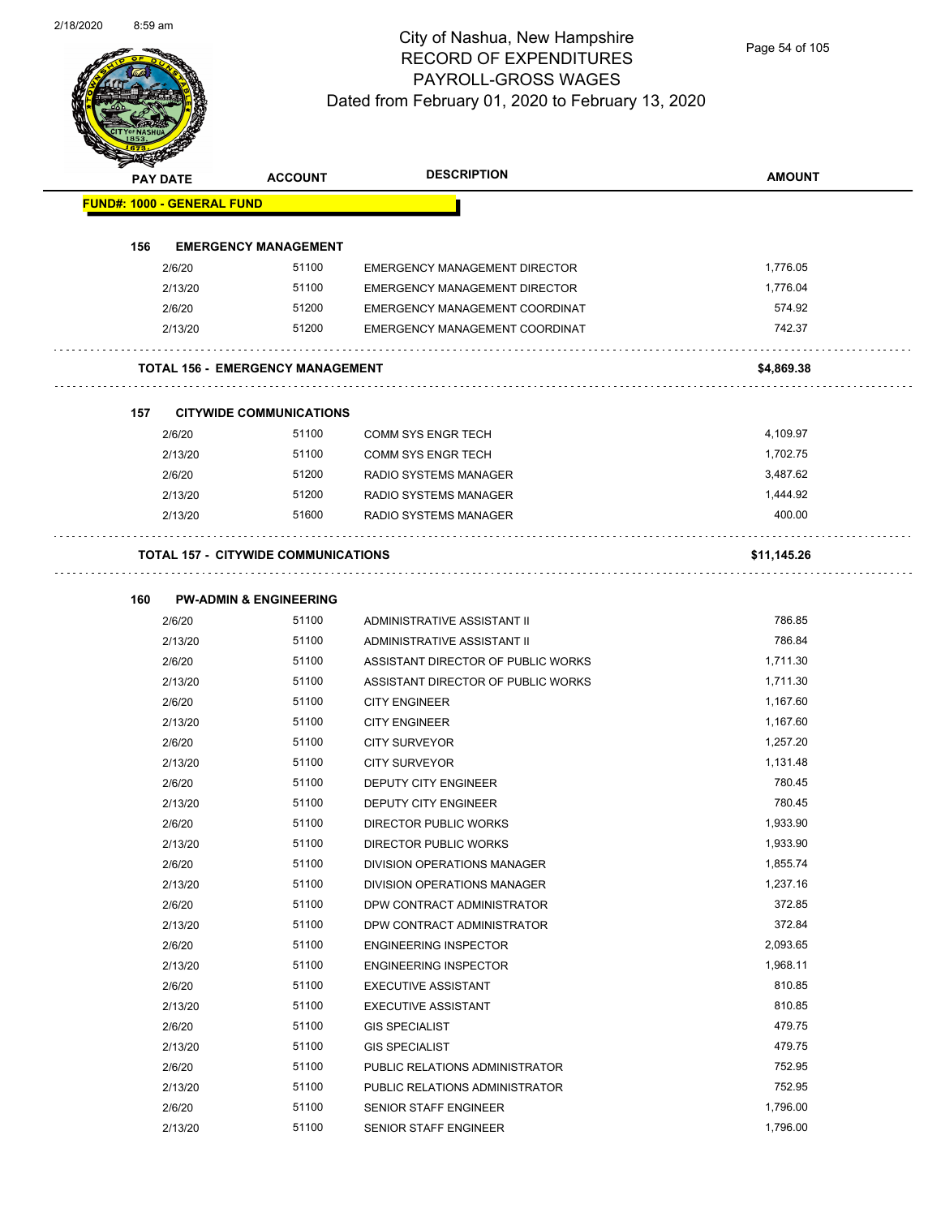# City of Nashua, New Hampshire
## RECORD OF EXPENDITURES
## PAYROLL-GROSS WAGES
## Dated from February 01, 2020 to February 13, 2020

| PAY DATE | ACCOUNT | DESCRIPTION | AMOUNT |
|---|---|---|---|
| **FUND#: 1000 - GENERAL FUND** | | | |
| **156 EMERGENCY MANAGEMENT** | | | |
| 2/6/20 | 51100 | EMERGENCY MANAGEMENT DIRECTOR | 1,776.05 |
| 2/13/20 | 51100 | EMERGENCY MANAGEMENT DIRECTOR | 1,776.04 |
| 2/6/20 | 51200 | EMERGENCY MANAGEMENT COORDINAT | 574.92 |
| 2/13/20 | 51200 | EMERGENCY MANAGEMENT COORDINAT | 742.37 |
| **TOTAL 156 - EMERGENCY MANAGEMENT** | | | **$4,869.38** |
| **157 CITYWIDE COMMUNICATIONS** | | | |
| 2/6/20 | 51100 | COMM SYS ENGR TECH | 4,109.97 |
| 2/13/20 | 51100 | COMM SYS ENGR TECH | 1,702.75 |
| 2/6/20 | 51200 | RADIO SYSTEMS MANAGER | 3,487.62 |
| 2/13/20 | 51200 | RADIO SYSTEMS MANAGER | 1,444.92 |
| 2/13/20 | 51600 | RADIO SYSTEMS MANAGER | 400.00 |
| **TOTAL 157 - CITYWIDE COMMUNICATIONS** | | | **$11,145.26** |
| **160 PW-ADMIN & ENGINEERING** | | | |
| 2/6/20 | 51100 | ADMINISTRATIVE ASSISTANT II | 786.85 |
| 2/13/20 | 51100 | ADMINISTRATIVE ASSISTANT II | 786.84 |
| 2/6/20 | 51100 | ASSISTANT DIRECTOR OF PUBLIC WORKS | 1,711.30 |
| 2/13/20 | 51100 | ASSISTANT DIRECTOR OF PUBLIC WORKS | 1,711.30 |
| 2/6/20 | 51100 | CITY ENGINEER | 1,167.60 |
| 2/13/20 | 51100 | CITY ENGINEER | 1,167.60 |
| 2/6/20 | 51100 | CITY SURVEYOR | 1,257.20 |
| 2/13/20 | 51100 | CITY SURVEYOR | 1,131.48 |
| 2/6/20 | 51100 | DEPUTY CITY ENGINEER | 780.45 |
| 2/13/20 | 51100 | DEPUTY CITY ENGINEER | 780.45 |
| 2/6/20 | 51100 | DIRECTOR PUBLIC WORKS | 1,933.90 |
| 2/13/20 | 51100 | DIRECTOR PUBLIC WORKS | 1,933.90 |
| 2/6/20 | 51100 | DIVISION OPERATIONS MANAGER | 1,855.74 |
| 2/13/20 | 51100 | DIVISION OPERATIONS MANAGER | 1,237.16 |
| 2/6/20 | 51100 | DPW CONTRACT ADMINISTRATOR | 372.85 |
| 2/13/20 | 51100 | DPW CONTRACT ADMINISTRATOR | 372.84 |
| 2/6/20 | 51100 | ENGINEERING INSPECTOR | 2,093.65 |
| 2/13/20 | 51100 | ENGINEERING INSPECTOR | 1,968.11 |
| 2/6/20 | 51100 | EXECUTIVE ASSISTANT | 810.85 |
| 2/13/20 | 51100 | EXECUTIVE ASSISTANT | 810.85 |
| 2/6/20 | 51100 | GIS SPECIALIST | 479.75 |
| 2/13/20 | 51100 | GIS SPECIALIST | 479.75 |
| 2/6/20 | 51100 | PUBLIC RELATIONS ADMINISTRATOR | 752.95 |
| 2/13/20 | 51100 | PUBLIC RELATIONS ADMINISTRATOR | 752.95 |
| 2/6/20 | 51100 | SENIOR STAFF ENGINEER | 1,796.00 |
| 2/13/20 | 51100 | SENIOR STAFF ENGINEER | 1,796.00 |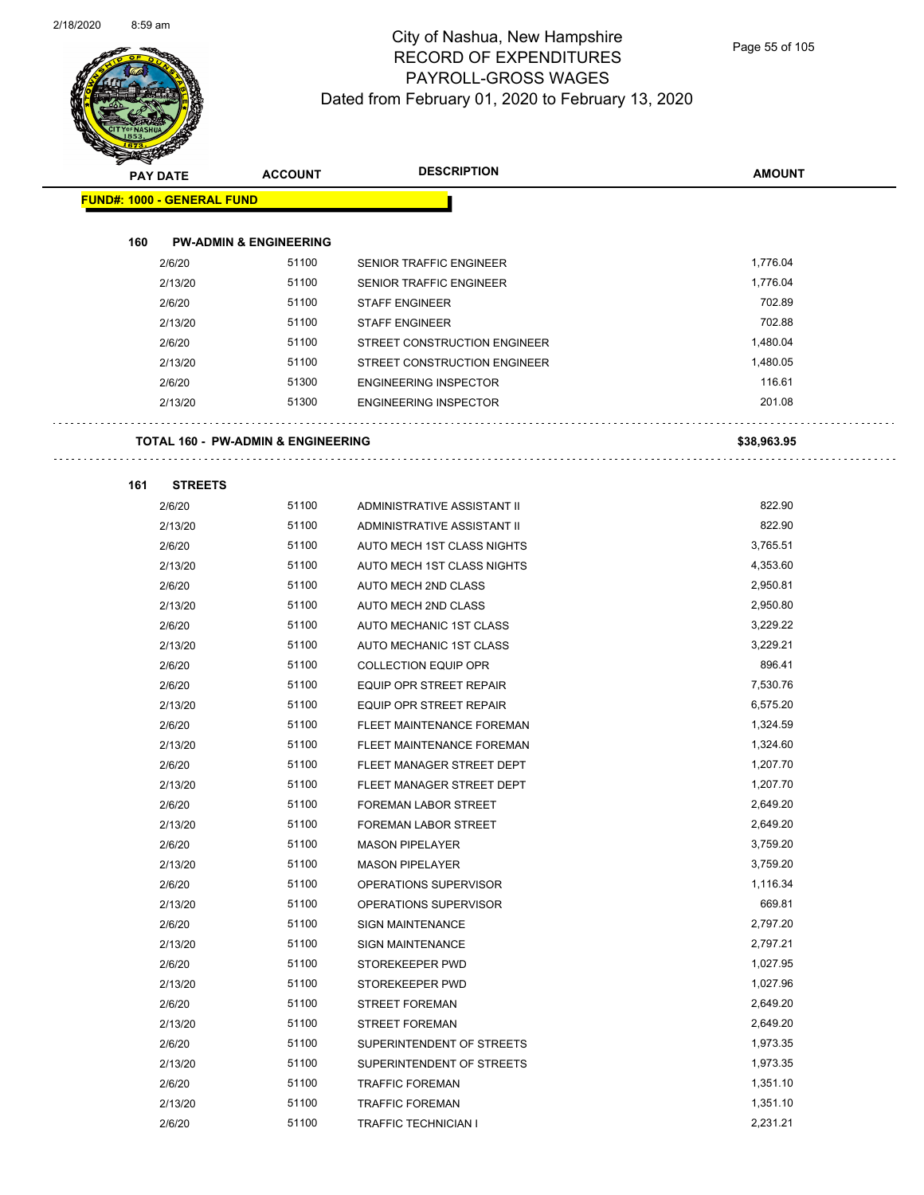# City of Nashua, New Hampshire
## RECORD OF EXPENDITURES
## PAYROLL-GROSS WAGES
## Dated from February 01, 2020 to February 13, 2020

| PAY DATE | ACCOUNT | DESCRIPTION | AMOUNT |
|---|---|---|---|
| **FUND#: 1000 - GENERAL FUND** | | | |
| **160 PW-ADMIN & ENGINEERING** | | | |
| 2/6/20 | 51100 | SENIOR TRAFFIC ENGINEER | 1,776.04 |
| 2/13/20 | 51100 | SENIOR TRAFFIC ENGINEER | 1,776.04 |
| 2/6/20 | 51100 | STAFF ENGINEER | 702.89 |
| 2/13/20 | 51100 | STAFF ENGINEER | 702.88 |
| 2/6/20 | 51100 | STREET CONSTRUCTION ENGINEER | 1,480.04 |
| 2/13/20 | 51100 | STREET CONSTRUCTION ENGINEER | 1,480.05 |
| 2/6/20 | 51300 | ENGINEERING INSPECTOR | 116.61 |
| 2/13/20 | 51300 | ENGINEERING INSPECTOR | 201.08 |
| **TOTAL 160 - PW-ADMIN & ENGINEERING** | | | **$38,963.95** |
| **161 STREETS** | | | |
| 2/6/20 | 51100 | ADMINISTRATIVE ASSISTANT II | 822.90 |
| 2/13/20 | 51100 | ADMINISTRATIVE ASSISTANT II | 822.90 |
| 2/6/20 | 51100 | AUTO MECH 1ST CLASS NIGHTS | 3,765.51 |
| 2/13/20 | 51100 | AUTO MECH 1ST CLASS NIGHTS | 4,353.60 |
| 2/6/20 | 51100 | AUTO MECH 2ND CLASS | 2,950.81 |
| 2/13/20 | 51100 | AUTO MECH 2ND CLASS | 2,950.80 |
| 2/6/20 | 51100 | AUTO MECHANIC 1ST CLASS | 3,229.22 |
| 2/13/20 | 51100 | AUTO MECHANIC 1ST CLASS | 3,229.21 |
| 2/6/20 | 51100 | COLLECTION EQUIP OPR | 896.41 |
| 2/6/20 | 51100 | EQUIP OPR STREET REPAIR | 7,530.76 |
| 2/13/20 | 51100 | EQUIP OPR STREET REPAIR | 6,575.20 |
| 2/6/20 | 51100 | FLEET MAINTENANCE FOREMAN | 1,324.59 |
| 2/13/20 | 51100 | FLEET MAINTENANCE FOREMAN | 1,324.60 |
| 2/6/20 | 51100 | FLEET MANAGER STREET DEPT | 1,207.70 |
| 2/13/20 | 51100 | FLEET MANAGER STREET DEPT | 1,207.70 |
| 2/6/20 | 51100 | FOREMAN LABOR STREET | 2,649.20 |
| 2/13/20 | 51100 | FOREMAN LABOR STREET | 2,649.20 |
| 2/6/20 | 51100 | MASON PIPELAYER | 3,759.20 |
| 2/13/20 | 51100 | MASON PIPELAYER | 3,759.20 |
| 2/6/20 | 51100 | OPERATIONS SUPERVISOR | 1,116.34 |
| 2/13/20 | 51100 | OPERATIONS SUPERVISOR | 669.81 |
| 2/6/20 | 51100 | SIGN MAINTENANCE | 2,797.20 |
| 2/13/20 | 51100 | SIGN MAINTENANCE | 2,797.21 |
| 2/6/20 | 51100 | STOREKEEPER PWD | 1,027.95 |
| 2/13/20 | 51100 | STOREKEEPER PWD | 1,027.96 |
| 2/6/20 | 51100 | STREET FOREMAN | 2,649.20 |
| 2/13/20 | 51100 | STREET FOREMAN | 2,649.20 |
| 2/6/20 | 51100 | SUPERINTENDENT OF STREETS | 1,973.35 |
| 2/13/20 | 51100 | SUPERINTENDENT OF STREETS | 1,973.35 |
| 2/6/20 | 51100 | TRAFFIC FOREMAN | 1,351.10 |
| 2/13/20 | 51100 | TRAFFIC FOREMAN | 1,351.10 |
| 2/6/20 | 51100 | TRAFFIC TECHNICIAN I | 2,231.21 |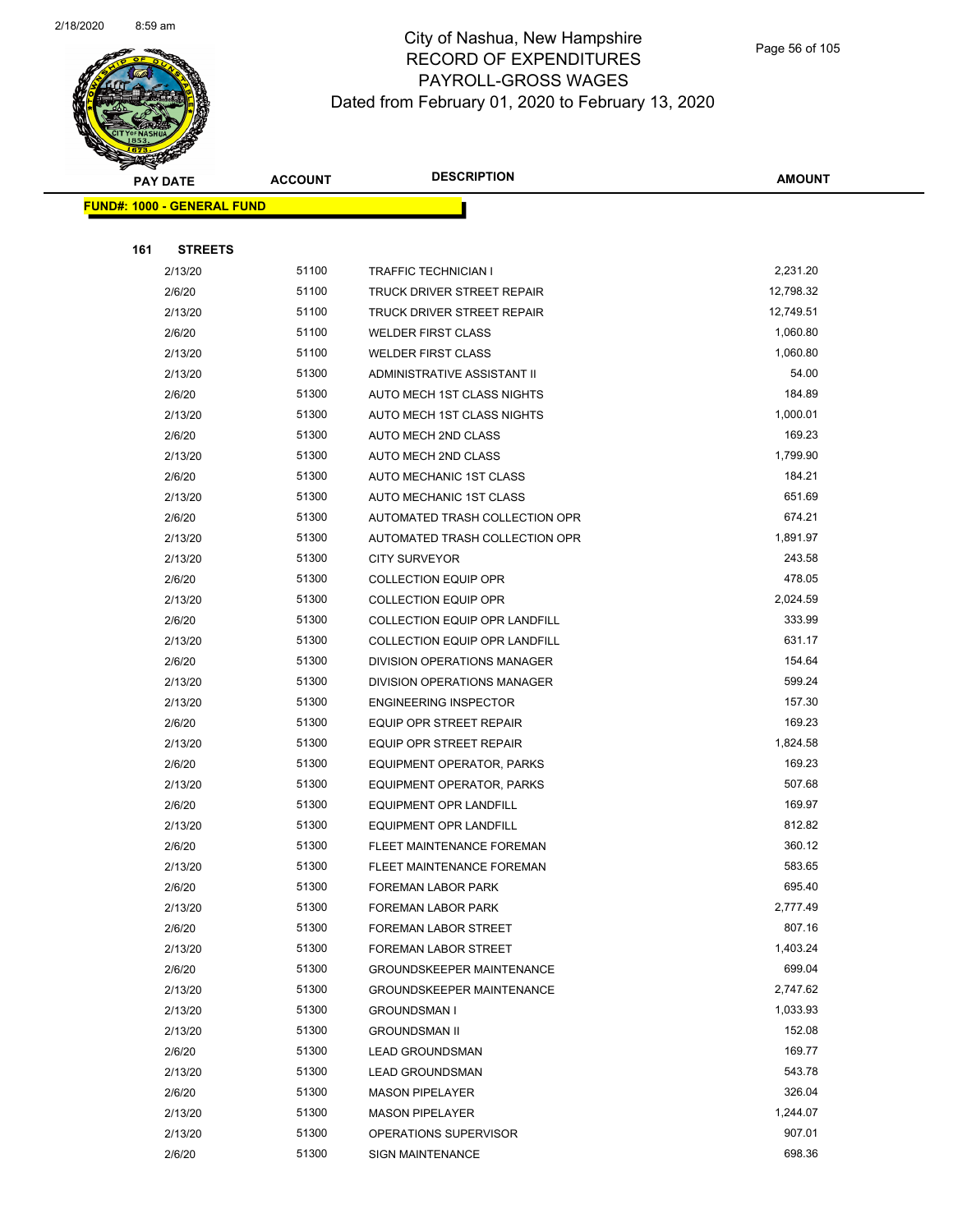| PAY DATE | ACCOUNT | DESCRIPTION | AMOUNT |
|---|---|---|---|

**FUND#: 1000 - GENERAL FUND**

**161 STREETS**

| PAY DATE | ACCOUNT | DESCRIPTION | AMOUNT |
|---|---|---|---|
| 2/13/20 | 51100 | TRAFFIC TECHNICIAN I | 2,231.20 |
| 2/6/20 | 51100 | TRUCK DRIVER STREET REPAIR | 12,798.32 |
| 2/13/20 | 51100 | TRUCK DRIVER STREET REPAIR | 12,749.51 |
| 2/6/20 | 51100 | WELDER FIRST CLASS | 1,060.80 |
| 2/13/20 | 51100 | WELDER FIRST CLASS | 1,060.80 |
| 2/13/20 | 51300 | ADMINISTRATIVE ASSISTANT II | 54.00 |
| 2/6/20 | 51300 | AUTO MECH 1ST CLASS NIGHTS | 184.89 |
| 2/13/20 | 51300 | AUTO MECH 1ST CLASS NIGHTS | 1,000.01 |
| 2/6/20 | 51300 | AUTO MECH 2ND CLASS | 169.23 |
| 2/13/20 | 51300 | AUTO MECH 2ND CLASS | 1,799.90 |
| 2/6/20 | 51300 | AUTO MECHANIC 1ST CLASS | 184.21 |
| 2/13/20 | 51300 | AUTO MECHANIC 1ST CLASS | 651.69 |
| 2/6/20 | 51300 | AUTOMATED TRASH COLLECTION OPR | 674.21 |
| 2/13/20 | 51300 | AUTOMATED TRASH COLLECTION OPR | 1,891.97 |
| 2/13/20 | 51300 | CITY SURVEYOR | 243.58 |
| 2/6/20 | 51300 | COLLECTION EQUIP OPR | 478.05 |
| 2/13/20 | 51300 | COLLECTION EQUIP OPR | 2,024.59 |
| 2/6/20 | 51300 | COLLECTION EQUIP OPR LANDFILL | 333.99 |
| 2/13/20 | 51300 | COLLECTION EQUIP OPR LANDFILL | 631.17 |
| 2/6/20 | 51300 | DIVISION OPERATIONS MANAGER | 154.64 |
| 2/13/20 | 51300 | DIVISION OPERATIONS MANAGER | 599.24 |
| 2/13/20 | 51300 | ENGINEERING INSPECTOR | 157.30 |
| 2/6/20 | 51300 | EQUIP OPR STREET REPAIR | 169.23 |
| 2/13/20 | 51300 | EQUIP OPR STREET REPAIR | 1,824.58 |
| 2/6/20 | 51300 | EQUIPMENT OPERATOR, PARKS | 169.23 |
| 2/13/20 | 51300 | EQUIPMENT OPERATOR, PARKS | 507.68 |
| 2/6/20 | 51300 | EQUIPMENT OPR LANDFILL | 169.97 |
| 2/13/20 | 51300 | EQUIPMENT OPR LANDFILL | 812.82 |
| 2/6/20 | 51300 | FLEET MAINTENANCE FOREMAN | 360.12 |
| 2/13/20 | 51300 | FLEET MAINTENANCE FOREMAN | 583.65 |
| 2/6/20 | 51300 | FOREMAN LABOR PARK | 695.40 |
| 2/13/20 | 51300 | FOREMAN LABOR PARK | 2,777.49 |
| 2/6/20 | 51300 | FOREMAN LABOR STREET | 807.16 |
| 2/13/20 | 51300 | FOREMAN LABOR STREET | 1,403.24 |
| 2/6/20 | 51300 | GROUNDSKEEPER MAINTENANCE | 699.04 |
| 2/13/20 | 51300 | GROUNDSKEEPER MAINTENANCE | 2,747.62 |
| 2/13/20 | 51300 | GROUNDSMAN I | 1,033.93 |
| 2/13/20 | 51300 | GROUNDSMAN II | 152.08 |
| 2/6/20 | 51300 | LEAD GROUNDSMAN | 169.77 |
| 2/13/20 | 51300 | LEAD GROUNDSMAN | 543.78 |
| 2/6/20 | 51300 | MASON PIPELAYER | 326.04 |
| 2/13/20 | 51300 | MASON PIPELAYER | 1,244.07 |
| 2/13/20 | 51300 | OPERATIONS SUPERVISOR | 907.01 |
| 2/6/20 | 51300 | SIGN MAINTENANCE | 698.36 |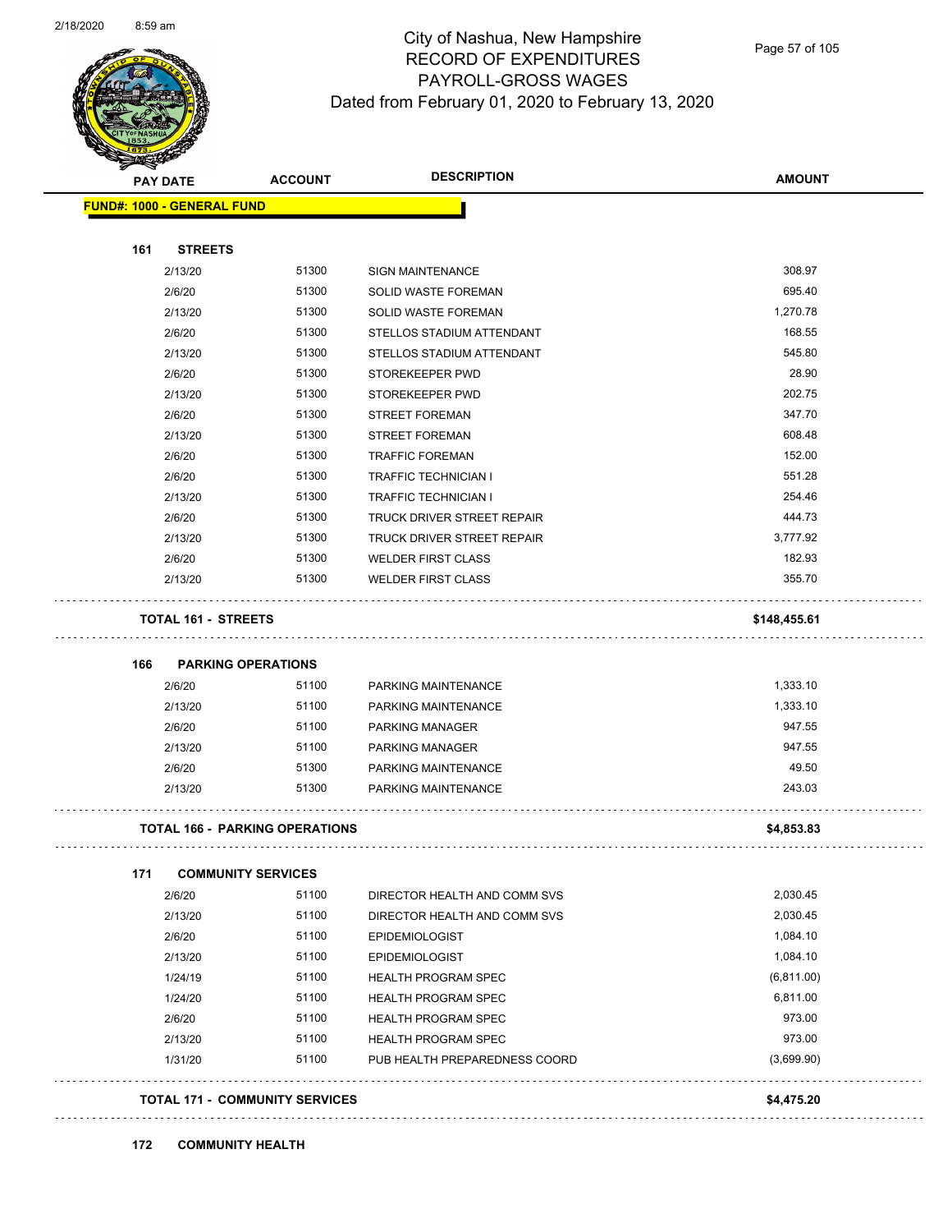City of Nashua, New Hampshire
RECORD OF EXPENDITURES
PAYROLL-GROSS WAGES
Dated from February 01, 2020 to February 13, 2020

| PAY DATE | ACCOUNT | DESCRIPTION | AMOUNT |
|---|---|---|---|
| **FUND#: 1000 - GENERAL FUND** | | | |
| **161 STREETS** | | | |
| 2/13/20 | 51300 | SIGN MAINTENANCE | 308.97 |
| 2/6/20 | 51300 | SOLID WASTE FOREMAN | 695.40 |
| 2/13/20 | 51300 | SOLID WASTE FOREMAN | 1,270.78 |
| 2/6/20 | 51300 | STELLOS STADIUM ATTENDANT | 168.55 |
| 2/13/20 | 51300 | STELLOS STADIUM ATTENDANT | 545.80 |
| 2/6/20 | 51300 | STOREKEEPER PWD | 28.90 |
| 2/13/20 | 51300 | STOREKEEPER PWD | 202.75 |
| 2/6/20 | 51300 | STREET FOREMAN | 347.70 |
| 2/13/20 | 51300 | STREET FOREMAN | 608.48 |
| 2/6/20 | 51300 | TRAFFIC FOREMAN | 152.00 |
| 2/6/20 | 51300 | TRAFFIC TECHNICIAN I | 551.28 |
| 2/13/20 | 51300 | TRAFFIC TECHNICIAN I | 254.46 |
| 2/6/20 | 51300 | TRUCK DRIVER STREET REPAIR | 444.73 |
| 2/13/20 | 51300 | TRUCK DRIVER STREET REPAIR | 3,777.92 |
| 2/6/20 | 51300 | WELDER FIRST CLASS | 182.93 |
| 2/13/20 | 51300 | WELDER FIRST CLASS | 355.70 |
| **TOTAL 161 - STREETS** | | | **$148,455.61** |
| **166 PARKING OPERATIONS** | | | |
| 2/6/20 | 51100 | PARKING MAINTENANCE | 1,333.10 |
| 2/13/20 | 51100 | PARKING MAINTENANCE | 1,333.10 |
| 2/6/20 | 51100 | PARKING MANAGER | 947.55 |
| 2/13/20 | 51100 | PARKING MANAGER | 947.55 |
| 2/6/20 | 51300 | PARKING MAINTENANCE | 49.50 |
| 2/13/20 | 51300 | PARKING MAINTENANCE | 243.03 |
| **TOTAL 166 - PARKING OPERATIONS** | | | **$4,853.83** |
| **171 COMMUNITY SERVICES** | | | |
| 2/6/20 | 51100 | DIRECTOR HEALTH AND COMM SVS | 2,030.45 |
| 2/13/20 | 51100 | DIRECTOR HEALTH AND COMM SVS | 2,030.45 |
| 2/6/20 | 51100 | EPIDEMIOLOGIST | 1,084.10 |
| 2/13/20 | 51100 | EPIDEMIOLOGIST | 1,084.10 |
| 1/24/19 | 51100 | HEALTH PROGRAM SPEC | (6,811.00) |
| 1/24/20 | 51100 | HEALTH PROGRAM SPEC | 6,811.00 |
| 2/6/20 | 51100 | HEALTH PROGRAM SPEC | 973.00 |
| 2/13/20 | 51100 | HEALTH PROGRAM SPEC | 973.00 |
| 1/31/20 | 51100 | PUB HEALTH PREPAREDNESS COORD | (3,699.90) |
| **TOTAL 171 - COMMUNITY SERVICES** | | | **$4,475.20** |
| **172 COMMUNITY HEALTH** | | | |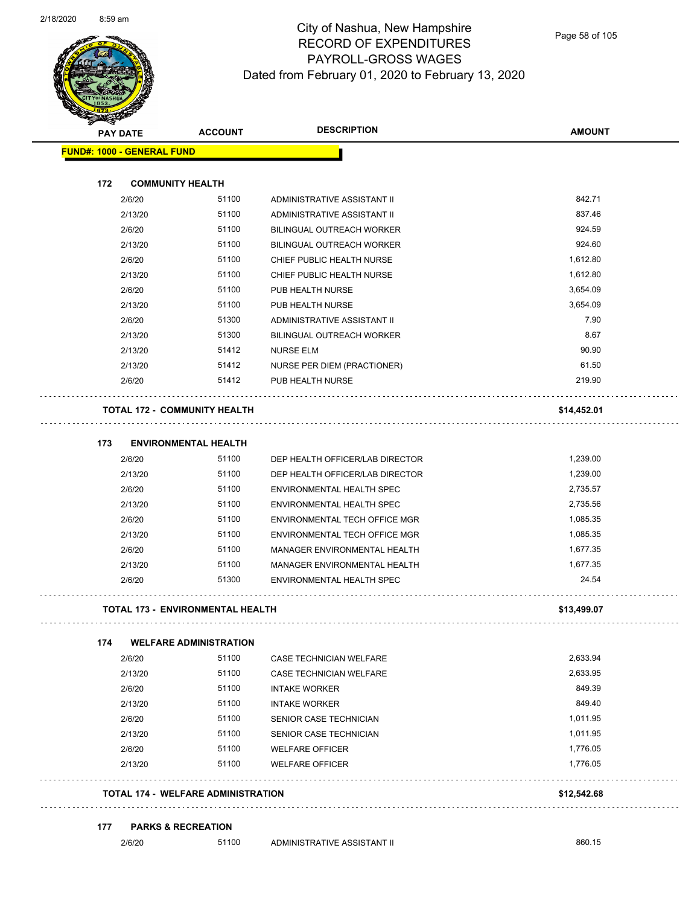# City of Nashua, New Hampshire
## RECORD OF EXPENDITURES
## PAYROLL-GROSS WAGES
## Dated from February 01, 2020 to February 13, 2020

**FUND#: 1000 - GENERAL FUND**

| PAY DATE | ACCOUNT | DESCRIPTION | AMOUNT |
|---|---|---|---|
| **172 COMMUNITY HEALTH** | | | |
| 2/6/20 | 51100 | ADMINISTRATIVE ASSISTANT II | 842.71 |
| 2/13/20 | 51100 | ADMINISTRATIVE ASSISTANT II | 837.46 |
| 2/6/20 | 51100 | BILINGUAL OUTREACH WORKER | 924.59 |
| 2/13/20 | 51100 | BILINGUAL OUTREACH WORKER | 924.60 |
| 2/6/20 | 51100 | CHIEF PUBLIC HEALTH NURSE | 1,612.80 |
| 2/13/20 | 51100 | CHIEF PUBLIC HEALTH NURSE | 1,612.80 |
| 2/6/20 | 51100 | PUB HEALTH NURSE | 3,654.09 |
| 2/13/20 | 51100 | PUB HEALTH NURSE | 3,654.09 |
| 2/6/20 | 51300 | ADMINISTRATIVE ASSISTANT II | 7.90 |
| 2/13/20 | 51300 | BILINGUAL OUTREACH WORKER | 8.67 |
| 2/13/20 | 51412 | NURSE ELM | 90.90 |
| 2/13/20 | 51412 | NURSE PER DIEM (PRACTIONER) | 61.50 |
| 2/6/20 | 51412 | PUB HEALTH NURSE | 219.90 |
| **TOTAL 172 - COMMUNITY HEALTH** | | | **$14,452.01** |
| **173 ENVIRONMENTAL HEALTH** | | | |
| 2/6/20 | 51100 | DEP HEALTH OFFICER/LAB DIRECTOR | 1,239.00 |
| 2/13/20 | 51100 | DEP HEALTH OFFICER/LAB DIRECTOR | 1,239.00 |
| 2/6/20 | 51100 | ENVIRONMENTAL HEALTH SPEC | 2,735.57 |
| 2/13/20 | 51100 | ENVIRONMENTAL HEALTH SPEC | 2,735.56 |
| 2/6/20 | 51100 | ENVIRONMENTAL TECH OFFICE MGR | 1,085.35 |
| 2/13/20 | 51100 | ENVIRONMENTAL TECH OFFICE MGR | 1,085.35 |
| 2/6/20 | 51100 | MANAGER ENVIRONMENTAL HEALTH | 1,677.35 |
| 2/13/20 | 51100 | MANAGER ENVIRONMENTAL HEALTH | 1,677.35 |
| 2/6/20 | 51300 | ENVIRONMENTAL HEALTH SPEC | 24.54 |
| **TOTAL 173 - ENVIRONMENTAL HEALTH** | | | **$13,499.07** |
| **174 WELFARE ADMINISTRATION** | | | |
| 2/6/20 | 51100 | CASE TECHNICIAN WELFARE | 2,633.94 |
| 2/13/20 | 51100 | CASE TECHNICIAN WELFARE | 2,633.95 |
| 2/6/20 | 51100 | INTAKE WORKER | 849.39 |
| 2/13/20 | 51100 | INTAKE WORKER | 849.40 |
| 2/6/20 | 51100 | SENIOR CASE TECHNICIAN | 1,011.95 |
| 2/13/20 | 51100 | SENIOR CASE TECHNICIAN | 1,011.95 |
| 2/6/20 | 51100 | WELFARE OFFICER | 1,776.05 |
| 2/13/20 | 51100 | WELFARE OFFICER | 1,776.05 |
| **TOTAL 174 - WELFARE ADMINISTRATION** | | | **$12,542.68** |
| **177 PARKS & RECREATION** | | | |
| 2/6/20 | 51100 | ADMINISTRATIVE ASSISTANT II | 860.15 |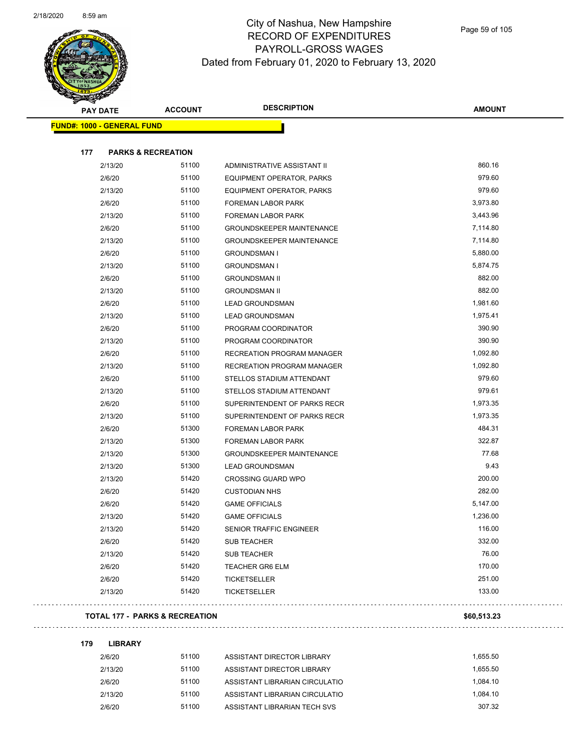# City of Nashua, New Hampshire
## RECORD OF EXPENDITURES
## PAYROLL-GROSS WAGES
## Dated from February 01, 2020 to February 13, 2020

| PAY DATE | ACCOUNT | DESCRIPTION | AMOUNT |
|---|---|---|---|
| **FUND#: 1000 - GENERAL FUND** | | | |
| **177 PARKS & RECREATION** | | | |
| 2/13/20 | 51100 | ADMINISTRATIVE ASSISTANT II | 860.16 |
| 2/6/20 | 51100 | EQUIPMENT OPERATOR, PARKS | 979.60 |
| 2/13/20 | 51100 | EQUIPMENT OPERATOR, PARKS | 979.60 |
| 2/6/20 | 51100 | FOREMAN LABOR PARK | 3,973.80 |
| 2/13/20 | 51100 | FOREMAN LABOR PARK | 3,443.96 |
| 2/6/20 | 51100 | GROUNDSKEEPER MAINTENANCE | 7,114.80 |
| 2/13/20 | 51100 | GROUNDSKEEPER MAINTENANCE | 7,114.80 |
| 2/6/20 | 51100 | GROUNDSMAN I | 5,880.00 |
| 2/13/20 | 51100 | GROUNDSMAN I | 5,874.75 |
| 2/6/20 | 51100 | GROUNDSMAN II | 882.00 |
| 2/13/20 | 51100 | GROUNDSMAN II | 882.00 |
| 2/6/20 | 51100 | LEAD GROUNDSMAN | 1,981.60 |
| 2/13/20 | 51100 | LEAD GROUNDSMAN | 1,975.41 |
| 2/6/20 | 51100 | PROGRAM COORDINATOR | 390.90 |
| 2/13/20 | 51100 | PROGRAM COORDINATOR | 390.90 |
| 2/6/20 | 51100 | RECREATION PROGRAM MANAGER | 1,092.80 |
| 2/13/20 | 51100 | RECREATION PROGRAM MANAGER | 1,092.80 |
| 2/6/20 | 51100 | STELLOS STADIUM ATTENDANT | 979.60 |
| 2/13/20 | 51100 | STELLOS STADIUM ATTENDANT | 979.61 |
| 2/6/20 | 51100 | SUPERINTENDENT OF PARKS RECR | 1,973.35 |
| 2/13/20 | 51100 | SUPERINTENDENT OF PARKS RECR | 1,973.35 |
| 2/6/20 | 51300 | FOREMAN LABOR PARK | 484.31 |
| 2/13/20 | 51300 | FOREMAN LABOR PARK | 322.87 |
| 2/13/20 | 51300 | GROUNDSKEEPER MAINTENANCE | 77.68 |
| 2/13/20 | 51300 | LEAD GROUNDSMAN | 9.43 |
| 2/13/20 | 51420 | CROSSING GUARD WPO | 200.00 |
| 2/6/20 | 51420 | CUSTODIAN NHS | 282.00 |
| 2/6/20 | 51420 | GAME OFFICIALS | 5,147.00 |
| 2/13/20 | 51420 | GAME OFFICIALS | 1,236.00 |
| 2/13/20 | 51420 | SENIOR TRAFFIC ENGINEER | 116.00 |
| 2/6/20 | 51420 | SUB TEACHER | 332.00 |
| 2/13/20 | 51420 | SUB TEACHER | 76.00 |
| 2/6/20 | 51420 | TEACHER GR6 ELM | 170.00 |
| 2/6/20 | 51420 | TICKETSELLER | 251.00 |
| 2/13/20 | 51420 | TICKETSELLER | 133.00 |
| **TOTAL 177 - PARKS & RECREATION** | | | **$60,513.23** |
| **179 LIBRARY** | | | |
| 2/6/20 | 51100 | ASSISTANT DIRECTOR LIBRARY | 1,655.50 |
| 2/13/20 | 51100 | ASSISTANT DIRECTOR LIBRARY | 1,655.50 |
| 2/6/20 | 51100 | ASSISTANT LIBRARIAN CIRCULATIO | 1,084.10 |
| 2/13/20 | 51100 | ASSISTANT LIBRARIAN CIRCULATIO | 1,084.10 |
| 2/6/20 | 51100 | ASSISTANT LIBRARIAN TECH SVS | 307.32 |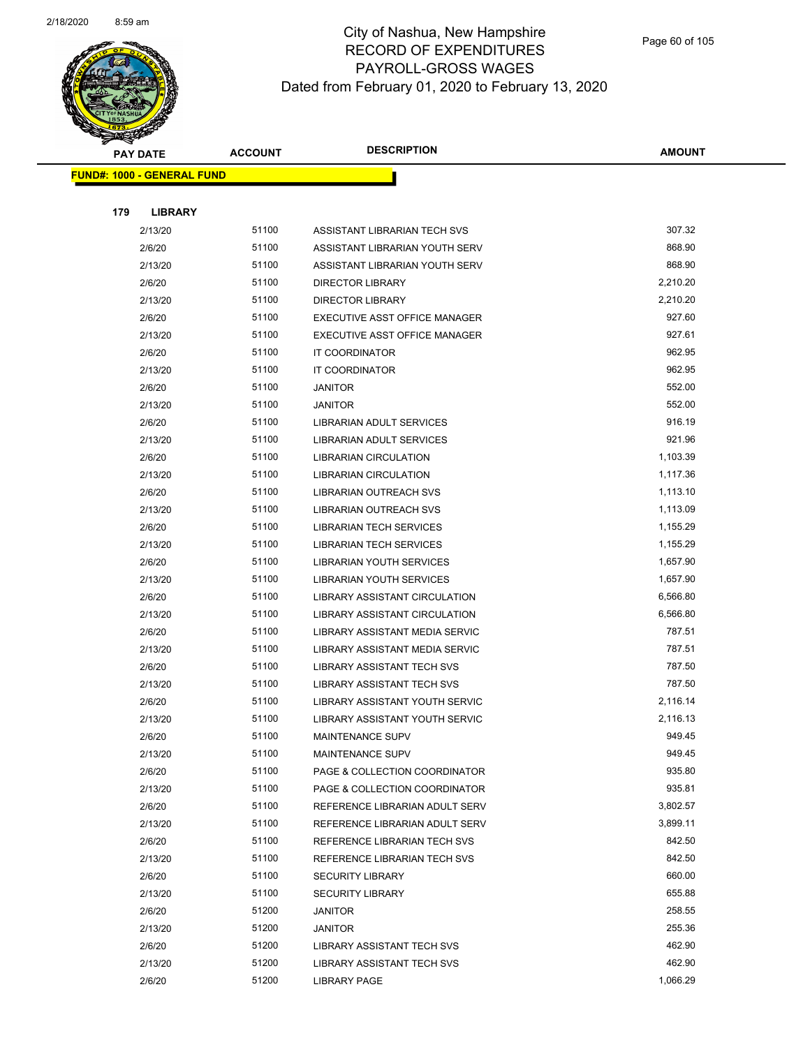# City of Nashua, New Hampshire
## RECORD OF EXPENDITURES
## PAYROLL-GROSS WAGES
### Dated from February 01, 2020 to February 13, 2020

**FUND#: 1000 - GENERAL FUND**

**179 LIBRARY**

| PAY DATE | ACCOUNT | DESCRIPTION | AMOUNT |
|---|---|---|---|
| 2/13/20 | 51100 | ASSISTANT LIBRARIAN TECH SVS | 307.32 |
| 2/6/20 | 51100 | ASSISTANT LIBRARIAN YOUTH SERV | 868.90 |
| 2/13/20 | 51100 | ASSISTANT LIBRARIAN YOUTH SERV | 868.90 |
| 2/6/20 | 51100 | DIRECTOR LIBRARY | 2,210.20 |
| 2/13/20 | 51100 | DIRECTOR LIBRARY | 2,210.20 |
| 2/6/20 | 51100 | EXECUTIVE ASST OFFICE MANAGER | 927.60 |
| 2/13/20 | 51100 | EXECUTIVE ASST OFFICE MANAGER | 927.61 |
| 2/6/20 | 51100 | IT COORDINATOR | 962.95 |
| 2/13/20 | 51100 | IT COORDINATOR | 962.95 |
| 2/6/20 | 51100 | JANITOR | 552.00 |
| 2/13/20 | 51100 | JANITOR | 552.00 |
| 2/6/20 | 51100 | LIBRARIAN ADULT SERVICES | 916.19 |
| 2/13/20 | 51100 | LIBRARIAN ADULT SERVICES | 921.96 |
| 2/6/20 | 51100 | LIBRARIAN CIRCULATION | 1,103.39 |
| 2/13/20 | 51100 | LIBRARIAN CIRCULATION | 1,117.36 |
| 2/6/20 | 51100 | LIBRARIAN OUTREACH SVS | 1,113.10 |
| 2/13/20 | 51100 | LIBRARIAN OUTREACH SVS | 1,113.09 |
| 2/6/20 | 51100 | LIBRARIAN TECH SERVICES | 1,155.29 |
| 2/13/20 | 51100 | LIBRARIAN TECH SERVICES | 1,155.29 |
| 2/6/20 | 51100 | LIBRARIAN YOUTH SERVICES | 1,657.90 |
| 2/13/20 | 51100 | LIBRARIAN YOUTH SERVICES | 1,657.90 |
| 2/6/20 | 51100 | LIBRARY ASSISTANT CIRCULATION | 6,566.80 |
| 2/13/20 | 51100 | LIBRARY ASSISTANT CIRCULATION | 6,566.80 |
| 2/6/20 | 51100 | LIBRARY ASSISTANT MEDIA SERVIC | 787.51 |
| 2/13/20 | 51100 | LIBRARY ASSISTANT MEDIA SERVIC | 787.51 |
| 2/6/20 | 51100 | LIBRARY ASSISTANT TECH SVS | 787.50 |
| 2/13/20 | 51100 | LIBRARY ASSISTANT TECH SVS | 787.50 |
| 2/6/20 | 51100 | LIBRARY ASSISTANT YOUTH SERVIC | 2,116.14 |
| 2/13/20 | 51100 | LIBRARY ASSISTANT YOUTH SERVIC | 2,116.13 |
| 2/6/20 | 51100 | MAINTENANCE SUPV | 949.45 |
| 2/13/20 | 51100 | MAINTENANCE SUPV | 949.45 |
| 2/6/20 | 51100 | PAGE & COLLECTION COORDINATOR | 935.80 |
| 2/13/20 | 51100 | PAGE & COLLECTION COORDINATOR | 935.81 |
| 2/6/20 | 51100 | REFERENCE LIBRARIAN ADULT SERV | 3,802.57 |
| 2/13/20 | 51100 | REFERENCE LIBRARIAN ADULT SERV | 3,899.11 |
| 2/6/20 | 51100 | REFERENCE LIBRARIAN TECH SVS | 842.50 |
| 2/13/20 | 51100 | REFERENCE LIBRARIAN TECH SVS | 842.50 |
| 2/6/20 | 51100 | SECURITY LIBRARY | 660.00 |
| 2/13/20 | 51100 | SECURITY LIBRARY | 655.88 |
| 2/6/20 | 51200 | JANITOR | 258.55 |
| 2/13/20 | 51200 | JANITOR | 255.36 |
| 2/6/20 | 51200 | LIBRARY ASSISTANT TECH SVS | 462.90 |
| 2/13/20 | 51200 | LIBRARY ASSISTANT TECH SVS | 462.90 |
| 2/6/20 | 51200 | LIBRARY PAGE | 1,066.29 |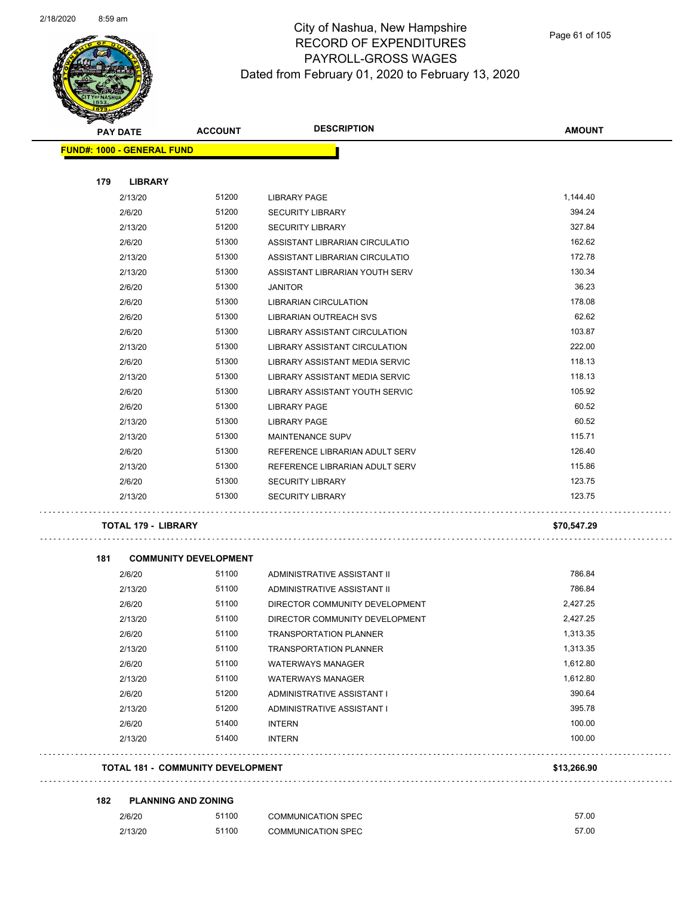# City of Nashua, New Hampshire
## RECORD OF EXPENDITURES
## PAYROLL-GROSS WAGES
## Dated from February 01, 2020 to February 13, 2020

| PAY DATE | ACCOUNT | DESCRIPTION | AMOUNT |
|---|---|---|---|
| **FUND#: 1000 - GENERAL FUND** | | | |
| **179 LIBRARY** | | | |
| 2/13/20 | 51200 | LIBRARY PAGE | 1,144.40 |
| 2/6/20 | 51200 | SECURITY LIBRARY | 394.24 |
| 2/13/20 | 51200 | SECURITY LIBRARY | 327.84 |
| 2/6/20 | 51300 | ASSISTANT LIBRARIAN CIRCULATIO | 162.62 |
| 2/13/20 | 51300 | ASSISTANT LIBRARIAN CIRCULATIO | 172.78 |
| 2/13/20 | 51300 | ASSISTANT LIBRARIAN YOUTH SERV | 130.34 |
| 2/6/20 | 51300 | JANITOR | 36.23 |
| 2/6/20 | 51300 | LIBRARIAN CIRCULATION | 178.08 |
| 2/6/20 | 51300 | LIBRARIAN OUTREACH SVS | 62.62 |
| 2/6/20 | 51300 | LIBRARY ASSISTANT CIRCULATION | 103.87 |
| 2/13/20 | 51300 | LIBRARY ASSISTANT CIRCULATION | 222.00 |
| 2/6/20 | 51300 | LIBRARY ASSISTANT MEDIA SERVIC | 118.13 |
| 2/13/20 | 51300 | LIBRARY ASSISTANT MEDIA SERVIC | 118.13 |
| 2/6/20 | 51300 | LIBRARY ASSISTANT YOUTH SERVIC | 105.92 |
| 2/6/20 | 51300 | LIBRARY PAGE | 60.52 |
| 2/13/20 | 51300 | LIBRARY PAGE | 60.52 |
| 2/13/20 | 51300 | MAINTENANCE SUPV | 115.71 |
| 2/6/20 | 51300 | REFERENCE LIBRARIAN ADULT SERV | 126.40 |
| 2/13/20 | 51300 | REFERENCE LIBRARIAN ADULT SERV | 115.86 |
| 2/6/20 | 51300 | SECURITY LIBRARY | 123.75 |
| 2/13/20 | 51300 | SECURITY LIBRARY | 123.75 |
| **TOTAL 179 - LIBRARY** | | | **$70,547.29** |
| **181 COMMUNITY DEVELOPMENT** | | | |
| 2/6/20 | 51100 | ADMINISTRATIVE ASSISTANT II | 786.84 |
| 2/13/20 | 51100 | ADMINISTRATIVE ASSISTANT II | 786.84 |
| 2/6/20 | 51100 | DIRECTOR COMMUNITY DEVELOPMENT | 2,427.25 |
| 2/13/20 | 51100 | DIRECTOR COMMUNITY DEVELOPMENT | 2,427.25 |
| 2/6/20 | 51100 | TRANSPORTATION PLANNER | 1,313.35 |
| 2/13/20 | 51100 | TRANSPORTATION PLANNER | 1,313.35 |
| 2/6/20 | 51100 | WATERWAYS MANAGER | 1,612.80 |
| 2/13/20 | 51100 | WATERWAYS MANAGER | 1,612.80 |
| 2/6/20 | 51200 | ADMINISTRATIVE ASSISTANT I | 390.64 |
| 2/13/20 | 51200 | ADMINISTRATIVE ASSISTANT I | 395.78 |
| 2/6/20 | 51400 | INTERN | 100.00 |
| 2/13/20 | 51400 | INTERN | 100.00 |
| **TOTAL 181 - COMMUNITY DEVELOPMENT** | | | **$13,266.90** |
| **182 PLANNING AND ZONING** | | | |
| 2/6/20 | 51100 | COMMUNICATION SPEC | 57.00 |
| 2/13/20 | 51100 | COMMUNICATION SPEC | 57.00 |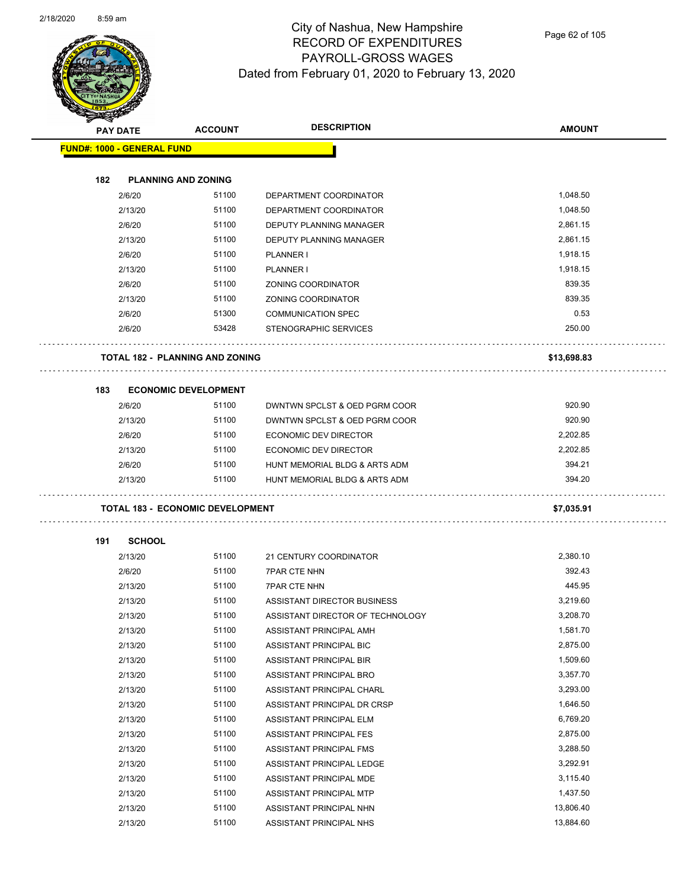# City of Nashua, New Hampshire
## RECORD OF EXPENDITURES
## PAYROLL-GROSS WAGES
## Dated from February 01, 2020 to February 13, 2020

| PAY DATE | ACCOUNT | DESCRIPTION | AMOUNT |
|---|---|---|---|
| **FUND#: 1000 - GENERAL FUND** | | | |
| **182 PLANNING AND ZONING** | | | |
| 2/6/20 | 51100 | DEPARTMENT COORDINATOR | 1,048.50 |
| 2/13/20 | 51100 | DEPARTMENT COORDINATOR | 1,048.50 |
| 2/6/20 | 51100 | DEPUTY PLANNING MANAGER | 2,861.15 |
| 2/13/20 | 51100 | DEPUTY PLANNING MANAGER | 2,861.15 |
| 2/6/20 | 51100 | PLANNER I | 1,918.15 |
| 2/13/20 | 51100 | PLANNER I | 1,918.15 |
| 2/6/20 | 51100 | ZONING COORDINATOR | 839.35 |
| 2/13/20 | 51100 | ZONING COORDINATOR | 839.35 |
| 2/6/20 | 51300 | COMMUNICATION SPEC | 0.53 |
| 2/6/20 | 53428 | STENOGRAPHIC SERVICES | 250.00 |
| **TOTAL 182 - PLANNING AND ZONING** | | | **$13,698.83** |
| **183 ECONOMIC DEVELOPMENT** | | | |
| 2/6/20 | 51100 | DWNTWN SPCLST & OED PGRM COOR | 920.90 |
| 2/13/20 | 51100 | DWNTWN SPCLST & OED PGRM COOR | 920.90 |
| 2/6/20 | 51100 | ECONOMIC DEV DIRECTOR | 2,202.85 |
| 2/13/20 | 51100 | ECONOMIC DEV DIRECTOR | 2,202.85 |
| 2/6/20 | 51100 | HUNT MEMORIAL BLDG & ARTS ADM | 394.21 |
| 2/13/20 | 51100 | HUNT MEMORIAL BLDG & ARTS ADM | 394.20 |
| **TOTAL 183 - ECONOMIC DEVELOPMENT** | | | **$7,035.91** |
| **191 SCHOOL** | | | |
| 2/13/20 | 51100 | 21 CENTURY COORDINATOR | 2,380.10 |
| 2/6/20 | 51100 | 7PAR CTE NHN | 392.43 |
| 2/13/20 | 51100 | 7PAR CTE NHN | 445.95 |
| 2/13/20 | 51100 | ASSISTANT DIRECTOR BUSINESS | 3,219.60 |
| 2/13/20 | 51100 | ASSISTANT DIRECTOR OF TECHNOLOGY | 3,208.70 |
| 2/13/20 | 51100 | ASSISTANT PRINCIPAL AMH | 1,581.70 |
| 2/13/20 | 51100 | ASSISTANT PRINCIPAL BIC | 2,875.00 |
| 2/13/20 | 51100 | ASSISTANT PRINCIPAL BIR | 1,509.60 |
| 2/13/20 | 51100 | ASSISTANT PRINCIPAL BRO | 3,357.70 |
| 2/13/20 | 51100 | ASSISTANT PRINCIPAL CHARL | 3,293.00 |
| 2/13/20 | 51100 | ASSISTANT PRINCIPAL DR CRSP | 1,646.50 |
| 2/13/20 | 51100 | ASSISTANT PRINCIPAL ELM | 6,769.20 |
| 2/13/20 | 51100 | ASSISTANT PRINCIPAL FES | 2,875.00 |
| 2/13/20 | 51100 | ASSISTANT PRINCIPAL FMS | 3,288.50 |
| 2/13/20 | 51100 | ASSISTANT PRINCIPAL LEDGE | 3,292.91 |
| 2/13/20 | 51100 | ASSISTANT PRINCIPAL MDE | 3,115.40 |
| 2/13/20 | 51100 | ASSISTANT PRINCIPAL MTP | 1,437.50 |
| 2/13/20 | 51100 | ASSISTANT PRINCIPAL NHN | 13,806.40 |
| 2/13/20 | 51100 | ASSISTANT PRINCIPAL NHS | 13,884.60 |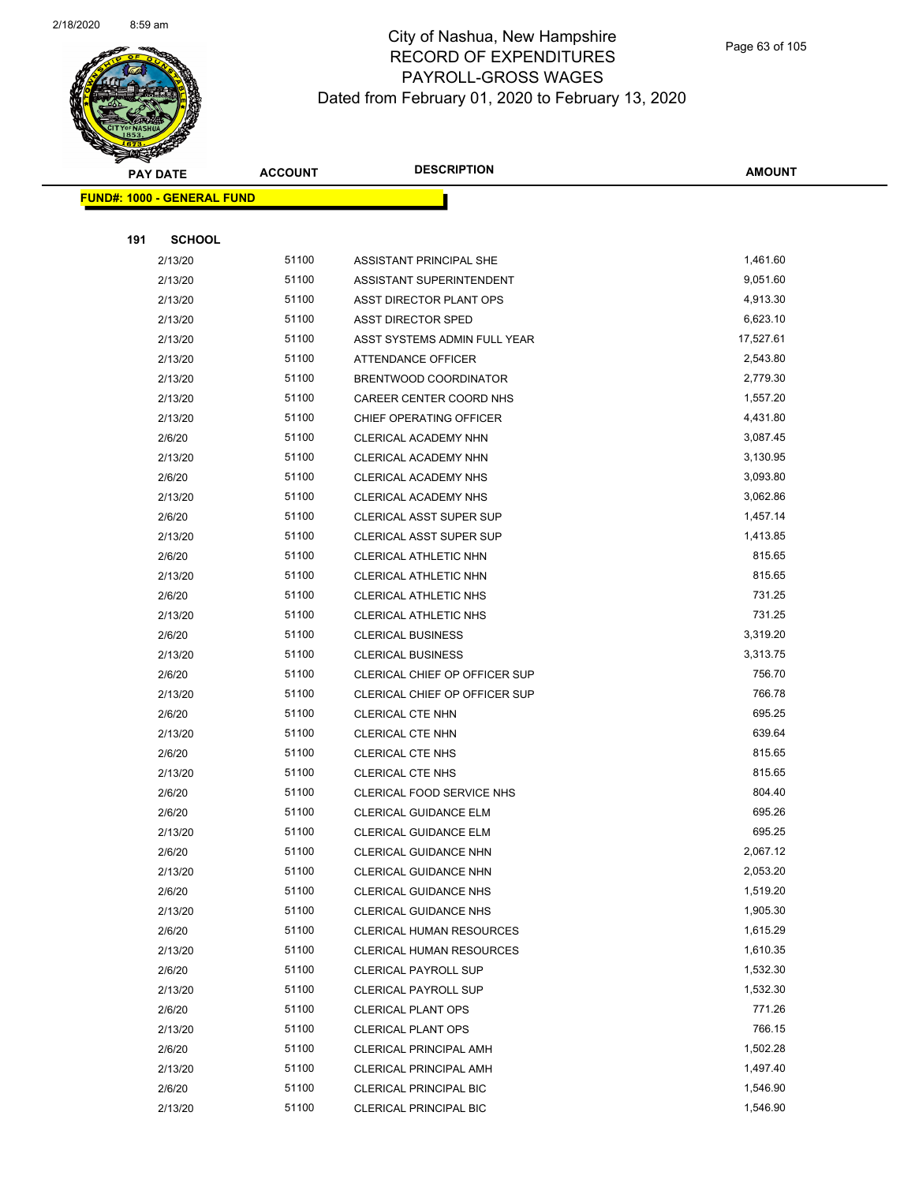# City of Nashua, New Hampshire
## RECORD OF EXPENDITURES
## PAYROLL-GROSS WAGES
## Dated from February 01, 2020 to February 13, 2020

**FUND#: 1000 - GENERAL FUND**

**191 SCHOOL**

| PAY DATE | ACCOUNT | DESCRIPTION | AMOUNT |
|---|---|---|---|
| 2/13/20 | 51100 | ASSISTANT PRINCIPAL SHE | 1,461.60 |
| 2/13/20 | 51100 | ASSISTANT SUPERINTENDENT | 9,051.60 |
| 2/13/20 | 51100 | ASST DIRECTOR PLANT OPS | 4,913.30 |
| 2/13/20 | 51100 | ASST DIRECTOR SPED | 6,623.10 |
| 2/13/20 | 51100 | ASST SYSTEMS ADMIN FULL YEAR | 17,527.61 |
| 2/13/20 | 51100 | ATTENDANCE OFFICER | 2,543.80 |
| 2/13/20 | 51100 | BRENTWOOD COORDINATOR | 2,779.30 |
| 2/13/20 | 51100 | CAREER CENTER COORD NHS | 1,557.20 |
| 2/13/20 | 51100 | CHIEF OPERATING OFFICER | 4,431.80 |
| 2/6/20 | 51100 | CLERICAL ACADEMY NHN | 3,087.45 |
| 2/13/20 | 51100 | CLERICAL ACADEMY NHN | 3,130.95 |
| 2/6/20 | 51100 | CLERICAL ACADEMY NHS | 3,093.80 |
| 2/13/20 | 51100 | CLERICAL ACADEMY NHS | 3,062.86 |
| 2/6/20 | 51100 | CLERICAL ASST SUPER SUP | 1,457.14 |
| 2/13/20 | 51100 | CLERICAL ASST SUPER SUP | 1,413.85 |
| 2/6/20 | 51100 | CLERICAL ATHLETIC NHN | 815.65 |
| 2/13/20 | 51100 | CLERICAL ATHLETIC NHN | 815.65 |
| 2/6/20 | 51100 | CLERICAL ATHLETIC NHS | 731.25 |
| 2/13/20 | 51100 | CLERICAL ATHLETIC NHS | 731.25 |
| 2/6/20 | 51100 | CLERICAL BUSINESS | 3,319.20 |
| 2/13/20 | 51100 | CLERICAL BUSINESS | 3,313.75 |
| 2/6/20 | 51100 | CLERICAL CHIEF OP OFFICER SUP | 756.70 |
| 2/13/20 | 51100 | CLERICAL CHIEF OP OFFICER SUP | 766.78 |
| 2/6/20 | 51100 | CLERICAL CTE NHN | 695.25 |
| 2/13/20 | 51100 | CLERICAL CTE NHN | 639.64 |
| 2/6/20 | 51100 | CLERICAL CTE NHS | 815.65 |
| 2/13/20 | 51100 | CLERICAL CTE NHS | 815.65 |
| 2/6/20 | 51100 | CLERICAL FOOD SERVICE NHS | 804.40 |
| 2/6/20 | 51100 | CLERICAL GUIDANCE ELM | 695.26 |
| 2/13/20 | 51100 | CLERICAL GUIDANCE ELM | 695.25 |
| 2/6/20 | 51100 | CLERICAL GUIDANCE NHN | 2,067.12 |
| 2/13/20 | 51100 | CLERICAL GUIDANCE NHN | 2,053.20 |
| 2/6/20 | 51100 | CLERICAL GUIDANCE NHS | 1,519.20 |
| 2/13/20 | 51100 | CLERICAL GUIDANCE NHS | 1,905.30 |
| 2/6/20 | 51100 | CLERICAL HUMAN RESOURCES | 1,615.29 |
| 2/13/20 | 51100 | CLERICAL HUMAN RESOURCES | 1,610.35 |
| 2/6/20 | 51100 | CLERICAL PAYROLL SUP | 1,532.30 |
| 2/13/20 | 51100 | CLERICAL PAYROLL SUP | 1,532.30 |
| 2/6/20 | 51100 | CLERICAL PLANT OPS | 771.26 |
| 2/13/20 | 51100 | CLERICAL PLANT OPS | 766.15 |
| 2/6/20 | 51100 | CLERICAL PRINCIPAL AMH | 1,502.28 |
| 2/13/20 | 51100 | CLERICAL PRINCIPAL AMH | 1,497.40 |
| 2/6/20 | 51100 | CLERICAL PRINCIPAL BIC | 1,546.90 |
| 2/13/20 | 51100 | CLERICAL PRINCIPAL BIC | 1,546.90 |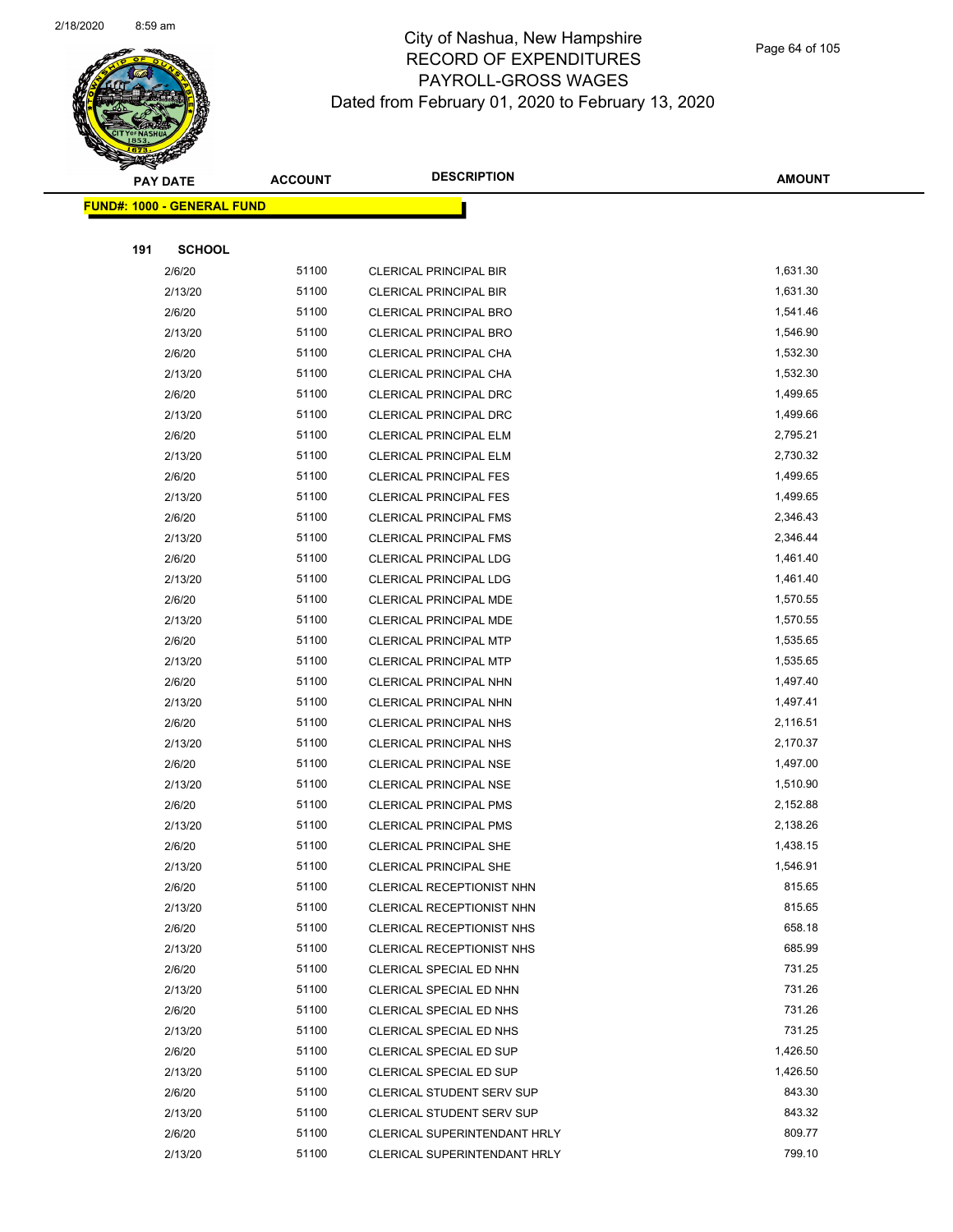# City of Nashua, New Hampshire
## RECORD OF EXPENDITURES
## PAYROLL-GROSS WAGES
### Dated from February 01, 2020 to February 13, 2020

**FUND#: 1000 - GENERAL FUND**

**191 SCHOOL**

| PAY DATE | ACCOUNT | DESCRIPTION | AMOUNT |
|---|---|---|---|
| 2/6/20 | 51100 | CLERICAL PRINCIPAL BIR | 1,631.30 |
| 2/13/20 | 51100 | CLERICAL PRINCIPAL BIR | 1,631.30 |
| 2/6/20 | 51100 | CLERICAL PRINCIPAL BRO | 1,541.46 |
| 2/13/20 | 51100 | CLERICAL PRINCIPAL BRO | 1,546.90 |
| 2/6/20 | 51100 | CLERICAL PRINCIPAL CHA | 1,532.30 |
| 2/13/20 | 51100 | CLERICAL PRINCIPAL CHA | 1,532.30 |
| 2/6/20 | 51100 | CLERICAL PRINCIPAL DRC | 1,499.65 |
| 2/13/20 | 51100 | CLERICAL PRINCIPAL DRC | 1,499.66 |
| 2/6/20 | 51100 | CLERICAL PRINCIPAL ELM | 2,795.21 |
| 2/13/20 | 51100 | CLERICAL PRINCIPAL ELM | 2,730.32 |
| 2/6/20 | 51100 | CLERICAL PRINCIPAL FES | 1,499.65 |
| 2/13/20 | 51100 | CLERICAL PRINCIPAL FES | 1,499.65 |
| 2/6/20 | 51100 | CLERICAL PRINCIPAL FMS | 2,346.43 |
| 2/13/20 | 51100 | CLERICAL PRINCIPAL FMS | 2,346.44 |
| 2/6/20 | 51100 | CLERICAL PRINCIPAL LDG | 1,461.40 |
| 2/13/20 | 51100 | CLERICAL PRINCIPAL LDG | 1,461.40 |
| 2/6/20 | 51100 | CLERICAL PRINCIPAL MDE | 1,570.55 |
| 2/13/20 | 51100 | CLERICAL PRINCIPAL MDE | 1,570.55 |
| 2/6/20 | 51100 | CLERICAL PRINCIPAL MTP | 1,535.65 |
| 2/13/20 | 51100 | CLERICAL PRINCIPAL MTP | 1,535.65 |
| 2/6/20 | 51100 | CLERICAL PRINCIPAL NHN | 1,497.40 |
| 2/13/20 | 51100 | CLERICAL PRINCIPAL NHN | 1,497.41 |
| 2/6/20 | 51100 | CLERICAL PRINCIPAL NHS | 2,116.51 |
| 2/13/20 | 51100 | CLERICAL PRINCIPAL NHS | 2,170.37 |
| 2/6/20 | 51100 | CLERICAL PRINCIPAL NSE | 1,497.00 |
| 2/13/20 | 51100 | CLERICAL PRINCIPAL NSE | 1,510.90 |
| 2/6/20 | 51100 | CLERICAL PRINCIPAL PMS | 2,152.88 |
| 2/13/20 | 51100 | CLERICAL PRINCIPAL PMS | 2,138.26 |
| 2/6/20 | 51100 | CLERICAL PRINCIPAL SHE | 1,438.15 |
| 2/13/20 | 51100 | CLERICAL PRINCIPAL SHE | 1,546.91 |
| 2/6/20 | 51100 | CLERICAL RECEPTIONIST NHN | 815.65 |
| 2/13/20 | 51100 | CLERICAL RECEPTIONIST NHN | 815.65 |
| 2/6/20 | 51100 | CLERICAL RECEPTIONIST NHS | 658.18 |
| 2/13/20 | 51100 | CLERICAL RECEPTIONIST NHS | 685.99 |
| 2/6/20 | 51100 | CLERICAL SPECIAL ED NHN | 731.25 |
| 2/13/20 | 51100 | CLERICAL SPECIAL ED NHN | 731.26 |
| 2/6/20 | 51100 | CLERICAL SPECIAL ED NHS | 731.26 |
| 2/13/20 | 51100 | CLERICAL SPECIAL ED NHS | 731.25 |
| 2/6/20 | 51100 | CLERICAL SPECIAL ED SUP | 1,426.50 |
| 2/13/20 | 51100 | CLERICAL SPECIAL ED SUP | 1,426.50 |
| 2/6/20 | 51100 | CLERICAL STUDENT SERV SUP | 843.30 |
| 2/13/20 | 51100 | CLERICAL STUDENT SERV SUP | 843.32 |
| 2/6/20 | 51100 | CLERICAL SUPERINTENDANT HRLY | 809.77 |
| 2/13/20 | 51100 | CLERICAL SUPERINTENDANT HRLY | 799.10 |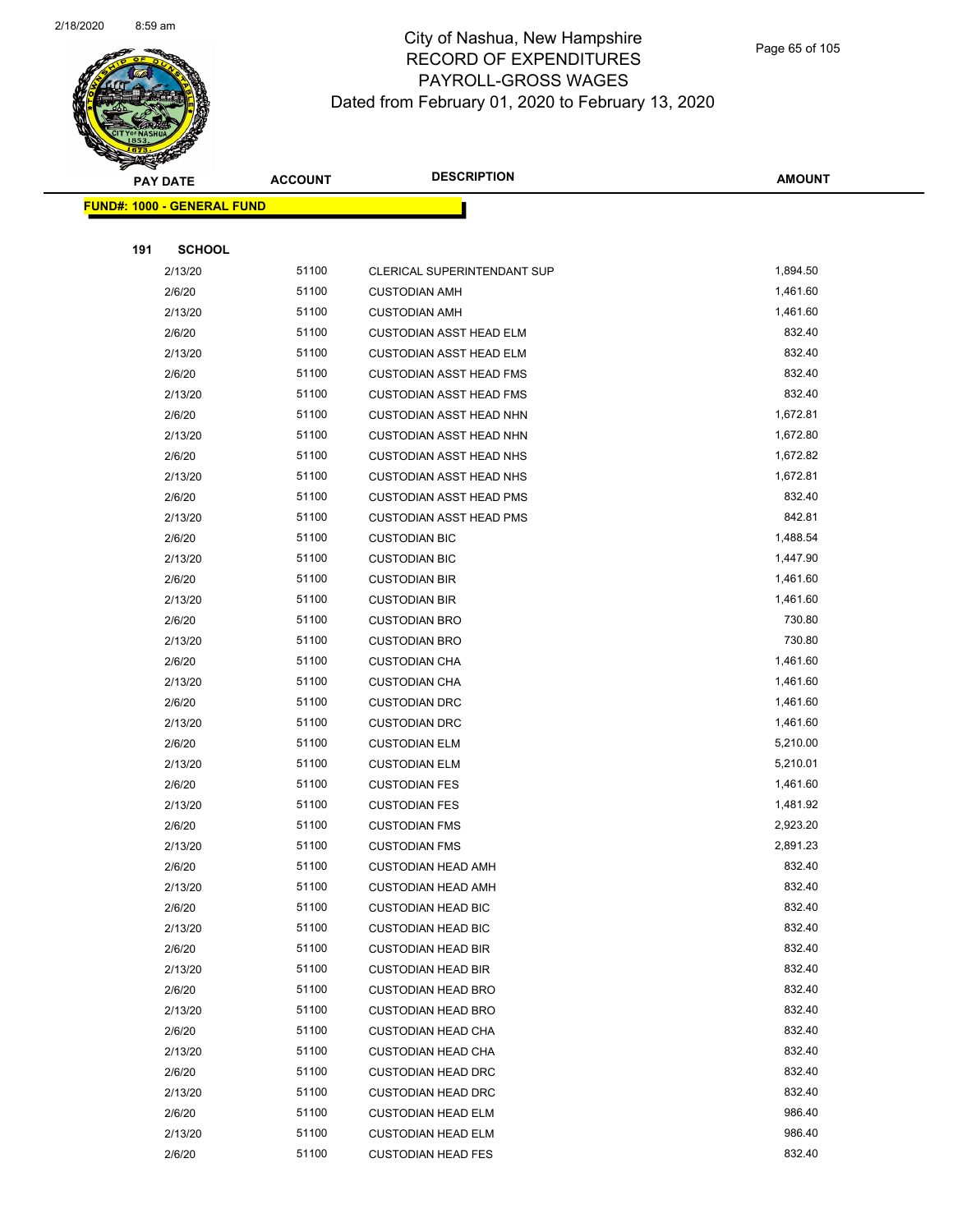# City of Nashua, New Hampshire
# RECORD OF EXPENDITURES
# PAYROLL-GROSS WAGES
# Dated from February 01, 2020 to February 13, 2020

**FUND#: 1000 - GENERAL FUND**

**191 SCHOOL**

| PAY DATE | ACCOUNT | DESCRIPTION | AMOUNT |
|---|---|---|---|
| 2/13/20 | 51100 | CLERICAL SUPERINTENDANT SUP | 1,894.50 |
| 2/6/20 | 51100 | CUSTODIAN AMH | 1,461.60 |
| 2/13/20 | 51100 | CUSTODIAN AMH | 1,461.60 |
| 2/6/20 | 51100 | CUSTODIAN ASST HEAD ELM | 832.40 |
| 2/13/20 | 51100 | CUSTODIAN ASST HEAD ELM | 832.40 |
| 2/6/20 | 51100 | CUSTODIAN ASST HEAD FMS | 832.40 |
| 2/13/20 | 51100 | CUSTODIAN ASST HEAD FMS | 832.40 |
| 2/6/20 | 51100 | CUSTODIAN ASST HEAD NHN | 1,672.81 |
| 2/13/20 | 51100 | CUSTODIAN ASST HEAD NHN | 1,672.80 |
| 2/6/20 | 51100 | CUSTODIAN ASST HEAD NHS | 1,672.82 |
| 2/13/20 | 51100 | CUSTODIAN ASST HEAD NHS | 1,672.81 |
| 2/6/20 | 51100 | CUSTODIAN ASST HEAD PMS | 832.40 |
| 2/13/20 | 51100 | CUSTODIAN ASST HEAD PMS | 842.81 |
| 2/6/20 | 51100 | CUSTODIAN BIC | 1,488.54 |
| 2/13/20 | 51100 | CUSTODIAN BIC | 1,447.90 |
| 2/6/20 | 51100 | CUSTODIAN BIR | 1,461.60 |
| 2/13/20 | 51100 | CUSTODIAN BIR | 1,461.60 |
| 2/6/20 | 51100 | CUSTODIAN BRO | 730.80 |
| 2/13/20 | 51100 | CUSTODIAN BRO | 730.80 |
| 2/6/20 | 51100 | CUSTODIAN CHA | 1,461.60 |
| 2/13/20 | 51100 | CUSTODIAN CHA | 1,461.60 |
| 2/6/20 | 51100 | CUSTODIAN DRC | 1,461.60 |
| 2/13/20 | 51100 | CUSTODIAN DRC | 1,461.60 |
| 2/6/20 | 51100 | CUSTODIAN ELM | 5,210.00 |
| 2/13/20 | 51100 | CUSTODIAN ELM | 5,210.01 |
| 2/6/20 | 51100 | CUSTODIAN FES | 1,461.60 |
| 2/13/20 | 51100 | CUSTODIAN FES | 1,481.92 |
| 2/6/20 | 51100 | CUSTODIAN FMS | 2,923.20 |
| 2/13/20 | 51100 | CUSTODIAN FMS | 2,891.23 |
| 2/6/20 | 51100 | CUSTODIAN HEAD AMH | 832.40 |
| 2/13/20 | 51100 | CUSTODIAN HEAD AMH | 832.40 |
| 2/6/20 | 51100 | CUSTODIAN HEAD BIC | 832.40 |
| 2/13/20 | 51100 | CUSTODIAN HEAD BIC | 832.40 |
| 2/6/20 | 51100 | CUSTODIAN HEAD BIR | 832.40 |
| 2/13/20 | 51100 | CUSTODIAN HEAD BIR | 832.40 |
| 2/6/20 | 51100 | CUSTODIAN HEAD BRO | 832.40 |
| 2/13/20 | 51100 | CUSTODIAN HEAD BRO | 832.40 |
| 2/6/20 | 51100 | CUSTODIAN HEAD CHA | 832.40 |
| 2/13/20 | 51100 | CUSTODIAN HEAD CHA | 832.40 |
| 2/6/20 | 51100 | CUSTODIAN HEAD DRC | 832.40 |
| 2/13/20 | 51100 | CUSTODIAN HEAD DRC | 832.40 |
| 2/6/20 | 51100 | CUSTODIAN HEAD ELM | 986.40 |
| 2/13/20 | 51100 | CUSTODIAN HEAD ELM | 986.40 |
| 2/6/20 | 51100 | CUSTODIAN HEAD FES | 832.40 |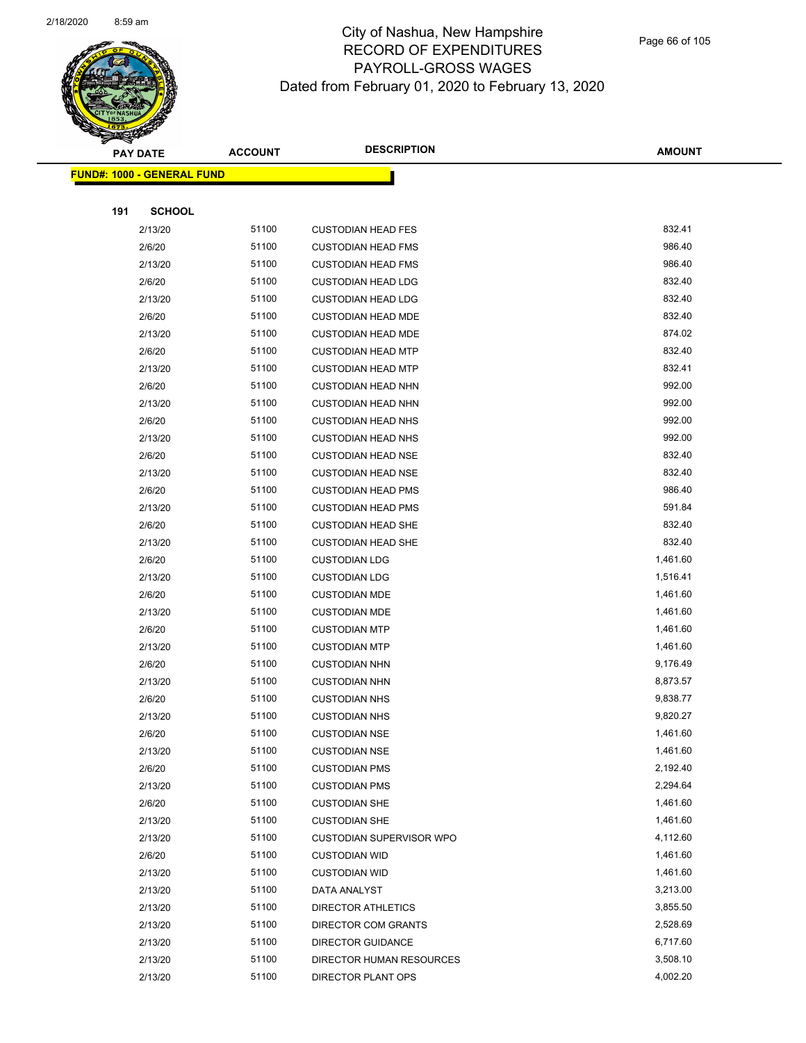# City of Nashua, New Hampshire
## RECORD OF EXPENDITURES
## PAYROLL-GROSS WAGES
### Dated from February 01, 2020 to February 13, 2020

| PAY DATE | ACCOUNT | DESCRIPTION | AMOUNT |
|---|---|---|---|
| **FUND#: 1000 - GENERAL FUND** | | | |
| **191 SCHOOL** | | | |
| 2/13/20 | 51100 | CUSTODIAN HEAD FES | 832.41 |
| 2/6/20 | 51100 | CUSTODIAN HEAD FMS | 986.40 |
| 2/13/20 | 51100 | CUSTODIAN HEAD FMS | 986.40 |
| 2/6/20 | 51100 | CUSTODIAN HEAD LDG | 832.40 |
| 2/13/20 | 51100 | CUSTODIAN HEAD LDG | 832.40 |
| 2/6/20 | 51100 | CUSTODIAN HEAD MDE | 832.40 |
| 2/13/20 | 51100 | CUSTODIAN HEAD MDE | 874.02 |
| 2/6/20 | 51100 | CUSTODIAN HEAD MTP | 832.40 |
| 2/13/20 | 51100 | CUSTODIAN HEAD MTP | 832.41 |
| 2/6/20 | 51100 | CUSTODIAN HEAD NHN | 992.00 |
| 2/13/20 | 51100 | CUSTODIAN HEAD NHN | 992.00 |
| 2/6/20 | 51100 | CUSTODIAN HEAD NHS | 992.00 |
| 2/13/20 | 51100 | CUSTODIAN HEAD NHS | 992.00 |
| 2/6/20 | 51100 | CUSTODIAN HEAD NSE | 832.40 |
| 2/13/20 | 51100 | CUSTODIAN HEAD NSE | 832.40 |
| 2/6/20 | 51100 | CUSTODIAN HEAD PMS | 986.40 |
| 2/13/20 | 51100 | CUSTODIAN HEAD PMS | 591.84 |
| 2/6/20 | 51100 | CUSTODIAN HEAD SHE | 832.40 |
| 2/13/20 | 51100 | CUSTODIAN HEAD SHE | 832.40 |
| 2/6/20 | 51100 | CUSTODIAN LDG | 1,461.60 |
| 2/13/20 | 51100 | CUSTODIAN LDG | 1,516.41 |
| 2/6/20 | 51100 | CUSTODIAN MDE | 1,461.60 |
| 2/13/20 | 51100 | CUSTODIAN MDE | 1,461.60 |
| 2/6/20 | 51100 | CUSTODIAN MTP | 1,461.60 |
| 2/13/20 | 51100 | CUSTODIAN MTP | 1,461.60 |
| 2/6/20 | 51100 | CUSTODIAN NHN | 9,176.49 |
| 2/13/20 | 51100 | CUSTODIAN NHN | 8,873.57 |
| 2/6/20 | 51100 | CUSTODIAN NHS | 9,838.77 |
| 2/13/20 | 51100 | CUSTODIAN NHS | 9,820.27 |
| 2/6/20 | 51100 | CUSTODIAN NSE | 1,461.60 |
| 2/13/20 | 51100 | CUSTODIAN NSE | 1,461.60 |
| 2/6/20 | 51100 | CUSTODIAN PMS | 2,192.40 |
| 2/13/20 | 51100 | CUSTODIAN PMS | 2,294.64 |
| 2/6/20 | 51100 | CUSTODIAN SHE | 1,461.60 |
| 2/13/20 | 51100 | CUSTODIAN SHE | 1,461.60 |
| 2/13/20 | 51100 | CUSTODIAN SUPERVISOR WPO | 4,112.60 |
| 2/6/20 | 51100 | CUSTODIAN WID | 1,461.60 |
| 2/13/20 | 51100 | CUSTODIAN WID | 1,461.60 |
| 2/13/20 | 51100 | DATA ANALYST | 3,213.00 |
| 2/13/20 | 51100 | DIRECTOR ATHLETICS | 3,855.50 |
| 2/13/20 | 51100 | DIRECTOR COM GRANTS | 2,528.69 |
| 2/13/20 | 51100 | DIRECTOR GUIDANCE | 6,717.60 |
| 2/13/20 | 51100 | DIRECTOR HUMAN RESOURCES | 3,508.10 |
| 2/13/20 | 51100 | DIRECTOR PLANT OPS | 4,002.20 |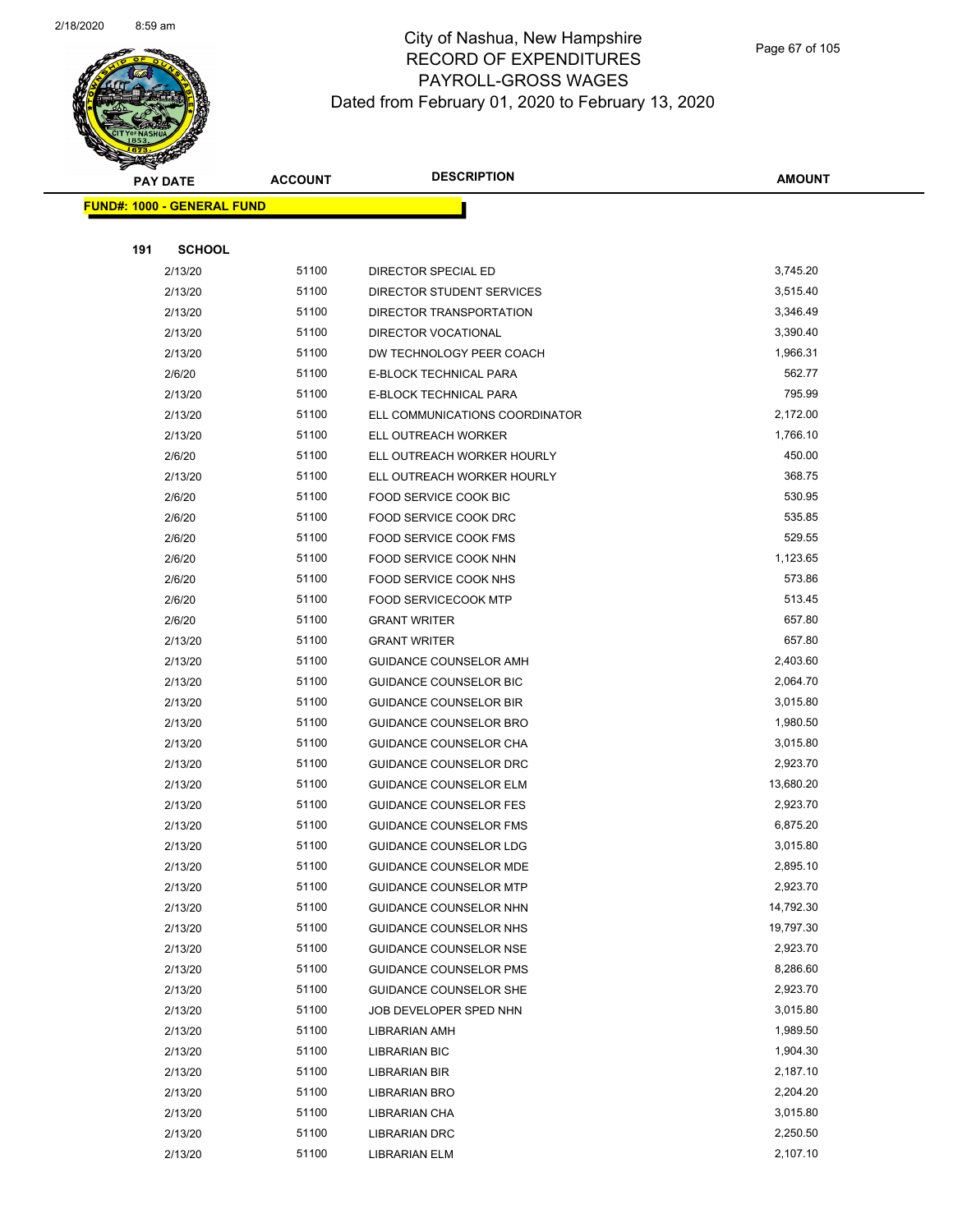# City of Nashua, New Hampshire
# RECORD OF EXPENDITURES
# PAYROLL-GROSS WAGES
# Dated from February 01, 2020 to February 13, 2020

**FUND#: 1000 - GENERAL FUND**

**191 SCHOOL**

| PAY DATE | ACCOUNT | DESCRIPTION | AMOUNT |
|---|---|---|---|
| 2/13/20 | 51100 | DIRECTOR SPECIAL ED | 3,745.20 |
| 2/13/20 | 51100 | DIRECTOR STUDENT SERVICES | 3,515.40 |
| 2/13/20 | 51100 | DIRECTOR TRANSPORTATION | 3,346.49 |
| 2/13/20 | 51100 | DIRECTOR VOCATIONAL | 3,390.40 |
| 2/13/20 | 51100 | DW TECHNOLOGY PEER COACH | 1,966.31 |
| 2/6/20 | 51100 | E-BLOCK TECHNICAL PARA | 562.77 |
| 2/13/20 | 51100 | E-BLOCK TECHNICAL PARA | 795.99 |
| 2/13/20 | 51100 | ELL COMMUNICATIONS COORDINATOR | 2,172.00 |
| 2/13/20 | 51100 | ELL OUTREACH WORKER | 1,766.10 |
| 2/6/20 | 51100 | ELL OUTREACH WORKER HOURLY | 450.00 |
| 2/13/20 | 51100 | ELL OUTREACH WORKER HOURLY | 368.75 |
| 2/6/20 | 51100 | FOOD SERVICE COOK BIC | 530.95 |
| 2/6/20 | 51100 | FOOD SERVICE COOK DRC | 535.85 |
| 2/6/20 | 51100 | FOOD SERVICE COOK FMS | 529.55 |
| 2/6/20 | 51100 | FOOD SERVICE COOK NHN | 1,123.65 |
| 2/6/20 | 51100 | FOOD SERVICE COOK NHS | 573.86 |
| 2/6/20 | 51100 | FOOD SERVICECOOK MTP | 513.45 |
| 2/6/20 | 51100 | GRANT WRITER | 657.80 |
| 2/13/20 | 51100 | GRANT WRITER | 657.80 |
| 2/13/20 | 51100 | GUIDANCE COUNSELOR AMH | 2,403.60 |
| 2/13/20 | 51100 | GUIDANCE COUNSELOR BIC | 2,064.70 |
| 2/13/20 | 51100 | GUIDANCE COUNSELOR BIR | 3,015.80 |
| 2/13/20 | 51100 | GUIDANCE COUNSELOR BRO | 1,980.50 |
| 2/13/20 | 51100 | GUIDANCE COUNSELOR CHA | 3,015.80 |
| 2/13/20 | 51100 | GUIDANCE COUNSELOR DRC | 2,923.70 |
| 2/13/20 | 51100 | GUIDANCE COUNSELOR ELM | 13,680.20 |
| 2/13/20 | 51100 | GUIDANCE COUNSELOR FES | 2,923.70 |
| 2/13/20 | 51100 | GUIDANCE COUNSELOR FMS | 6,875.20 |
| 2/13/20 | 51100 | GUIDANCE COUNSELOR LDG | 3,015.80 |
| 2/13/20 | 51100 | GUIDANCE COUNSELOR MDE | 2,895.10 |
| 2/13/20 | 51100 | GUIDANCE COUNSELOR MTP | 2,923.70 |
| 2/13/20 | 51100 | GUIDANCE COUNSELOR NHN | 14,792.30 |
| 2/13/20 | 51100 | GUIDANCE COUNSELOR NHS | 19,797.30 |
| 2/13/20 | 51100 | GUIDANCE COUNSELOR NSE | 2,923.70 |
| 2/13/20 | 51100 | GUIDANCE COUNSELOR PMS | 8,286.60 |
| 2/13/20 | 51100 | GUIDANCE COUNSELOR SHE | 2,923.70 |
| 2/13/20 | 51100 | JOB DEVELOPER SPED NHN | 3,015.80 |
| 2/13/20 | 51100 | LIBRARIAN AMH | 1,989.50 |
| 2/13/20 | 51100 | LIBRARIAN BIC | 1,904.30 |
| 2/13/20 | 51100 | LIBRARIAN BIR | 2,187.10 |
| 2/13/20 | 51100 | LIBRARIAN BRO | 2,204.20 |
| 2/13/20 | 51100 | LIBRARIAN CHA | 3,015.80 |
| 2/13/20 | 51100 | LIBRARIAN DRC | 2,250.50 |
| 2/13/20 | 51100 | LIBRARIAN ELM | 2,107.10 |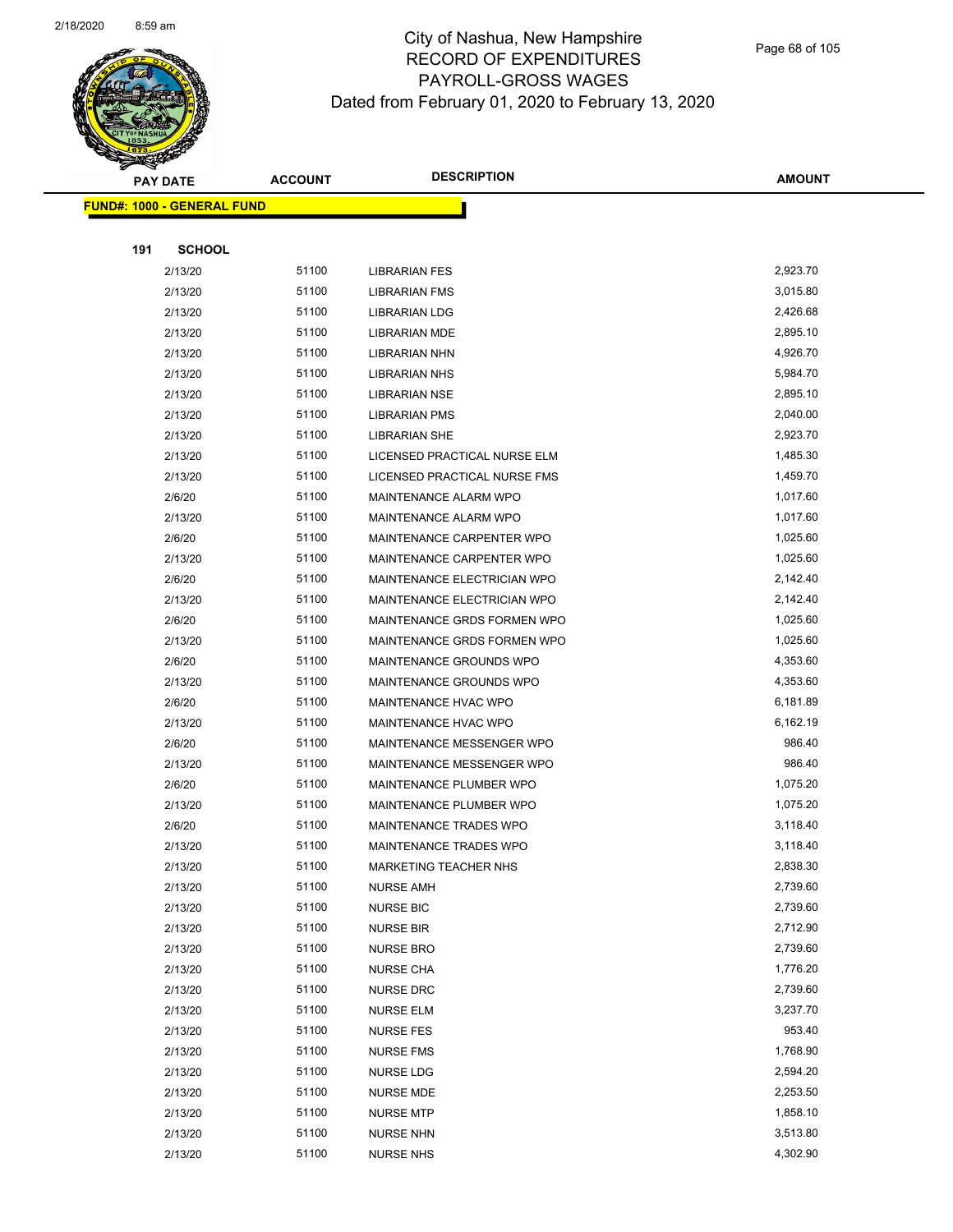# City of Nashua, New Hampshire
## RECORD OF EXPENDITURES
## PAYROLL-GROSS WAGES
### Dated from February 01, 2020 to February 13, 2020

| PAY DATE | ACCOUNT | DESCRIPTION | AMOUNT |
|---|---|---|---|
| **FUND#: 1000 - GENERAL FUND** | | | |
| **191 SCHOOL** | | | |
| 2/13/20 | 51100 | LIBRARIAN FES | 2,923.70 |
| 2/13/20 | 51100 | LIBRARIAN FMS | 3,015.80 |
| 2/13/20 | 51100 | LIBRARIAN LDG | 2,426.68 |
| 2/13/20 | 51100 | LIBRARIAN MDE | 2,895.10 |
| 2/13/20 | 51100 | LIBRARIAN NHN | 4,926.70 |
| 2/13/20 | 51100 | LIBRARIAN NHS | 5,984.70 |
| 2/13/20 | 51100 | LIBRARIAN NSE | 2,895.10 |
| 2/13/20 | 51100 | LIBRARIAN PMS | 2,040.00 |
| 2/13/20 | 51100 | LIBRARIAN SHE | 2,923.70 |
| 2/13/20 | 51100 | LICENSED PRACTICAL NURSE ELM | 1,485.30 |
| 2/13/20 | 51100 | LICENSED PRACTICAL NURSE FMS | 1,459.70 |
| 2/6/20 | 51100 | MAINTENANCE ALARM WPO | 1,017.60 |
| 2/13/20 | 51100 | MAINTENANCE ALARM WPO | 1,017.60 |
| 2/6/20 | 51100 | MAINTENANCE CARPENTER WPO | 1,025.60 |
| 2/13/20 | 51100 | MAINTENANCE CARPENTER WPO | 1,025.60 |
| 2/6/20 | 51100 | MAINTENANCE ELECTRICIAN WPO | 2,142.40 |
| 2/13/20 | 51100 | MAINTENANCE ELECTRICIAN WPO | 2,142.40 |
| 2/6/20 | 51100 | MAINTENANCE GRDS FORMEN WPO | 1,025.60 |
| 2/13/20 | 51100 | MAINTENANCE GRDS FORMEN WPO | 1,025.60 |
| 2/6/20 | 51100 | MAINTENANCE GROUNDS WPO | 4,353.60 |
| 2/13/20 | 51100 | MAINTENANCE GROUNDS WPO | 4,353.60 |
| 2/6/20 | 51100 | MAINTENANCE HVAC WPO | 6,181.89 |
| 2/13/20 | 51100 | MAINTENANCE HVAC WPO | 6,162.19 |
| 2/6/20 | 51100 | MAINTENANCE MESSENGER WPO | 986.40 |
| 2/13/20 | 51100 | MAINTENANCE MESSENGER WPO | 986.40 |
| 2/6/20 | 51100 | MAINTENANCE PLUMBER WPO | 1,075.20 |
| 2/13/20 | 51100 | MAINTENANCE PLUMBER WPO | 1,075.20 |
| 2/6/20 | 51100 | MAINTENANCE TRADES WPO | 3,118.40 |
| 2/13/20 | 51100 | MAINTENANCE TRADES WPO | 3,118.40 |
| 2/13/20 | 51100 | MARKETING TEACHER NHS | 2,838.30 |
| 2/13/20 | 51100 | NURSE AMH | 2,739.60 |
| 2/13/20 | 51100 | NURSE BIC | 2,739.60 |
| 2/13/20 | 51100 | NURSE BIR | 2,712.90 |
| 2/13/20 | 51100 | NURSE BRO | 2,739.60 |
| 2/13/20 | 51100 | NURSE CHA | 1,776.20 |
| 2/13/20 | 51100 | NURSE DRC | 2,739.60 |
| 2/13/20 | 51100 | NURSE ELM | 3,237.70 |
| 2/13/20 | 51100 | NURSE FES | 953.40 |
| 2/13/20 | 51100 | NURSE FMS | 1,768.90 |
| 2/13/20 | 51100 | NURSE LDG | 2,594.20 |
| 2/13/20 | 51100 | NURSE MDE | 2,253.50 |
| 2/13/20 | 51100 | NURSE MTP | 1,858.10 |
| 2/13/20 | 51100 | NURSE NHN | 3,513.80 |
| 2/13/20 | 51100 | NURSE NHS | 4,302.90 |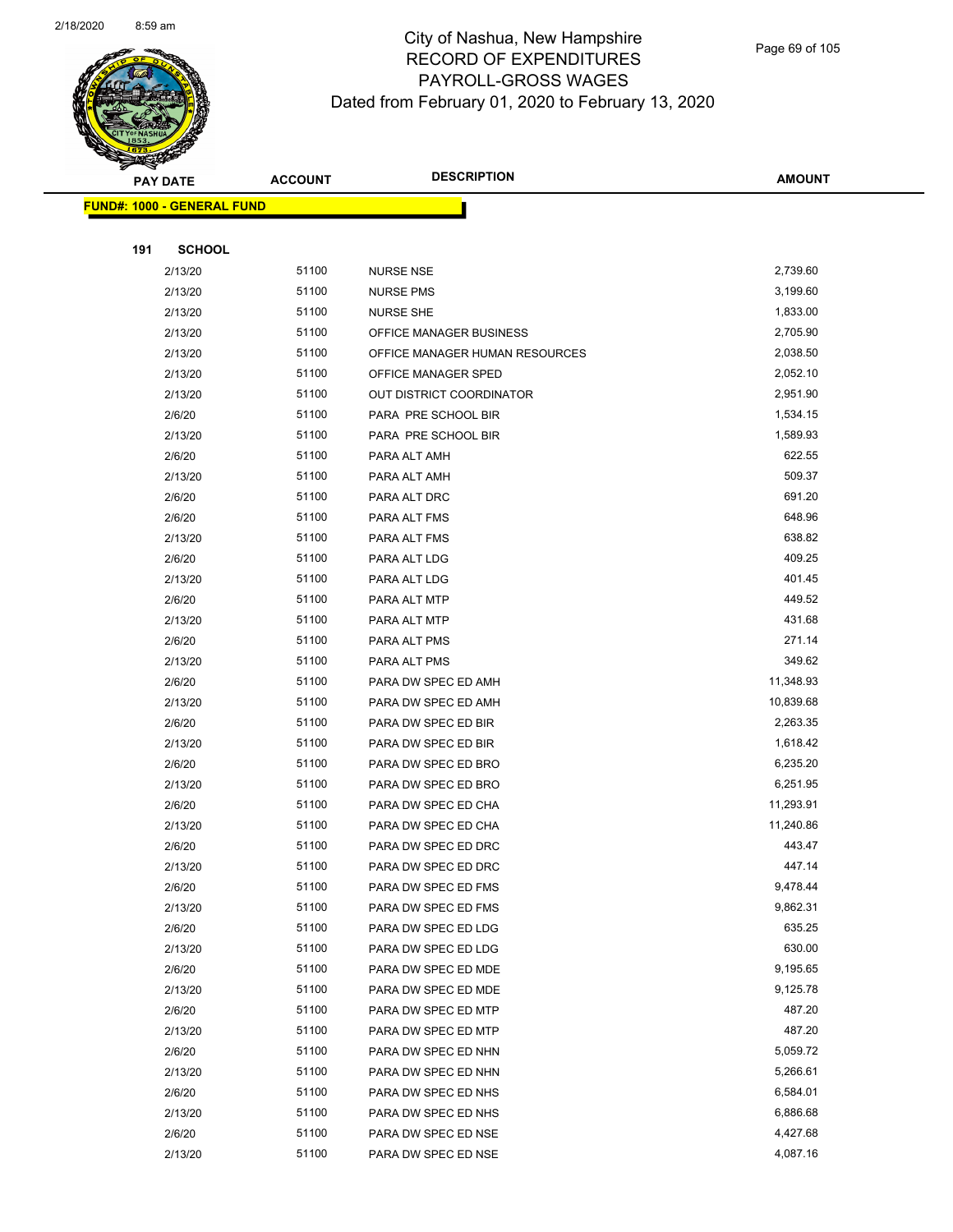# City of Nashua, New Hampshire
## RECORD OF EXPENDITURES
## PAYROLL-GROSS WAGES
## Dated from February 01, 2020 to February 13, 2020

| PAY DATE | ACCOUNT | DESCRIPTION | AMOUNT |
|---|---|---|---|
| **FUND#: 1000 - GENERAL FUND** | | | |
| **191 SCHOOL** | | | |
| 2/13/20 | 51100 | NURSE NSE | 2,739.60 |
| 2/13/20 | 51100 | NURSE PMS | 3,199.60 |
| 2/13/20 | 51100 | NURSE SHE | 1,833.00 |
| 2/13/20 | 51100 | OFFICE MANAGER BUSINESS | 2,705.90 |
| 2/13/20 | 51100 | OFFICE MANAGER HUMAN RESOURCES | 2,038.50 |
| 2/13/20 | 51100 | OFFICE MANAGER SPED | 2,052.10 |
| 2/13/20 | 51100 | OUT DISTRICT COORDINATOR | 2,951.90 |
| 2/6/20 | 51100 | PARA PRE SCHOOL BIR | 1,534.15 |
| 2/13/20 | 51100 | PARA PRE SCHOOL BIR | 1,589.93 |
| 2/6/20 | 51100 | PARA ALT AMH | 622.55 |
| 2/13/20 | 51100 | PARA ALT AMH | 509.37 |
| 2/6/20 | 51100 | PARA ALT DRC | 691.20 |
| 2/6/20 | 51100 | PARA ALT FMS | 648.96 |
| 2/13/20 | 51100 | PARA ALT FMS | 638.82 |
| 2/6/20 | 51100 | PARA ALT LDG | 409.25 |
| 2/13/20 | 51100 | PARA ALT LDG | 401.45 |
| 2/6/20 | 51100 | PARA ALT MTP | 449.52 |
| 2/13/20 | 51100 | PARA ALT MTP | 431.68 |
| 2/6/20 | 51100 | PARA ALT PMS | 271.14 |
| 2/13/20 | 51100 | PARA ALT PMS | 349.62 |
| 2/6/20 | 51100 | PARA DW SPEC ED AMH | 11,348.93 |
| 2/13/20 | 51100 | PARA DW SPEC ED AMH | 10,839.68 |
| 2/6/20 | 51100 | PARA DW SPEC ED BIR | 2,263.35 |
| 2/13/20 | 51100 | PARA DW SPEC ED BIR | 1,618.42 |
| 2/6/20 | 51100 | PARA DW SPEC ED BRO | 6,235.20 |
| 2/13/20 | 51100 | PARA DW SPEC ED BRO | 6,251.95 |
| 2/6/20 | 51100 | PARA DW SPEC ED CHA | 11,293.91 |
| 2/13/20 | 51100 | PARA DW SPEC ED CHA | 11,240.86 |
| 2/6/20 | 51100 | PARA DW SPEC ED DRC | 443.47 |
| 2/13/20 | 51100 | PARA DW SPEC ED DRC | 447.14 |
| 2/6/20 | 51100 | PARA DW SPEC ED FMS | 9,478.44 |
| 2/13/20 | 51100 | PARA DW SPEC ED FMS | 9,862.31 |
| 2/6/20 | 51100 | PARA DW SPEC ED LDG | 635.25 |
| 2/13/20 | 51100 | PARA DW SPEC ED LDG | 630.00 |
| 2/6/20 | 51100 | PARA DW SPEC ED MDE | 9,195.65 |
| 2/13/20 | 51100 | PARA DW SPEC ED MDE | 9,125.78 |
| 2/6/20 | 51100 | PARA DW SPEC ED MTP | 487.20 |
| 2/13/20 | 51100 | PARA DW SPEC ED MTP | 487.20 |
| 2/6/20 | 51100 | PARA DW SPEC ED NHN | 5,059.72 |
| 2/13/20 | 51100 | PARA DW SPEC ED NHN | 5,266.61 |
| 2/6/20 | 51100 | PARA DW SPEC ED NHS | 6,584.01 |
| 2/13/20 | 51100 | PARA DW SPEC ED NHS | 6,886.68 |
| 2/6/20 | 51100 | PARA DW SPEC ED NSE | 4,427.68 |
| 2/13/20 | 51100 | PARA DW SPEC ED NSE | 4,087.16 |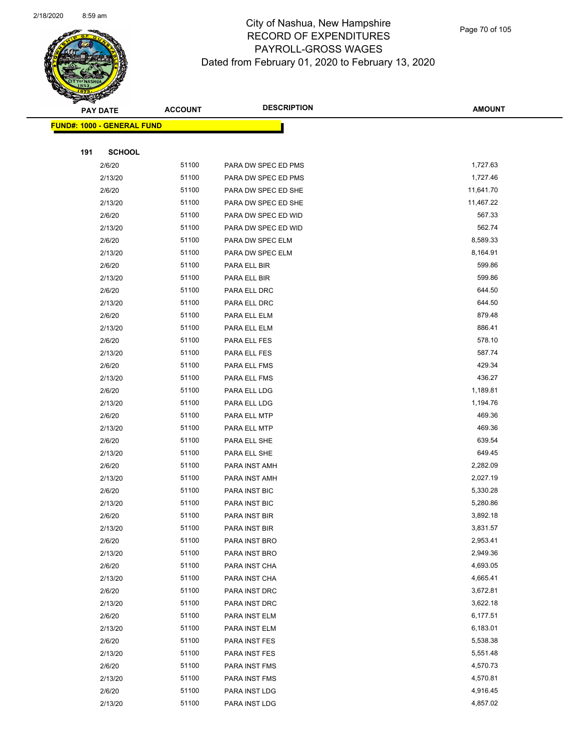# City of Nashua, New Hampshire
## RECORD OF EXPENDITURES
## PAYROLL-GROSS WAGES
### Dated from February 01, 2020 to February 13, 2020

| PAY DATE | ACCOUNT | DESCRIPTION | AMOUNT |
|---|---|---|---|
| **FUND#: 1000 - GENERAL FUND** | | | |
| **191 SCHOOL** | | | |
| 2/6/20 | 51100 | PARA DW SPEC ED PMS | 1,727.63 |
| 2/13/20 | 51100 | PARA DW SPEC ED PMS | 1,727.46 |
| 2/6/20 | 51100 | PARA DW SPEC ED SHE | 11,641.70 |
| 2/13/20 | 51100 | PARA DW SPEC ED SHE | 11,467.22 |
| 2/6/20 | 51100 | PARA DW SPEC ED WID | 567.33 |
| 2/13/20 | 51100 | PARA DW SPEC ED WID | 562.74 |
| 2/6/20 | 51100 | PARA DW SPEC ELM | 8,589.33 |
| 2/13/20 | 51100 | PARA DW SPEC ELM | 8,164.91 |
| 2/6/20 | 51100 | PARA ELL BIR | 599.86 |
| 2/13/20 | 51100 | PARA ELL BIR | 599.86 |
| 2/6/20 | 51100 | PARA ELL DRC | 644.50 |
| 2/13/20 | 51100 | PARA ELL DRC | 644.50 |
| 2/6/20 | 51100 | PARA ELL ELM | 879.48 |
| 2/13/20 | 51100 | PARA ELL ELM | 886.41 |
| 2/6/20 | 51100 | PARA ELL FES | 578.10 |
| 2/13/20 | 51100 | PARA ELL FES | 587.74 |
| 2/6/20 | 51100 | PARA ELL FMS | 429.34 |
| 2/13/20 | 51100 | PARA ELL FMS | 436.27 |
| 2/6/20 | 51100 | PARA ELL LDG | 1,189.81 |
| 2/13/20 | 51100 | PARA ELL LDG | 1,194.76 |
| 2/6/20 | 51100 | PARA ELL MTP | 469.36 |
| 2/13/20 | 51100 | PARA ELL MTP | 469.36 |
| 2/6/20 | 51100 | PARA ELL SHE | 639.54 |
| 2/13/20 | 51100 | PARA ELL SHE | 649.45 |
| 2/6/20 | 51100 | PARA INST AMH | 2,282.09 |
| 2/13/20 | 51100 | PARA INST AMH | 2,027.19 |
| 2/6/20 | 51100 | PARA INST BIC | 5,330.28 |
| 2/13/20 | 51100 | PARA INST BIC | 5,280.86 |
| 2/6/20 | 51100 | PARA INST BIR | 3,892.18 |
| 2/13/20 | 51100 | PARA INST BIR | 3,831.57 |
| 2/6/20 | 51100 | PARA INST BRO | 2,953.41 |
| 2/13/20 | 51100 | PARA INST BRO | 2,949.36 |
| 2/6/20 | 51100 | PARA INST CHA | 4,693.05 |
| 2/13/20 | 51100 | PARA INST CHA | 4,665.41 |
| 2/6/20 | 51100 | PARA INST DRC | 3,672.81 |
| 2/13/20 | 51100 | PARA INST DRC | 3,622.18 |
| 2/6/20 | 51100 | PARA INST ELM | 6,177.51 |
| 2/13/20 | 51100 | PARA INST ELM | 6,183.01 |
| 2/6/20 | 51100 | PARA INST FES | 5,538.38 |
| 2/13/20 | 51100 | PARA INST FES | 5,551.48 |
| 2/6/20 | 51100 | PARA INST FMS | 4,570.73 |
| 2/13/20 | 51100 | PARA INST FMS | 4,570.81 |
| 2/6/20 | 51100 | PARA INST LDG | 4,916.45 |
| 2/13/20 | 51100 | PARA INST LDG | 4,857.02 |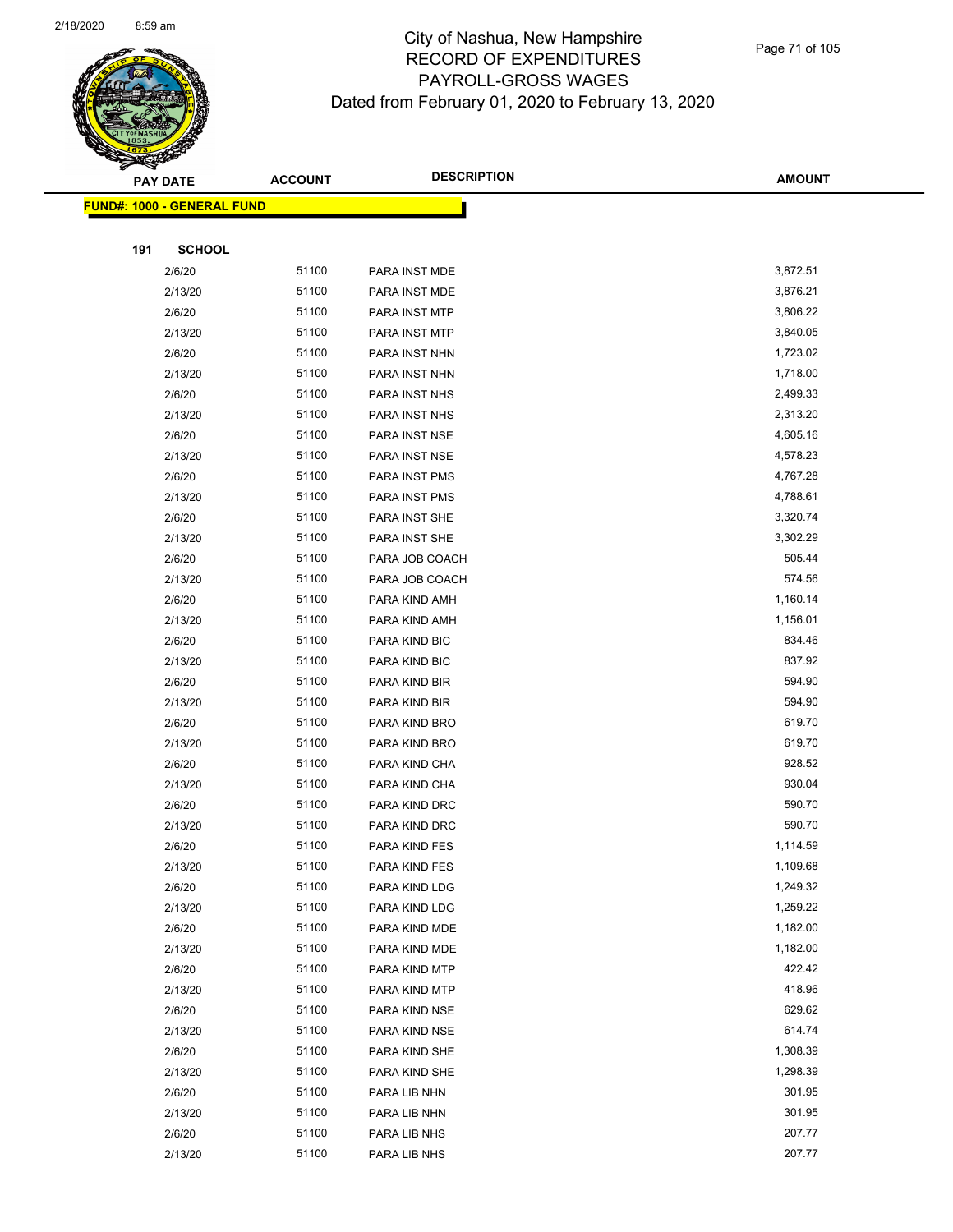# City of Nashua, New Hampshire
## RECORD OF EXPENDITURES
## PAYROLL-GROSS WAGES
### Dated from February 01, 2020 to February 13, 2020

**FUND#: 1000 - GENERAL FUND**

**191 SCHOOL**

| PAY DATE | ACCOUNT | DESCRIPTION | AMOUNT |
|---|---|---|---|
| 2/6/20 | 51100 | PARA INST MDE | 3,872.51 |
| 2/13/20 | 51100 | PARA INST MDE | 3,876.21 |
| 2/6/20 | 51100 | PARA INST MTP | 3,806.22 |
| 2/13/20 | 51100 | PARA INST MTP | 3,840.05 |
| 2/6/20 | 51100 | PARA INST NHN | 1,723.02 |
| 2/13/20 | 51100 | PARA INST NHN | 1,718.00 |
| 2/6/20 | 51100 | PARA INST NHS | 2,499.33 |
| 2/13/20 | 51100 | PARA INST NHS | 2,313.20 |
| 2/6/20 | 51100 | PARA INST NSE | 4,605.16 |
| 2/13/20 | 51100 | PARA INST NSE | 4,578.23 |
| 2/6/20 | 51100 | PARA INST PMS | 4,767.28 |
| 2/13/20 | 51100 | PARA INST PMS | 4,788.61 |
| 2/6/20 | 51100 | PARA INST SHE | 3,320.74 |
| 2/13/20 | 51100 | PARA INST SHE | 3,302.29 |
| 2/6/20 | 51100 | PARA JOB COACH | 505.44 |
| 2/13/20 | 51100 | PARA JOB COACH | 574.56 |
| 2/6/20 | 51100 | PARA KIND AMH | 1,160.14 |
| 2/13/20 | 51100 | PARA KIND AMH | 1,156.01 |
| 2/6/20 | 51100 | PARA KIND BIC | 834.46 |
| 2/13/20 | 51100 | PARA KIND BIC | 837.92 |
| 2/6/20 | 51100 | PARA KIND BIR | 594.90 |
| 2/13/20 | 51100 | PARA KIND BIR | 594.90 |
| 2/6/20 | 51100 | PARA KIND BRO | 619.70 |
| 2/13/20 | 51100 | PARA KIND BRO | 619.70 |
| 2/6/20 | 51100 | PARA KIND CHA | 928.52 |
| 2/13/20 | 51100 | PARA KIND CHA | 930.04 |
| 2/6/20 | 51100 | PARA KIND DRC | 590.70 |
| 2/13/20 | 51100 | PARA KIND DRC | 590.70 |
| 2/6/20 | 51100 | PARA KIND FES | 1,114.59 |
| 2/13/20 | 51100 | PARA KIND FES | 1,109.68 |
| 2/6/20 | 51100 | PARA KIND LDG | 1,249.32 |
| 2/13/20 | 51100 | PARA KIND LDG | 1,259.22 |
| 2/6/20 | 51100 | PARA KIND MDE | 1,182.00 |
| 2/13/20 | 51100 | PARA KIND MDE | 1,182.00 |
| 2/6/20 | 51100 | PARA KIND MTP | 422.42 |
| 2/13/20 | 51100 | PARA KIND MTP | 418.96 |
| 2/6/20 | 51100 | PARA KIND NSE | 629.62 |
| 2/13/20 | 51100 | PARA KIND NSE | 614.74 |
| 2/6/20 | 51100 | PARA KIND SHE | 1,308.39 |
| 2/13/20 | 51100 | PARA KIND SHE | 1,298.39 |
| 2/6/20 | 51100 | PARA LIB NHN | 301.95 |
| 2/13/20 | 51100 | PARA LIB NHN | 301.95 |
| 2/6/20 | 51100 | PARA LIB NHS | 207.77 |
| 2/13/20 | 51100 | PARA LIB NHS | 207.77 |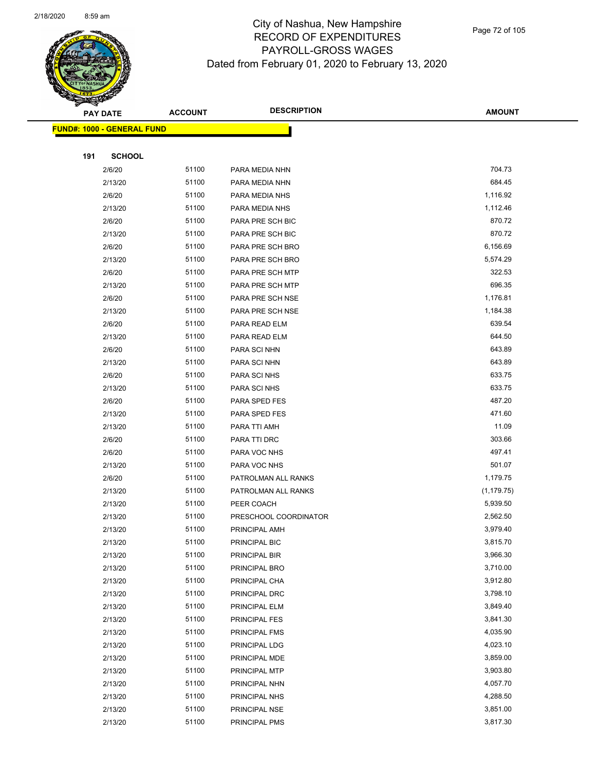# City of Nashua, New Hampshire
## RECORD OF EXPENDITURES
## PAYROLL-GROSS WAGES
## Dated from February 01, 2020 to February 13, 2020

| PAY DATE | ACCOUNT | DESCRIPTION | AMOUNT |
|---|---|---|---|
| **FUND#: 1000 - GENERAL FUND** | | | |
| **191 SCHOOL** | | | |
| 2/6/20 | 51100 | PARA MEDIA NHN | 704.73 |
| 2/13/20 | 51100 | PARA MEDIA NHN | 684.45 |
| 2/6/20 | 51100 | PARA MEDIA NHS | 1,116.92 |
| 2/13/20 | 51100 | PARA MEDIA NHS | 1,112.46 |
| 2/6/20 | 51100 | PARA PRE SCH BIC | 870.72 |
| 2/13/20 | 51100 | PARA PRE SCH BIC | 870.72 |
| 2/6/20 | 51100 | PARA PRE SCH BRO | 6,156.69 |
| 2/13/20 | 51100 | PARA PRE SCH BRO | 5,574.29 |
| 2/6/20 | 51100 | PARA PRE SCH MTP | 322.53 |
| 2/13/20 | 51100 | PARA PRE SCH MTP | 696.35 |
| 2/6/20 | 51100 | PARA PRE SCH NSE | 1,176.81 |
| 2/13/20 | 51100 | PARA PRE SCH NSE | 1,184.38 |
| 2/6/20 | 51100 | PARA READ ELM | 639.54 |
| 2/13/20 | 51100 | PARA READ ELM | 644.50 |
| 2/6/20 | 51100 | PARA SCI NHN | 643.89 |
| 2/13/20 | 51100 | PARA SCI NHN | 643.89 |
| 2/6/20 | 51100 | PARA SCI NHS | 633.75 |
| 2/13/20 | 51100 | PARA SCI NHS | 633.75 |
| 2/6/20 | 51100 | PARA SPED FES | 487.20 |
| 2/13/20 | 51100 | PARA SPED FES | 471.60 |
| 2/13/20 | 51100 | PARA TTI AMH | 11.09 |
| 2/6/20 | 51100 | PARA TTI DRC | 303.66 |
| 2/6/20 | 51100 | PARA VOC NHS | 497.41 |
| 2/13/20 | 51100 | PARA VOC NHS | 501.07 |
| 2/6/20 | 51100 | PATROLMAN ALL RANKS | 1,179.75 |
| 2/13/20 | 51100 | PATROLMAN ALL RANKS | (1,179.75) |
| 2/13/20 | 51100 | PEER COACH | 5,939.50 |
| 2/13/20 | 51100 | PRESCHOOL COORDINATOR | 2,562.50 |
| 2/13/20 | 51100 | PRINCIPAL AMH | 3,979.40 |
| 2/13/20 | 51100 | PRINCIPAL BIC | 3,815.70 |
| 2/13/20 | 51100 | PRINCIPAL BIR | 3,966.30 |
| 2/13/20 | 51100 | PRINCIPAL BRO | 3,710.00 |
| 2/13/20 | 51100 | PRINCIPAL CHA | 3,912.80 |
| 2/13/20 | 51100 | PRINCIPAL DRC | 3,798.10 |
| 2/13/20 | 51100 | PRINCIPAL ELM | 3,849.40 |
| 2/13/20 | 51100 | PRINCIPAL FES | 3,841.30 |
| 2/13/20 | 51100 | PRINCIPAL FMS | 4,035.90 |
| 2/13/20 | 51100 | PRINCIPAL LDG | 4,023.10 |
| 2/13/20 | 51100 | PRINCIPAL MDE | 3,859.00 |
| 2/13/20 | 51100 | PRINCIPAL MTP | 3,903.80 |
| 2/13/20 | 51100 | PRINCIPAL NHN | 4,057.70 |
| 2/13/20 | 51100 | PRINCIPAL NHS | 4,288.50 |
| 2/13/20 | 51100 | PRINCIPAL NSE | 3,851.00 |
| 2/13/20 | 51100 | PRINCIPAL PMS | 3,817.30 |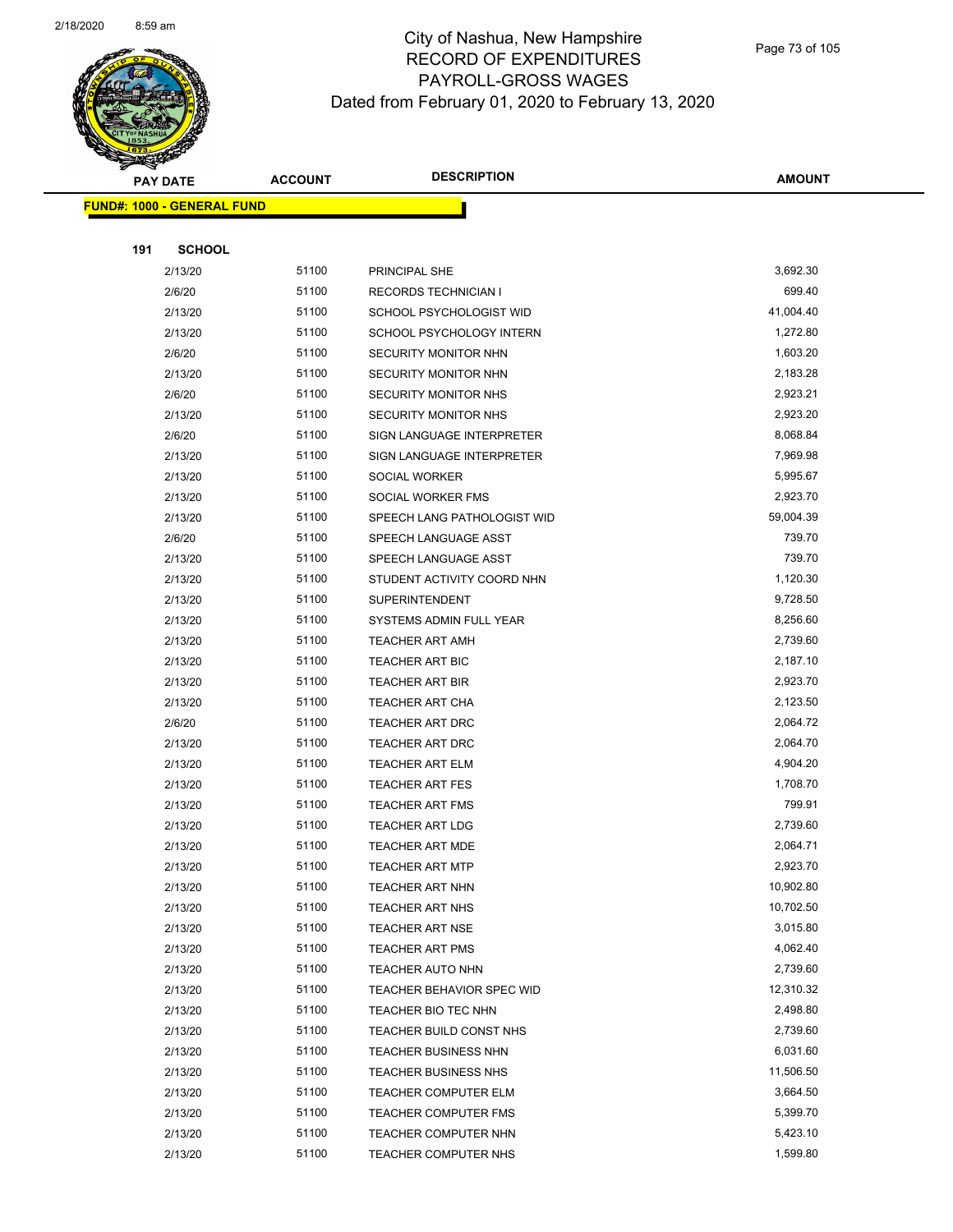# City of Nashua, New Hampshire
## RECORD OF EXPENDITURES
## PAYROLL-GROSS WAGES
### Dated from February 01, 2020 to February 13, 2020

| PAY DATE | ACCOUNT | DESCRIPTION | AMOUNT |
|---|---|---|---|
| **FUND#: 1000 - GENERAL FUND** | | | |
| **191 SCHOOL** | | | |
| 2/13/20 | 51100 | PRINCIPAL SHE | 3,692.30 |
| 2/6/20 | 51100 | RECORDS TECHNICIAN I | 699.40 |
| 2/13/20 | 51100 | SCHOOL PSYCHOLOGIST WID | 41,004.40 |
| 2/13/20 | 51100 | SCHOOL PSYCHOLOGY INTERN | 1,272.80 |
| 2/6/20 | 51100 | SECURITY MONITOR NHN | 1,603.20 |
| 2/13/20 | 51100 | SECURITY MONITOR NHN | 2,183.28 |
| 2/6/20 | 51100 | SECURITY MONITOR NHS | 2,923.21 |
| 2/13/20 | 51100 | SECURITY MONITOR NHS | 2,923.20 |
| 2/6/20 | 51100 | SIGN LANGUAGE INTERPRETER | 8,068.84 |
| 2/13/20 | 51100 | SIGN LANGUAGE INTERPRETER | 7,969.98 |
| 2/13/20 | 51100 | SOCIAL WORKER | 5,995.67 |
| 2/13/20 | 51100 | SOCIAL WORKER FMS | 2,923.70 |
| 2/13/20 | 51100 | SPEECH LANG PATHOLOGIST WID | 59,004.39 |
| 2/6/20 | 51100 | SPEECH LANGUAGE ASST | 739.70 |
| 2/13/20 | 51100 | SPEECH LANGUAGE ASST | 739.70 |
| 2/13/20 | 51100 | STUDENT ACTIVITY COORD NHN | 1,120.30 |
| 2/13/20 | 51100 | SUPERINTENDENT | 9,728.50 |
| 2/13/20 | 51100 | SYSTEMS ADMIN FULL YEAR | 8,256.60 |
| 2/13/20 | 51100 | TEACHER ART AMH | 2,739.60 |
| 2/13/20 | 51100 | TEACHER ART BIC | 2,187.10 |
| 2/13/20 | 51100 | TEACHER ART BIR | 2,923.70 |
| 2/13/20 | 51100 | TEACHER ART CHA | 2,123.50 |
| 2/6/20 | 51100 | TEACHER ART DRC | 2,064.72 |
| 2/13/20 | 51100 | TEACHER ART DRC | 2,064.70 |
| 2/13/20 | 51100 | TEACHER ART ELM | 4,904.20 |
| 2/13/20 | 51100 | TEACHER ART FES | 1,708.70 |
| 2/13/20 | 51100 | TEACHER ART FMS | 799.91 |
| 2/13/20 | 51100 | TEACHER ART LDG | 2,739.60 |
| 2/13/20 | 51100 | TEACHER ART MDE | 2,064.71 |
| 2/13/20 | 51100 | TEACHER ART MTP | 2,923.70 |
| 2/13/20 | 51100 | TEACHER ART NHN | 10,902.80 |
| 2/13/20 | 51100 | TEACHER ART NHS | 10,702.50 |
| 2/13/20 | 51100 | TEACHER ART NSE | 3,015.80 |
| 2/13/20 | 51100 | TEACHER ART PMS | 4,062.40 |
| 2/13/20 | 51100 | TEACHER AUTO NHN | 2,739.60 |
| 2/13/20 | 51100 | TEACHER BEHAVIOR SPEC WID | 12,310.32 |
| 2/13/20 | 51100 | TEACHER BIO TEC NHN | 2,498.80 |
| 2/13/20 | 51100 | TEACHER BUILD CONST NHS | 2,739.60 |
| 2/13/20 | 51100 | TEACHER BUSINESS NHN | 6,031.60 |
| 2/13/20 | 51100 | TEACHER BUSINESS NHS | 11,506.50 |
| 2/13/20 | 51100 | TEACHER COMPUTER ELM | 3,664.50 |
| 2/13/20 | 51100 | TEACHER COMPUTER FMS | 5,399.70 |
| 2/13/20 | 51100 | TEACHER COMPUTER NHN | 5,423.10 |
| 2/13/20 | 51100 | TEACHER COMPUTER NHS | 1,599.80 |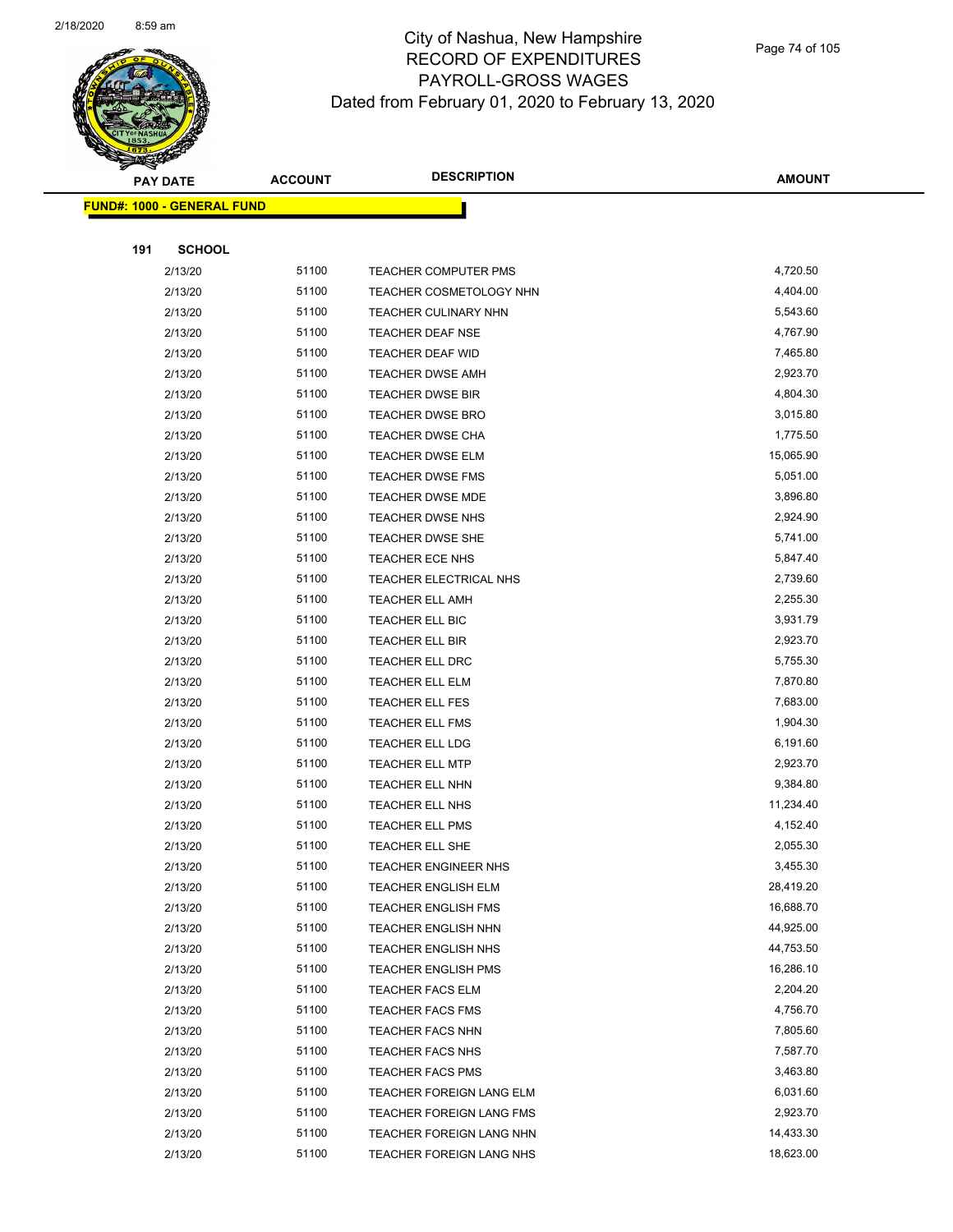# City of Nashua, New Hampshire
# RECORD OF EXPENDITURES
# PAYROLL-GROSS WAGES
## Dated from February 01, 2020 to February 13, 2020

**FUND#: 1000 - GENERAL FUND**

**191 SCHOOL**

| PAY DATE | ACCOUNT | DESCRIPTION | AMOUNT |
|---|---|---|---|
| 2/13/20 | 51100 | TEACHER COMPUTER PMS | 4,720.50 |
| 2/13/20 | 51100 | TEACHER COSMETOLOGY NHN | 4,404.00 |
| 2/13/20 | 51100 | TEACHER CULINARY NHN | 5,543.60 |
| 2/13/20 | 51100 | TEACHER DEAF NSE | 4,767.90 |
| 2/13/20 | 51100 | TEACHER DEAF WID | 7,465.80 |
| 2/13/20 | 51100 | TEACHER DWSE AMH | 2,923.70 |
| 2/13/20 | 51100 | TEACHER DWSE BIR | 4,804.30 |
| 2/13/20 | 51100 | TEACHER DWSE BRO | 3,015.80 |
| 2/13/20 | 51100 | TEACHER DWSE CHA | 1,775.50 |
| 2/13/20 | 51100 | TEACHER DWSE ELM | 15,065.90 |
| 2/13/20 | 51100 | TEACHER DWSE FMS | 5,051.00 |
| 2/13/20 | 51100 | TEACHER DWSE MDE | 3,896.80 |
| 2/13/20 | 51100 | TEACHER DWSE NHS | 2,924.90 |
| 2/13/20 | 51100 | TEACHER DWSE SHE | 5,741.00 |
| 2/13/20 | 51100 | TEACHER ECE NHS | 5,847.40 |
| 2/13/20 | 51100 | TEACHER ELECTRICAL NHS | 2,739.60 |
| 2/13/20 | 51100 | TEACHER ELL AMH | 2,255.30 |
| 2/13/20 | 51100 | TEACHER ELL BIC | 3,931.79 |
| 2/13/20 | 51100 | TEACHER ELL BIR | 2,923.70 |
| 2/13/20 | 51100 | TEACHER ELL DRC | 5,755.30 |
| 2/13/20 | 51100 | TEACHER ELL ELM | 7,870.80 |
| 2/13/20 | 51100 | TEACHER ELL FES | 7,683.00 |
| 2/13/20 | 51100 | TEACHER ELL FMS | 1,904.30 |
| 2/13/20 | 51100 | TEACHER ELL LDG | 6,191.60 |
| 2/13/20 | 51100 | TEACHER ELL MTP | 2,923.70 |
| 2/13/20 | 51100 | TEACHER ELL NHN | 9,384.80 |
| 2/13/20 | 51100 | TEACHER ELL NHS | 11,234.40 |
| 2/13/20 | 51100 | TEACHER ELL PMS | 4,152.40 |
| 2/13/20 | 51100 | TEACHER ELL SHE | 2,055.30 |
| 2/13/20 | 51100 | TEACHER ENGINEER NHS | 3,455.30 |
| 2/13/20 | 51100 | TEACHER ENGLISH ELM | 28,419.20 |
| 2/13/20 | 51100 | TEACHER ENGLISH FMS | 16,688.70 |
| 2/13/20 | 51100 | TEACHER ENGLISH NHN | 44,925.00 |
| 2/13/20 | 51100 | TEACHER ENGLISH NHS | 44,753.50 |
| 2/13/20 | 51100 | TEACHER ENGLISH PMS | 16,286.10 |
| 2/13/20 | 51100 | TEACHER FACS ELM | 2,204.20 |
| 2/13/20 | 51100 | TEACHER FACS FMS | 4,756.70 |
| 2/13/20 | 51100 | TEACHER FACS NHN | 7,805.60 |
| 2/13/20 | 51100 | TEACHER FACS NHS | 7,587.70 |
| 2/13/20 | 51100 | TEACHER FACS PMS | 3,463.80 |
| 2/13/20 | 51100 | TEACHER FOREIGN LANG ELM | 6,031.60 |
| 2/13/20 | 51100 | TEACHER FOREIGN LANG FMS | 2,923.70 |
| 2/13/20 | 51100 | TEACHER FOREIGN LANG NHN | 14,433.30 |
| 2/13/20 | 51100 | TEACHER FOREIGN LANG NHS | 18,623.00 |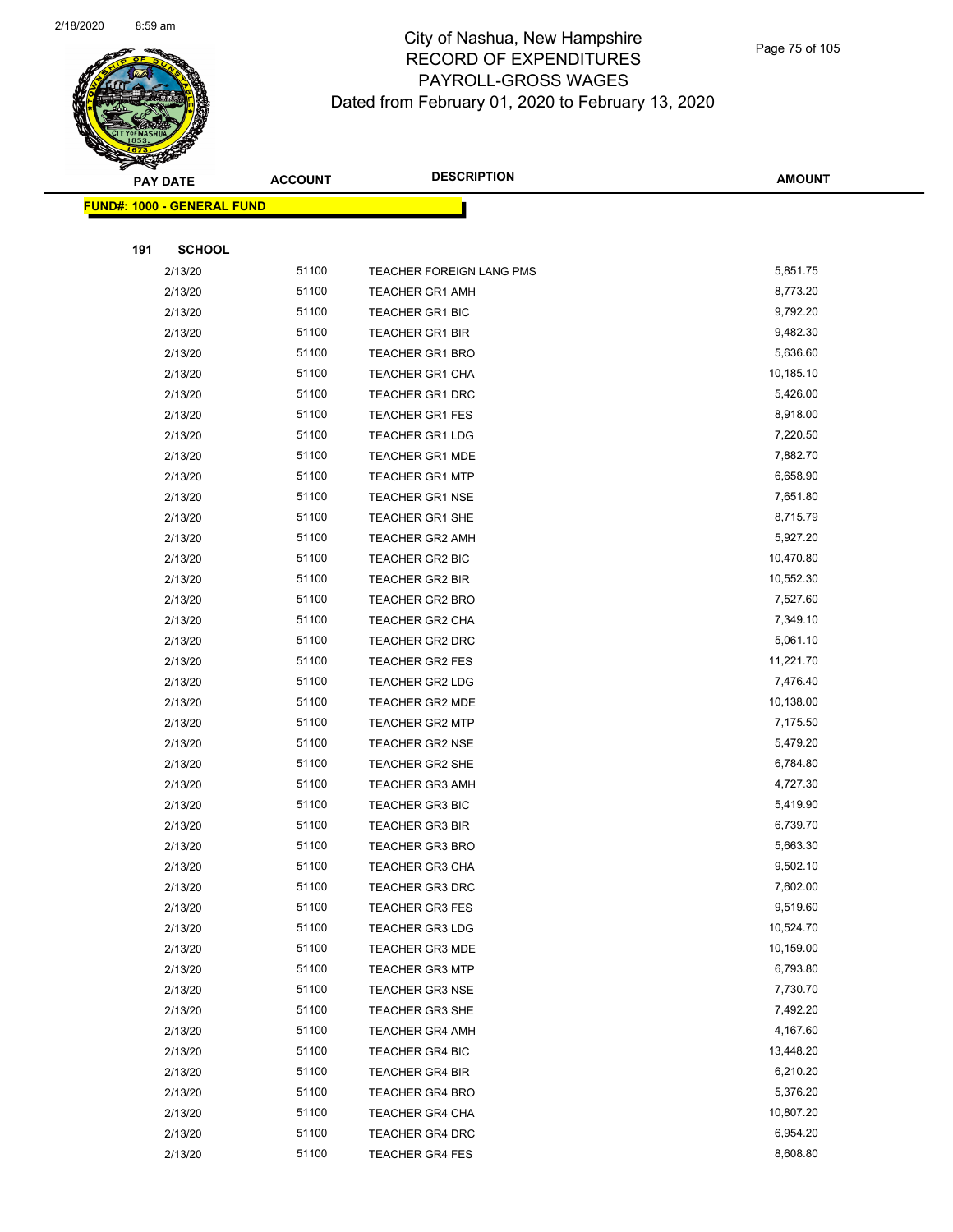City of Nashua, New Hampshire
RECORD OF EXPENDITURES
PAYROLL-GROSS WAGES
Dated from February 01, 2020 to February 13, 2020

| PAY DATE | ACCOUNT | DESCRIPTION | AMOUNT |
|---|---|---|---|

**FUND#: 1000 - GENERAL FUND**

**191 SCHOOL**

| PAY DATE | ACCOUNT | DESCRIPTION | AMOUNT |
|---|---|---|---|
| 2/13/20 | 51100 | TEACHER FOREIGN LANG PMS | 5,851.75 |
| 2/13/20 | 51100 | TEACHER GR1 AMH | 8,773.20 |
| 2/13/20 | 51100 | TEACHER GR1 BIC | 9,792.20 |
| 2/13/20 | 51100 | TEACHER GR1 BIR | 9,482.30 |
| 2/13/20 | 51100 | TEACHER GR1 BRO | 5,636.60 |
| 2/13/20 | 51100 | TEACHER GR1 CHA | 10,185.10 |
| 2/13/20 | 51100 | TEACHER GR1 DRC | 5,426.00 |
| 2/13/20 | 51100 | TEACHER GR1 FES | 8,918.00 |
| 2/13/20 | 51100 | TEACHER GR1 LDG | 7,220.50 |
| 2/13/20 | 51100 | TEACHER GR1 MDE | 7,882.70 |
| 2/13/20 | 51100 | TEACHER GR1 MTP | 6,658.90 |
| 2/13/20 | 51100 | TEACHER GR1 NSE | 7,651.80 |
| 2/13/20 | 51100 | TEACHER GR1 SHE | 8,715.79 |
| 2/13/20 | 51100 | TEACHER GR2 AMH | 5,927.20 |
| 2/13/20 | 51100 | TEACHER GR2 BIC | 10,470.80 |
| 2/13/20 | 51100 | TEACHER GR2 BIR | 10,552.30 |
| 2/13/20 | 51100 | TEACHER GR2 BRO | 7,527.60 |
| 2/13/20 | 51100 | TEACHER GR2 CHA | 7,349.10 |
| 2/13/20 | 51100 | TEACHER GR2 DRC | 5,061.10 |
| 2/13/20 | 51100 | TEACHER GR2 FES | 11,221.70 |
| 2/13/20 | 51100 | TEACHER GR2 LDG | 7,476.40 |
| 2/13/20 | 51100 | TEACHER GR2 MDE | 10,138.00 |
| 2/13/20 | 51100 | TEACHER GR2 MTP | 7,175.50 |
| 2/13/20 | 51100 | TEACHER GR2 NSE | 5,479.20 |
| 2/13/20 | 51100 | TEACHER GR2 SHE | 6,784.80 |
| 2/13/20 | 51100 | TEACHER GR3 AMH | 4,727.30 |
| 2/13/20 | 51100 | TEACHER GR3 BIC | 5,419.90 |
| 2/13/20 | 51100 | TEACHER GR3 BIR | 6,739.70 |
| 2/13/20 | 51100 | TEACHER GR3 BRO | 5,663.30 |
| 2/13/20 | 51100 | TEACHER GR3 CHA | 9,502.10 |
| 2/13/20 | 51100 | TEACHER GR3 DRC | 7,602.00 |
| 2/13/20 | 51100 | TEACHER GR3 FES | 9,519.60 |
| 2/13/20 | 51100 | TEACHER GR3 LDG | 10,524.70 |
| 2/13/20 | 51100 | TEACHER GR3 MDE | 10,159.00 |
| 2/13/20 | 51100 | TEACHER GR3 MTP | 6,793.80 |
| 2/13/20 | 51100 | TEACHER GR3 NSE | 7,730.70 |
| 2/13/20 | 51100 | TEACHER GR3 SHE | 7,492.20 |
| 2/13/20 | 51100 | TEACHER GR4 AMH | 4,167.60 |
| 2/13/20 | 51100 | TEACHER GR4 BIC | 13,448.20 |
| 2/13/20 | 51100 | TEACHER GR4 BIR | 6,210.20 |
| 2/13/20 | 51100 | TEACHER GR4 BRO | 5,376.20 |
| 2/13/20 | 51100 | TEACHER GR4 CHA | 10,807.20 |
| 2/13/20 | 51100 | TEACHER GR4 DRC | 6,954.20 |
| 2/13/20 | 51100 | TEACHER GR4 FES | 8,608.80 |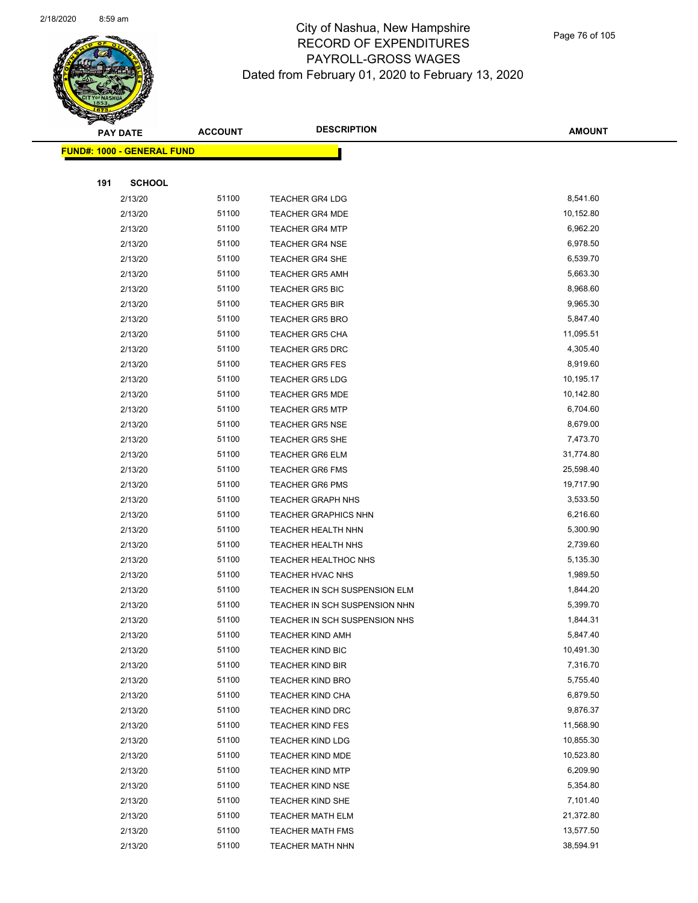# City of Nashua, New Hampshire
# RECORD OF EXPENDITURES
# PAYROLL-GROSS WAGES
# Dated from February 01, 2020 to February 13, 2020

**FUND#: 1000 - GENERAL FUND**

**191 SCHOOL**

| PAY DATE | ACCOUNT | DESCRIPTION | AMOUNT |
|---|---|---|---|
| 2/13/20 | 51100 | TEACHER GR4 LDG | 8,541.60 |
| 2/13/20 | 51100 | TEACHER GR4 MDE | 10,152.80 |
| 2/13/20 | 51100 | TEACHER GR4 MTP | 6,962.20 |
| 2/13/20 | 51100 | TEACHER GR4 NSE | 6,978.50 |
| 2/13/20 | 51100 | TEACHER GR4 SHE | 6,539.70 |
| 2/13/20 | 51100 | TEACHER GR5 AMH | 5,663.30 |
| 2/13/20 | 51100 | TEACHER GR5 BIC | 8,968.60 |
| 2/13/20 | 51100 | TEACHER GR5 BIR | 9,965.30 |
| 2/13/20 | 51100 | TEACHER GR5 BRO | 5,847.40 |
| 2/13/20 | 51100 | TEACHER GR5 CHA | 11,095.51 |
| 2/13/20 | 51100 | TEACHER GR5 DRC | 4,305.40 |
| 2/13/20 | 51100 | TEACHER GR5 FES | 8,919.60 |
| 2/13/20 | 51100 | TEACHER GR5 LDG | 10,195.17 |
| 2/13/20 | 51100 | TEACHER GR5 MDE | 10,142.80 |
| 2/13/20 | 51100 | TEACHER GR5 MTP | 6,704.60 |
| 2/13/20 | 51100 | TEACHER GR5 NSE | 8,679.00 |
| 2/13/20 | 51100 | TEACHER GR5 SHE | 7,473.70 |
| 2/13/20 | 51100 | TEACHER GR6 ELM | 31,774.80 |
| 2/13/20 | 51100 | TEACHER GR6 FMS | 25,598.40 |
| 2/13/20 | 51100 | TEACHER GR6 PMS | 19,717.90 |
| 2/13/20 | 51100 | TEACHER GRAPH NHS | 3,533.50 |
| 2/13/20 | 51100 | TEACHER GRAPHICS NHN | 6,216.60 |
| 2/13/20 | 51100 | TEACHER HEALTH NHN | 5,300.90 |
| 2/13/20 | 51100 | TEACHER HEALTH NHS | 2,739.60 |
| 2/13/20 | 51100 | TEACHER HEALTHOC NHS | 5,135.30 |
| 2/13/20 | 51100 | TEACHER HVAC NHS | 1,989.50 |
| 2/13/20 | 51100 | TEACHER IN SCH SUSPENSION ELM | 1,844.20 |
| 2/13/20 | 51100 | TEACHER IN SCH SUSPENSION NHN | 5,399.70 |
| 2/13/20 | 51100 | TEACHER IN SCH SUSPENSION NHS | 1,844.31 |
| 2/13/20 | 51100 | TEACHER KIND AMH | 5,847.40 |
| 2/13/20 | 51100 | TEACHER KIND BIC | 10,491.30 |
| 2/13/20 | 51100 | TEACHER KIND BIR | 7,316.70 |
| 2/13/20 | 51100 | TEACHER KIND BRO | 5,755.40 |
| 2/13/20 | 51100 | TEACHER KIND CHA | 6,879.50 |
| 2/13/20 | 51100 | TEACHER KIND DRC | 9,876.37 |
| 2/13/20 | 51100 | TEACHER KIND FES | 11,568.90 |
| 2/13/20 | 51100 | TEACHER KIND LDG | 10,855.30 |
| 2/13/20 | 51100 | TEACHER KIND MDE | 10,523.80 |
| 2/13/20 | 51100 | TEACHER KIND MTP | 6,209.90 |
| 2/13/20 | 51100 | TEACHER KIND NSE | 5,354.80 |
| 2/13/20 | 51100 | TEACHER KIND SHE | 7,101.40 |
| 2/13/20 | 51100 | TEACHER MATH ELM | 21,372.80 |
| 2/13/20 | 51100 | TEACHER MATH FMS | 13,577.50 |
| 2/13/20 | 51100 | TEACHER MATH NHN | 38,594.91 |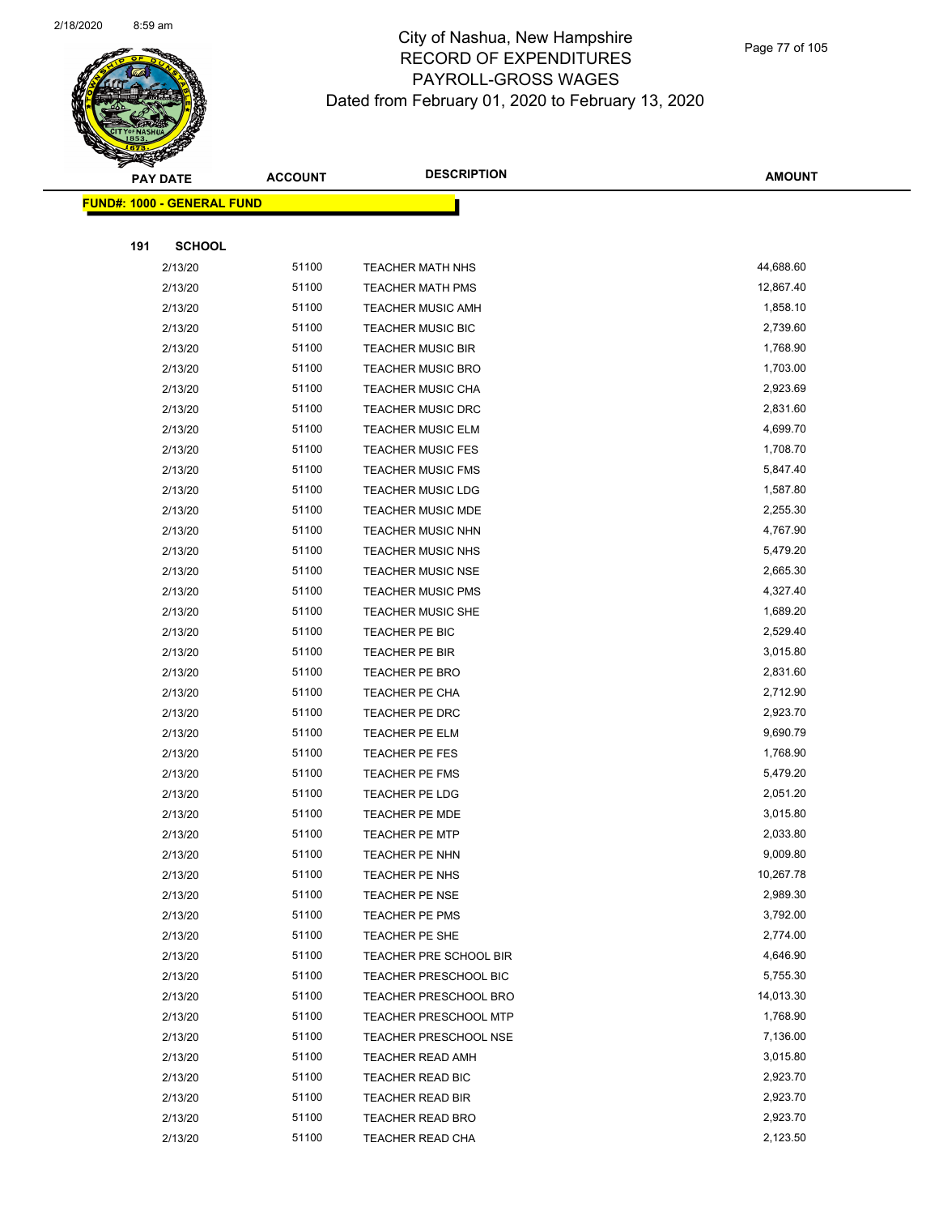# City of Nashua, New Hampshire
## RECORD OF EXPENDITURES
## PAYROLL-GROSS WAGES
### Dated from February 01, 2020 to February 13, 2020

**FUND#: 1000 - GENERAL FUND**

**191 SCHOOL**

| PAY DATE | ACCOUNT | DESCRIPTION | AMOUNT |
|---|---|---|---|
| 2/13/20 | 51100 | TEACHER MATH NHS | 44,688.60 |
| 2/13/20 | 51100 | TEACHER MATH PMS | 12,867.40 |
| 2/13/20 | 51100 | TEACHER MUSIC AMH | 1,858.10 |
| 2/13/20 | 51100 | TEACHER MUSIC BIC | 2,739.60 |
| 2/13/20 | 51100 | TEACHER MUSIC BIR | 1,768.90 |
| 2/13/20 | 51100 | TEACHER MUSIC BRO | 1,703.00 |
| 2/13/20 | 51100 | TEACHER MUSIC CHA | 2,923.69 |
| 2/13/20 | 51100 | TEACHER MUSIC DRC | 2,831.60 |
| 2/13/20 | 51100 | TEACHER MUSIC ELM | 4,699.70 |
| 2/13/20 | 51100 | TEACHER MUSIC FES | 1,708.70 |
| 2/13/20 | 51100 | TEACHER MUSIC FMS | 5,847.40 |
| 2/13/20 | 51100 | TEACHER MUSIC LDG | 1,587.80 |
| 2/13/20 | 51100 | TEACHER MUSIC MDE | 2,255.30 |
| 2/13/20 | 51100 | TEACHER MUSIC NHN | 4,767.90 |
| 2/13/20 | 51100 | TEACHER MUSIC NHS | 5,479.20 |
| 2/13/20 | 51100 | TEACHER MUSIC NSE | 2,665.30 |
| 2/13/20 | 51100 | TEACHER MUSIC PMS | 4,327.40 |
| 2/13/20 | 51100 | TEACHER MUSIC SHE | 1,689.20 |
| 2/13/20 | 51100 | TEACHER PE BIC | 2,529.40 |
| 2/13/20 | 51100 | TEACHER PE BIR | 3,015.80 |
| 2/13/20 | 51100 | TEACHER PE BRO | 2,831.60 |
| 2/13/20 | 51100 | TEACHER PE CHA | 2,712.90 |
| 2/13/20 | 51100 | TEACHER PE DRC | 2,923.70 |
| 2/13/20 | 51100 | TEACHER PE ELM | 9,690.79 |
| 2/13/20 | 51100 | TEACHER PE FES | 1,768.90 |
| 2/13/20 | 51100 | TEACHER PE FMS | 5,479.20 |
| 2/13/20 | 51100 | TEACHER PE LDG | 2,051.20 |
| 2/13/20 | 51100 | TEACHER PE MDE | 3,015.80 |
| 2/13/20 | 51100 | TEACHER PE MTP | 2,033.80 |
| 2/13/20 | 51100 | TEACHER PE NHN | 9,009.80 |
| 2/13/20 | 51100 | TEACHER PE NHS | 10,267.78 |
| 2/13/20 | 51100 | TEACHER PE NSE | 2,989.30 |
| 2/13/20 | 51100 | TEACHER PE PMS | 3,792.00 |
| 2/13/20 | 51100 | TEACHER PE SHE | 2,774.00 |
| 2/13/20 | 51100 | TEACHER PRE SCHOOL BIR | 4,646.90 |
| 2/13/20 | 51100 | TEACHER PRESCHOOL BIC | 5,755.30 |
| 2/13/20 | 51100 | TEACHER PRESCHOOL BRO | 14,013.30 |
| 2/13/20 | 51100 | TEACHER PRESCHOOL MTP | 1,768.90 |
| 2/13/20 | 51100 | TEACHER PRESCHOOL NSE | 7,136.00 |
| 2/13/20 | 51100 | TEACHER READ AMH | 3,015.80 |
| 2/13/20 | 51100 | TEACHER READ BIC | 2,923.70 |
| 2/13/20 | 51100 | TEACHER READ BIR | 2,923.70 |
| 2/13/20 | 51100 | TEACHER READ BRO | 2,923.70 |
| 2/13/20 | 51100 | TEACHER READ CHA | 2,123.50 |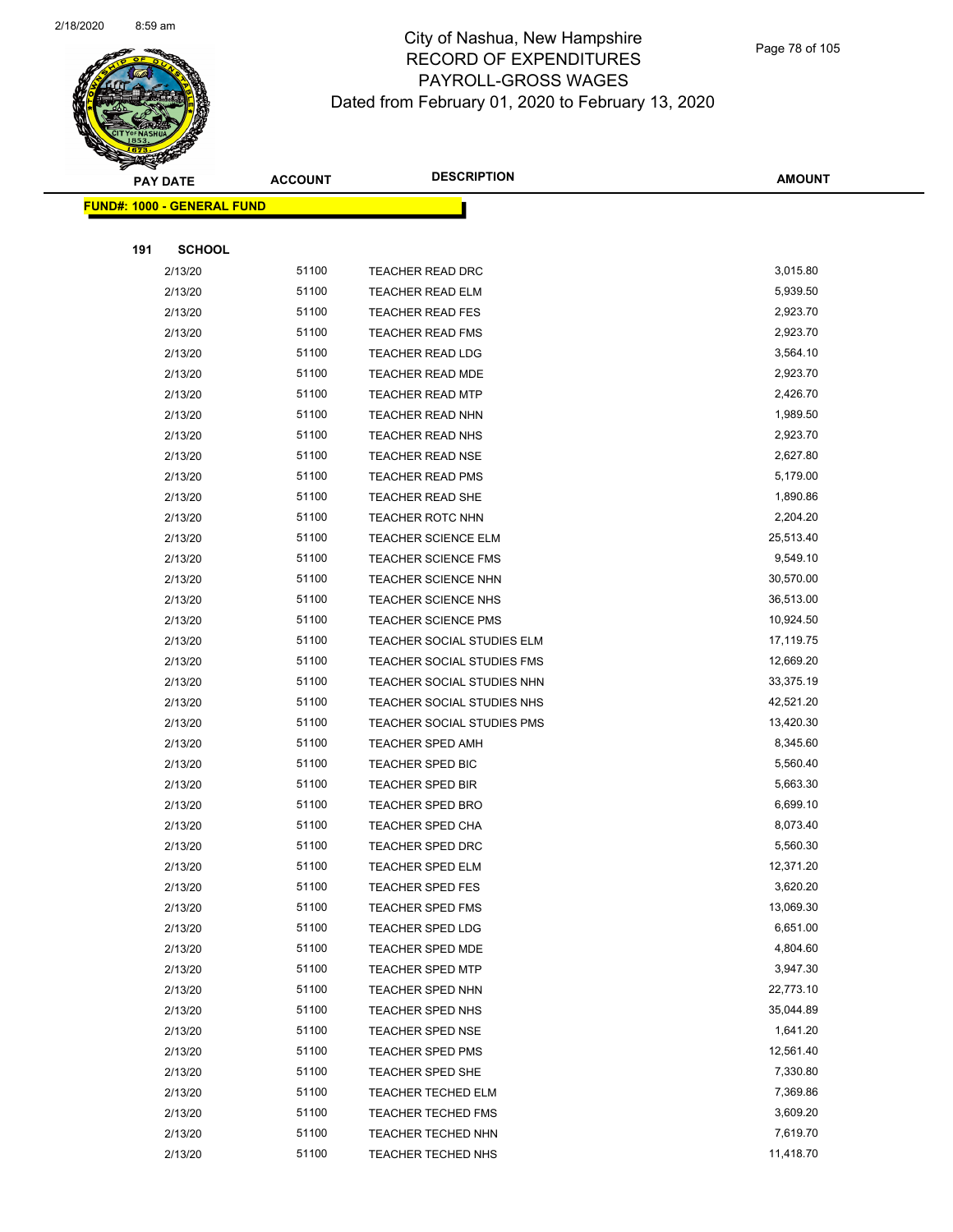# City of Nashua, New Hampshire
## RECORD OF EXPENDITURES
## PAYROLL-GROSS WAGES
## Dated from February 01, 2020 to February 13, 2020

| PAY DATE | ACCOUNT | DESCRIPTION | AMOUNT |
|---|---|---|---|
| **FUND#: 1000 - GENERAL FUND** | | | |
| **191 SCHOOL** | | | |
| 2/13/20 | 51100 | TEACHER READ DRC | 3,015.80 |
| 2/13/20 | 51100 | TEACHER READ ELM | 5,939.50 |
| 2/13/20 | 51100 | TEACHER READ FES | 2,923.70 |
| 2/13/20 | 51100 | TEACHER READ FMS | 2,923.70 |
| 2/13/20 | 51100 | TEACHER READ LDG | 3,564.10 |
| 2/13/20 | 51100 | TEACHER READ MDE | 2,923.70 |
| 2/13/20 | 51100 | TEACHER READ MTP | 2,426.70 |
| 2/13/20 | 51100 | TEACHER READ NHN | 1,989.50 |
| 2/13/20 | 51100 | TEACHER READ NHS | 2,923.70 |
| 2/13/20 | 51100 | TEACHER READ NSE | 2,627.80 |
| 2/13/20 | 51100 | TEACHER READ PMS | 5,179.00 |
| 2/13/20 | 51100 | TEACHER READ SHE | 1,890.86 |
| 2/13/20 | 51100 | TEACHER ROTC NHN | 2,204.20 |
| 2/13/20 | 51100 | TEACHER SCIENCE ELM | 25,513.40 |
| 2/13/20 | 51100 | TEACHER SCIENCE FMS | 9,549.10 |
| 2/13/20 | 51100 | TEACHER SCIENCE NHN | 30,570.00 |
| 2/13/20 | 51100 | TEACHER SCIENCE NHS | 36,513.00 |
| 2/13/20 | 51100 | TEACHER SCIENCE PMS | 10,924.50 |
| 2/13/20 | 51100 | TEACHER SOCIAL STUDIES ELM | 17,119.75 |
| 2/13/20 | 51100 | TEACHER SOCIAL STUDIES FMS | 12,669.20 |
| 2/13/20 | 51100 | TEACHER SOCIAL STUDIES NHN | 33,375.19 |
| 2/13/20 | 51100 | TEACHER SOCIAL STUDIES NHS | 42,521.20 |
| 2/13/20 | 51100 | TEACHER SOCIAL STUDIES PMS | 13,420.30 |
| 2/13/20 | 51100 | TEACHER SPED AMH | 8,345.60 |
| 2/13/20 | 51100 | TEACHER SPED BIC | 5,560.40 |
| 2/13/20 | 51100 | TEACHER SPED BIR | 5,663.30 |
| 2/13/20 | 51100 | TEACHER SPED BRO | 6,699.10 |
| 2/13/20 | 51100 | TEACHER SPED CHA | 8,073.40 |
| 2/13/20 | 51100 | TEACHER SPED DRC | 5,560.30 |
| 2/13/20 | 51100 | TEACHER SPED ELM | 12,371.20 |
| 2/13/20 | 51100 | TEACHER SPED FES | 3,620.20 |
| 2/13/20 | 51100 | TEACHER SPED FMS | 13,069.30 |
| 2/13/20 | 51100 | TEACHER SPED LDG | 6,651.00 |
| 2/13/20 | 51100 | TEACHER SPED MDE | 4,804.60 |
| 2/13/20 | 51100 | TEACHER SPED MTP | 3,947.30 |
| 2/13/20 | 51100 | TEACHER SPED NHN | 22,773.10 |
| 2/13/20 | 51100 | TEACHER SPED NHS | 35,044.89 |
| 2/13/20 | 51100 | TEACHER SPED NSE | 1,641.20 |
| 2/13/20 | 51100 | TEACHER SPED PMS | 12,561.40 |
| 2/13/20 | 51100 | TEACHER SPED SHE | 7,330.80 |
| 2/13/20 | 51100 | TEACHER TECHED ELM | 7,369.86 |
| 2/13/20 | 51100 | TEACHER TECHED FMS | 3,609.20 |
| 2/13/20 | 51100 | TEACHER TECHED NHN | 7,619.70 |
| 2/13/20 | 51100 | TEACHER TECHED NHS | 11,418.70 |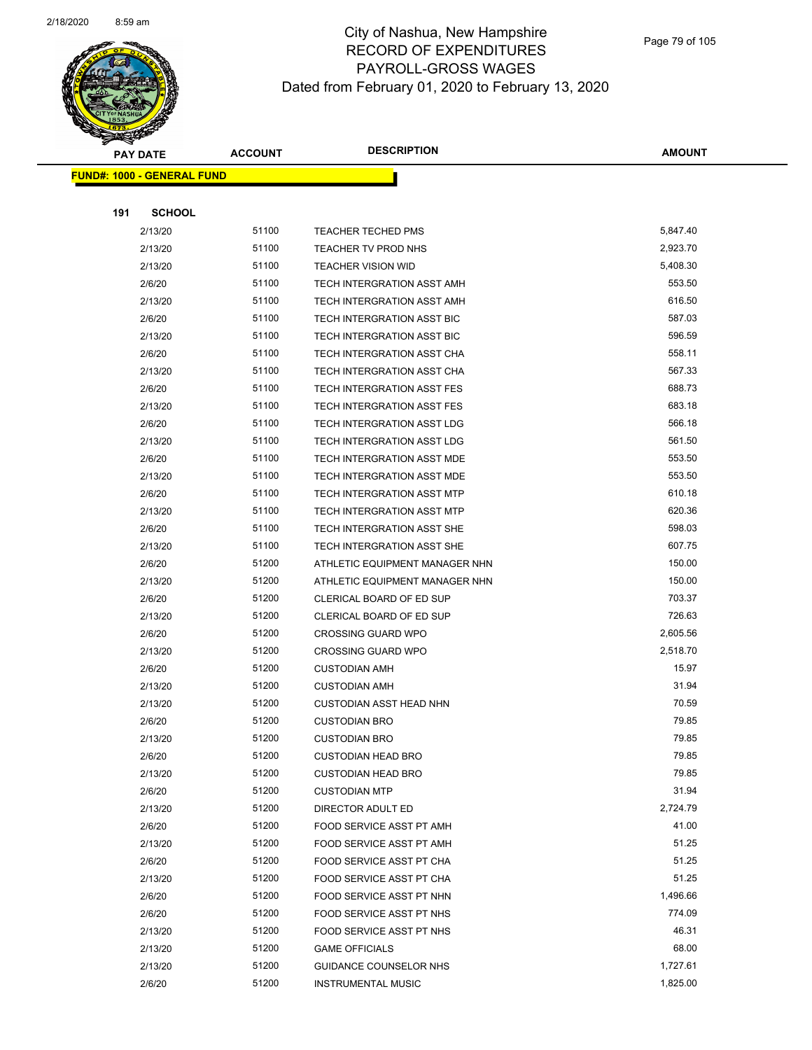# City of Nashua, New Hampshire
## RECORD OF EXPENDITURES
## PAYROLL-GROSS WAGES
### Dated from February 01, 2020 to February 13, 2020

**FUND#: 1000 - GENERAL FUND**

**191 SCHOOL**

| PAY DATE | ACCOUNT | DESCRIPTION | AMOUNT |
|---|---|---|---|
| 2/13/20 | 51100 | TEACHER TECHED PMS | 5,847.40 |
| 2/13/20 | 51100 | TEACHER TV PROD NHS | 2,923.70 |
| 2/13/20 | 51100 | TEACHER VISION WID | 5,408.30 |
| 2/6/20 | 51100 | TECH INTERGRATION ASST AMH | 553.50 |
| 2/13/20 | 51100 | TECH INTERGRATION ASST AMH | 616.50 |
| 2/6/20 | 51100 | TECH INTERGRATION ASST BIC | 587.03 |
| 2/13/20 | 51100 | TECH INTERGRATION ASST BIC | 596.59 |
| 2/6/20 | 51100 | TECH INTERGRATION ASST CHA | 558.11 |
| 2/13/20 | 51100 | TECH INTERGRATION ASST CHA | 567.33 |
| 2/6/20 | 51100 | TECH INTERGRATION ASST FES | 688.73 |
| 2/13/20 | 51100 | TECH INTERGRATION ASST FES | 683.18 |
| 2/6/20 | 51100 | TECH INTERGRATION ASST LDG | 566.18 |
| 2/13/20 | 51100 | TECH INTERGRATION ASST LDG | 561.50 |
| 2/6/20 | 51100 | TECH INTERGRATION ASST MDE | 553.50 |
| 2/13/20 | 51100 | TECH INTERGRATION ASST MDE | 553.50 |
| 2/6/20 | 51100 | TECH INTERGRATION ASST MTP | 610.18 |
| 2/13/20 | 51100 | TECH INTERGRATION ASST MTP | 620.36 |
| 2/6/20 | 51100 | TECH INTERGRATION ASST SHE | 598.03 |
| 2/13/20 | 51100 | TECH INTERGRATION ASST SHE | 607.75 |
| 2/6/20 | 51200 | ATHLETIC EQUIPMENT MANAGER NHN | 150.00 |
| 2/13/20 | 51200 | ATHLETIC EQUIPMENT MANAGER NHN | 150.00 |
| 2/6/20 | 51200 | CLERICAL BOARD OF ED SUP | 703.37 |
| 2/13/20 | 51200 | CLERICAL BOARD OF ED SUP | 726.63 |
| 2/6/20 | 51200 | CROSSING GUARD WPO | 2,605.56 |
| 2/13/20 | 51200 | CROSSING GUARD WPO | 2,518.70 |
| 2/6/20 | 51200 | CUSTODIAN AMH | 15.97 |
| 2/13/20 | 51200 | CUSTODIAN AMH | 31.94 |
| 2/13/20 | 51200 | CUSTODIAN ASST HEAD NHN | 70.59 |
| 2/6/20 | 51200 | CUSTODIAN BRO | 79.85 |
| 2/13/20 | 51200 | CUSTODIAN BRO | 79.85 |
| 2/6/20 | 51200 | CUSTODIAN HEAD BRO | 79.85 |
| 2/13/20 | 51200 | CUSTODIAN HEAD BRO | 79.85 |
| 2/6/20 | 51200 | CUSTODIAN MTP | 31.94 |
| 2/13/20 | 51200 | DIRECTOR ADULT ED | 2,724.79 |
| 2/6/20 | 51200 | FOOD SERVICE ASST PT AMH | 41.00 |
| 2/13/20 | 51200 | FOOD SERVICE ASST PT AMH | 51.25 |
| 2/6/20 | 51200 | FOOD SERVICE ASST PT CHA | 51.25 |
| 2/13/20 | 51200 | FOOD SERVICE ASST PT CHA | 51.25 |
| 2/6/20 | 51200 | FOOD SERVICE ASST PT NHN | 1,496.66 |
| 2/6/20 | 51200 | FOOD SERVICE ASST PT NHS | 774.09 |
| 2/13/20 | 51200 | FOOD SERVICE ASST PT NHS | 46.31 |
| 2/13/20 | 51200 | GAME OFFICIALS | 68.00 |
| 2/13/20 | 51200 | GUIDANCE COUNSELOR NHS | 1,727.61 |
| 2/6/20 | 51200 | INSTRUMENTAL MUSIC | 1,825.00 |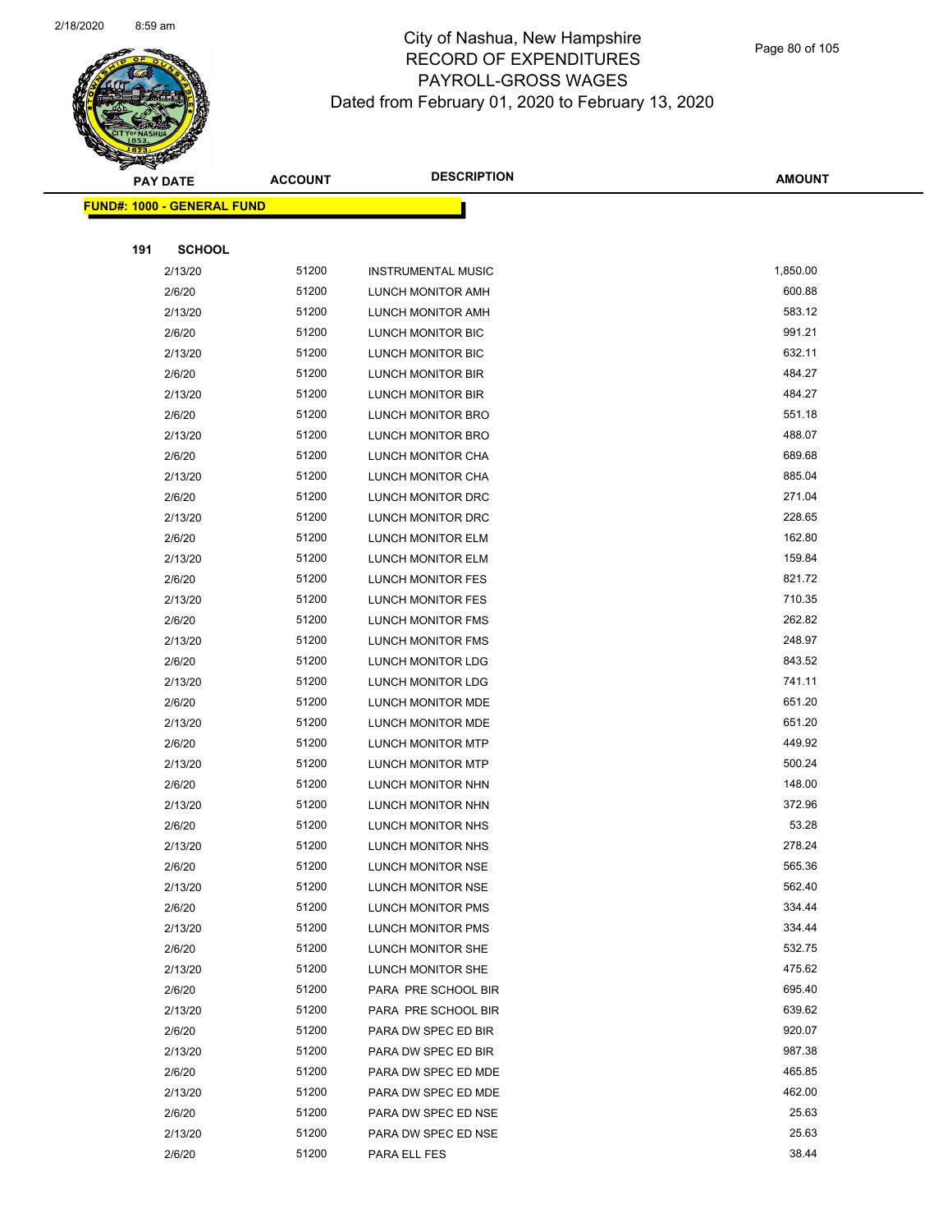# City of Nashua, New Hampshire
## RECORD OF EXPENDITURES
## PAYROLL-GROSS WAGES
## Dated from February 01, 2020 to February 13, 2020

| PAY DATE | ACCOUNT | DESCRIPTION | AMOUNT |
|---|---|---|---|
| **FUND#: 1000 - GENERAL FUND** | | | |
| **191 SCHOOL** | | | |
| 2/13/20 | 51200 | INSTRUMENTAL MUSIC | 1,850.00 |
| 2/6/20 | 51200 | LUNCH MONITOR AMH | 600.88 |
| 2/13/20 | 51200 | LUNCH MONITOR AMH | 583.12 |
| 2/6/20 | 51200 | LUNCH MONITOR BIC | 991.21 |
| 2/13/20 | 51200 | LUNCH MONITOR BIC | 632.11 |
| 2/6/20 | 51200 | LUNCH MONITOR BIR | 484.27 |
| 2/13/20 | 51200 | LUNCH MONITOR BIR | 484.27 |
| 2/6/20 | 51200 | LUNCH MONITOR BRO | 551.18 |
| 2/13/20 | 51200 | LUNCH MONITOR BRO | 488.07 |
| 2/6/20 | 51200 | LUNCH MONITOR CHA | 689.68 |
| 2/13/20 | 51200 | LUNCH MONITOR CHA | 885.04 |
| 2/6/20 | 51200 | LUNCH MONITOR DRC | 271.04 |
| 2/13/20 | 51200 | LUNCH MONITOR DRC | 228.65 |
| 2/6/20 | 51200 | LUNCH MONITOR ELM | 162.80 |
| 2/13/20 | 51200 | LUNCH MONITOR ELM | 159.84 |
| 2/6/20 | 51200 | LUNCH MONITOR FES | 821.72 |
| 2/13/20 | 51200 | LUNCH MONITOR FES | 710.35 |
| 2/6/20 | 51200 | LUNCH MONITOR FMS | 262.82 |
| 2/13/20 | 51200 | LUNCH MONITOR FMS | 248.97 |
| 2/6/20 | 51200 | LUNCH MONITOR LDG | 843.52 |
| 2/13/20 | 51200 | LUNCH MONITOR LDG | 741.11 |
| 2/6/20 | 51200 | LUNCH MONITOR MDE | 651.20 |
| 2/13/20 | 51200 | LUNCH MONITOR MDE | 651.20 |
| 2/6/20 | 51200 | LUNCH MONITOR MTP | 449.92 |
| 2/13/20 | 51200 | LUNCH MONITOR MTP | 500.24 |
| 2/6/20 | 51200 | LUNCH MONITOR NHN | 148.00 |
| 2/13/20 | 51200 | LUNCH MONITOR NHN | 372.96 |
| 2/6/20 | 51200 | LUNCH MONITOR NHS | 53.28 |
| 2/13/20 | 51200 | LUNCH MONITOR NHS | 278.24 |
| 2/6/20 | 51200 | LUNCH MONITOR NSE | 565.36 |
| 2/13/20 | 51200 | LUNCH MONITOR NSE | 562.40 |
| 2/6/20 | 51200 | LUNCH MONITOR PMS | 334.44 |
| 2/13/20 | 51200 | LUNCH MONITOR PMS | 334.44 |
| 2/6/20 | 51200 | LUNCH MONITOR SHE | 532.75 |
| 2/13/20 | 51200 | LUNCH MONITOR SHE | 475.62 |
| 2/6/20 | 51200 | PARA PRE SCHOOL BIR | 695.40 |
| 2/13/20 | 51200 | PARA PRE SCHOOL BIR | 639.62 |
| 2/6/20 | 51200 | PARA DW SPEC ED BIR | 920.07 |
| 2/13/20 | 51200 | PARA DW SPEC ED BIR | 987.38 |
| 2/6/20 | 51200 | PARA DW SPEC ED MDE | 465.85 |
| 2/13/20 | 51200 | PARA DW SPEC ED MDE | 462.00 |
| 2/6/20 | 51200 | PARA DW SPEC ED NSE | 25.63 |
| 2/13/20 | 51200 | PARA DW SPEC ED NSE | 25.63 |
| 2/6/20 | 51200 | PARA ELL FES | 38.44 |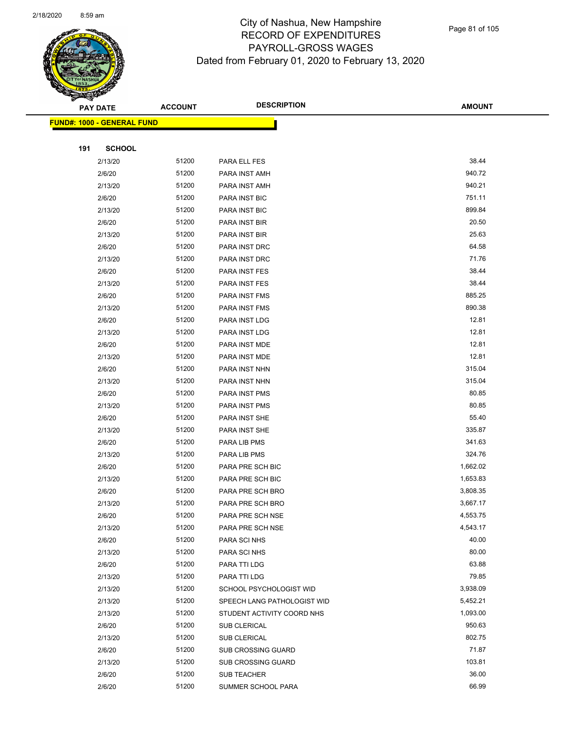# City of Nashua, New Hampshire
## RECORD OF EXPENDITURES
## PAYROLL-GROSS WAGES
## Dated from February 01, 2020 to February 13, 2020

| PAY DATE | ACCOUNT | DESCRIPTION | AMOUNT |
|---|---|---|---|

**FUND#: 1000 - GENERAL FUND**

**191 SCHOOL**

| PAY DATE | ACCOUNT | DESCRIPTION | AMOUNT |
|---|---|---|---|
| 2/13/20 | 51200 | PARA ELL FES | 38.44 |
| 2/6/20 | 51200 | PARA INST AMH | 940.72 |
| 2/13/20 | 51200 | PARA INST AMH | 940.21 |
| 2/6/20 | 51200 | PARA INST BIC | 751.11 |
| 2/13/20 | 51200 | PARA INST BIC | 899.84 |
| 2/6/20 | 51200 | PARA INST BIR | 20.50 |
| 2/13/20 | 51200 | PARA INST BIR | 25.63 |
| 2/6/20 | 51200 | PARA INST DRC | 64.58 |
| 2/13/20 | 51200 | PARA INST DRC | 71.76 |
| 2/6/20 | 51200 | PARA INST FES | 38.44 |
| 2/13/20 | 51200 | PARA INST FES | 38.44 |
| 2/6/20 | 51200 | PARA INST FMS | 885.25 |
| 2/13/20 | 51200 | PARA INST FMS | 890.38 |
| 2/6/20 | 51200 | PARA INST LDG | 12.81 |
| 2/13/20 | 51200 | PARA INST LDG | 12.81 |
| 2/6/20 | 51200 | PARA INST MDE | 12.81 |
| 2/13/20 | 51200 | PARA INST MDE | 12.81 |
| 2/6/20 | 51200 | PARA INST NHN | 315.04 |
| 2/13/20 | 51200 | PARA INST NHN | 315.04 |
| 2/6/20 | 51200 | PARA INST PMS | 80.85 |
| 2/13/20 | 51200 | PARA INST PMS | 80.85 |
| 2/6/20 | 51200 | PARA INST SHE | 55.40 |
| 2/13/20 | 51200 | PARA INST SHE | 335.87 |
| 2/6/20 | 51200 | PARA LIB PMS | 341.63 |
| 2/13/20 | 51200 | PARA LIB PMS | 324.76 |
| 2/6/20 | 51200 | PARA PRE SCH BIC | 1,662.02 |
| 2/13/20 | 51200 | PARA PRE SCH BIC | 1,653.83 |
| 2/6/20 | 51200 | PARA PRE SCH BRO | 3,808.35 |
| 2/13/20 | 51200 | PARA PRE SCH BRO | 3,667.17 |
| 2/6/20 | 51200 | PARA PRE SCH NSE | 4,553.75 |
| 2/13/20 | 51200 | PARA PRE SCH NSE | 4,543.17 |
| 2/6/20 | 51200 | PARA SCI NHS | 40.00 |
| 2/13/20 | 51200 | PARA SCI NHS | 80.00 |
| 2/6/20 | 51200 | PARA TTI LDG | 63.88 |
| 2/13/20 | 51200 | PARA TTI LDG | 79.85 |
| 2/13/20 | 51200 | SCHOOL PSYCHOLOGIST WID | 3,938.09 |
| 2/13/20 | 51200 | SPEECH LANG PATHOLOGIST WID | 5,452.21 |
| 2/13/20 | 51200 | STUDENT ACTIVITY COORD NHS | 1,093.00 |
| 2/6/20 | 51200 | SUB CLERICAL | 950.63 |
| 2/13/20 | 51200 | SUB CLERICAL | 802.75 |
| 2/6/20 | 51200 | SUB CROSSING GUARD | 71.87 |
| 2/13/20 | 51200 | SUB CROSSING GUARD | 103.81 |
| 2/6/20 | 51200 | SUB TEACHER | 36.00 |
| 2/6/20 | 51200 | SUMMER SCHOOL PARA | 66.99 |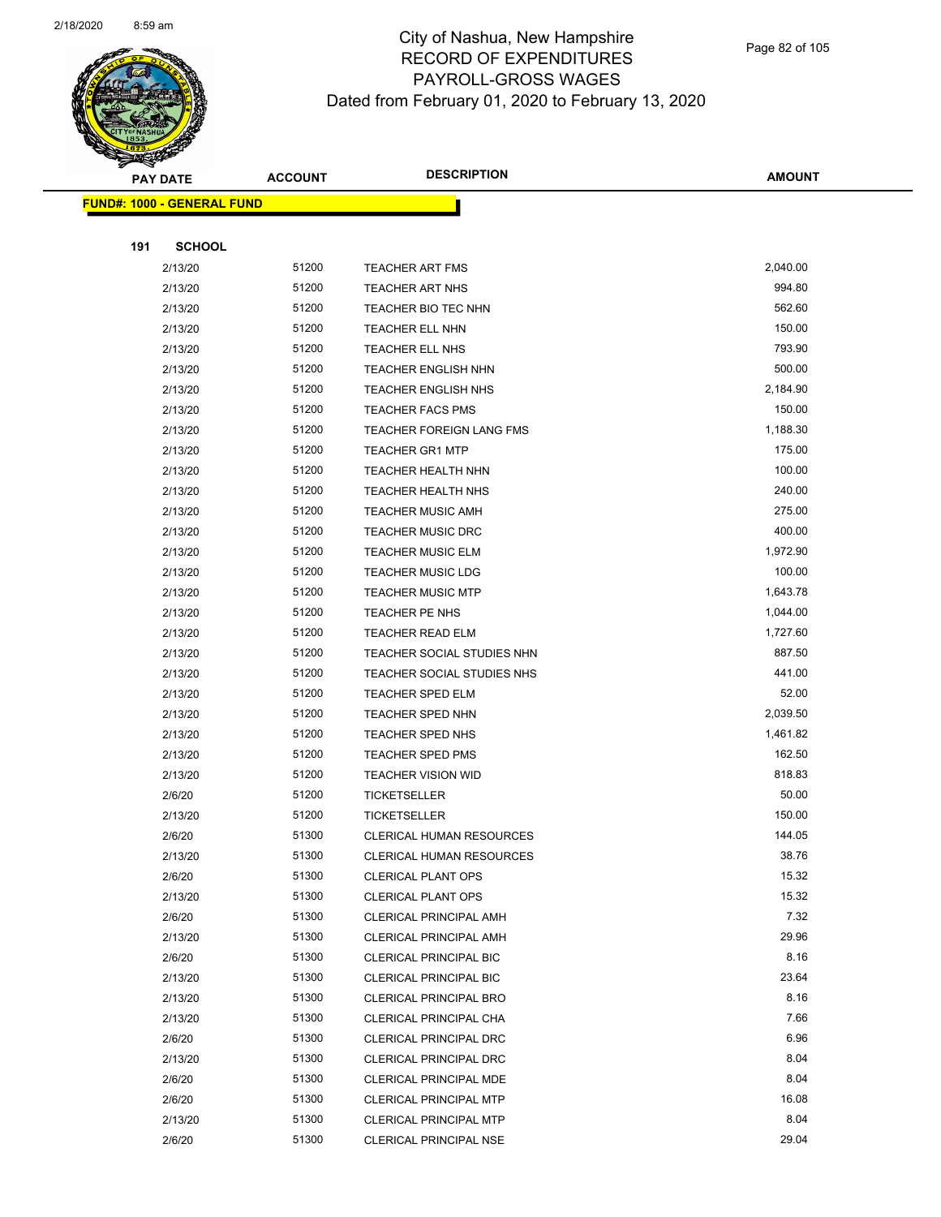# City of Nashua, New Hampshire
## RECORD OF EXPENDITURES
## PAYROLL-GROSS WAGES
## Dated from February 01, 2020 to February 13, 2020

**FUND#: 1000 - GENERAL FUND**

**191 SCHOOL**

| PAY DATE | ACCOUNT | DESCRIPTION | AMOUNT |
|---|---|---|---|
| 2/13/20 | 51200 | TEACHER ART FMS | 2,040.00 |
| 2/13/20 | 51200 | TEACHER ART NHS | 994.80 |
| 2/13/20 | 51200 | TEACHER BIO TEC NHN | 562.60 |
| 2/13/20 | 51200 | TEACHER ELL NHN | 150.00 |
| 2/13/20 | 51200 | TEACHER ELL NHS | 793.90 |
| 2/13/20 | 51200 | TEACHER ENGLISH NHN | 500.00 |
| 2/13/20 | 51200 | TEACHER ENGLISH NHS | 2,184.90 |
| 2/13/20 | 51200 | TEACHER FACS PMS | 150.00 |
| 2/13/20 | 51200 | TEACHER FOREIGN LANG FMS | 1,188.30 |
| 2/13/20 | 51200 | TEACHER GR1 MTP | 175.00 |
| 2/13/20 | 51200 | TEACHER HEALTH NHN | 100.00 |
| 2/13/20 | 51200 | TEACHER HEALTH NHS | 240.00 |
| 2/13/20 | 51200 | TEACHER MUSIC AMH | 275.00 |
| 2/13/20 | 51200 | TEACHER MUSIC DRC | 400.00 |
| 2/13/20 | 51200 | TEACHER MUSIC ELM | 1,972.90 |
| 2/13/20 | 51200 | TEACHER MUSIC LDG | 100.00 |
| 2/13/20 | 51200 | TEACHER MUSIC MTP | 1,643.78 |
| 2/13/20 | 51200 | TEACHER PE NHS | 1,044.00 |
| 2/13/20 | 51200 | TEACHER READ ELM | 1,727.60 |
| 2/13/20 | 51200 | TEACHER SOCIAL STUDIES NHN | 887.50 |
| 2/13/20 | 51200 | TEACHER SOCIAL STUDIES NHS | 441.00 |
| 2/13/20 | 51200 | TEACHER SPED ELM | 52.00 |
| 2/13/20 | 51200 | TEACHER SPED NHN | 2,039.50 |
| 2/13/20 | 51200 | TEACHER SPED NHS | 1,461.82 |
| 2/13/20 | 51200 | TEACHER SPED PMS | 162.50 |
| 2/13/20 | 51200 | TEACHER VISION WID | 818.83 |
| 2/6/20 | 51200 | TICKETSELLER | 50.00 |
| 2/13/20 | 51200 | TICKETSELLER | 150.00 |
| 2/6/20 | 51300 | CLERICAL HUMAN RESOURCES | 144.05 |
| 2/13/20 | 51300 | CLERICAL HUMAN RESOURCES | 38.76 |
| 2/6/20 | 51300 | CLERICAL PLANT OPS | 15.32 |
| 2/13/20 | 51300 | CLERICAL PLANT OPS | 15.32 |
| 2/6/20 | 51300 | CLERICAL PRINCIPAL AMH | 7.32 |
| 2/13/20 | 51300 | CLERICAL PRINCIPAL AMH | 29.96 |
| 2/6/20 | 51300 | CLERICAL PRINCIPAL BIC | 8.16 |
| 2/13/20 | 51300 | CLERICAL PRINCIPAL BIC | 23.64 |
| 2/13/20 | 51300 | CLERICAL PRINCIPAL BRO | 8.16 |
| 2/13/20 | 51300 | CLERICAL PRINCIPAL CHA | 7.66 |
| 2/6/20 | 51300 | CLERICAL PRINCIPAL DRC | 6.96 |
| 2/13/20 | 51300 | CLERICAL PRINCIPAL DRC | 8.04 |
| 2/6/20 | 51300 | CLERICAL PRINCIPAL MDE | 8.04 |
| 2/6/20 | 51300 | CLERICAL PRINCIPAL MTP | 16.08 |
| 2/13/20 | 51300 | CLERICAL PRINCIPAL MTP | 8.04 |
| 2/6/20 | 51300 | CLERICAL PRINCIPAL NSE | 29.04 |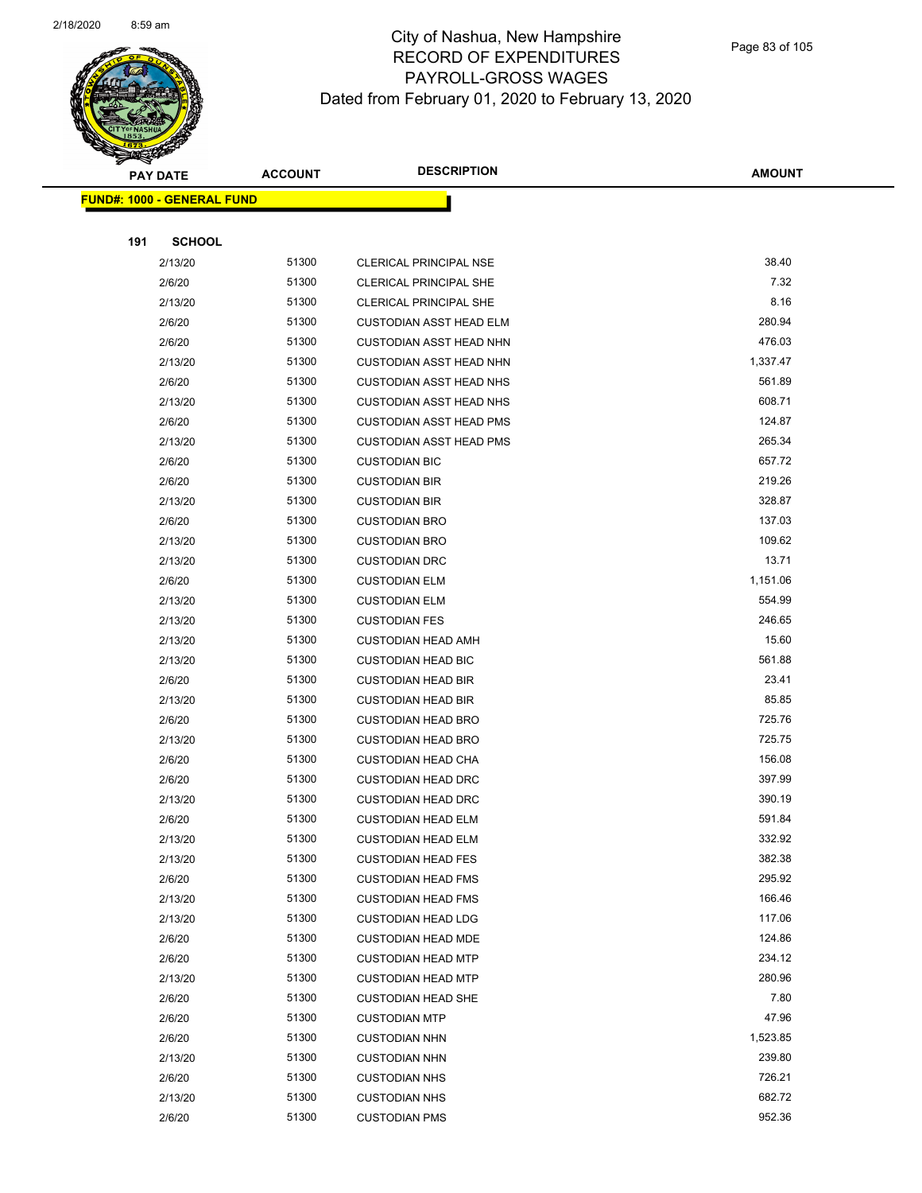# City of Nashua, New Hampshire
## RECORD OF EXPENDITURES
## PAYROLL-GROSS WAGES
## Dated from February 01, 2020 to February 13, 2020

**FUND#: 1000 - GENERAL FUND**

**191 SCHOOL**

| PAY DATE | ACCOUNT | DESCRIPTION | AMOUNT |
|---|---|---|---|
| 2/13/20 | 51300 | CLERICAL PRINCIPAL NSE | 38.40 |
| 2/6/20 | 51300 | CLERICAL PRINCIPAL SHE | 7.32 |
| 2/13/20 | 51300 | CLERICAL PRINCIPAL SHE | 8.16 |
| 2/6/20 | 51300 | CUSTODIAN ASST HEAD ELM | 280.94 |
| 2/6/20 | 51300 | CUSTODIAN ASST HEAD NHN | 476.03 |
| 2/13/20 | 51300 | CUSTODIAN ASST HEAD NHN | 1,337.47 |
| 2/6/20 | 51300 | CUSTODIAN ASST HEAD NHS | 561.89 |
| 2/13/20 | 51300 | CUSTODIAN ASST HEAD NHS | 608.71 |
| 2/6/20 | 51300 | CUSTODIAN ASST HEAD PMS | 124.87 |
| 2/13/20 | 51300 | CUSTODIAN ASST HEAD PMS | 265.34 |
| 2/6/20 | 51300 | CUSTODIAN BIC | 657.72 |
| 2/6/20 | 51300 | CUSTODIAN BIR | 219.26 |
| 2/13/20 | 51300 | CUSTODIAN BIR | 328.87 |
| 2/6/20 | 51300 | CUSTODIAN BRO | 137.03 |
| 2/13/20 | 51300 | CUSTODIAN BRO | 109.62 |
| 2/13/20 | 51300 | CUSTODIAN DRC | 13.71 |
| 2/6/20 | 51300 | CUSTODIAN ELM | 1,151.06 |
| 2/13/20 | 51300 | CUSTODIAN ELM | 554.99 |
| 2/13/20 | 51300 | CUSTODIAN FES | 246.65 |
| 2/13/20 | 51300 | CUSTODIAN HEAD AMH | 15.60 |
| 2/13/20 | 51300 | CUSTODIAN HEAD BIC | 561.88 |
| 2/6/20 | 51300 | CUSTODIAN HEAD BIR | 23.41 |
| 2/13/20 | 51300 | CUSTODIAN HEAD BIR | 85.85 |
| 2/6/20 | 51300 | CUSTODIAN HEAD BRO | 725.76 |
| 2/13/20 | 51300 | CUSTODIAN HEAD BRO | 725.75 |
| 2/6/20 | 51300 | CUSTODIAN HEAD CHA | 156.08 |
| 2/6/20 | 51300 | CUSTODIAN HEAD DRC | 397.99 |
| 2/13/20 | 51300 | CUSTODIAN HEAD DRC | 390.19 |
| 2/6/20 | 51300 | CUSTODIAN HEAD ELM | 591.84 |
| 2/13/20 | 51300 | CUSTODIAN HEAD ELM | 332.92 |
| 2/13/20 | 51300 | CUSTODIAN HEAD FES | 382.38 |
| 2/6/20 | 51300 | CUSTODIAN HEAD FMS | 295.92 |
| 2/13/20 | 51300 | CUSTODIAN HEAD FMS | 166.46 |
| 2/13/20 | 51300 | CUSTODIAN HEAD LDG | 117.06 |
| 2/6/20 | 51300 | CUSTODIAN HEAD MDE | 124.86 |
| 2/6/20 | 51300 | CUSTODIAN HEAD MTP | 234.12 |
| 2/13/20 | 51300 | CUSTODIAN HEAD MTP | 280.96 |
| 2/6/20 | 51300 | CUSTODIAN HEAD SHE | 7.80 |
| 2/6/20 | 51300 | CUSTODIAN MTP | 47.96 |
| 2/6/20 | 51300 | CUSTODIAN NHN | 1,523.85 |
| 2/13/20 | 51300 | CUSTODIAN NHN | 239.80 |
| 2/6/20 | 51300 | CUSTODIAN NHS | 726.21 |
| 2/13/20 | 51300 | CUSTODIAN NHS | 682.72 |
| 2/6/20 | 51300 | CUSTODIAN PMS | 952.36 |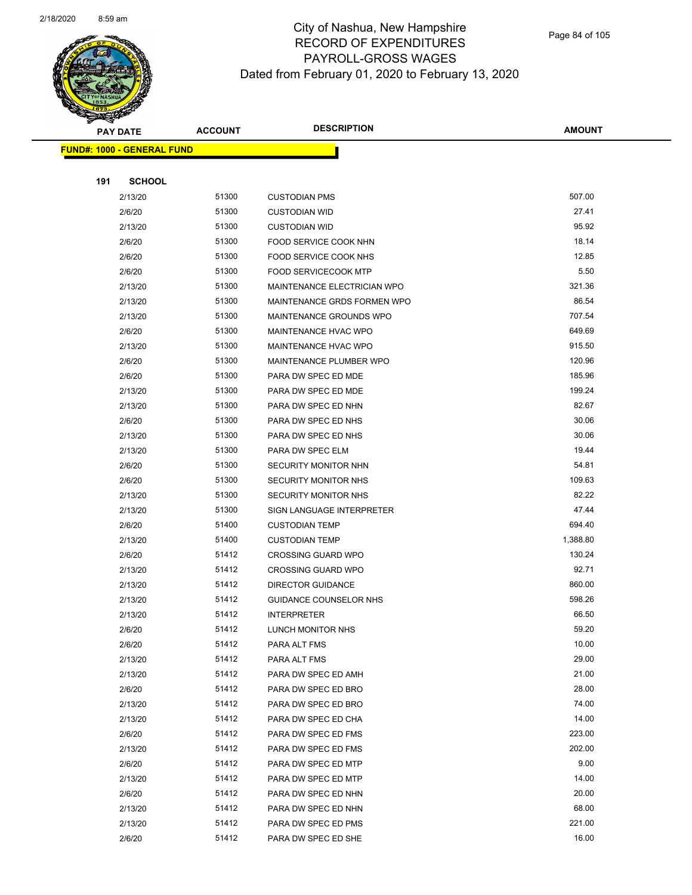# City of Nashua, New Hampshire
## RECORD OF EXPENDITURES
## PAYROLL-GROSS WAGES
## Dated from February 01, 2020 to February 13, 2020

**FUND#: 1000 - GENERAL FUND**

**191 SCHOOL**

| PAY DATE | ACCOUNT | DESCRIPTION | AMOUNT |
|---|---|---|---|
| 2/13/20 | 51300 | CUSTODIAN PMS | 507.00 |
| 2/6/20 | 51300 | CUSTODIAN WID | 27.41 |
| 2/13/20 | 51300 | CUSTODIAN WID | 95.92 |
| 2/6/20 | 51300 | FOOD SERVICE COOK NHN | 18.14 |
| 2/6/20 | 51300 | FOOD SERVICE COOK NHS | 12.85 |
| 2/6/20 | 51300 | FOOD SERVICECOOK MTP | 5.50 |
| 2/13/20 | 51300 | MAINTENANCE ELECTRICIAN WPO | 321.36 |
| 2/13/20 | 51300 | MAINTENANCE GRDS FORMEN WPO | 86.54 |
| 2/13/20 | 51300 | MAINTENANCE GROUNDS WPO | 707.54 |
| 2/6/20 | 51300 | MAINTENANCE HVAC WPO | 649.69 |
| 2/13/20 | 51300 | MAINTENANCE HVAC WPO | 915.50 |
| 2/6/20 | 51300 | MAINTENANCE PLUMBER WPO | 120.96 |
| 2/6/20 | 51300 | PARA DW SPEC ED MDE | 185.96 |
| 2/13/20 | 51300 | PARA DW SPEC ED MDE | 199.24 |
| 2/13/20 | 51300 | PARA DW SPEC ED NHN | 82.67 |
| 2/6/20 | 51300 | PARA DW SPEC ED NHS | 30.06 |
| 2/13/20 | 51300 | PARA DW SPEC ED NHS | 30.06 |
| 2/13/20 | 51300 | PARA DW SPEC ELM | 19.44 |
| 2/6/20 | 51300 | SECURITY MONITOR NHN | 54.81 |
| 2/6/20 | 51300 | SECURITY MONITOR NHS | 109.63 |
| 2/13/20 | 51300 | SECURITY MONITOR NHS | 82.22 |
| 2/13/20 | 51300 | SIGN LANGUAGE INTERPRETER | 47.44 |
| 2/6/20 | 51400 | CUSTODIAN TEMP | 694.40 |
| 2/13/20 | 51400 | CUSTODIAN TEMP | 1,388.80 |
| 2/6/20 | 51412 | CROSSING GUARD WPO | 130.24 |
| 2/13/20 | 51412 | CROSSING GUARD WPO | 92.71 |
| 2/13/20 | 51412 | DIRECTOR GUIDANCE | 860.00 |
| 2/13/20 | 51412 | GUIDANCE COUNSELOR NHS | 598.26 |
| 2/13/20 | 51412 | INTERPRETER | 66.50 |
| 2/6/20 | 51412 | LUNCH MONITOR NHS | 59.20 |
| 2/6/20 | 51412 | PARA ALT FMS | 10.00 |
| 2/13/20 | 51412 | PARA ALT FMS | 29.00 |
| 2/13/20 | 51412 | PARA DW SPEC ED AMH | 21.00 |
| 2/6/20 | 51412 | PARA DW SPEC ED BRO | 28.00 |
| 2/13/20 | 51412 | PARA DW SPEC ED BRO | 74.00 |
| 2/13/20 | 51412 | PARA DW SPEC ED CHA | 14.00 |
| 2/6/20 | 51412 | PARA DW SPEC ED FMS | 223.00 |
| 2/13/20 | 51412 | PARA DW SPEC ED FMS | 202.00 |
| 2/6/20 | 51412 | PARA DW SPEC ED MTP | 9.00 |
| 2/13/20 | 51412 | PARA DW SPEC ED MTP | 14.00 |
| 2/6/20 | 51412 | PARA DW SPEC ED NHN | 20.00 |
| 2/13/20 | 51412 | PARA DW SPEC ED NHN | 68.00 |
| 2/13/20 | 51412 | PARA DW SPEC ED PMS | 221.00 |
| 2/6/20 | 51412 | PARA DW SPEC ED SHE | 16.00 |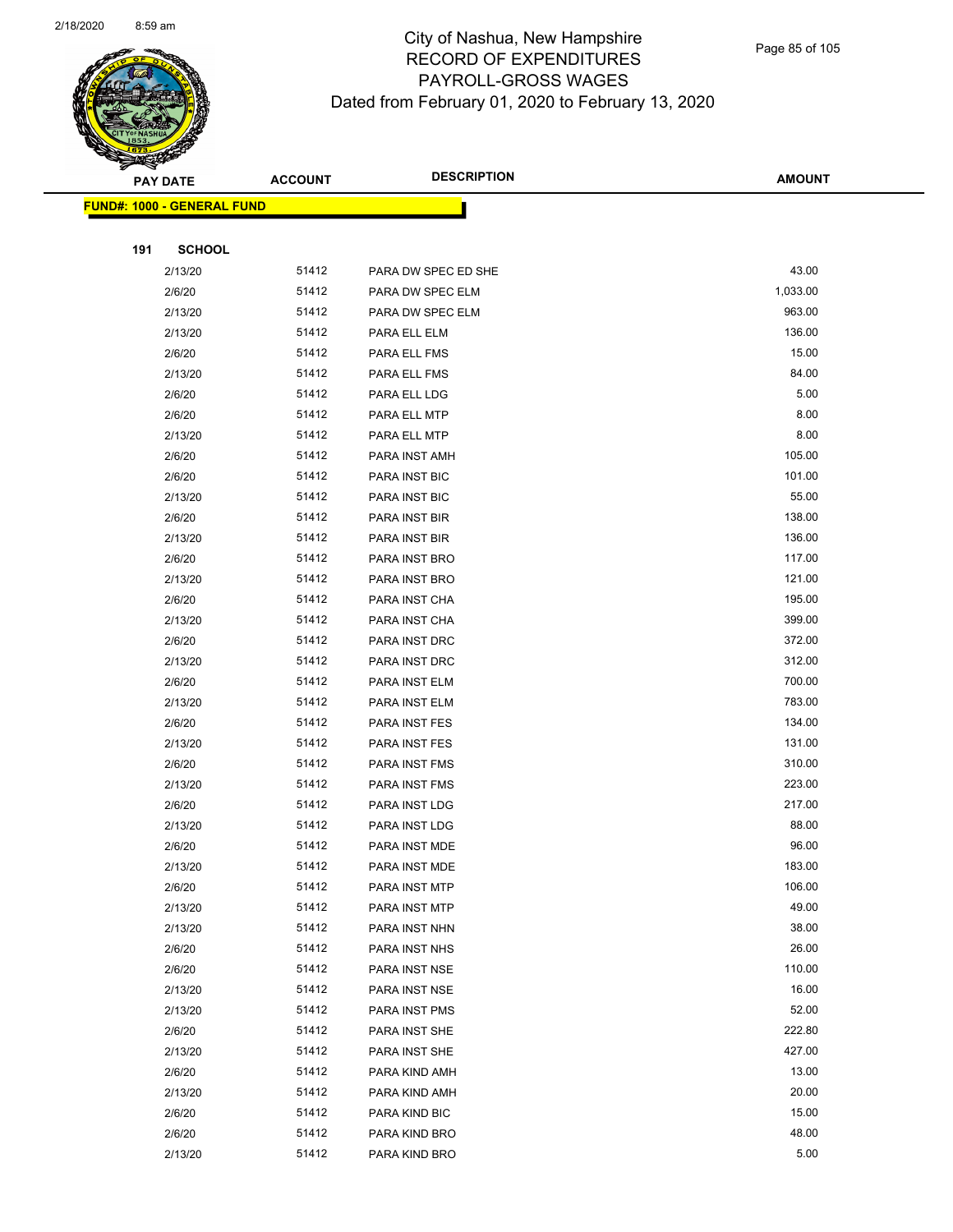# City of Nashua, New Hampshire
## RECORD OF EXPENDITURES
## PAYROLL-GROSS WAGES
## Dated from February 01, 2020 to February 13, 2020

| PAY DATE | ACCOUNT | DESCRIPTION | AMOUNT |
|---|---|---|---|

**FUND#: 1000 - GENERAL FUND**

**191 SCHOOL**

| PAY DATE | ACCOUNT | DESCRIPTION | AMOUNT |
|---|---|---|---|
| 2/13/20 | 51412 | PARA DW SPEC ED SHE | 43.00 |
| 2/6/20 | 51412 | PARA DW SPEC ELM | 1,033.00 |
| 2/13/20 | 51412 | PARA DW SPEC ELM | 963.00 |
| 2/13/20 | 51412 | PARA ELL ELM | 136.00 |
| 2/6/20 | 51412 | PARA ELL FMS | 15.00 |
| 2/13/20 | 51412 | PARA ELL FMS | 84.00 |
| 2/6/20 | 51412 | PARA ELL LDG | 5.00 |
| 2/6/20 | 51412 | PARA ELL MTP | 8.00 |
| 2/13/20 | 51412 | PARA ELL MTP | 8.00 |
| 2/6/20 | 51412 | PARA INST AMH | 105.00 |
| 2/6/20 | 51412 | PARA INST BIC | 101.00 |
| 2/13/20 | 51412 | PARA INST BIC | 55.00 |
| 2/6/20 | 51412 | PARA INST BIR | 138.00 |
| 2/13/20 | 51412 | PARA INST BIR | 136.00 |
| 2/6/20 | 51412 | PARA INST BRO | 117.00 |
| 2/13/20 | 51412 | PARA INST BRO | 121.00 |
| 2/6/20 | 51412 | PARA INST CHA | 195.00 |
| 2/13/20 | 51412 | PARA INST CHA | 399.00 |
| 2/6/20 | 51412 | PARA INST DRC | 372.00 |
| 2/13/20 | 51412 | PARA INST DRC | 312.00 |
| 2/6/20 | 51412 | PARA INST ELM | 700.00 |
| 2/13/20 | 51412 | PARA INST ELM | 783.00 |
| 2/6/20 | 51412 | PARA INST FES | 134.00 |
| 2/13/20 | 51412 | PARA INST FES | 131.00 |
| 2/6/20 | 51412 | PARA INST FMS | 310.00 |
| 2/13/20 | 51412 | PARA INST FMS | 223.00 |
| 2/6/20 | 51412 | PARA INST LDG | 217.00 |
| 2/13/20 | 51412 | PARA INST LDG | 88.00 |
| 2/6/20 | 51412 | PARA INST MDE | 96.00 |
| 2/13/20 | 51412 | PARA INST MDE | 183.00 |
| 2/6/20 | 51412 | PARA INST MTP | 106.00 |
| 2/13/20 | 51412 | PARA INST MTP | 49.00 |
| 2/13/20 | 51412 | PARA INST NHN | 38.00 |
| 2/6/20 | 51412 | PARA INST NHS | 26.00 |
| 2/6/20 | 51412 | PARA INST NSE | 110.00 |
| 2/13/20 | 51412 | PARA INST NSE | 16.00 |
| 2/13/20 | 51412 | PARA INST PMS | 52.00 |
| 2/6/20 | 51412 | PARA INST SHE | 222.80 |
| 2/13/20 | 51412 | PARA INST SHE | 427.00 |
| 2/6/20 | 51412 | PARA KIND AMH | 13.00 |
| 2/13/20 | 51412 | PARA KIND AMH | 20.00 |
| 2/6/20 | 51412 | PARA KIND BIC | 15.00 |
| 2/6/20 | 51412 | PARA KIND BRO | 48.00 |
| 2/13/20 | 51412 | PARA KIND BRO | 5.00 |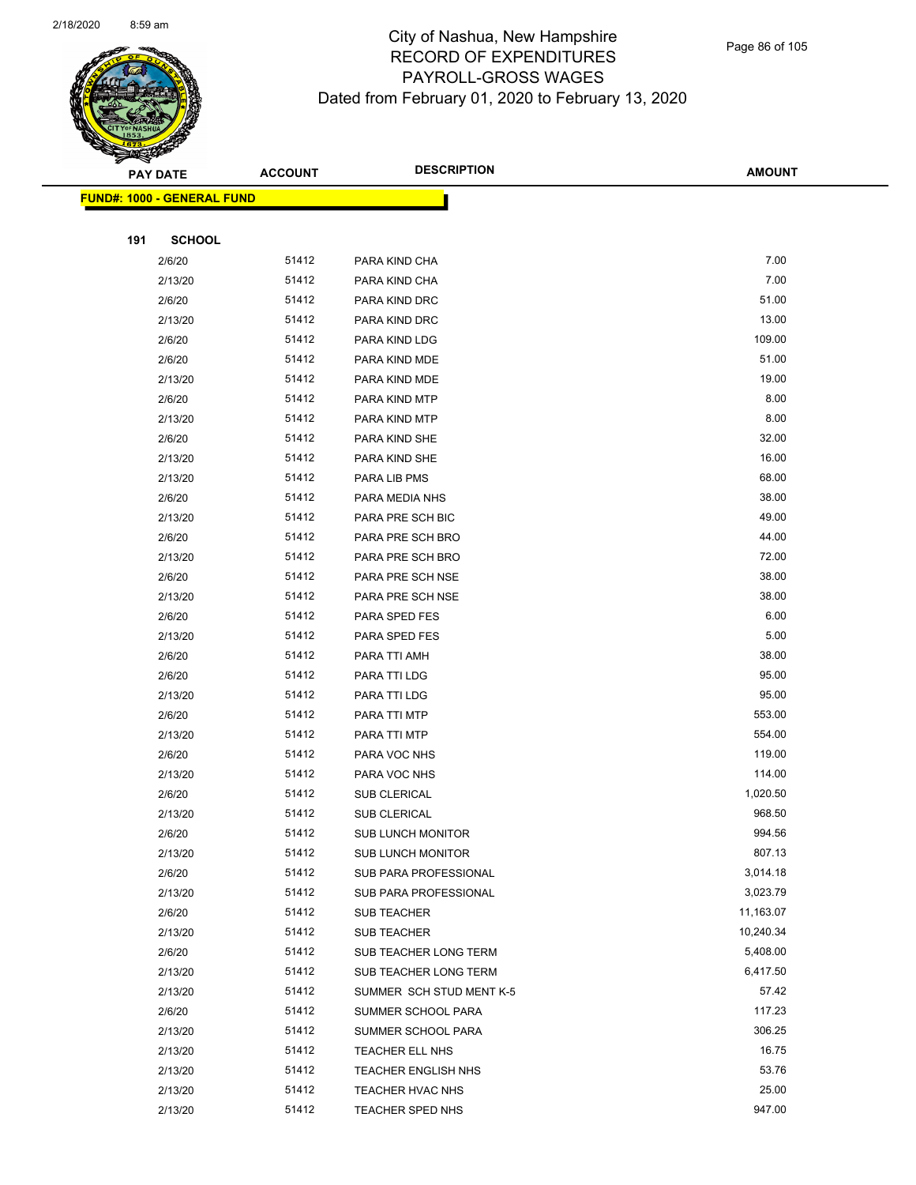# City of Nashua, New Hampshire
## RECORD OF EXPENDITURES
## PAYROLL-GROSS WAGES
## Dated from February 01, 2020 to February 13, 2020

| PAY DATE | ACCOUNT | DESCRIPTION | AMOUNT |
|---|---|---|---|
| **FUND#: 1000 - GENERAL FUND** | | | |
| **191 SCHOOL** | | | |
| 2/6/20 | 51412 | PARA KIND CHA | 7.00 |
| 2/13/20 | 51412 | PARA KIND CHA | 7.00 |
| 2/6/20 | 51412 | PARA KIND DRC | 51.00 |
| 2/13/20 | 51412 | PARA KIND DRC | 13.00 |
| 2/6/20 | 51412 | PARA KIND LDG | 109.00 |
| 2/6/20 | 51412 | PARA KIND MDE | 51.00 |
| 2/13/20 | 51412 | PARA KIND MDE | 19.00 |
| 2/6/20 | 51412 | PARA KIND MTP | 8.00 |
| 2/13/20 | 51412 | PARA KIND MTP | 8.00 |
| 2/6/20 | 51412 | PARA KIND SHE | 32.00 |
| 2/13/20 | 51412 | PARA KIND SHE | 16.00 |
| 2/13/20 | 51412 | PARA LIB PMS | 68.00 |
| 2/6/20 | 51412 | PARA MEDIA NHS | 38.00 |
| 2/13/20 | 51412 | PARA PRE SCH BIC | 49.00 |
| 2/6/20 | 51412 | PARA PRE SCH BRO | 44.00 |
| 2/13/20 | 51412 | PARA PRE SCH BRO | 72.00 |
| 2/6/20 | 51412 | PARA PRE SCH NSE | 38.00 |
| 2/13/20 | 51412 | PARA PRE SCH NSE | 38.00 |
| 2/6/20 | 51412 | PARA SPED FES | 6.00 |
| 2/13/20 | 51412 | PARA SPED FES | 5.00 |
| 2/6/20 | 51412 | PARA TTI AMH | 38.00 |
| 2/6/20 | 51412 | PARA TTI LDG | 95.00 |
| 2/13/20 | 51412 | PARA TTI LDG | 95.00 |
| 2/6/20 | 51412 | PARA TTI MTP | 553.00 |
| 2/13/20 | 51412 | PARA TTI MTP | 554.00 |
| 2/6/20 | 51412 | PARA VOC NHS | 119.00 |
| 2/13/20 | 51412 | PARA VOC NHS | 114.00 |
| 2/6/20 | 51412 | SUB CLERICAL | 1,020.50 |
| 2/13/20 | 51412 | SUB CLERICAL | 968.50 |
| 2/6/20 | 51412 | SUB LUNCH MONITOR | 994.56 |
| 2/13/20 | 51412 | SUB LUNCH MONITOR | 807.13 |
| 2/6/20 | 51412 | SUB PARA PROFESSIONAL | 3,014.18 |
| 2/13/20 | 51412 | SUB PARA PROFESSIONAL | 3,023.79 |
| 2/6/20 | 51412 | SUB TEACHER | 11,163.07 |
| 2/13/20 | 51412 | SUB TEACHER | 10,240.34 |
| 2/6/20 | 51412 | SUB TEACHER LONG TERM | 5,408.00 |
| 2/13/20 | 51412 | SUB TEACHER LONG TERM | 6,417.50 |
| 2/13/20 | 51412 | SUMMER SCH STUD MENT K-5 | 57.42 |
| 2/6/20 | 51412 | SUMMER SCHOOL PARA | 117.23 |
| 2/13/20 | 51412 | SUMMER SCHOOL PARA | 306.25 |
| 2/13/20 | 51412 | TEACHER ELL NHS | 16.75 |
| 2/13/20 | 51412 | TEACHER ENGLISH NHS | 53.76 |
| 2/13/20 | 51412 | TEACHER HVAC NHS | 25.00 |
| 2/13/20 | 51412 | TEACHER SPED NHS | 947.00 |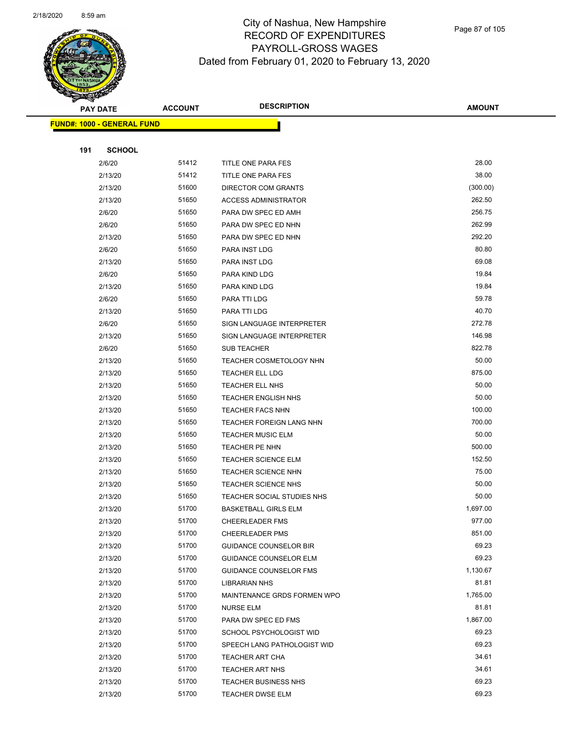# City of Nashua, New Hampshire
# RECORD OF EXPENDITURES
# PAYROLL-GROSS WAGES
## Dated from February 01, 2020 to February 13, 2020

| PAY DATE | ACCOUNT | DESCRIPTION | AMOUNT |
|---|---|---|---|
| **FUND#: 1000 - GENERAL FUND** | | | |
| **191 SCHOOL** | | | |
| 2/6/20 | 51412 | TITLE ONE PARA FES | 28.00 |
| 2/13/20 | 51412 | TITLE ONE PARA FES | 38.00 |
| 2/13/20 | 51600 | DIRECTOR COM GRANTS | (300.00) |
| 2/13/20 | 51650 | ACCESS ADMINISTRATOR | 262.50 |
| 2/6/20 | 51650 | PARA DW SPEC ED AMH | 256.75 |
| 2/6/20 | 51650 | PARA DW SPEC ED NHN | 262.99 |
| 2/13/20 | 51650 | PARA DW SPEC ED NHN | 292.20 |
| 2/6/20 | 51650 | PARA INST LDG | 80.80 |
| 2/13/20 | 51650 | PARA INST LDG | 69.08 |
| 2/6/20 | 51650 | PARA KIND LDG | 19.84 |
| 2/13/20 | 51650 | PARA KIND LDG | 19.84 |
| 2/6/20 | 51650 | PARA TTI LDG | 59.78 |
| 2/13/20 | 51650 | PARA TTI LDG | 40.70 |
| 2/6/20 | 51650 | SIGN LANGUAGE INTERPRETER | 272.78 |
| 2/13/20 | 51650 | SIGN LANGUAGE INTERPRETER | 146.98 |
| 2/6/20 | 51650 | SUB TEACHER | 822.78 |
| 2/13/20 | 51650 | TEACHER COSMETOLOGY NHN | 50.00 |
| 2/13/20 | 51650 | TEACHER ELL LDG | 875.00 |
| 2/13/20 | 51650 | TEACHER ELL NHS | 50.00 |
| 2/13/20 | 51650 | TEACHER ENGLISH NHS | 50.00 |
| 2/13/20 | 51650 | TEACHER FACS NHN | 100.00 |
| 2/13/20 | 51650 | TEACHER FOREIGN LANG NHN | 700.00 |
| 2/13/20 | 51650 | TEACHER MUSIC ELM | 50.00 |
| 2/13/20 | 51650 | TEACHER PE NHN | 500.00 |
| 2/13/20 | 51650 | TEACHER SCIENCE ELM | 152.50 |
| 2/13/20 | 51650 | TEACHER SCIENCE NHN | 75.00 |
| 2/13/20 | 51650 | TEACHER SCIENCE NHS | 50.00 |
| 2/13/20 | 51650 | TEACHER SOCIAL STUDIES NHS | 50.00 |
| 2/13/20 | 51700 | BASKETBALL GIRLS ELM | 1,697.00 |
| 2/13/20 | 51700 | CHEERLEADER FMS | 977.00 |
| 2/13/20 | 51700 | CHEERLEADER PMS | 851.00 |
| 2/13/20 | 51700 | GUIDANCE COUNSELOR BIR | 69.23 |
| 2/13/20 | 51700 | GUIDANCE COUNSELOR ELM | 69.23 |
| 2/13/20 | 51700 | GUIDANCE COUNSELOR FMS | 1,130.67 |
| 2/13/20 | 51700 | LIBRARIAN NHS | 81.81 |
| 2/13/20 | 51700 | MAINTENANCE GRDS FORMEN WPO | 1,765.00 |
| 2/13/20 | 51700 | NURSE ELM | 81.81 |
| 2/13/20 | 51700 | PARA DW SPEC ED FMS | 1,867.00 |
| 2/13/20 | 51700 | SCHOOL PSYCHOLOGIST WID | 69.23 |
| 2/13/20 | 51700 | SPEECH LANG PATHOLOGIST WID | 69.23 |
| 2/13/20 | 51700 | TEACHER ART CHA | 34.61 |
| 2/13/20 | 51700 | TEACHER ART NHS | 34.61 |
| 2/13/20 | 51700 | TEACHER BUSINESS NHS | 69.23 |
| 2/13/20 | 51700 | TEACHER DWSE ELM | 69.23 |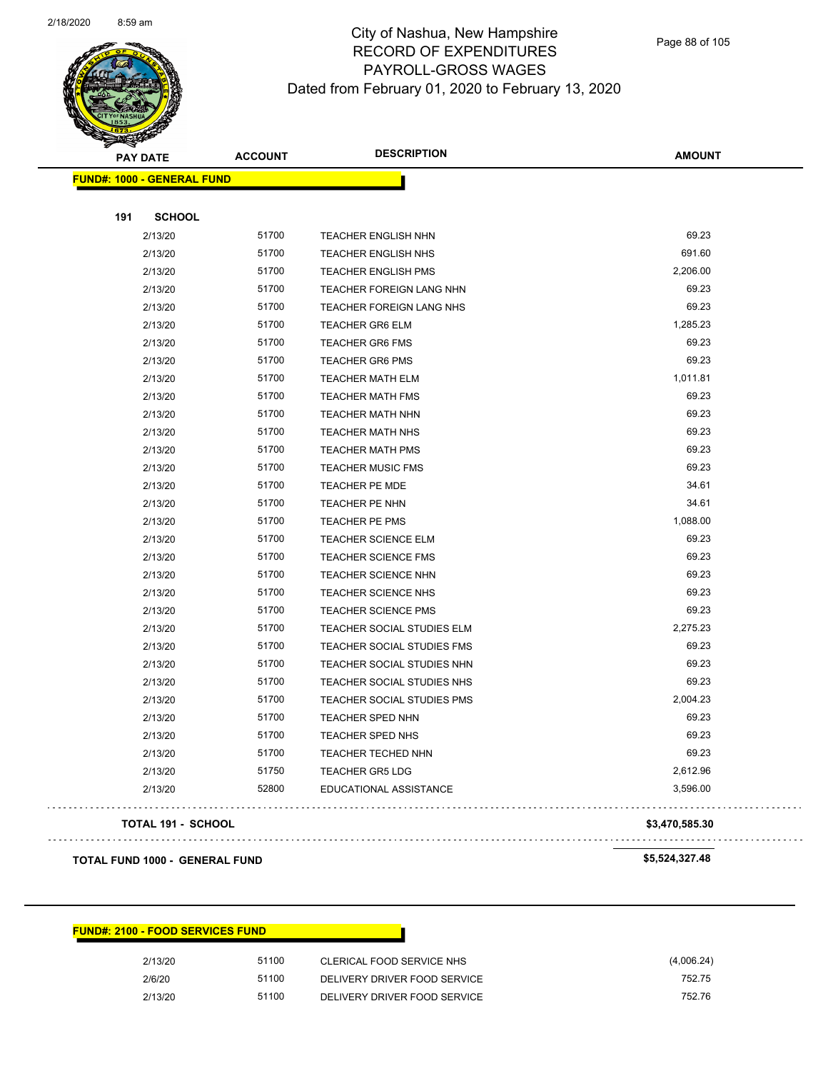# City of Nashua, New Hampshire
## RECORD OF EXPENDITURES
## PAYROLL-GROSS WAGES
### Dated from February 01, 2020 to February 13, 2020

| PAY DATE | ACCOUNT | DESCRIPTION | AMOUNT |
|---|---|---|---|
| **FUND#: 1000 - GENERAL FUND** | | | |
| **191 SCHOOL** | | | |
| 2/13/20 | 51700 | TEACHER ENGLISH NHN | 69.23 |
| 2/13/20 | 51700 | TEACHER ENGLISH NHS | 691.60 |
| 2/13/20 | 51700 | TEACHER ENGLISH PMS | 2,206.00 |
| 2/13/20 | 51700 | TEACHER FOREIGN LANG NHN | 69.23 |
| 2/13/20 | 51700 | TEACHER FOREIGN LANG NHS | 69.23 |
| 2/13/20 | 51700 | TEACHER GR6 ELM | 1,285.23 |
| 2/13/20 | 51700 | TEACHER GR6 FMS | 69.23 |
| 2/13/20 | 51700 | TEACHER GR6 PMS | 69.23 |
| 2/13/20 | 51700 | TEACHER MATH ELM | 1,011.81 |
| 2/13/20 | 51700 | TEACHER MATH FMS | 69.23 |
| 2/13/20 | 51700 | TEACHER MATH NHN | 69.23 |
| 2/13/20 | 51700 | TEACHER MATH NHS | 69.23 |
| 2/13/20 | 51700 | TEACHER MATH PMS | 69.23 |
| 2/13/20 | 51700 | TEACHER MUSIC FMS | 69.23 |
| 2/13/20 | 51700 | TEACHER PE MDE | 34.61 |
| 2/13/20 | 51700 | TEACHER PE NHN | 34.61 |
| 2/13/20 | 51700 | TEACHER PE PMS | 1,088.00 |
| 2/13/20 | 51700 | TEACHER SCIENCE ELM | 69.23 |
| 2/13/20 | 51700 | TEACHER SCIENCE FMS | 69.23 |
| 2/13/20 | 51700 | TEACHER SCIENCE NHN | 69.23 |
| 2/13/20 | 51700 | TEACHER SCIENCE NHS | 69.23 |
| 2/13/20 | 51700 | TEACHER SCIENCE PMS | 69.23 |
| 2/13/20 | 51700 | TEACHER SOCIAL STUDIES ELM | 2,275.23 |
| 2/13/20 | 51700 | TEACHER SOCIAL STUDIES FMS | 69.23 |
| 2/13/20 | 51700 | TEACHER SOCIAL STUDIES NHN | 69.23 |
| 2/13/20 | 51700 | TEACHER SOCIAL STUDIES NHS | 69.23 |
| 2/13/20 | 51700 | TEACHER SOCIAL STUDIES PMS | 2,004.23 |
| 2/13/20 | 51700 | TEACHER SPED NHN | 69.23 |
| 2/13/20 | 51700 | TEACHER SPED NHS | 69.23 |
| 2/13/20 | 51700 | TEACHER TECHED NHN | 69.23 |
| 2/13/20 | 51750 | TEACHER GR5 LDG | 2,612.96 |
| 2/13/20 | 52800 | EDUCATIONAL ASSISTANCE | 3,596.00 |
| **TOTAL 191 - SCHOOL** | | | **$3,470,585.30** |
| **TOTAL FUND 1000 - GENERAL FUND** | | | **$5,524,327.48** |

| PAY DATE | ACCOUNT | DESCRIPTION | AMOUNT |
|---|---|---|---|
| **FUND#: 2100 - FOOD SERVICES FUND** | | | |
| 2/13/20 | 51100 | CLERICAL FOOD SERVICE NHS | (4,006.24) |
| 2/6/20 | 51100 | DELIVERY DRIVER FOOD SERVICE | 752.75 |
| 2/13/20 | 51100 | DELIVERY DRIVER FOOD SERVICE | 752.76 |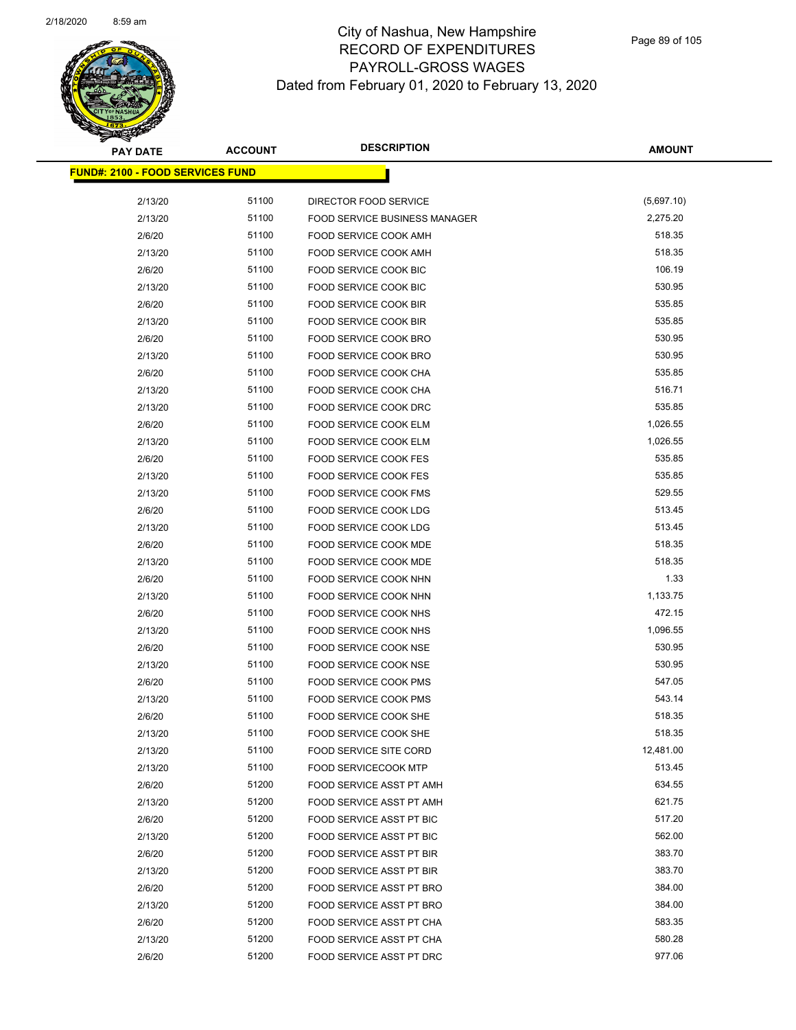# City of Nashua, New Hampshire
## RECORD OF EXPENDITURES
## PAYROLL-GROSS WAGES
### Dated from February 01, 2020 to February 13, 2020

| PAY DATE | ACCOUNT | DESCRIPTION | AMOUNT |
|---|---|---|---|
| **FUND#: 2100 - FOOD SERVICES FUND** | | | |
| 2/13/20 | 51100 | DIRECTOR FOOD SERVICE | (5,697.10) |
| 2/13/20 | 51100 | FOOD SERVICE BUSINESS MANAGER | 2,275.20 |
| 2/6/20 | 51100 | FOOD SERVICE COOK AMH | 518.35 |
| 2/13/20 | 51100 | FOOD SERVICE COOK AMH | 518.35 |
| 2/6/20 | 51100 | FOOD SERVICE COOK BIC | 106.19 |
| 2/13/20 | 51100 | FOOD SERVICE COOK BIC | 530.95 |
| 2/6/20 | 51100 | FOOD SERVICE COOK BIR | 535.85 |
| 2/13/20 | 51100 | FOOD SERVICE COOK BIR | 535.85 |
| 2/6/20 | 51100 | FOOD SERVICE COOK BRO | 530.95 |
| 2/13/20 | 51100 | FOOD SERVICE COOK BRO | 530.95 |
| 2/6/20 | 51100 | FOOD SERVICE COOK CHA | 535.85 |
| 2/13/20 | 51100 | FOOD SERVICE COOK CHA | 516.71 |
| 2/13/20 | 51100 | FOOD SERVICE COOK DRC | 535.85 |
| 2/6/20 | 51100 | FOOD SERVICE COOK ELM | 1,026.55 |
| 2/13/20 | 51100 | FOOD SERVICE COOK ELM | 1,026.55 |
| 2/6/20 | 51100 | FOOD SERVICE COOK FES | 535.85 |
| 2/13/20 | 51100 | FOOD SERVICE COOK FES | 535.85 |
| 2/13/20 | 51100 | FOOD SERVICE COOK FMS | 529.55 |
| 2/6/20 | 51100 | FOOD SERVICE COOK LDG | 513.45 |
| 2/13/20 | 51100 | FOOD SERVICE COOK LDG | 513.45 |
| 2/6/20 | 51100 | FOOD SERVICE COOK MDE | 518.35 |
| 2/13/20 | 51100 | FOOD SERVICE COOK MDE | 518.35 |
| 2/6/20 | 51100 | FOOD SERVICE COOK NHN | 1.33 |
| 2/13/20 | 51100 | FOOD SERVICE COOK NHN | 1,133.75 |
| 2/6/20 | 51100 | FOOD SERVICE COOK NHS | 472.15 |
| 2/13/20 | 51100 | FOOD SERVICE COOK NHS | 1,096.55 |
| 2/6/20 | 51100 | FOOD SERVICE COOK NSE | 530.95 |
| 2/13/20 | 51100 | FOOD SERVICE COOK NSE | 530.95 |
| 2/6/20 | 51100 | FOOD SERVICE COOK PMS | 547.05 |
| 2/13/20 | 51100 | FOOD SERVICE COOK PMS | 543.14 |
| 2/6/20 | 51100 | FOOD SERVICE COOK SHE | 518.35 |
| 2/13/20 | 51100 | FOOD SERVICE COOK SHE | 518.35 |
| 2/13/20 | 51100 | FOOD SERVICE SITE CORD | 12,481.00 |
| 2/13/20 | 51100 | FOOD SERVICECOOK MTP | 513.45 |
| 2/6/20 | 51200 | FOOD SERVICE ASST PT AMH | 634.55 |
| 2/13/20 | 51200 | FOOD SERVICE ASST PT AMH | 621.75 |
| 2/6/20 | 51200 | FOOD SERVICE ASST PT BIC | 517.20 |
| 2/13/20 | 51200 | FOOD SERVICE ASST PT BIC | 562.00 |
| 2/6/20 | 51200 | FOOD SERVICE ASST PT BIR | 383.70 |
| 2/13/20 | 51200 | FOOD SERVICE ASST PT BIR | 383.70 |
| 2/6/20 | 51200 | FOOD SERVICE ASST PT BRO | 384.00 |
| 2/13/20 | 51200 | FOOD SERVICE ASST PT BRO | 384.00 |
| 2/6/20 | 51200 | FOOD SERVICE ASST PT CHA | 583.35 |
| 2/13/20 | 51200 | FOOD SERVICE ASST PT CHA | 580.28 |
| 2/6/20 | 51200 | FOOD SERVICE ASST PT DRC | 977.06 |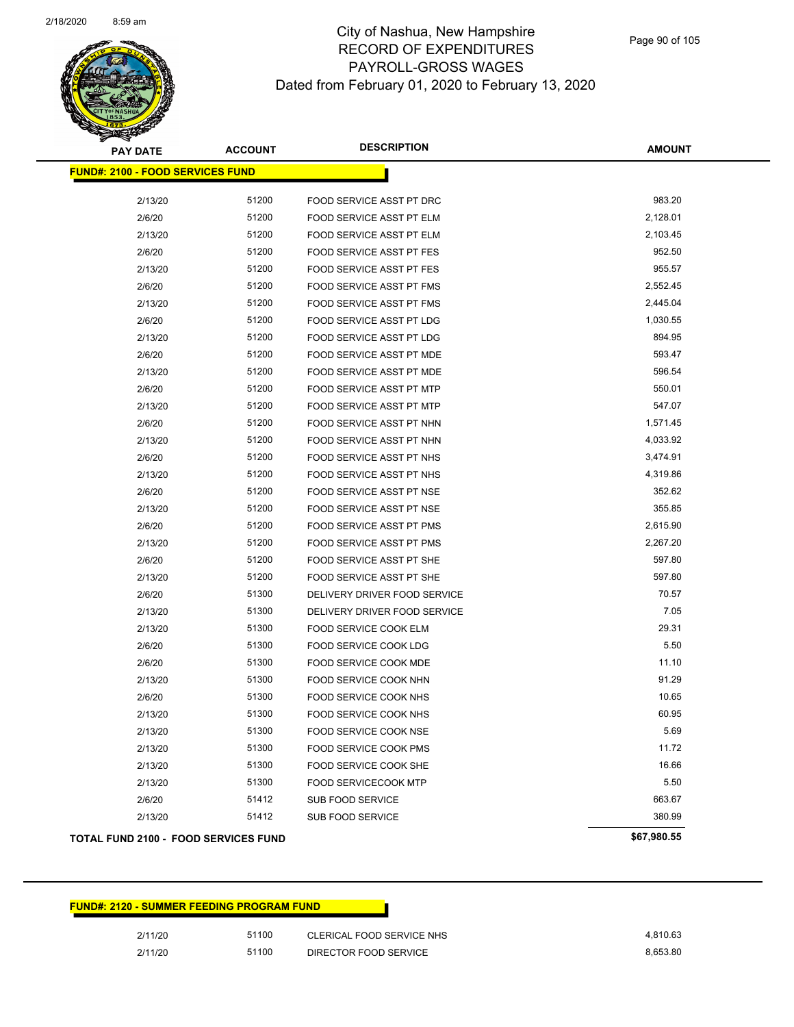# City of Nashua, New Hampshire
## RECORD OF EXPENDITURES
## PAYROLL-GROSS WAGES
## Dated from February 01, 2020 to February 13, 2020

| PAY DATE | ACCOUNT | DESCRIPTION | AMOUNT |
|---|---|---|---|
| **FUND#: 2100 - FOOD SERVICES FUND** | | | |
| 2/13/20 | 51200 | FOOD SERVICE ASST PT DRC | 983.20 |
| 2/6/20 | 51200 | FOOD SERVICE ASST PT ELM | 2,128.01 |
| 2/13/20 | 51200 | FOOD SERVICE ASST PT ELM | 2,103.45 |
| 2/6/20 | 51200 | FOOD SERVICE ASST PT FES | 952.50 |
| 2/13/20 | 51200 | FOOD SERVICE ASST PT FES | 955.57 |
| 2/6/20 | 51200 | FOOD SERVICE ASST PT FMS | 2,552.45 |
| 2/13/20 | 51200 | FOOD SERVICE ASST PT FMS | 2,445.04 |
| 2/6/20 | 51200 | FOOD SERVICE ASST PT LDG | 1,030.55 |
| 2/13/20 | 51200 | FOOD SERVICE ASST PT LDG | 894.95 |
| 2/6/20 | 51200 | FOOD SERVICE ASST PT MDE | 593.47 |
| 2/13/20 | 51200 | FOOD SERVICE ASST PT MDE | 596.54 |
| 2/6/20 | 51200 | FOOD SERVICE ASST PT MTP | 550.01 |
| 2/13/20 | 51200 | FOOD SERVICE ASST PT MTP | 547.07 |
| 2/6/20 | 51200 | FOOD SERVICE ASST PT NHN | 1,571.45 |
| 2/13/20 | 51200 | FOOD SERVICE ASST PT NHN | 4,033.92 |
| 2/6/20 | 51200 | FOOD SERVICE ASST PT NHS | 3,474.91 |
| 2/13/20 | 51200 | FOOD SERVICE ASST PT NHS | 4,319.86 |
| 2/6/20 | 51200 | FOOD SERVICE ASST PT NSE | 352.62 |
| 2/13/20 | 51200 | FOOD SERVICE ASST PT NSE | 355.85 |
| 2/6/20 | 51200 | FOOD SERVICE ASST PT PMS | 2,615.90 |
| 2/13/20 | 51200 | FOOD SERVICE ASST PT PMS | 2,267.20 |
| 2/6/20 | 51200 | FOOD SERVICE ASST PT SHE | 597.80 |
| 2/13/20 | 51200 | FOOD SERVICE ASST PT SHE | 597.80 |
| 2/6/20 | 51300 | DELIVERY DRIVER FOOD SERVICE | 70.57 |
| 2/13/20 | 51300 | DELIVERY DRIVER FOOD SERVICE | 7.05 |
| 2/13/20 | 51300 | FOOD SERVICE COOK ELM | 29.31 |
| 2/6/20 | 51300 | FOOD SERVICE COOK LDG | 5.50 |
| 2/6/20 | 51300 | FOOD SERVICE COOK MDE | 11.10 |
| 2/13/20 | 51300 | FOOD SERVICE COOK NHN | 91.29 |
| 2/6/20 | 51300 | FOOD SERVICE COOK NHS | 10.65 |
| 2/13/20 | 51300 | FOOD SERVICE COOK NHS | 60.95 |
| 2/13/20 | 51300 | FOOD SERVICE COOK NSE | 5.69 |
| 2/13/20 | 51300 | FOOD SERVICE COOK PMS | 11.72 |
| 2/13/20 | 51300 | FOOD SERVICE COOK SHE | 16.66 |
| 2/13/20 | 51300 | FOOD SERVICECOOK MTP | 5.50 |
| 2/6/20 | 51412 | SUB FOOD SERVICE | 663.67 |
| 2/13/20 | 51412 | SUB FOOD SERVICE | 380.99 |
| **TOTAL FUND 2100 - FOOD SERVICES FUND** | | | **$67,980.55** |

| PAY DATE | ACCOUNT | DESCRIPTION | AMOUNT |
|---|---|---|---|
| **FUND#: 2120 - SUMMER FEEDING PROGRAM FUND** | | | |
| 2/11/20 | 51100 | CLERICAL FOOD SERVICE NHS | 4,810.63 |
| 2/11/20 | 51100 | DIRECTOR FOOD SERVICE | 8,653.80 |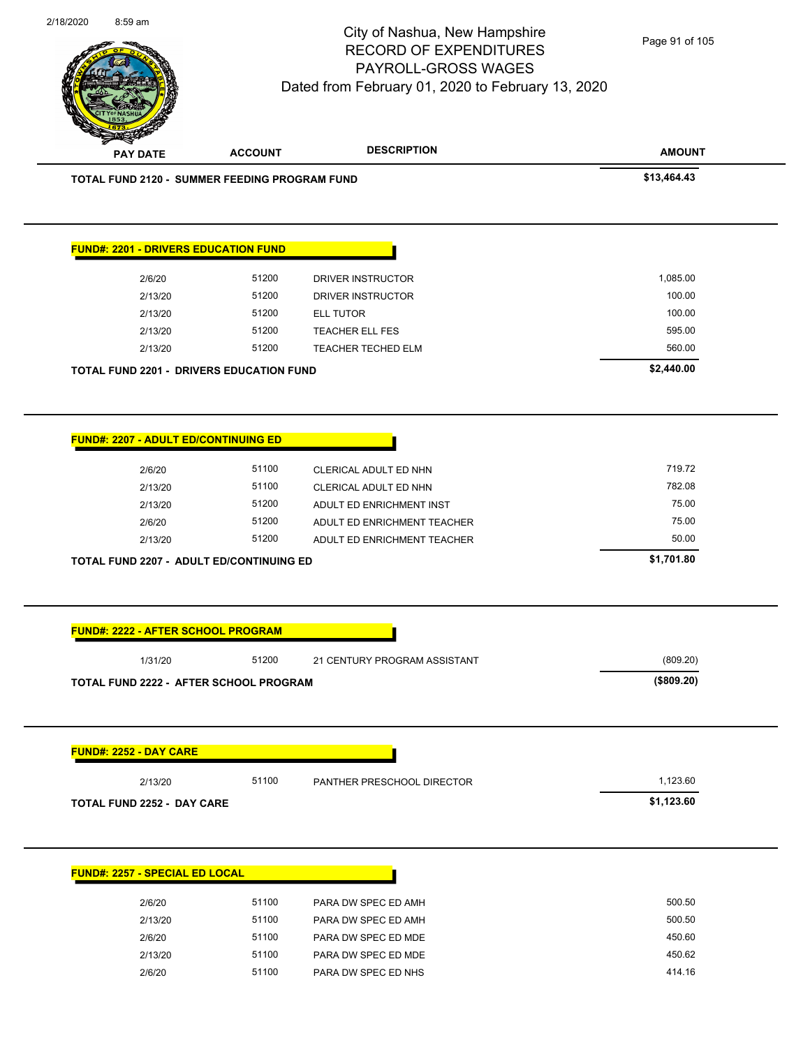# City of Nashua, New Hampshire
## RECORD OF EXPENDITURES
## PAYROLL-GROSS WAGES
## Dated from February 01, 2020 to February 13, 2020

2/18/2020 8:59 am

| PAY DATE | ACCOUNT | DESCRIPTION | AMOUNT |
|---|---|---|---|
| **TOTAL FUND 2120 - SUMMER FEEDING PROGRAM FUND** | | | **$13,464.43** |

**FUND#: 2201 - DRIVERS EDUCATION FUND**

| PAY DATE | ACCOUNT | DESCRIPTION | AMOUNT |
|---|---|---|---|
| 2/6/20 | 51200 | DRIVER INSTRUCTOR | 1,085.00 |
| 2/13/20 | 51200 | DRIVER INSTRUCTOR | 100.00 |
| 2/13/20 | 51200 | ELL TUTOR | 100.00 |
| 2/13/20 | 51200 | TEACHER ELL FES | 595.00 |
| 2/13/20 | 51200 | TEACHER TECHED ELM | 560.00 |
| **TOTAL FUND 2201 - DRIVERS EDUCATION FUND** | | | **$2,440.00** |

**FUND#: 2207 - ADULT ED/CONTINUING ED**

| PAY DATE | ACCOUNT | DESCRIPTION | AMOUNT |
|---|---|---|---|
| 2/6/20 | 51100 | CLERICAL ADULT ED NHN | 719.72 |
| 2/13/20 | 51100 | CLERICAL ADULT ED NHN | 782.08 |
| 2/13/20 | 51200 | ADULT ED ENRICHMENT INST | 75.00 |
| 2/6/20 | 51200 | ADULT ED ENRICHMENT TEACHER | 75.00 |
| 2/13/20 | 51200 | ADULT ED ENRICHMENT TEACHER | 50.00 |
| **TOTAL FUND 2207 - ADULT ED/CONTINUING ED** | | | **$1,701.80** |

**FUND#: 2222 - AFTER SCHOOL PROGRAM**

| PAY DATE | ACCOUNT | DESCRIPTION | AMOUNT |
|---|---|---|---|
| 1/31/20 | 51200 | 21 CENTURY PROGRAM ASSISTANT | (809.20) |
| **TOTAL FUND 2222 - AFTER SCHOOL PROGRAM** | | | **($809.20)** |

**FUND#: 2252 - DAY CARE**

| PAY DATE | ACCOUNT | DESCRIPTION | AMOUNT |
|---|---|---|---|
| 2/13/20 | 51100 | PANTHER PRESCHOOL DIRECTOR | 1,123.60 |
| **TOTAL FUND 2252 - DAY CARE** | | | **$1,123.60** |

**FUND#: 2257 - SPECIAL ED LOCAL**

| PAY DATE | ACCOUNT | DESCRIPTION | AMOUNT |
|---|---|---|---|
| 2/6/20 | 51100 | PARA DW SPEC ED AMH | 500.50 |
| 2/13/20 | 51100 | PARA DW SPEC ED AMH | 500.50 |
| 2/6/20 | 51100 | PARA DW SPEC ED MDE | 450.60 |
| 2/13/20 | 51100 | PARA DW SPEC ED MDE | 450.62 |
| 2/6/20 | 51100 | PARA DW SPEC ED NHS | 414.16 |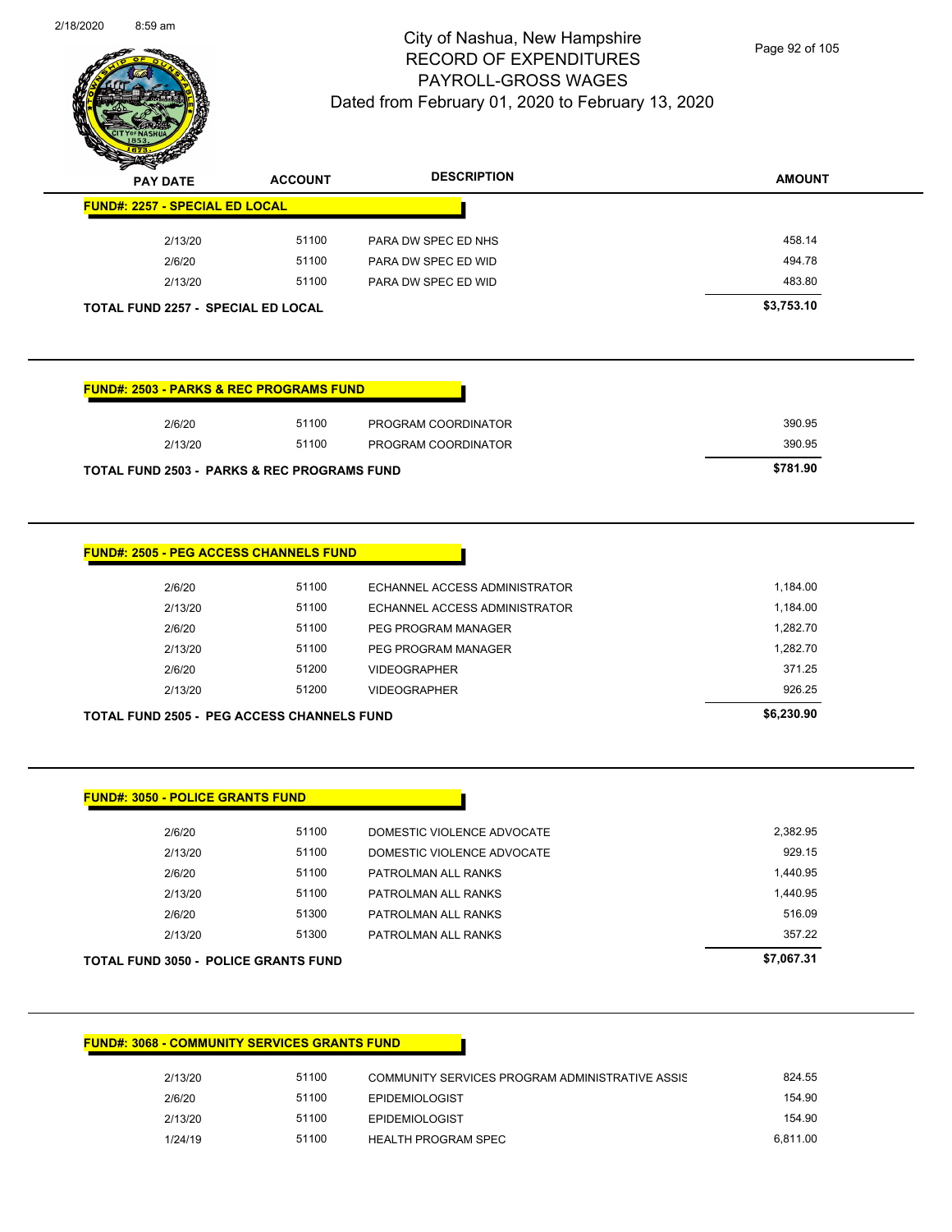# City of Nashua, New Hampshire
## RECORD OF EXPENDITURES
## PAYROLL-GROSS WAGES
## Dated from February 01, 2020 to February 13, 2020

| PAY DATE | ACCOUNT | DESCRIPTION | AMOUNT |
|---|---|---|---|
| **FUND#: 2257 - SPECIAL ED LOCAL** | | | |
| 2/13/20 | 51100 | PARA DW SPEC ED NHS | 458.14 |
| 2/6/20 | 51100 | PARA DW SPEC ED WID | 494.78 |
| 2/13/20 | 51100 | PARA DW SPEC ED WID | 483.80 |
| **TOTAL FUND 2257 - SPECIAL ED LOCAL** | | | **$3,753.10** |

| PAY DATE | ACCOUNT | DESCRIPTION | AMOUNT |
|---|---|---|---|
| **FUND#: 2503 - PARKS & REC PROGRAMS FUND** | | | |
| 2/6/20 | 51100 | PROGRAM COORDINATOR | 390.95 |
| 2/13/20 | 51100 | PROGRAM COORDINATOR | 390.95 |
| **TOTAL FUND 2503 - PARKS & REC PROGRAMS FUND** | | | **$781.90** |

| PAY DATE | ACCOUNT | DESCRIPTION | AMOUNT |
|---|---|---|---|
| **FUND#: 2505 - PEG ACCESS CHANNELS FUND** | | | |
| 2/6/20 | 51100 | ECHANNEL ACCESS ADMINISTRATOR | 1,184.00 |
| 2/13/20 | 51100 | ECHANNEL ACCESS ADMINISTRATOR | 1,184.00 |
| 2/6/20 | 51100 | PEG PROGRAM MANAGER | 1,282.70 |
| 2/13/20 | 51100 | PEG PROGRAM MANAGER | 1,282.70 |
| 2/6/20 | 51200 | VIDEOGRAPHER | 371.25 |
| 2/13/20 | 51200 | VIDEOGRAPHER | 926.25 |
| **TOTAL FUND 2505 - PEG ACCESS CHANNELS FUND** | | | **$6,230.90** |

| PAY DATE | ACCOUNT | DESCRIPTION | AMOUNT |
|---|---|---|---|
| **FUND#: 3050 - POLICE GRANTS FUND** | | | |
| 2/6/20 | 51100 | DOMESTIC VIOLENCE ADVOCATE | 2,382.95 |
| 2/13/20 | 51100 | DOMESTIC VIOLENCE ADVOCATE | 929.15 |
| 2/6/20 | 51100 | PATROLMAN ALL RANKS | 1,440.95 |
| 2/13/20 | 51100 | PATROLMAN ALL RANKS | 1,440.95 |
| 2/6/20 | 51300 | PATROLMAN ALL RANKS | 516.09 |
| 2/13/20 | 51300 | PATROLMAN ALL RANKS | 357.22 |
| **TOTAL FUND 3050 - POLICE GRANTS FUND** | | | **$7,067.31** |

| PAY DATE | ACCOUNT | DESCRIPTION | AMOUNT |
|---|---|---|---|
| **FUND#: 3068 - COMMUNITY SERVICES GRANTS FUND** | | | |
| 2/13/20 | 51100 | COMMUNITY SERVICES PROGRAM ADMINISTRATIVE ASSIS | 824.55 |
| 2/6/20 | 51100 | EPIDEMIOLOGIST | 154.90 |
| 2/13/20 | 51100 | EPIDEMIOLOGIST | 154.90 |
| 1/24/19 | 51100 | HEALTH PROGRAM SPEC | 6,811.00 |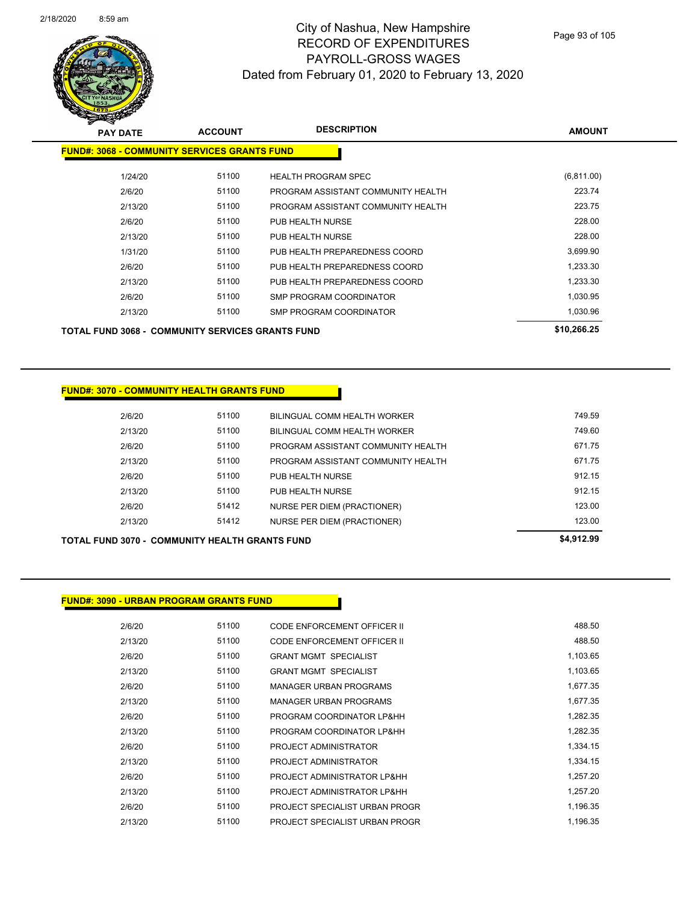# City of Nashua, New Hampshire
## RECORD OF EXPENDITURES
## PAYROLL-GROSS WAGES
## Dated from February 01, 2020 to February 13, 2020

| PAY DATE | ACCOUNT | DESCRIPTION | AMOUNT |
|---|---|---|---|
| **FUND#: 3068 - COMMUNITY SERVICES GRANTS FUND** | | | |
| 1/24/20 | 51100 | HEALTH PROGRAM SPEC | (6,811.00) |
| 2/6/20 | 51100 | PROGRAM ASSISTANT COMMUNITY HEALTH | 223.74 |
| 2/13/20 | 51100 | PROGRAM ASSISTANT COMMUNITY HEALTH | 223.75 |
| 2/6/20 | 51100 | PUB HEALTH NURSE | 228.00 |
| 2/13/20 | 51100 | PUB HEALTH NURSE | 228.00 |
| 1/31/20 | 51100 | PUB HEALTH PREPAREDNESS COORD | 3,699.90 |
| 2/6/20 | 51100 | PUB HEALTH PREPAREDNESS COORD | 1,233.30 |
| 2/13/20 | 51100 | PUB HEALTH PREPAREDNESS COORD | 1,233.30 |
| 2/6/20 | 51100 | SMP PROGRAM COORDINATOR | 1,030.95 |
| 2/13/20 | 51100 | SMP PROGRAM COORDINATOR | 1,030.96 |
| **TOTAL FUND 3068 - COMMUNITY SERVICES GRANTS FUND** | | | **$10,266.25** |

| PAY DATE | ACCOUNT | DESCRIPTION | AMOUNT |
|---|---|---|---|
| **FUND#: 3070 - COMMUNITY HEALTH GRANTS FUND** | | | |
| 2/6/20 | 51100 | BILINGUAL COMM HEALTH WORKER | 749.59 |
| 2/13/20 | 51100 | BILINGUAL COMM HEALTH WORKER | 749.60 |
| 2/6/20 | 51100 | PROGRAM ASSISTANT COMMUNITY HEALTH | 671.75 |
| 2/13/20 | 51100 | PROGRAM ASSISTANT COMMUNITY HEALTH | 671.75 |
| 2/6/20 | 51100 | PUB HEALTH NURSE | 912.15 |
| 2/13/20 | 51100 | PUB HEALTH NURSE | 912.15 |
| 2/6/20 | 51412 | NURSE PER DIEM (PRACTIONER) | 123.00 |
| 2/13/20 | 51412 | NURSE PER DIEM (PRACTIONER) | 123.00 |
| **TOTAL FUND 3070 - COMMUNITY HEALTH GRANTS FUND** | | | **$4,912.99** |

| PAY DATE | ACCOUNT | DESCRIPTION | AMOUNT |
|---|---|---|---|
| **FUND#: 3090 - URBAN PROGRAM GRANTS FUND** | | | |
| 2/6/20 | 51100 | CODE ENFORCEMENT OFFICER II | 488.50 |
| 2/13/20 | 51100 | CODE ENFORCEMENT OFFICER II | 488.50 |
| 2/6/20 | 51100 | GRANT MGMT SPECIALIST | 1,103.65 |
| 2/13/20 | 51100 | GRANT MGMT SPECIALIST | 1,103.65 |
| 2/6/20 | 51100 | MANAGER URBAN PROGRAMS | 1,677.35 |
| 2/13/20 | 51100 | MANAGER URBAN PROGRAMS | 1,677.35 |
| 2/6/20 | 51100 | PROGRAM COORDINATOR LP&HH | 1,282.35 |
| 2/13/20 | 51100 | PROGRAM COORDINATOR LP&HH | 1,282.35 |
| 2/6/20 | 51100 | PROJECT ADMINISTRATOR | 1,334.15 |
| 2/13/20 | 51100 | PROJECT ADMINISTRATOR | 1,334.15 |
| 2/6/20 | 51100 | PROJECT ADMINISTRATOR LP&HH | 1,257.20 |
| 2/13/20 | 51100 | PROJECT ADMINISTRATOR LP&HH | 1,257.20 |
| 2/6/20 | 51100 | PROJECT SPECIALIST URBAN PROGR | 1,196.35 |
| 2/13/20 | 51100 | PROJECT SPECIALIST URBAN PROGR | 1,196.35 |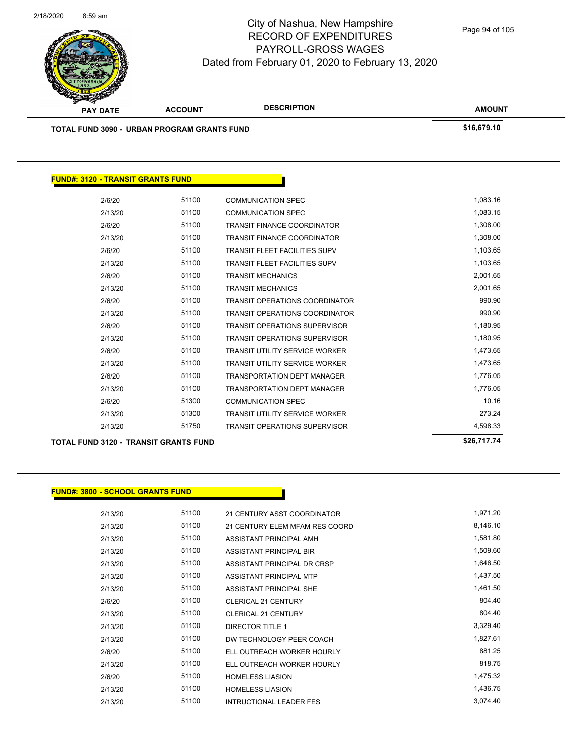City of Nashua, New Hampshire
RECORD OF EXPENDITURES
PAYROLL-GROSS WAGES
Dated from February 01, 2020 to February 13, 2020

| PAY DATE | ACCOUNT | DESCRIPTION | AMOUNT |
|---|---|---|---|
| **TOTAL FUND 3090 - URBAN PROGRAM GRANTS FUND** | | | **$16,679.10** |

**FUND#: 3120 - TRANSIT GRANTS FUND**

| PAY DATE | ACCOUNT | DESCRIPTION | AMOUNT |
|---|---|---|---|
| 2/6/20 | 51100 | COMMUNICATION SPEC | 1,083.16 |
| 2/13/20 | 51100 | COMMUNICATION SPEC | 1,083.15 |
| 2/6/20 | 51100 | TRANSIT FINANCE COORDINATOR | 1,308.00 |
| 2/13/20 | 51100 | TRANSIT FINANCE COORDINATOR | 1,308.00 |
| 2/6/20 | 51100 | TRANSIT FLEET FACILITIES SUPV | 1,103.65 |
| 2/13/20 | 51100 | TRANSIT FLEET FACILITIES SUPV | 1,103.65 |
| 2/6/20 | 51100 | TRANSIT MECHANICS | 2,001.65 |
| 2/13/20 | 51100 | TRANSIT MECHANICS | 2,001.65 |
| 2/6/20 | 51100 | TRANSIT OPERATIONS COORDINATOR | 990.90 |
| 2/13/20 | 51100 | TRANSIT OPERATIONS COORDINATOR | 990.90 |
| 2/6/20 | 51100 | TRANSIT OPERATIONS SUPERVISOR | 1,180.95 |
| 2/13/20 | 51100 | TRANSIT OPERATIONS SUPERVISOR | 1,180.95 |
| 2/6/20 | 51100 | TRANSIT UTILITY SERVICE WORKER | 1,473.65 |
| 2/13/20 | 51100 | TRANSIT UTILITY SERVICE WORKER | 1,473.65 |
| 2/6/20 | 51100 | TRANSPORTATION DEPT MANAGER | 1,776.05 |
| 2/13/20 | 51100 | TRANSPORTATION DEPT MANAGER | 1,776.05 |
| 2/6/20 | 51300 | COMMUNICATION SPEC | 10.16 |
| 2/13/20 | 51300 | TRANSIT UTILITY SERVICE WORKER | 273.24 |
| 2/13/20 | 51750 | TRANSIT OPERATIONS SUPERVISOR | 4,598.33 |
| **TOTAL FUND 3120 - TRANSIT GRANTS FUND** | | | **$26,717.74** |

**FUND#: 3800 - SCHOOL GRANTS FUND**

| PAY DATE | ACCOUNT | DESCRIPTION | AMOUNT |
|---|---|---|---|
| 2/13/20 | 51100 | 21 CENTURY ASST COORDINATOR | 1,971.20 |
| 2/13/20 | 51100 | 21 CENTURY ELEM MFAM RES COORD | 8,146.10 |
| 2/13/20 | 51100 | ASSISTANT PRINCIPAL AMH | 1,581.80 |
| 2/13/20 | 51100 | ASSISTANT PRINCIPAL BIR | 1,509.60 |
| 2/13/20 | 51100 | ASSISTANT PRINCIPAL DR CRSP | 1,646.50 |
| 2/13/20 | 51100 | ASSISTANT PRINCIPAL MTP | 1,437.50 |
| 2/13/20 | 51100 | ASSISTANT PRINCIPAL SHE | 1,461.50 |
| 2/6/20 | 51100 | CLERICAL 21 CENTURY | 804.40 |
| 2/13/20 | 51100 | CLERICAL 21 CENTURY | 804.40 |
| 2/13/20 | 51100 | DIRECTOR TITLE 1 | 3,329.40 |
| 2/13/20 | 51100 | DW TECHNOLOGY PEER COACH | 1,827.61 |
| 2/6/20 | 51100 | ELL OUTREACH WORKER HOURLY | 881.25 |
| 2/13/20 | 51100 | ELL OUTREACH WORKER HOURLY | 818.75 |
| 2/6/20 | 51100 | HOMELESS LIASION | 1,475.32 |
| 2/13/20 | 51100 | HOMELESS LIASION | 1,436.75 |
| 2/13/20 | 51100 | INTRUCTIONAL LEADER FES | 3,074.40 |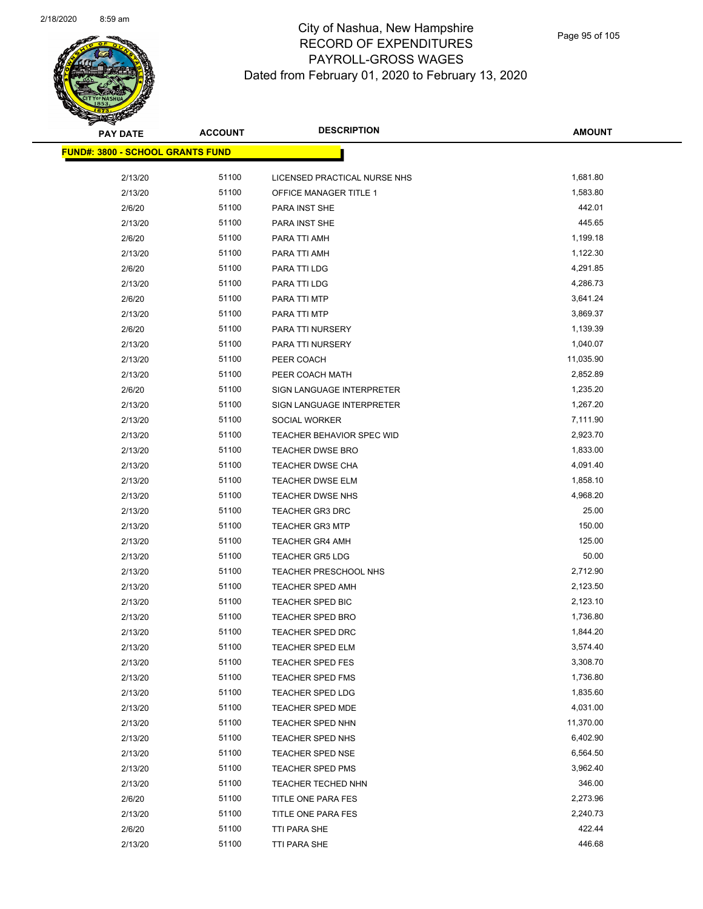# City of Nashua, New Hampshire
## RECORD OF EXPENDITURES
## PAYROLL-GROSS WAGES
### Dated from February 01, 2020 to February 13, 2020

| PAY DATE | ACCOUNT | DESCRIPTION | AMOUNT |
|---|---|---|---|
| **FUND#: 3800 - SCHOOL GRANTS FUND** | | | |
| 2/13/20 | 51100 | LICENSED PRACTICAL NURSE NHS | 1,681.80 |
| 2/13/20 | 51100 | OFFICE MANAGER TITLE 1 | 1,583.80 |
| 2/6/20 | 51100 | PARA INST SHE | 442.01 |
| 2/13/20 | 51100 | PARA INST SHE | 445.65 |
| 2/6/20 | 51100 | PARA TTI AMH | 1,199.18 |
| 2/13/20 | 51100 | PARA TTI AMH | 1,122.30 |
| 2/6/20 | 51100 | PARA TTI LDG | 4,291.85 |
| 2/13/20 | 51100 | PARA TTI LDG | 4,286.73 |
| 2/6/20 | 51100 | PARA TTI MTP | 3,641.24 |
| 2/13/20 | 51100 | PARA TTI MTP | 3,869.37 |
| 2/6/20 | 51100 | PARA TTI NURSERY | 1,139.39 |
| 2/13/20 | 51100 | PARA TTI NURSERY | 1,040.07 |
| 2/13/20 | 51100 | PEER COACH | 11,035.90 |
| 2/13/20 | 51100 | PEER COACH MATH | 2,852.89 |
| 2/6/20 | 51100 | SIGN LANGUAGE INTERPRETER | 1,235.20 |
| 2/13/20 | 51100 | SIGN LANGUAGE INTERPRETER | 1,267.20 |
| 2/13/20 | 51100 | SOCIAL WORKER | 7,111.90 |
| 2/13/20 | 51100 | TEACHER BEHAVIOR SPEC WID | 2,923.70 |
| 2/13/20 | 51100 | TEACHER DWSE BRO | 1,833.00 |
| 2/13/20 | 51100 | TEACHER DWSE CHA | 4,091.40 |
| 2/13/20 | 51100 | TEACHER DWSE ELM | 1,858.10 |
| 2/13/20 | 51100 | TEACHER DWSE NHS | 4,968.20 |
| 2/13/20 | 51100 | TEACHER GR3 DRC | 25.00 |
| 2/13/20 | 51100 | TEACHER GR3 MTP | 150.00 |
| 2/13/20 | 51100 | TEACHER GR4 AMH | 125.00 |
| 2/13/20 | 51100 | TEACHER GR5 LDG | 50.00 |
| 2/13/20 | 51100 | TEACHER PRESCHOOL NHS | 2,712.90 |
| 2/13/20 | 51100 | TEACHER SPED AMH | 2,123.50 |
| 2/13/20 | 51100 | TEACHER SPED BIC | 2,123.10 |
| 2/13/20 | 51100 | TEACHER SPED BRO | 1,736.80 |
| 2/13/20 | 51100 | TEACHER SPED DRC | 1,844.20 |
| 2/13/20 | 51100 | TEACHER SPED ELM | 3,574.40 |
| 2/13/20 | 51100 | TEACHER SPED FES | 3,308.70 |
| 2/13/20 | 51100 | TEACHER SPED FMS | 1,736.80 |
| 2/13/20 | 51100 | TEACHER SPED LDG | 1,835.60 |
| 2/13/20 | 51100 | TEACHER SPED MDE | 4,031.00 |
| 2/13/20 | 51100 | TEACHER SPED NHN | 11,370.00 |
| 2/13/20 | 51100 | TEACHER SPED NHS | 6,402.90 |
| 2/13/20 | 51100 | TEACHER SPED NSE | 6,564.50 |
| 2/13/20 | 51100 | TEACHER SPED PMS | 3,962.40 |
| 2/13/20 | 51100 | TEACHER TECHED NHN | 346.00 |
| 2/6/20 | 51100 | TITLE ONE PARA FES | 2,273.96 |
| 2/13/20 | 51100 | TITLE ONE PARA FES | 2,240.73 |
| 2/6/20 | 51100 | TTI PARA SHE | 422.44 |
| 2/13/20 | 51100 | TTI PARA SHE | 446.68 |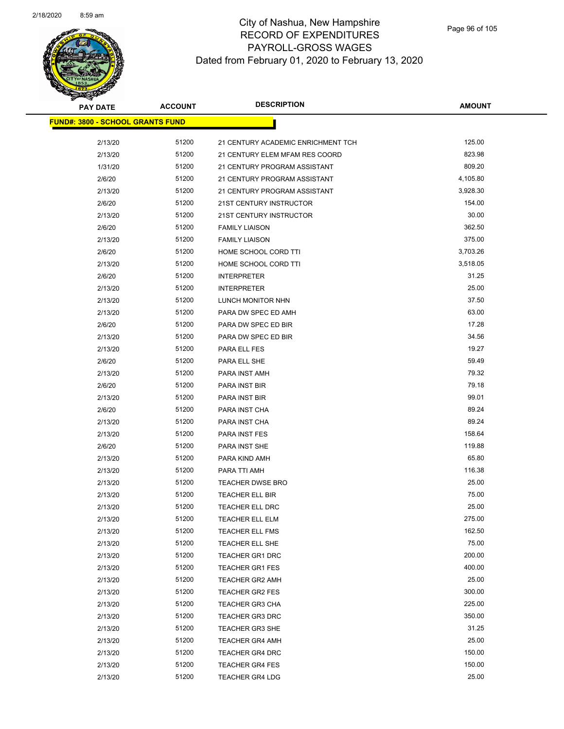# City of Nashua, New Hampshire
## RECORD OF EXPENDITURES
## PAYROLL-GROSS WAGES
## Dated from February 01, 2020 to February 13, 2020

**FUND#: 3800 - SCHOOL GRANTS FUND**

| PAY DATE | ACCOUNT | DESCRIPTION | AMOUNT |
|---|---|---|---|
| 2/13/20 | 51200 | 21 CENTURY ACADEMIC ENRICHMENT TCH | 125.00 |
| 2/13/20 | 51200 | 21 CENTURY ELEM MFAM RES COORD | 823.98 |
| 1/31/20 | 51200 | 21 CENTURY PROGRAM ASSISTANT | 809.20 |
| 2/6/20 | 51200 | 21 CENTURY PROGRAM ASSISTANT | 4,105.80 |
| 2/13/20 | 51200 | 21 CENTURY PROGRAM ASSISTANT | 3,928.30 |
| 2/6/20 | 51200 | 21ST CENTURY INSTRUCTOR | 154.00 |
| 2/13/20 | 51200 | 21ST CENTURY INSTRUCTOR | 30.00 |
| 2/6/20 | 51200 | FAMILY LIAISON | 362.50 |
| 2/13/20 | 51200 | FAMILY LIAISON | 375.00 |
| 2/6/20 | 51200 | HOME SCHOOL CORD TTI | 3,703.26 |
| 2/13/20 | 51200 | HOME SCHOOL CORD TTI | 3,518.05 |
| 2/6/20 | 51200 | INTERPRETER | 31.25 |
| 2/13/20 | 51200 | INTERPRETER | 25.00 |
| 2/13/20 | 51200 | LUNCH MONITOR NHN | 37.50 |
| 2/13/20 | 51200 | PARA DW SPEC ED AMH | 63.00 |
| 2/6/20 | 51200 | PARA DW SPEC ED BIR | 17.28 |
| 2/13/20 | 51200 | PARA DW SPEC ED BIR | 34.56 |
| 2/13/20 | 51200 | PARA ELL FES | 19.27 |
| 2/6/20 | 51200 | PARA ELL SHE | 59.49 |
| 2/13/20 | 51200 | PARA INST AMH | 79.32 |
| 2/6/20 | 51200 | PARA INST BIR | 79.18 |
| 2/13/20 | 51200 | PARA INST BIR | 99.01 |
| 2/6/20 | 51200 | PARA INST CHA | 89.24 |
| 2/13/20 | 51200 | PARA INST CHA | 89.24 |
| 2/13/20 | 51200 | PARA INST FES | 158.64 |
| 2/6/20 | 51200 | PARA INST SHE | 119.88 |
| 2/13/20 | 51200 | PARA KIND AMH | 65.80 |
| 2/13/20 | 51200 | PARA TTI AMH | 116.38 |
| 2/13/20 | 51200 | TEACHER DWSE BRO | 25.00 |
| 2/13/20 | 51200 | TEACHER ELL BIR | 75.00 |
| 2/13/20 | 51200 | TEACHER ELL DRC | 25.00 |
| 2/13/20 | 51200 | TEACHER ELL ELM | 275.00 |
| 2/13/20 | 51200 | TEACHER ELL FMS | 162.50 |
| 2/13/20 | 51200 | TEACHER ELL SHE | 75.00 |
| 2/13/20 | 51200 | TEACHER GR1 DRC | 200.00 |
| 2/13/20 | 51200 | TEACHER GR1 FES | 400.00 |
| 2/13/20 | 51200 | TEACHER GR2 AMH | 25.00 |
| 2/13/20 | 51200 | TEACHER GR2 FES | 300.00 |
| 2/13/20 | 51200 | TEACHER GR3 CHA | 225.00 |
| 2/13/20 | 51200 | TEACHER GR3 DRC | 350.00 |
| 2/13/20 | 51200 | TEACHER GR3 SHE | 31.25 |
| 2/13/20 | 51200 | TEACHER GR4 AMH | 25.00 |
| 2/13/20 | 51200 | TEACHER GR4 DRC | 150.00 |
| 2/13/20 | 51200 | TEACHER GR4 FES | 150.00 |
| 2/13/20 | 51200 | TEACHER GR4 LDG | 25.00 |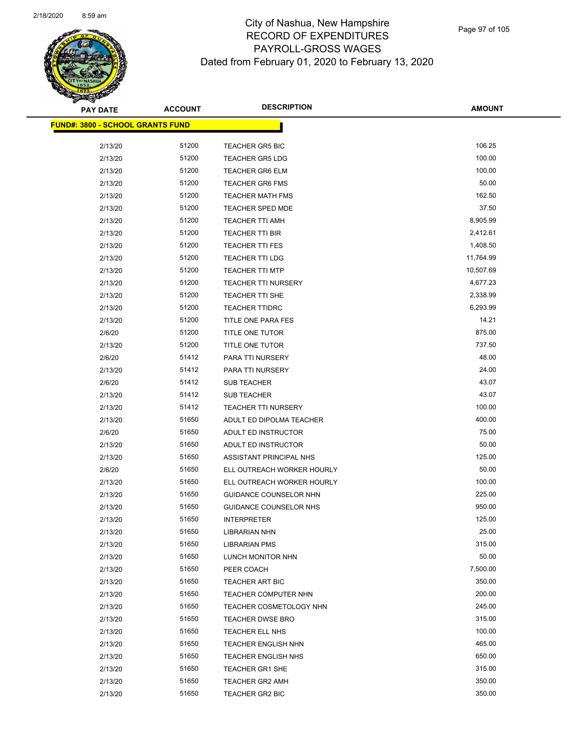# City of Nashua, New Hampshire
# RECORD OF EXPENDITURES
# PAYROLL-GROSS WAGES
# Dated from February 01, 2020 to February 13, 2020

**FUND#: 3800 - SCHOOL GRANTS FUND**

| PAY DATE | ACCOUNT | DESCRIPTION | AMOUNT |
|---|---|---|---|
| 2/13/20 | 51200 | TEACHER GR5 BIC | 106.25 |
| 2/13/20 | 51200 | TEACHER GR5 LDG | 100.00 |
| 2/13/20 | 51200 | TEACHER GR6 ELM | 100.00 |
| 2/13/20 | 51200 | TEACHER GR6 FMS | 50.00 |
| 2/13/20 | 51200 | TEACHER MATH FMS | 162.50 |
| 2/13/20 | 51200 | TEACHER SPED MDE | 37.50 |
| 2/13/20 | 51200 | TEACHER TTI AMH | 8,905.99 |
| 2/13/20 | 51200 | TEACHER TTI BIR | 2,412.61 |
| 2/13/20 | 51200 | TEACHER TTI FES | 1,408.50 |
| 2/13/20 | 51200 | TEACHER TTI LDG | 11,764.99 |
| 2/13/20 | 51200 | TEACHER TTI MTP | 10,507.69 |
| 2/13/20 | 51200 | TEACHER TTI NURSERY | 4,677.23 |
| 2/13/20 | 51200 | TEACHER TTI SHE | 2,338.99 |
| 2/13/20 | 51200 | TEACHER TTIDRC | 6,293.99 |
| 2/13/20 | 51200 | TITLE ONE PARA FES | 14.21 |
| 2/6/20 | 51200 | TITLE ONE TUTOR | 875.00 |
| 2/13/20 | 51200 | TITLE ONE TUTOR | 737.50 |
| 2/6/20 | 51412 | PARA TTI NURSERY | 48.00 |
| 2/13/20 | 51412 | PARA TTI NURSERY | 24.00 |
| 2/6/20 | 51412 | SUB TEACHER | 43.07 |
| 2/13/20 | 51412 | SUB TEACHER | 43.07 |
| 2/13/20 | 51412 | TEACHER TTI NURSERY | 100.00 |
| 2/13/20 | 51650 | ADULT ED DIPOLMA TEACHER | 400.00 |
| 2/6/20 | 51650 | ADULT ED INSTRUCTOR | 75.00 |
| 2/13/20 | 51650 | ADULT ED INSTRUCTOR | 50.00 |
| 2/13/20 | 51650 | ASSISTANT PRINCIPAL NHS | 125.00 |
| 2/6/20 | 51650 | ELL OUTREACH WORKER HOURLY | 50.00 |
| 2/13/20 | 51650 | ELL OUTREACH WORKER HOURLY | 100.00 |
| 2/13/20 | 51650 | GUIDANCE COUNSELOR NHN | 225.00 |
| 2/13/20 | 51650 | GUIDANCE COUNSELOR NHS | 950.00 |
| 2/13/20 | 51650 | INTERPRETER | 125.00 |
| 2/13/20 | 51650 | LIBRARIAN NHN | 25.00 |
| 2/13/20 | 51650 | LIBRARIAN PMS | 315.00 |
| 2/13/20 | 51650 | LUNCH MONITOR NHN | 50.00 |
| 2/13/20 | 51650 | PEER COACH | 7,500.00 |
| 2/13/20 | 51650 | TEACHER ART BIC | 350.00 |
| 2/13/20 | 51650 | TEACHER COMPUTER NHN | 200.00 |
| 2/13/20 | 51650 | TEACHER COSMETOLOGY NHN | 245.00 |
| 2/13/20 | 51650 | TEACHER DWSE BRO | 315.00 |
| 2/13/20 | 51650 | TEACHER ELL NHS | 100.00 |
| 2/13/20 | 51650 | TEACHER ENGLISH NHN | 465.00 |
| 2/13/20 | 51650 | TEACHER ENGLISH NHS | 650.00 |
| 2/13/20 | 51650 | TEACHER GR1 SHE | 315.00 |
| 2/13/20 | 51650 | TEACHER GR2 AMH | 350.00 |
| 2/13/20 | 51650 | TEACHER GR2 BIC | 350.00 |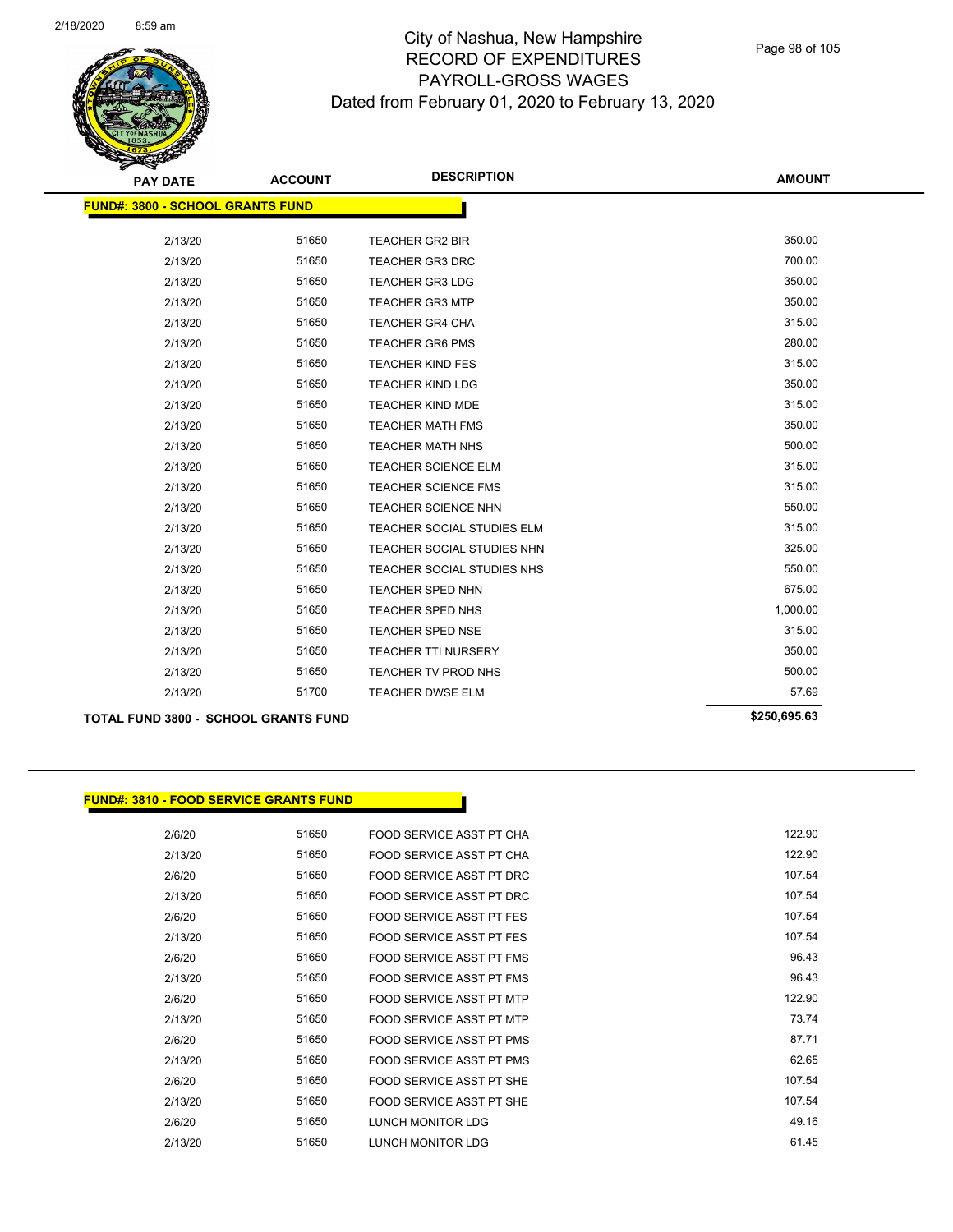# City of Nashua, New Hampshire
## RECORD OF EXPENDITURES
## PAYROLL-GROSS WAGES
### Dated from February 01, 2020 to February 13, 2020

| PAY DATE | ACCOUNT | DESCRIPTION | AMOUNT |
|---|---|---|---|
| **FUND#: 3800 - SCHOOL GRANTS FUND** | | | |
| 2/13/20 | 51650 | TEACHER GR2 BIR | 350.00 |
| 2/13/20 | 51650 | TEACHER GR3 DRC | 700.00 |
| 2/13/20 | 51650 | TEACHER GR3 LDG | 350.00 |
| 2/13/20 | 51650 | TEACHER GR3 MTP | 350.00 |
| 2/13/20 | 51650 | TEACHER GR4 CHA | 315.00 |
| 2/13/20 | 51650 | TEACHER GR6 PMS | 280.00 |
| 2/13/20 | 51650 | TEACHER KIND FES | 315.00 |
| 2/13/20 | 51650 | TEACHER KIND LDG | 350.00 |
| 2/13/20 | 51650 | TEACHER KIND MDE | 315.00 |
| 2/13/20 | 51650 | TEACHER MATH FMS | 350.00 |
| 2/13/20 | 51650 | TEACHER MATH NHS | 500.00 |
| 2/13/20 | 51650 | TEACHER SCIENCE ELM | 315.00 |
| 2/13/20 | 51650 | TEACHER SCIENCE FMS | 315.00 |
| 2/13/20 | 51650 | TEACHER SCIENCE NHN | 550.00 |
| 2/13/20 | 51650 | TEACHER SOCIAL STUDIES ELM | 315.00 |
| 2/13/20 | 51650 | TEACHER SOCIAL STUDIES NHN | 325.00 |
| 2/13/20 | 51650 | TEACHER SOCIAL STUDIES NHS | 550.00 |
| 2/13/20 | 51650 | TEACHER SPED NHN | 675.00 |
| 2/13/20 | 51650 | TEACHER SPED NHS | 1,000.00 |
| 2/13/20 | 51650 | TEACHER SPED NSE | 315.00 |
| 2/13/20 | 51650 | TEACHER TTI NURSERY | 350.00 |
| 2/13/20 | 51650 | TEACHER TV PROD NHS | 500.00 |
| 2/13/20 | 51700 | TEACHER DWSE ELM | 57.69 |
| **TOTAL FUND 3800 - SCHOOL GRANTS FUND** | | | **$250,695.63** |

| PAY DATE | ACCOUNT | DESCRIPTION | AMOUNT |
|---|---|---|---|
| **FUND#: 3810 - FOOD SERVICE GRANTS FUND** | | | |
| 2/6/20 | 51650 | FOOD SERVICE ASST PT CHA | 122.90 |
| 2/13/20 | 51650 | FOOD SERVICE ASST PT CHA | 122.90 |
| 2/6/20 | 51650 | FOOD SERVICE ASST PT DRC | 107.54 |
| 2/13/20 | 51650 | FOOD SERVICE ASST PT DRC | 107.54 |
| 2/6/20 | 51650 | FOOD SERVICE ASST PT FES | 107.54 |
| 2/13/20 | 51650 | FOOD SERVICE ASST PT FES | 107.54 |
| 2/6/20 | 51650 | FOOD SERVICE ASST PT FMS | 96.43 |
| 2/13/20 | 51650 | FOOD SERVICE ASST PT FMS | 96.43 |
| 2/6/20 | 51650 | FOOD SERVICE ASST PT MTP | 122.90 |
| 2/13/20 | 51650 | FOOD SERVICE ASST PT MTP | 73.74 |
| 2/6/20 | 51650 | FOOD SERVICE ASST PT PMS | 87.71 |
| 2/13/20 | 51650 | FOOD SERVICE ASST PT PMS | 62.65 |
| 2/6/20 | 51650 | FOOD SERVICE ASST PT SHE | 107.54 |
| 2/13/20 | 51650 | FOOD SERVICE ASST PT SHE | 107.54 |
| 2/6/20 | 51650 | LUNCH MONITOR LDG | 49.16 |
| 2/13/20 | 51650 | LUNCH MONITOR LDG | 61.45 |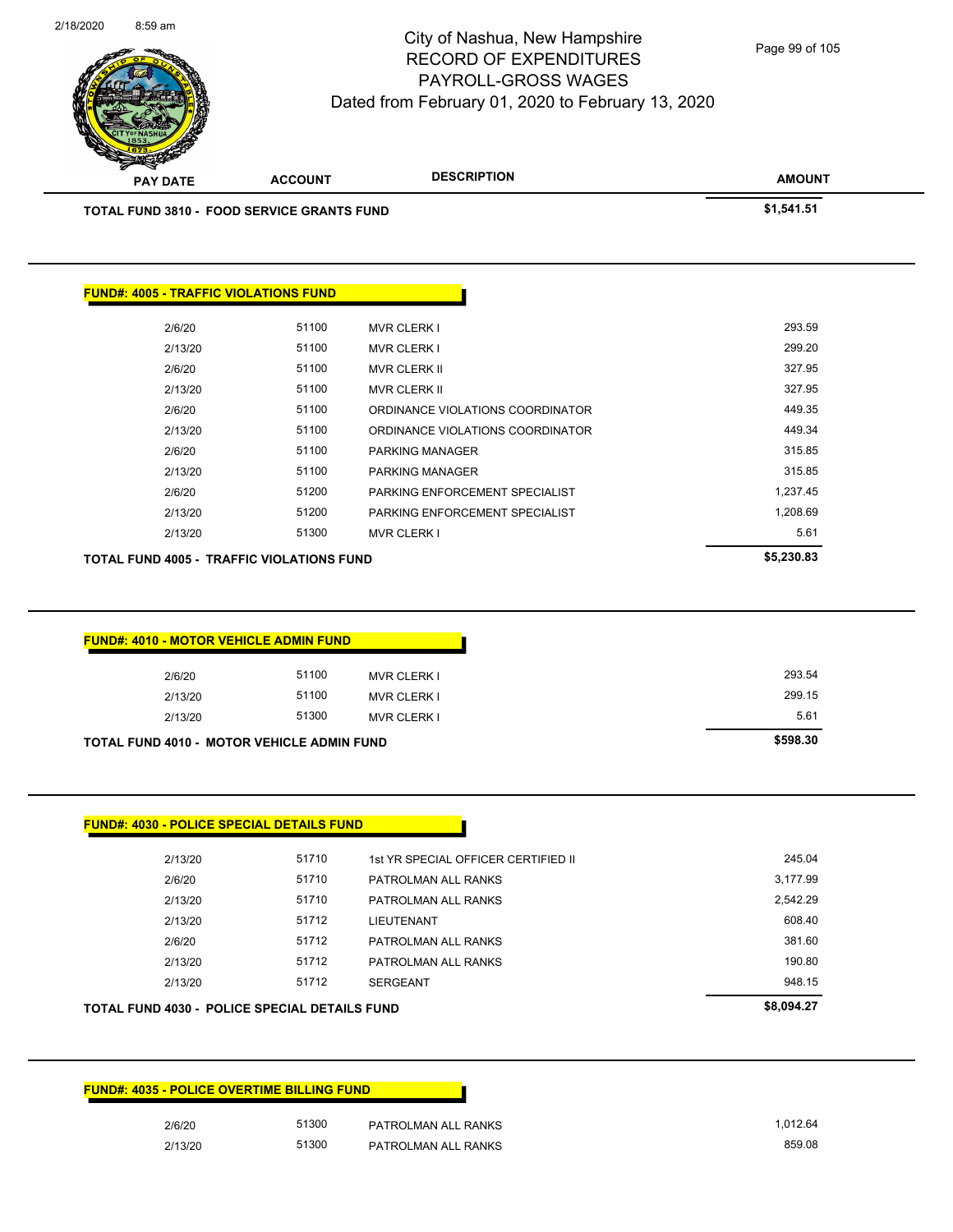# City of Nashua, New Hampshire
## RECORD OF EXPENDITURES
## PAYROLL-GROSS WAGES
### Dated from February 01, 2020 to February 13, 2020

| PAY DATE | ACCOUNT | DESCRIPTION | AMOUNT |
|---|---|---|---|
| **TOTAL FUND 3810 - FOOD SERVICE GRANTS FUND** | | | **$1,541.51** |

**FUND#: 4005 - TRAFFIC VIOLATIONS FUND**

| PAY DATE | ACCOUNT | DESCRIPTION | AMOUNT |
|---|---|---|---|
| 2/6/20 | 51100 | MVR CLERK I | 293.59 |
| 2/13/20 | 51100 | MVR CLERK I | 299.20 |
| 2/6/20 | 51100 | MVR CLERK II | 327.95 |
| 2/13/20 | 51100 | MVR CLERK II | 327.95 |
| 2/6/20 | 51100 | ORDINANCE VIOLATIONS COORDINATOR | 449.35 |
| 2/13/20 | 51100 | ORDINANCE VIOLATIONS COORDINATOR | 449.34 |
| 2/6/20 | 51100 | PARKING MANAGER | 315.85 |
| 2/13/20 | 51100 | PARKING MANAGER | 315.85 |
| 2/6/20 | 51200 | PARKING ENFORCEMENT SPECIALIST | 1,237.45 |
| 2/13/20 | 51200 | PARKING ENFORCEMENT SPECIALIST | 1,208.69 |
| 2/13/20 | 51300 | MVR CLERK I | 5.61 |
| **TOTAL FUND 4005 - TRAFFIC VIOLATIONS FUND** | | | **$5,230.83** |

**FUND#: 4010 - MOTOR VEHICLE ADMIN FUND**

| PAY DATE | ACCOUNT | DESCRIPTION | AMOUNT |
|---|---|---|---|
| 2/6/20 | 51100 | MVR CLERK I | 293.54 |
| 2/13/20 | 51100 | MVR CLERK I | 299.15 |
| 2/13/20 | 51300 | MVR CLERK I | 5.61 |
| **TOTAL FUND 4010 - MOTOR VEHICLE ADMIN FUND** | | | **$598.30** |

**FUND#: 4030 - POLICE SPECIAL DETAILS FUND**

| PAY DATE | ACCOUNT | DESCRIPTION | AMOUNT |
|---|---|---|---|
| 2/13/20 | 51710 | 1st YR SPECIAL OFFICER CERTIFIED II | 245.04 |
| 2/6/20 | 51710 | PATROLMAN ALL RANKS | 3,177.99 |
| 2/13/20 | 51710 | PATROLMAN ALL RANKS | 2,542.29 |
| 2/13/20 | 51712 | LIEUTENANT | 608.40 |
| 2/6/20 | 51712 | PATROLMAN ALL RANKS | 381.60 |
| 2/13/20 | 51712 | PATROLMAN ALL RANKS | 190.80 |
| 2/13/20 | 51712 | SERGEANT | 948.15 |
| **TOTAL FUND 4030 - POLICE SPECIAL DETAILS FUND** | | | **$8,094.27** |

**FUND#: 4035 - POLICE OVERTIME BILLING FUND**

| PAY DATE | ACCOUNT | DESCRIPTION | AMOUNT |
|---|---|---|---|
| 2/6/20 | 51300 | PATROLMAN ALL RANKS | 1,012.64 |
| 2/13/20 | 51300 | PATROLMAN ALL RANKS | 859.08 |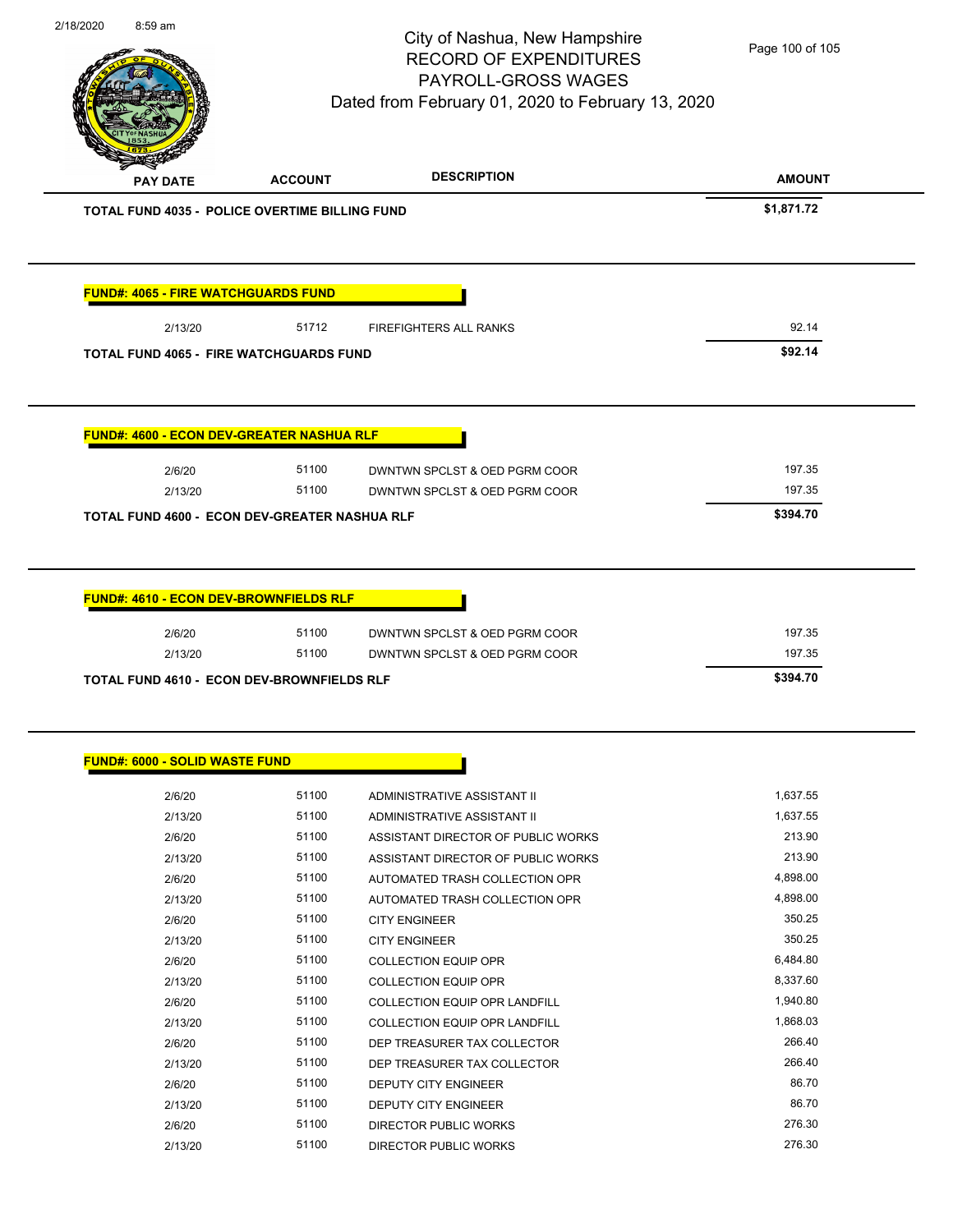| PAY DATE | ACCOUNT | DESCRIPTION | AMOUNT |
|---|---|---|---|
| **TOTAL FUND 4035 - POLICE OVERTIME BILLING FUND** | | | **$1,871.72** |

**FUND#: 4065 - FIRE WATCHGUARDS FUND**

| PAY DATE | ACCOUNT | DESCRIPTION | AMOUNT |
|---|---|---|---|
| 2/13/20 | 51712 | FIREFIGHTERS ALL RANKS | 92.14 |
| **TOTAL FUND 4065 - FIRE WATCHGUARDS FUND** | | | **$92.14** |

**FUND#: 4600 - ECON DEV-GREATER NASHUA RLF**

| PAY DATE | ACCOUNT | DESCRIPTION | AMOUNT |
|---|---|---|---|
| 2/6/20 | 51100 | DWNTWN SPCLST & OED PGRM COOR | 197.35 |
| 2/13/20 | 51100 | DWNTWN SPCLST & OED PGRM COOR | 197.35 |
| **TOTAL FUND 4600 - ECON DEV-GREATER NASHUA RLF** | | | **$394.70** |

**FUND#: 4610 - ECON DEV-BROWNFIELDS RLF**

| PAY DATE | ACCOUNT | DESCRIPTION | AMOUNT |
|---|---|---|---|
| 2/6/20 | 51100 | DWNTWN SPCLST & OED PGRM COOR | 197.35 |
| 2/13/20 | 51100 | DWNTWN SPCLST & OED PGRM COOR | 197.35 |
| **TOTAL FUND 4610 - ECON DEV-BROWNFIELDS RLF** | | | **$394.70** |

**FUND#: 6000 - SOLID WASTE FUND**

| PAY DATE | ACCOUNT | DESCRIPTION | AMOUNT |
|---|---|---|---|
| 2/6/20 | 51100 | ADMINISTRATIVE ASSISTANT II | 1,637.55 |
| 2/13/20 | 51100 | ADMINISTRATIVE ASSISTANT II | 1,637.55 |
| 2/6/20 | 51100 | ASSISTANT DIRECTOR OF PUBLIC WORKS | 213.90 |
| 2/13/20 | 51100 | ASSISTANT DIRECTOR OF PUBLIC WORKS | 213.90 |
| 2/6/20 | 51100 | AUTOMATED TRASH COLLECTION OPR | 4,898.00 |
| 2/13/20 | 51100 | AUTOMATED TRASH COLLECTION OPR | 4,898.00 |
| 2/6/20 | 51100 | CITY ENGINEER | 350.25 |
| 2/13/20 | 51100 | CITY ENGINEER | 350.25 |
| 2/6/20 | 51100 | COLLECTION EQUIP OPR | 6,484.80 |
| 2/13/20 | 51100 | COLLECTION EQUIP OPR | 8,337.60 |
| 2/6/20 | 51100 | COLLECTION EQUIP OPR LANDFILL | 1,940.80 |
| 2/13/20 | 51100 | COLLECTION EQUIP OPR LANDFILL | 1,868.03 |
| 2/6/20 | 51100 | DEP TREASURER TAX COLLECTOR | 266.40 |
| 2/13/20 | 51100 | DEP TREASURER TAX COLLECTOR | 266.40 |
| 2/6/20 | 51100 | DEPUTY CITY ENGINEER | 86.70 |
| 2/13/20 | 51100 | DEPUTY CITY ENGINEER | 86.70 |
| 2/6/20 | 51100 | DIRECTOR PUBLIC WORKS | 276.30 |
| 2/13/20 | 51100 | DIRECTOR PUBLIC WORKS | 276.30 |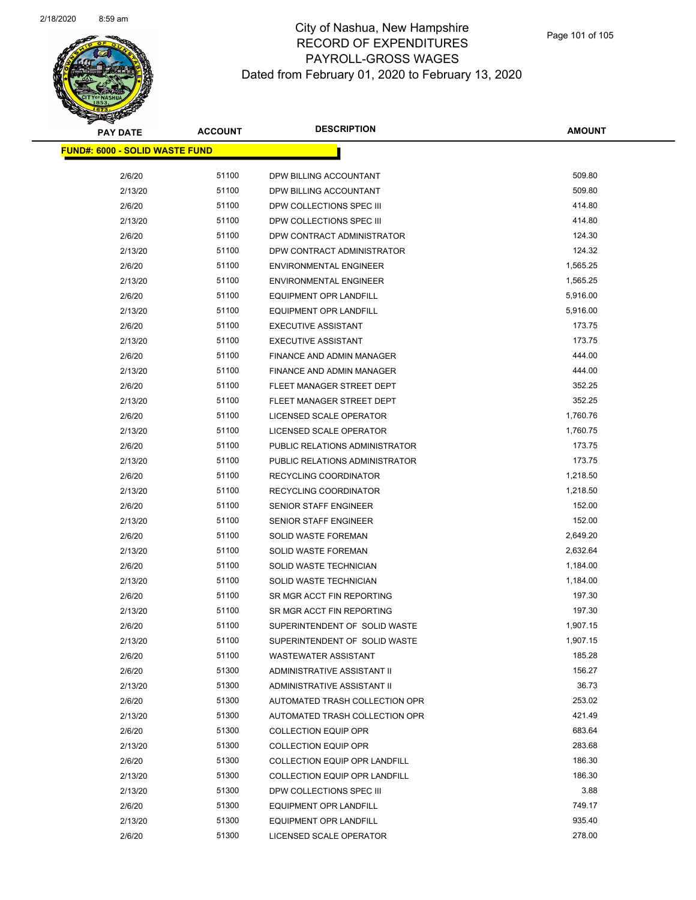# City of Nashua, New Hampshire
## RECORD OF EXPENDITURES
## PAYROLL-GROSS WAGES
### Dated from February 01, 2020 to February 13, 2020

| PAY DATE | ACCOUNT | DESCRIPTION | AMOUNT |
|---|---|---|---|
| **FUND#: 6000 - SOLID WASTE FUND** | | | |
| 2/6/20 | 51100 | DPW BILLING ACCOUNTANT | 509.80 |
| 2/13/20 | 51100 | DPW BILLING ACCOUNTANT | 509.80 |
| 2/6/20 | 51100 | DPW COLLECTIONS SPEC III | 414.80 |
| 2/13/20 | 51100 | DPW COLLECTIONS SPEC III | 414.80 |
| 2/6/20 | 51100 | DPW CONTRACT ADMINISTRATOR | 124.30 |
| 2/13/20 | 51100 | DPW CONTRACT ADMINISTRATOR | 124.32 |
| 2/6/20 | 51100 | ENVIRONMENTAL ENGINEER | 1,565.25 |
| 2/13/20 | 51100 | ENVIRONMENTAL ENGINEER | 1,565.25 |
| 2/6/20 | 51100 | EQUIPMENT OPR LANDFILL | 5,916.00 |
| 2/13/20 | 51100 | EQUIPMENT OPR LANDFILL | 5,916.00 |
| 2/6/20 | 51100 | EXECUTIVE ASSISTANT | 173.75 |
| 2/13/20 | 51100 | EXECUTIVE ASSISTANT | 173.75 |
| 2/6/20 | 51100 | FINANCE AND ADMIN MANAGER | 444.00 |
| 2/13/20 | 51100 | FINANCE AND ADMIN MANAGER | 444.00 |
| 2/6/20 | 51100 | FLEET MANAGER STREET DEPT | 352.25 |
| 2/13/20 | 51100 | FLEET MANAGER STREET DEPT | 352.25 |
| 2/6/20 | 51100 | LICENSED SCALE OPERATOR | 1,760.76 |
| 2/13/20 | 51100 | LICENSED SCALE OPERATOR | 1,760.75 |
| 2/6/20 | 51100 | PUBLIC RELATIONS ADMINISTRATOR | 173.75 |
| 2/13/20 | 51100 | PUBLIC RELATIONS ADMINISTRATOR | 173.75 |
| 2/6/20 | 51100 | RECYCLING COORDINATOR | 1,218.50 |
| 2/13/20 | 51100 | RECYCLING COORDINATOR | 1,218.50 |
| 2/6/20 | 51100 | SENIOR STAFF ENGINEER | 152.00 |
| 2/13/20 | 51100 | SENIOR STAFF ENGINEER | 152.00 |
| 2/6/20 | 51100 | SOLID WASTE FOREMAN | 2,649.20 |
| 2/13/20 | 51100 | SOLID WASTE FOREMAN | 2,632.64 |
| 2/6/20 | 51100 | SOLID WASTE TECHNICIAN | 1,184.00 |
| 2/13/20 | 51100 | SOLID WASTE TECHNICIAN | 1,184.00 |
| 2/6/20 | 51100 | SR MGR ACCT FIN REPORTING | 197.30 |
| 2/13/20 | 51100 | SR MGR ACCT FIN REPORTING | 197.30 |
| 2/6/20 | 51100 | SUPERINTENDENT OF SOLID WASTE | 1,907.15 |
| 2/13/20 | 51100 | SUPERINTENDENT OF SOLID WASTE | 1,907.15 |
| 2/6/20 | 51100 | WASTEWATER ASSISTANT | 185.28 |
| 2/6/20 | 51300 | ADMINISTRATIVE ASSISTANT II | 156.27 |
| 2/13/20 | 51300 | ADMINISTRATIVE ASSISTANT II | 36.73 |
| 2/6/20 | 51300 | AUTOMATED TRASH COLLECTION OPR | 253.02 |
| 2/13/20 | 51300 | AUTOMATED TRASH COLLECTION OPR | 421.49 |
| 2/6/20 | 51300 | COLLECTION EQUIP OPR | 683.64 |
| 2/13/20 | 51300 | COLLECTION EQUIP OPR | 283.68 |
| 2/6/20 | 51300 | COLLECTION EQUIP OPR LANDFILL | 186.30 |
| 2/13/20 | 51300 | COLLECTION EQUIP OPR LANDFILL | 186.30 |
| 2/13/20 | 51300 | DPW COLLECTIONS SPEC III | 3.88 |
| 2/6/20 | 51300 | EQUIPMENT OPR LANDFILL | 749.17 |
| 2/13/20 | 51300 | EQUIPMENT OPR LANDFILL | 935.40 |
| 2/6/20 | 51300 | LICENSED SCALE OPERATOR | 278.00 |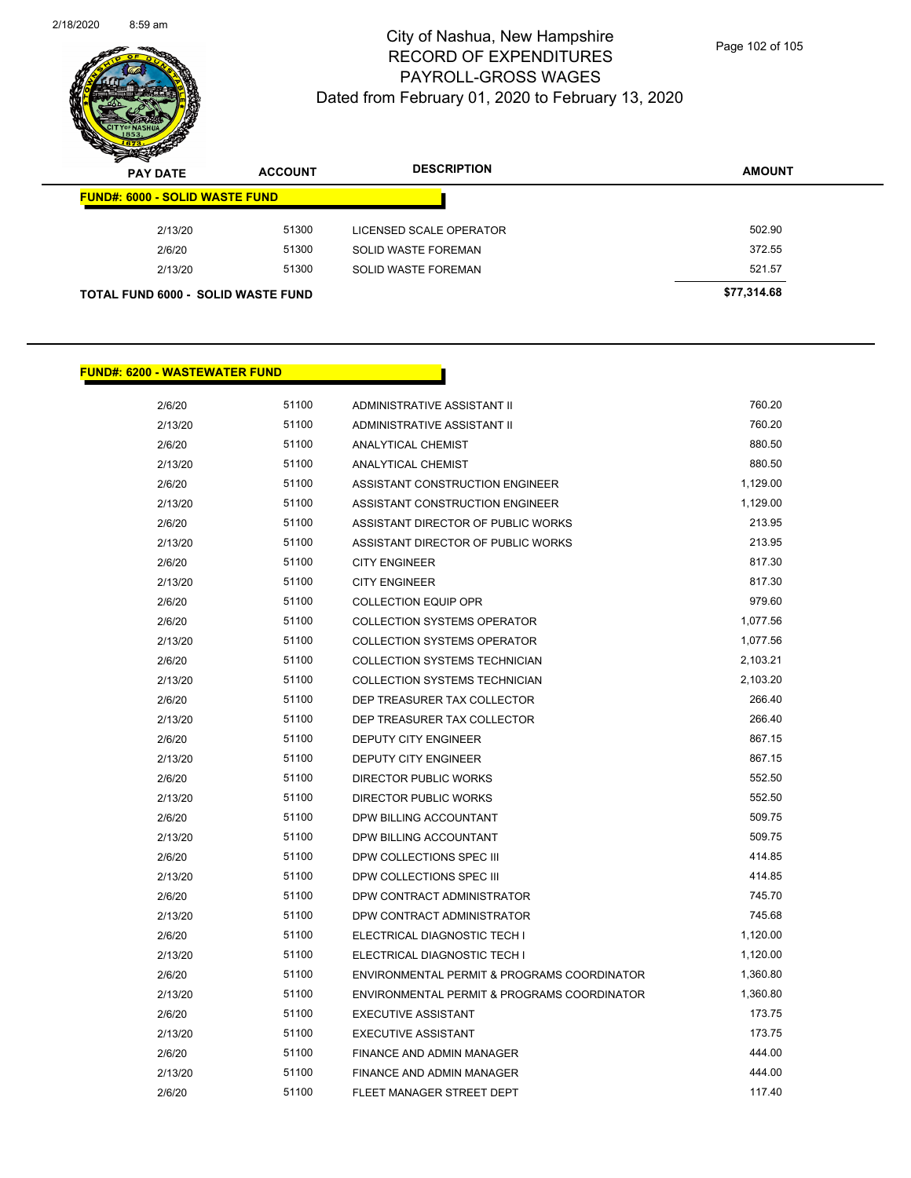# City of Nashua, New Hampshire
# RECORD OF EXPENDITURES
# PAYROLL-GROSS WAGES
# Dated from February 01, 2020 to February 13, 2020

| PAY DATE | ACCOUNT | DESCRIPTION | AMOUNT |
|---|---|---|---|
| **FUND#: 6000 - SOLID WASTE FUND** | | | |
| 2/13/20 | 51300 | LICENSED SCALE OPERATOR | 502.90 |
| 2/6/20 | 51300 | SOLID WASTE FOREMAN | 372.55 |
| 2/13/20 | 51300 | SOLID WASTE FOREMAN | 521.57 |
| **TOTAL FUND 6000 - SOLID WASTE FUND** | | | **$77,314.68** |

| PAY DATE | ACCOUNT | DESCRIPTION | AMOUNT |
|---|---|---|---|
| **FUND#: 6200 - WASTEWATER FUND** | | | |
| 2/6/20 | 51100 | ADMINISTRATIVE ASSISTANT II | 760.20 |
| 2/13/20 | 51100 | ADMINISTRATIVE ASSISTANT II | 760.20 |
| 2/6/20 | 51100 | ANALYTICAL CHEMIST | 880.50 |
| 2/13/20 | 51100 | ANALYTICAL CHEMIST | 880.50 |
| 2/6/20 | 51100 | ASSISTANT CONSTRUCTION ENGINEER | 1,129.00 |
| 2/13/20 | 51100 | ASSISTANT CONSTRUCTION ENGINEER | 1,129.00 |
| 2/6/20 | 51100 | ASSISTANT DIRECTOR OF PUBLIC WORKS | 213.95 |
| 2/13/20 | 51100 | ASSISTANT DIRECTOR OF PUBLIC WORKS | 213.95 |
| 2/6/20 | 51100 | CITY ENGINEER | 817.30 |
| 2/13/20 | 51100 | CITY ENGINEER | 817.30 |
| 2/6/20 | 51100 | COLLECTION EQUIP OPR | 979.60 |
| 2/6/20 | 51100 | COLLECTION SYSTEMS OPERATOR | 1,077.56 |
| 2/13/20 | 51100 | COLLECTION SYSTEMS OPERATOR | 1,077.56 |
| 2/6/20 | 51100 | COLLECTION SYSTEMS TECHNICIAN | 2,103.21 |
| 2/13/20 | 51100 | COLLECTION SYSTEMS TECHNICIAN | 2,103.20 |
| 2/6/20 | 51100 | DEP TREASURER TAX COLLECTOR | 266.40 |
| 2/13/20 | 51100 | DEP TREASURER TAX COLLECTOR | 266.40 |
| 2/6/20 | 51100 | DEPUTY CITY ENGINEER | 867.15 |
| 2/13/20 | 51100 | DEPUTY CITY ENGINEER | 867.15 |
| 2/6/20 | 51100 | DIRECTOR PUBLIC WORKS | 552.50 |
| 2/13/20 | 51100 | DIRECTOR PUBLIC WORKS | 552.50 |
| 2/6/20 | 51100 | DPW BILLING ACCOUNTANT | 509.75 |
| 2/13/20 | 51100 | DPW BILLING ACCOUNTANT | 509.75 |
| 2/6/20 | 51100 | DPW COLLECTIONS SPEC III | 414.85 |
| 2/13/20 | 51100 | DPW COLLECTIONS SPEC III | 414.85 |
| 2/6/20 | 51100 | DPW CONTRACT ADMINISTRATOR | 745.70 |
| 2/13/20 | 51100 | DPW CONTRACT ADMINISTRATOR | 745.68 |
| 2/6/20 | 51100 | ELECTRICAL DIAGNOSTIC TECH I | 1,120.00 |
| 2/13/20 | 51100 | ELECTRICAL DIAGNOSTIC TECH I | 1,120.00 |
| 2/6/20 | 51100 | ENVIRONMENTAL PERMIT & PROGRAMS COORDINATOR | 1,360.80 |
| 2/13/20 | 51100 | ENVIRONMENTAL PERMIT & PROGRAMS COORDINATOR | 1,360.80 |
| 2/6/20 | 51100 | EXECUTIVE ASSISTANT | 173.75 |
| 2/13/20 | 51100 | EXECUTIVE ASSISTANT | 173.75 |
| 2/6/20 | 51100 | FINANCE AND ADMIN MANAGER | 444.00 |
| 2/13/20 | 51100 | FINANCE AND ADMIN MANAGER | 444.00 |
| 2/6/20 | 51100 | FLEET MANAGER STREET DEPT | 117.40 |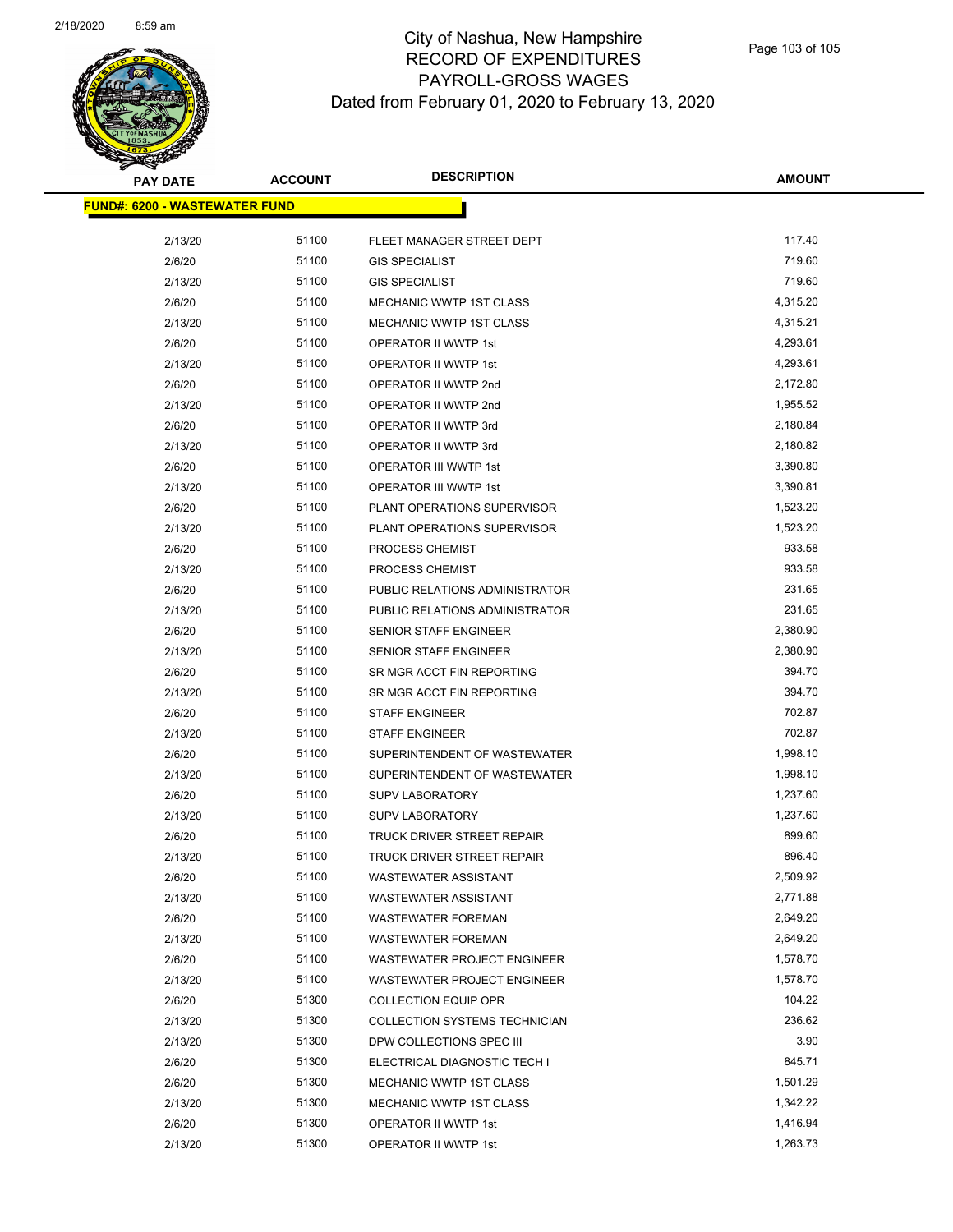# City of Nashua, New Hampshire
## RECORD OF EXPENDITURES
## PAYROLL-GROSS WAGES
## Dated from February 01, 2020 to February 13, 2020

| PAY DATE | ACCOUNT | DESCRIPTION | AMOUNT |
|---|---|---|---|
| **FUND#: 6200 - WASTEWATER FUND** | | | |
| 2/13/20 | 51100 | FLEET MANAGER STREET DEPT | 117.40 |
| 2/6/20 | 51100 | GIS SPECIALIST | 719.60 |
| 2/13/20 | 51100 | GIS SPECIALIST | 719.60 |
| 2/6/20 | 51100 | MECHANIC WWTP 1ST CLASS | 4,315.20 |
| 2/13/20 | 51100 | MECHANIC WWTP 1ST CLASS | 4,315.21 |
| 2/6/20 | 51100 | OPERATOR II WWTP 1st | 4,293.61 |
| 2/13/20 | 51100 | OPERATOR II WWTP 1st | 4,293.61 |
| 2/6/20 | 51100 | OPERATOR II WWTP 2nd | 2,172.80 |
| 2/13/20 | 51100 | OPERATOR II WWTP 2nd | 1,955.52 |
| 2/6/20 | 51100 | OPERATOR II WWTP 3rd | 2,180.84 |
| 2/13/20 | 51100 | OPERATOR II WWTP 3rd | 2,180.82 |
| 2/6/20 | 51100 | OPERATOR III WWTP 1st | 3,390.80 |
| 2/13/20 | 51100 | OPERATOR III WWTP 1st | 3,390.81 |
| 2/6/20 | 51100 | PLANT OPERATIONS SUPERVISOR | 1,523.20 |
| 2/13/20 | 51100 | PLANT OPERATIONS SUPERVISOR | 1,523.20 |
| 2/6/20 | 51100 | PROCESS CHEMIST | 933.58 |
| 2/13/20 | 51100 | PROCESS CHEMIST | 933.58 |
| 2/6/20 | 51100 | PUBLIC RELATIONS ADMINISTRATOR | 231.65 |
| 2/13/20 | 51100 | PUBLIC RELATIONS ADMINISTRATOR | 231.65 |
| 2/6/20 | 51100 | SENIOR STAFF ENGINEER | 2,380.90 |
| 2/13/20 | 51100 | SENIOR STAFF ENGINEER | 2,380.90 |
| 2/6/20 | 51100 | SR MGR ACCT FIN REPORTING | 394.70 |
| 2/13/20 | 51100 | SR MGR ACCT FIN REPORTING | 394.70 |
| 2/6/20 | 51100 | STAFF ENGINEER | 702.87 |
| 2/13/20 | 51100 | STAFF ENGINEER | 702.87 |
| 2/6/20 | 51100 | SUPERINTENDENT OF WASTEWATER | 1,998.10 |
| 2/13/20 | 51100 | SUPERINTENDENT OF WASTEWATER | 1,998.10 |
| 2/6/20 | 51100 | SUPV LABORATORY | 1,237.60 |
| 2/13/20 | 51100 | SUPV LABORATORY | 1,237.60 |
| 2/6/20 | 51100 | TRUCK DRIVER STREET REPAIR | 899.60 |
| 2/13/20 | 51100 | TRUCK DRIVER STREET REPAIR | 896.40 |
| 2/6/20 | 51100 | WASTEWATER ASSISTANT | 2,509.92 |
| 2/13/20 | 51100 | WASTEWATER ASSISTANT | 2,771.88 |
| 2/6/20 | 51100 | WASTEWATER FOREMAN | 2,649.20 |
| 2/13/20 | 51100 | WASTEWATER FOREMAN | 2,649.20 |
| 2/6/20 | 51100 | WASTEWATER PROJECT ENGINEER | 1,578.70 |
| 2/13/20 | 51100 | WASTEWATER PROJECT ENGINEER | 1,578.70 |
| 2/6/20 | 51300 | COLLECTION EQUIP OPR | 104.22 |
| 2/13/20 | 51300 | COLLECTION SYSTEMS TECHNICIAN | 236.62 |
| 2/13/20 | 51300 | DPW COLLECTIONS SPEC III | 3.90 |
| 2/6/20 | 51300 | ELECTRICAL DIAGNOSTIC TECH I | 845.71 |
| 2/6/20 | 51300 | MECHANIC WWTP 1ST CLASS | 1,501.29 |
| 2/13/20 | 51300 | MECHANIC WWTP 1ST CLASS | 1,342.22 |
| 2/6/20 | 51300 | OPERATOR II WWTP 1st | 1,416.94 |
| 2/13/20 | 51300 | OPERATOR II WWTP 1st | 1,263.73 |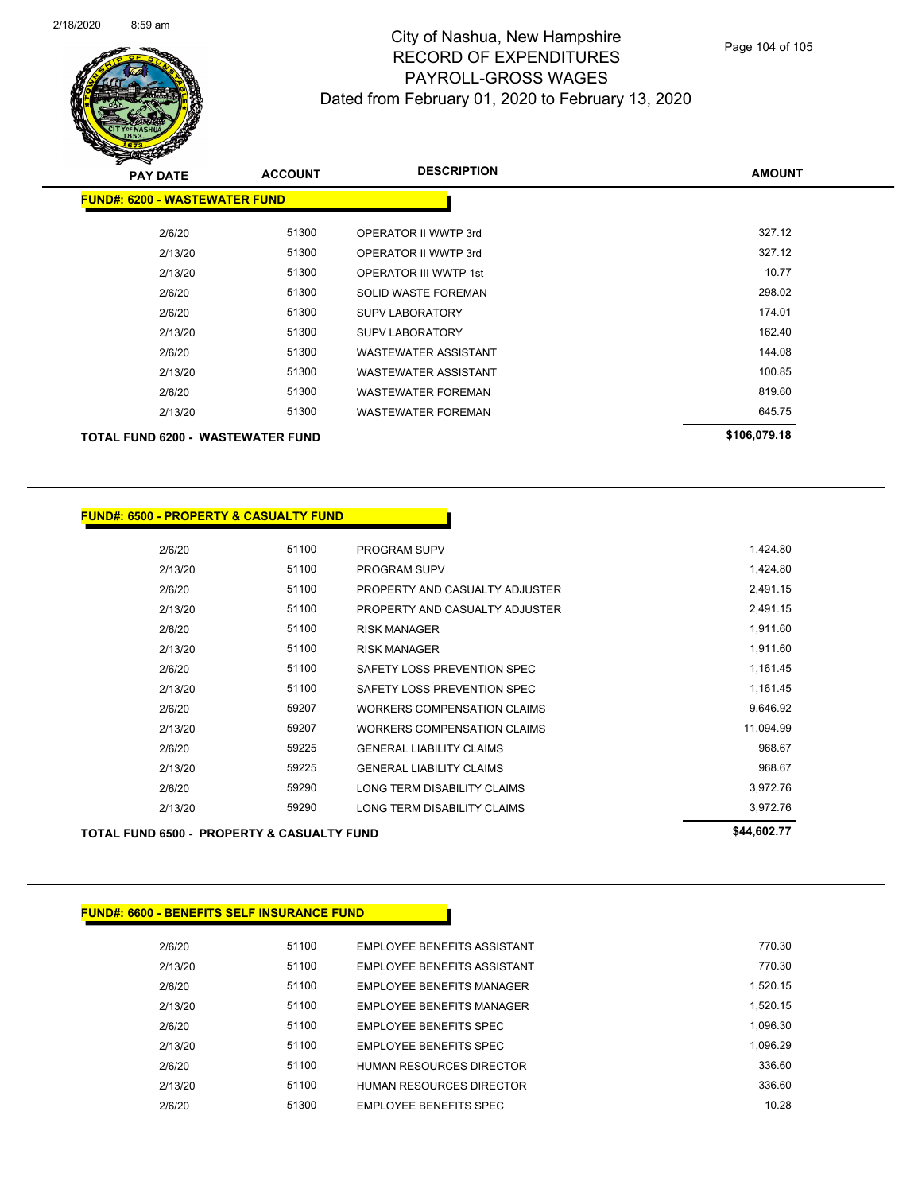# City of Nashua, New Hampshire
## RECORD OF EXPENDITURES
## PAYROLL-GROSS WAGES
### Dated from February 01, 2020 to February 13, 2020

| PAY DATE | ACCOUNT | DESCRIPTION | AMOUNT |
|---|---|---|---|
| **FUND#: 6200 - WASTEWATER FUND** | | | |
| 2/6/20 | 51300 | OPERATOR II WWTP 3rd | 327.12 |
| 2/13/20 | 51300 | OPERATOR II WWTP 3rd | 327.12 |
| 2/13/20 | 51300 | OPERATOR III WWTP 1st | 10.77 |
| 2/6/20 | 51300 | SOLID WASTE FOREMAN | 298.02 |
| 2/6/20 | 51300 | SUPV LABORATORY | 174.01 |
| 2/13/20 | 51300 | SUPV LABORATORY | 162.40 |
| 2/6/20 | 51300 | WASTEWATER ASSISTANT | 144.08 |
| 2/13/20 | 51300 | WASTEWATER ASSISTANT | 100.85 |
| 2/6/20 | 51300 | WASTEWATER FOREMAN | 819.60 |
| 2/13/20 | 51300 | WASTEWATER FOREMAN | 645.75 |
| **TOTAL FUND 6200 - WASTEWATER FUND** | | | **$106,079.18** |

| PAY DATE | ACCOUNT | DESCRIPTION | AMOUNT |
|---|---|---|---|
| **FUND#: 6500 - PROPERTY & CASUALTY FUND** | | | |
| 2/6/20 | 51100 | PROGRAM SUPV | 1,424.80 |
| 2/13/20 | 51100 | PROGRAM SUPV | 1,424.80 |
| 2/6/20 | 51100 | PROPERTY AND CASUALTY ADJUSTER | 2,491.15 |
| 2/13/20 | 51100 | PROPERTY AND CASUALTY ADJUSTER | 2,491.15 |
| 2/6/20 | 51100 | RISK MANAGER | 1,911.60 |
| 2/13/20 | 51100 | RISK MANAGER | 1,911.60 |
| 2/6/20 | 51100 | SAFETY LOSS PREVENTION SPEC | 1,161.45 |
| 2/13/20 | 51100 | SAFETY LOSS PREVENTION SPEC | 1,161.45 |
| 2/6/20 | 59207 | WORKERS COMPENSATION CLAIMS | 9,646.92 |
| 2/13/20 | 59207 | WORKERS COMPENSATION CLAIMS | 11,094.99 |
| 2/6/20 | 59225 | GENERAL LIABILITY CLAIMS | 968.67 |
| 2/13/20 | 59225 | GENERAL LIABILITY CLAIMS | 968.67 |
| 2/6/20 | 59290 | LONG TERM DISABILITY CLAIMS | 3,972.76 |
| 2/13/20 | 59290 | LONG TERM DISABILITY CLAIMS | 3,972.76 |
| **TOTAL FUND 6500 - PROPERTY & CASUALTY FUND** | | | **$44,602.77** |

| PAY DATE | ACCOUNT | DESCRIPTION | AMOUNT |
|---|---|---|---|
| **FUND#: 6600 - BENEFITS SELF INSURANCE FUND** | | | |
| 2/6/20 | 51100 | EMPLOYEE BENEFITS ASSISTANT | 770.30 |
| 2/13/20 | 51100 | EMPLOYEE BENEFITS ASSISTANT | 770.30 |
| 2/6/20 | 51100 | EMPLOYEE BENEFITS MANAGER | 1,520.15 |
| 2/13/20 | 51100 | EMPLOYEE BENEFITS MANAGER | 1,520.15 |
| 2/6/20 | 51100 | EMPLOYEE BENEFITS SPEC | 1,096.30 |
| 2/13/20 | 51100 | EMPLOYEE BENEFITS SPEC | 1,096.29 |
| 2/6/20 | 51100 | HUMAN RESOURCES DIRECTOR | 336.60 |
| 2/13/20 | 51100 | HUMAN RESOURCES DIRECTOR | 336.60 |
| 2/6/20 | 51300 | EMPLOYEE BENEFITS SPEC | 10.28 |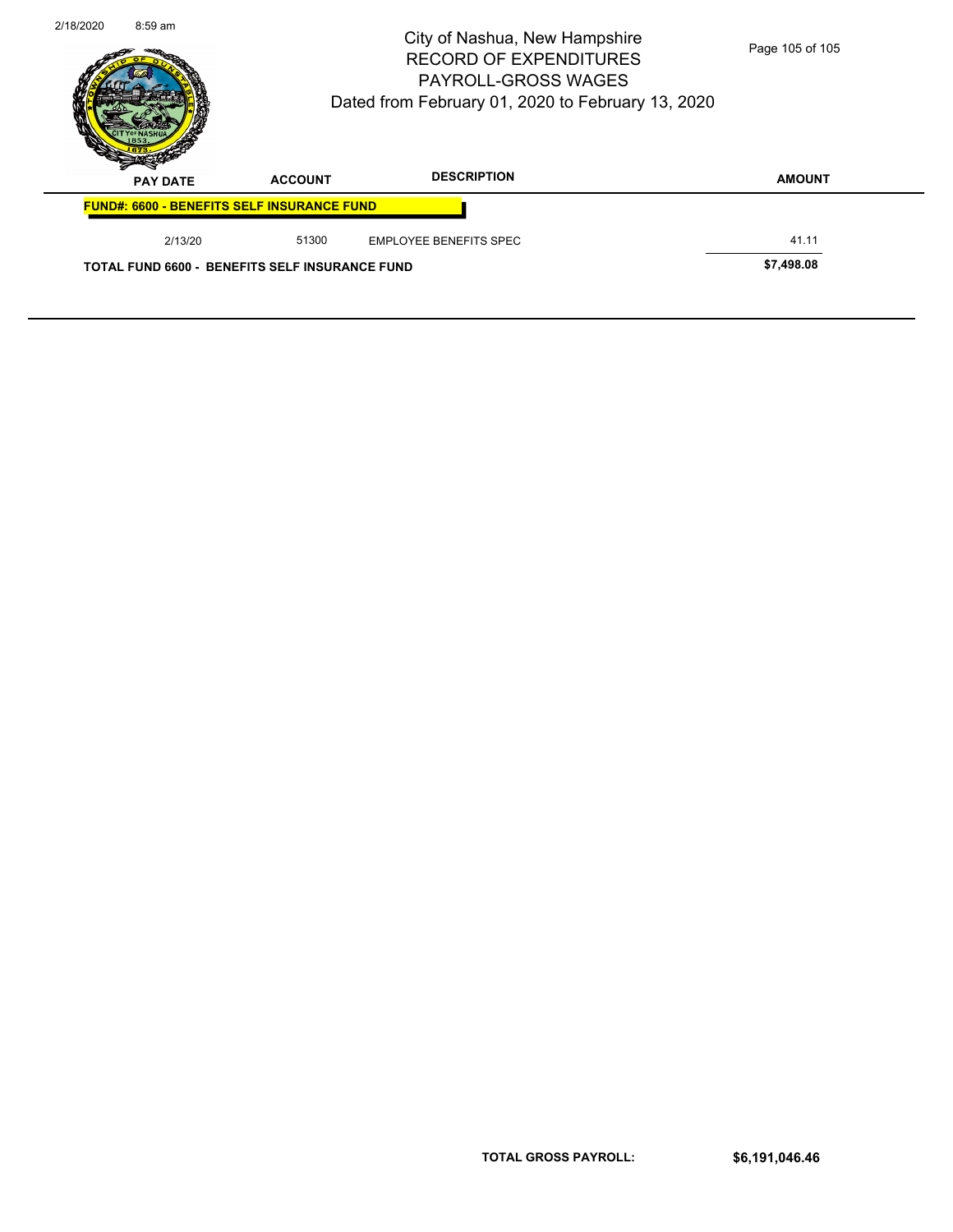# City of Nashua, New Hampshire
## RECORD OF EXPENDITURES
## PAYROLL-GROSS WAGES
### Dated from February 01, 2020 to February 13, 2020

| PAY DATE | ACCOUNT | DESCRIPTION | AMOUNT |
|---|---|---|---|
| **FUND#: 6600 - BENEFITS SELF INSURANCE FUND** | | | |
| 2/13/20 | 51300 | EMPLOYEE BENEFITS SPEC | 41.11 |
| **TOTAL FUND 6600 - BENEFITS SELF INSURANCE FUND** | | | **$7,498.08** |

**TOTAL GROSS PAYROLL: $6,191,046.46**